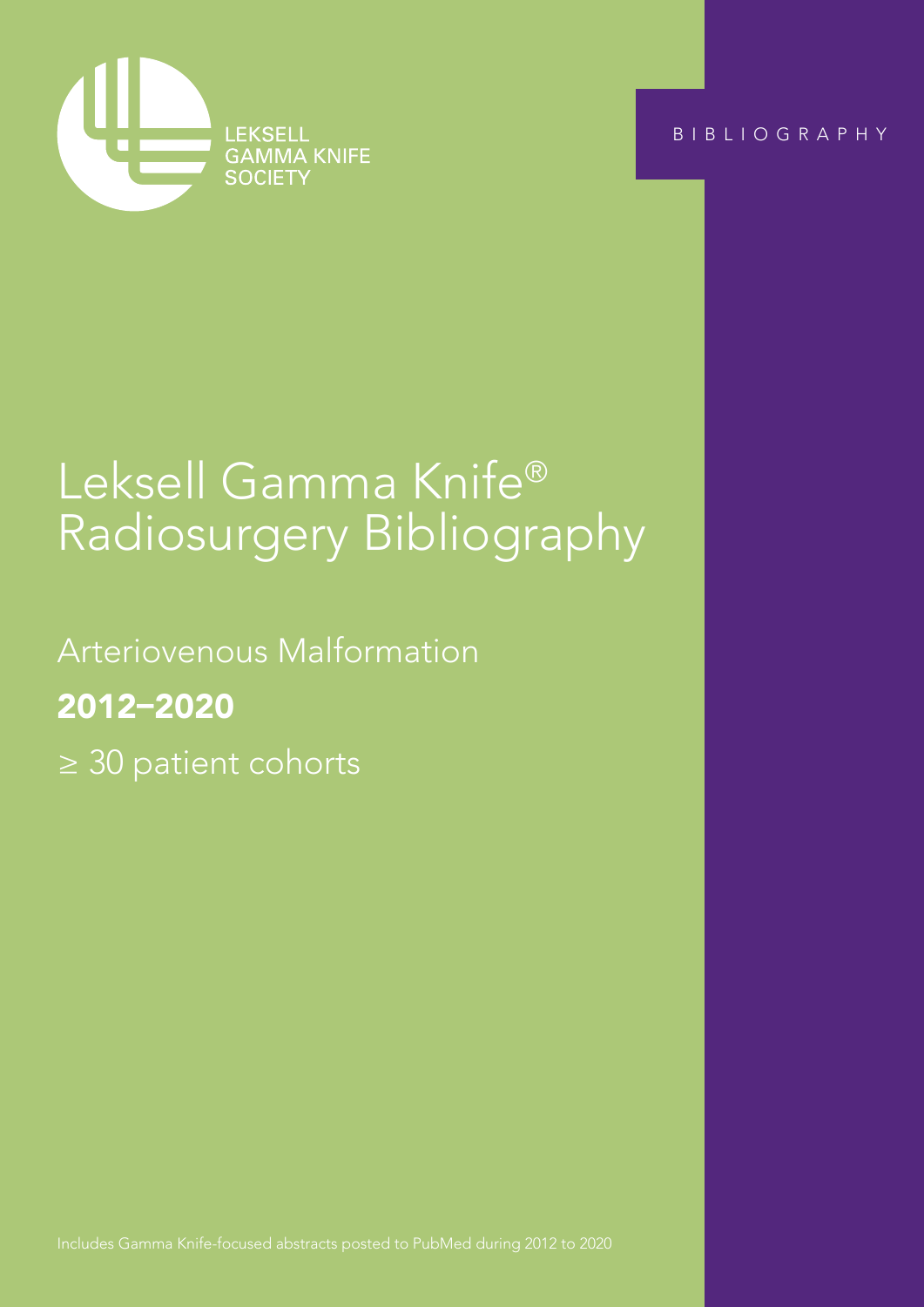LEKSELL
GAMMA KNIFE
SOCIETY

BIBLIOGRAPHY

# Leksell Gamma Knife® Radiosurgery Bibliography

## Arteriovenous Malformation

**2012–2020**

≥ 30 patient cohorts

Includes Gamma Knife-focused abstracts posted to PubMed during 2012 to 2020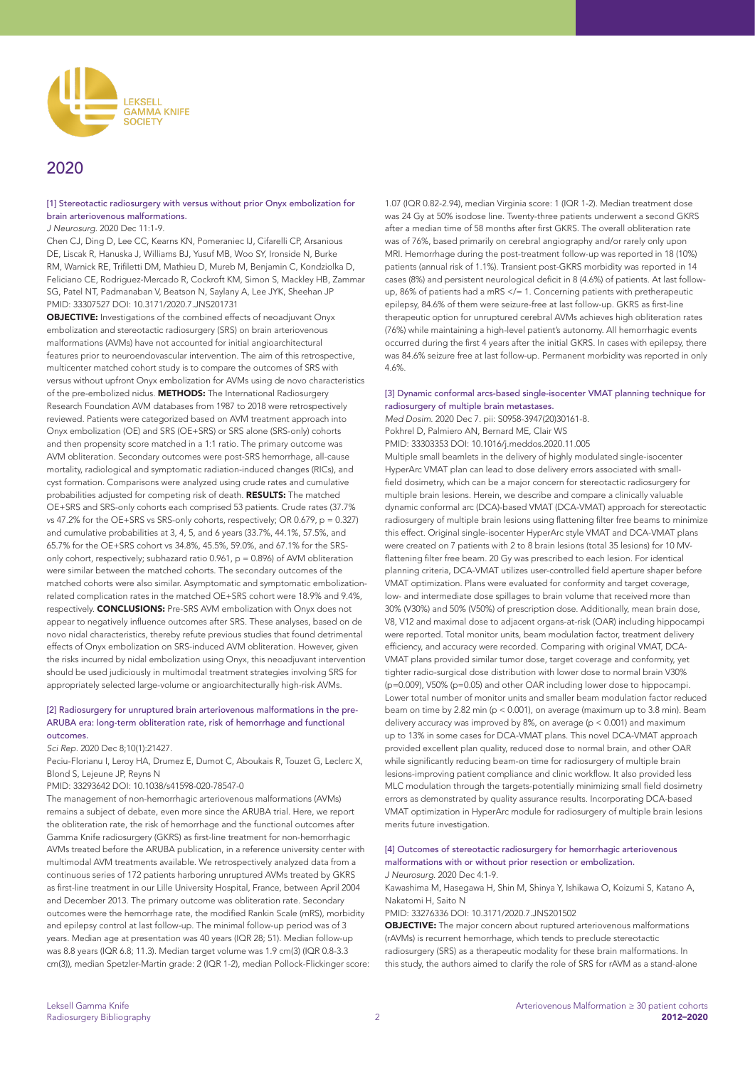## 2020

### [1] Stereotactic radiosurgery with versus without prior Onyx embolization for brain arteriovenous malformations.

*J Neurosurg.* 2020 Dec 11:1-9.

Chen CJ, Ding D, Lee CC, Kearns KN, Pomeraniec IJ, Cifarelli CP, Arsanious DE, Liscak R, Hanuska J, Williams BJ, Yusuf MB, Woo SY, Ironside N, Burke RM, Warnick RE, Trifiletti DM, Mathieu D, Mureb M, Benjamin C, Kondziolka D, Feliciano CE, Rodriguez-Mercado R, Cockroft KM, Simon S, Mackley HB, Zammar SG, Patel NT, Padmanaban V, Beatson N, Saylany A, Lee JYK, Sheehan JP

PMID: 33307527 DOI: 10.3171/2020.7.JNS201731

**OBJECTIVE:** Investigations of the combined effects of neoadjuvant Onyx embolization and stereotactic radiosurgery (SRS) on brain arteriovenous malformations (AVMs) have not accounted for initial angioarchitectural features prior to neuroendovascular intervention. The aim of this retrospective, multicenter matched cohort study is to compare the outcomes of SRS with versus without upfront Onyx embolization for AVMs using de novo characteristics of the pre-embolized nidus. **METHODS:** The International Radiosurgery Research Foundation AVM databases from 1987 to 2018 were retrospectively reviewed. Patients were categorized based on AVM treatment approach into Onyx embolization (OE) and SRS (OE+SRS) or SRS alone (SRS-only) cohorts and then propensity score matched in a 1:1 ratio. The primary outcome was AVM obliteration. Secondary outcomes were post-SRS hemorrhage, all-cause mortality, radiological and symptomatic radiation-induced changes (RICs), and cyst formation. Comparisons were analyzed using crude rates and cumulative probabilities adjusted for competing risk of death. **RESULTS:** The matched OE+SRS and SRS-only cohorts each comprised 53 patients. Crude rates (37.7% vs 47.2% for the OE+SRS vs SRS-only cohorts, respectively; OR 0.679, p = 0.327) and cumulative probabilities at 3, 4, 5, and 6 years (33.7%, 44.1%, 57.5%, and 65.7% for the OE+SRS cohort vs 34.8%, 45.5%, 59.0%, and 67.1% for the SRS-only cohort, respectively; subhazard ratio 0.961, p = 0.896) of AVM obliteration were similar between the matched cohorts. The secondary outcomes of the matched cohorts were also similar. Asymptomatic and symptomatic embolization-related complication rates in the matched OE+SRS cohort were 18.9% and 9.4%, respectively. **CONCLUSIONS:** Pre-SRS AVM embolization with Onyx does not appear to negatively influence outcomes after SRS. These analyses, based on de novo nidal characteristics, thereby refute previous studies that found detrimental effects of Onyx embolization on SRS-induced AVM obliteration. However, given the risks incurred by nidal embolization using Onyx, this neoadjuvant intervention should be used judiciously in multimodal treatment strategies involving SRS for appropriately selected large-volume or angioarchitecturally high-risk AVMs.

### [2] Radiosurgery for unruptured brain arteriovenous malformations in the pre-ARUBA era: long-term obliteration rate, risk of hemorrhage and functional outcomes.

*Sci Rep.* 2020 Dec 8;10(1):21427.

Peciu-Florianu I, Leroy HA, Drumez E, Dumot C, Aboukais R, Touzet G, Leclerc X, Blond S, Lejeune JP, Reyns N

PMID: 33293642 DOI: 10.1038/s41598-020-78547-0

The management of non-hemorrhagic arteriovenous malformations (AVMs) remains a subject of debate, even more since the ARUBA trial. Here, we report the obliteration rate, the risk of hemorrhage and the functional outcomes after Gamma Knife radiosurgery (GKRS) as first-line treatment for non-hemorrhagic AVMs treated before the ARUBA publication, in a reference university center with multimodal AVM treatments available. We retrospectively analyzed data from a continuous series of 172 patients harboring unruptured AVMs treated by GKRS as first-line treatment in our Lille University Hospital, France, between April 2004 and December 2013. The primary outcome was obliteration rate. Secondary outcomes were the hemorrhage rate, the modified Rankin Scale (mRS), morbidity and epilepsy control at last follow-up. The minimal follow-up period was of 3 years. Median age at presentation was 40 years (IQR 28; 51). Median follow-up was 8.8 years (IQR 6.8; 11.3). Median target volume was 1.9 cm(3) (IQR 0.8-3.3 cm(3)), median Spetzler-Martin grade: 2 (IQR 1-2), median Pollock-Flickinger score: 1.07 (IQR 0.82-2.94), median Virginia score: 1 (IQR 1-2). Median treatment dose was 24 Gy at 50% isodose line. Twenty-three patients underwent a second GKRS after a median time of 58 months after first GKRS. The overall obliteration rate was of 76%, based primarily on cerebral angiography and/or rarely only upon MRI. Hemorrhage during the post-treatment follow-up was reported in 18 (10%) patients (annual risk of 1.1%). Transient post-GKRS morbidity was reported in 14 cases (8%) and persistent neurological deficit in 8 (4.6%) of patients. At last follow-up, 86% of patients had a mRS </= 1. Concerning patients with pretherapeutic epilepsy, 84.6% of them were seizure-free at last follow-up. GKRS as first-line therapeutic option for unruptured cerebral AVMs achieves high obliteration rates (76%) while maintaining a high-level patient's autonomy. All hemorrhagic events occurred during the first 4 years after the initial GKRS. In cases with epilepsy, there was 84.6% seizure free at last follow-up. Permanent morbidity was reported in only 4.6%.

### [3] Dynamic conformal arcs-based single-isocenter VMAT planning technique for radiosurgery of multiple brain metastases.

*Med Dosim.* 2020 Dec 7. pii: S0958-3947(20)30161-8.

Pokhrel D, Palmiero AN, Bernard ME, Clair WS

PMID: 33303353 DOI: 10.1016/j.meddos.2020.11.005

Multiple small beamlets in the delivery of highly modulated single-isocenter HyperArc VMAT plan can lead to dose delivery errors associated with small-field dosimetry, which can be a major concern for stereotactic radiosurgery for multiple brain lesions. Herein, we describe and compare a clinically valuable dynamic conformal arc (DCA)-based VMAT (DCA-VMAT) approach for stereotactic radiosurgery of multiple brain lesions using flattening filter free beams to minimize this effect. Original single-isocenter HyperArc style VMAT and DCA-VMAT plans were created on 7 patients with 2 to 8 brain lesions (total 35 lesions) for 10 MV-flattening filter free beam. 20 Gy was prescribed to each lesion. For identical planning criteria, DCA-VMAT utilizes user-controlled field aperture shaper before VMAT optimization. Plans were evaluated for conformity and target coverage, low- and intermediate dose spillages to brain volume that received more than 30% (V30%) and 50% (V50%) of prescription dose. Additionally, mean brain dose, V8, V12 and maximal dose to adjacent organs-at-risk (OAR) including hippocampi were reported. Total monitor units, beam modulation factor, treatment delivery efficiency, and accuracy were recorded. Comparing with original VMAT, DCA-VMAT plans provided similar tumor dose, target coverage and conformity, yet tighter radio-surgical dose distribution with lower dose to normal brain V30% (p=0.009), V50% (p=0.05) and other OAR including lower dose to hippocampi. Lower total number of monitor units and smaller beam modulation factor reduced beam on time by 2.82 min (p < 0.001), on average (maximum up to 3.8 min). Beam delivery accuracy was improved by 8%, on average (p < 0.001) and maximum up to 13% in some cases for DCA-VMAT plans. This novel DCA-VMAT approach provided excellent plan quality, reduced dose to normal brain, and other OAR while significantly reducing beam-on time for radiosurgery of multiple brain lesions-improving patient compliance and clinic workflow. It also provided less MLC modulation through the targets-potentially minimizing small field dosimetry errors as demonstrated by quality assurance results. Incorporating DCA-based VMAT optimization in HyperArc module for radiosurgery of multiple brain lesions merits future investigation.

### [4] Outcomes of stereotactic radiosurgery for hemorrhagic arteriovenous malformations with or without prior resection or embolization.

*J Neurosurg.* 2020 Dec 4:1-9.

Kawashima M, Hasegawa H, Shin M, Shinya Y, Ishikawa O, Koizumi S, Katano A, Nakatomi H, Saito N

PMID: 33276336 DOI: 10.3171/2020.7.JNS201502

**OBJECTIVE:** The major concern about ruptured arteriovenous malformations (rAVMs) is recurrent hemorrhage, which tends to preclude stereotactic radiosurgery (SRS) as a therapeutic modality for these brain malformations. In this study, the authors aimed to clarify the role of SRS for rAVM as a stand-alone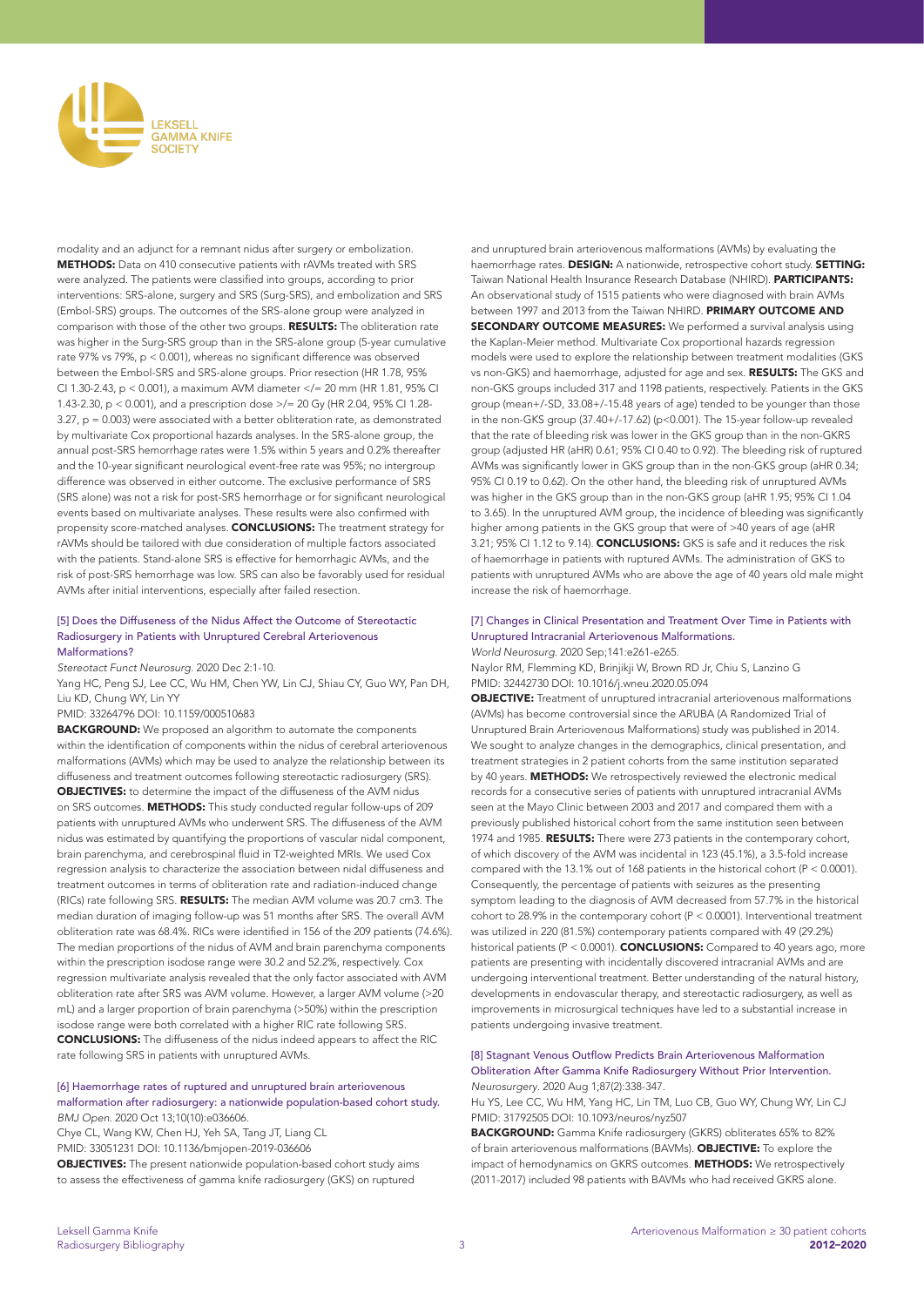modality and an adjunct for a remnant nidus after surgery or embolization. **METHODS:** Data on 410 consecutive patients with rAVMs treated with SRS were analyzed. The patients were classified into groups, according to prior interventions: SRS-alone, surgery and SRS (Surg-SRS), and embolization and SRS (Embol-SRS) groups. The outcomes of the SRS-alone group were analyzed in comparison with those of the other two groups. **RESULTS:** The obliteration rate was higher in the Surg-SRS group than in the SRS-alone group (5-year cumulative rate 97% vs 79%, p < 0.001), whereas no significant difference was observed between the Embol-SRS and SRS-alone groups. Prior resection (HR 1.78, 95% CI 1.30-2.43, p < 0.001), a maximum AVM diameter </= 20 mm (HR 1.81, 95% CI 1.43-2.30, p < 0.001), and a prescription dose >/= 20 Gy (HR 2.04, 95% CI 1.28-3.27, p = 0.003) were associated with a better obliteration rate, as demonstrated by multivariate Cox proportional hazards analyses. In the SRS-alone group, the annual post-SRS hemorrhage rates were 1.5% within 5 years and 0.2% thereafter and the 10-year significant neurological event-free rate was 95%; no intergroup difference was observed in either outcome. The exclusive performance of SRS (SRS alone) was not a risk for post-SRS hemorrhage or for significant neurological events based on multivariate analyses. These results were also confirmed with propensity score-matched analyses. **CONCLUSIONS:** The treatment strategy for rAVMs should be tailored with due consideration of multiple factors associated with the patients. Stand-alone SRS is effective for hemorrhagic AVMs, and the risk of post-SRS hemorrhage was low. SRS can also be favorably used for residual AVMs after initial interventions, especially after failed resection.

### [5] Does the Diffuseness of the Nidus Affect the Outcome of Stereotactic Radiosurgery in Patients with Unruptured Cerebral Arteriovenous Malformations?

*Stereotact Funct Neurosurg.* 2020 Dec 2:1-10.

Yang HC, Peng SJ, Lee CC, Wu HM, Chen YW, Lin CJ, Shiau CY, Guo WY, Pan DH, Liu KD, Chung WY, Lin YY

PMID: 33264796 DOI: 10.1159/000510683

**BACKGROUND:** We proposed an algorithm to automate the components within the identification of components within the nidus of cerebral arteriovenous malformations (AVMs) which may be used to analyze the relationship between its diffuseness and treatment outcomes following stereotactic radiosurgery (SRS). **OBJECTIVES:** to determine the impact of the diffuseness of the AVM nidus on SRS outcomes. **METHODS:** This study conducted regular follow-ups of 209 patients with unruptured AVMs who underwent SRS. The diffuseness of the AVM nidus was estimated by quantifying the proportions of vascular nidal component, brain parenchyma, and cerebrospinal fluid in T2-weighted MRIs. We used Cox regression analysis to characterize the association between nidal diffuseness and treatment outcomes in terms of obliteration and radiation-induced change (RICs) rate following SRS. **RESULTS:** The median AVM volume was 20.7 cm3. The median duration of imaging follow-up was 51 months after SRS. The overall AVM obliteration rate was 68.4%. RICs were identified in 156 of the 209 patients (74.6%). The median proportions of the nidus of AVM and brain parenchyma components within the prescription isodose range were 30.2 and 52.2%, respectively. Cox regression multivariate analysis revealed that the only factor associated with AVM obliteration rate after SRS was AVM volume. However, a larger AVM volume (>20 mL) and a larger proportion of brain parenchyma (>50%) within the prescription isodose range were both correlated with a higher RIC rate following SRS. **CONCLUSIONS:** The diffuseness of the nidus indeed appears to affect the RIC rate following SRS in patients with unruptured AVMs.

### [6] Haemorrhage rates of ruptured and unruptured brain arteriovenous malformation after radiosurgery: a nationwide population-based cohort study.

*BMJ Open.* 2020 Oct 13;10(10):e036606.

Chye CL, Wang KW, Chen HJ, Yeh SA, Tang JT, Liang CL

PMID: 33051231 DOI: 10.1136/bmjopen-2019-036606

**OBJECTIVES:** The present nationwide population-based cohort study aims to assess the effectiveness of gamma knife radiosurgery (GKS) on ruptured and unruptured brain arteriovenous malformations (AVMs) by evaluating the haemorrhage rates. **DESIGN:** A nationwide, retrospective cohort study. **SETTING:** Taiwan National Health Insurance Research Database (NHIRD). **PARTICIPANTS:** An observational study of 1515 patients who were diagnosed with brain AVMs between 1997 and 2013 from the Taiwan NHIRD. **PRIMARY OUTCOME AND SECONDARY OUTCOME MEASURES:** We performed a survival analysis using the Kaplan-Meier method. Multivariate Cox proportional hazards regression models were used to explore the relationship between treatment modalities (GKS vs non-GKS) and haemorrhage, adjusted for age and sex. **RESULTS:** The GKS and non-GKS groups included 317 and 1198 patients, respectively. Patients in the GKS group (mean+/-SD, 33.08+/-15.48 years of age) tended to be younger than those in the non-GKS group (37.40+/-17.62) (p<0.001). The 15-year follow-up revealed that the rate of bleeding risk was lower in the GKS group than in the non-GKRS group (adjusted HR (aHR) 0.61; 95% CI 0.40 to 0.92). The bleeding risk of ruptured AVMs was significantly lower in GKS group than in the non-GKS group (aHR 0.34; 95% CI 0.19 to 0.62). On the other hand, the bleeding risk of unruptured AVMs was higher in the GKS group than in the non-GKS group (aHR 1.95; 95% CI 1.04 to 3.65). In the unruptured AVM group, the incidence of bleeding was significantly higher among patients in the GKS group that were of >40 years of age (aHR 3.21; 95% CI 1.12 to 9.14). **CONCLUSIONS:** GKS is safe and it reduces the risk of haemorrhage in patients with ruptured AVMs. The administration of GKS to patients with unruptured AVMs who are above the age of 40 years old might increase the risk of haemorrhage.

### [7] Changes in Clinical Presentation and Treatment Over Time in Patients with Unruptured Intracranial Arteriovenous Malformations.

*World Neurosurg.* 2020 Sep;141:e261-e265.

Naylor RM, Flemming KD, Brinjikji W, Brown RD Jr, Chiu S, Lanzino G

PMID: 32442730 DOI: 10.1016/j.wneu.2020.05.094

**OBJECTIVE:** Treatment of unruptured intracranial arteriovenous malformations (AVMs) has become controversial since the ARUBA (A Randomized Trial of Unruptured Brain Arteriovenous Malformations) study was published in 2014. We sought to analyze changes in the demographics, clinical presentation, and treatment strategies in 2 patient cohorts from the same institution separated by 40 years. **METHODS:** We retrospectively reviewed the electronic medical records for a consecutive series of patients with unruptured intracranial AVMs seen at the Mayo Clinic between 2003 and 2017 and compared them with a previously published historical cohort from the same institution seen between 1974 and 1985. **RESULTS:** There were 273 patients in the contemporary cohort, of which discovery of the AVM was incidental in 123 (45.1%), a 3.5-fold increase compared with the 13.1% out of 168 patients in the historical cohort (P < 0.0001). Consequently, the percentage of patients with seizures as the presenting symptom leading to the diagnosis of AVM decreased from 57.7% in the historical cohort to 28.9% in the contemporary cohort (P < 0.0001). Interventional treatment was utilized in 220 (81.5%) contemporary patients compared with 49 (29.2%) historical patients (P < 0.0001). **CONCLUSIONS:** Compared to 40 years ago, more patients are presenting with incidentally discovered intracranial AVMs and are undergoing interventional treatment. Better understanding of the natural history, developments in endovascular therapy, and stereotactic radiosurgery, as well as improvements in microsurgical techniques have led to a substantial increase in patients undergoing invasive treatment.

### [8] Stagnant Venous Outflow Predicts Brain Arteriovenous Malformation Obliteration After Gamma Knife Radiosurgery Without Prior Intervention.

*Neurosurgery.* 2020 Aug 1;87(2):338-347.

Hu YS, Lee CC, Wu HM, Yang HC, Lin TM, Luo CB, Guo WY, Chung WY, Lin CJ

PMID: 31792505 DOI: 10.1093/neuros/nyz507

**BACKGROUND:** Gamma Knife radiosurgery (GKRS) obliterates 65% to 82% of brain arteriovenous malformations (BAVMs). **OBJECTIVE:** To explore the impact of hemodynamics on GKRS outcomes. **METHODS:** We retrospectively (2011-2017) included 98 patients with BAVMs who had received GKRS alone.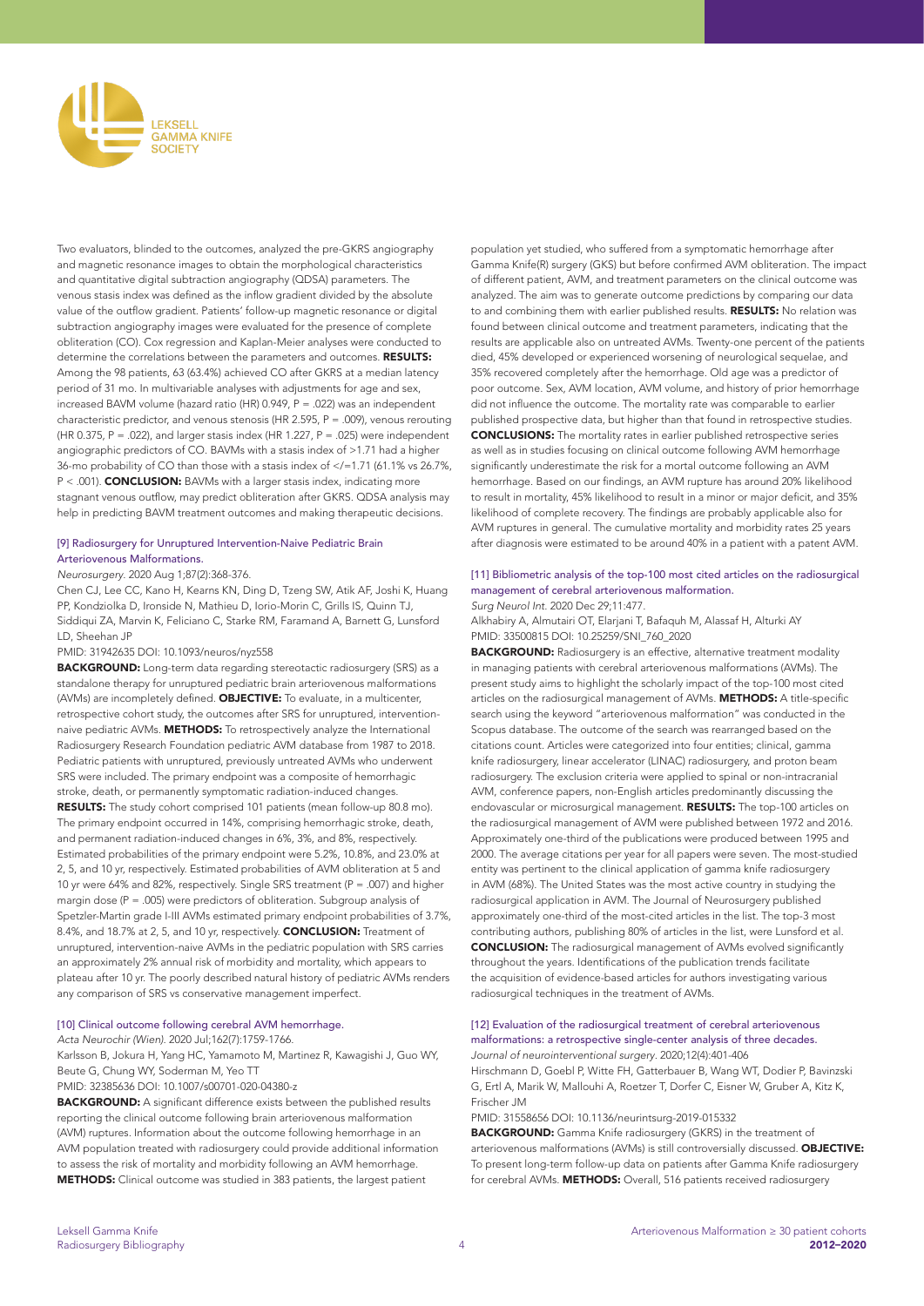Two evaluators, blinded to the outcomes, analyzed the pre-GKRS angiography and magnetic resonance images to obtain the morphological characteristics and quantitative digital subtraction angiography (QDSA) parameters. The venous stasis index was defined as the inflow gradient divided by the absolute value of the outflow gradient. Patients' follow-up magnetic resonance or digital subtraction angiography images were evaluated for the presence of complete obliteration (CO). Cox regression and Kaplan-Meier analyses were conducted to determine the correlations between the parameters and outcomes. **RESULTS:** Among the 98 patients, 63 (63.4%) achieved CO after GKRS at a median latency period of 31 mo. In multivariable analyses with adjustments for age and sex, increased BAVM volume (hazard ratio (HR) 0.949, P = .022) was an independent characteristic predictor, and venous stenosis (HR 2.595, P = .009), venous rerouting (HR 0.375, P = .022), and larger stasis index (HR 1.227, P = .025) were independent angiographic predictors of CO. BAVMs with a stasis index of >1.71 had a higher 36-mo probability of CO than those with a stasis index of </=1.71 (61.1% vs 26.7%, P < .001). **CONCLUSION:** BAVMs with a larger stasis index, indicating more stagnant venous outflow, may predict obliteration after GKRS. QDSA analysis may help in predicting BAVM treatment outcomes and making therapeutic decisions.

### [9] Radiosurgery for Unruptured Intervention-Naive Pediatric Brain Arteriovenous Malformations.

*Neurosurgery*. 2020 Aug 1;87(2):368-376.

Chen CJ, Lee CC, Kano H, Kearns KN, Ding D, Tzeng SW, Atik AF, Joshi K, Huang PP, Kondziolka D, Ironside N, Mathieu D, Iorio-Morin C, Grills IS, Quinn TJ, Siddiqui ZA, Marvin K, Feliciano C, Starke RM, Faramand A, Barnett G, Lunsford LD, Sheehan JP

PMID: 31942635 DOI: 10.1093/neuros/nyz558

**BACKGROUND:** Long-term data regarding stereotactic radiosurgery (SRS) as a standalone therapy for unruptured pediatric brain arteriovenous malformations (AVMs) are incompletely defined. **OBJECTIVE:** To evaluate, in a multicenter, retrospective cohort study, the outcomes after SRS for unruptured, intervention-naive pediatric AVMs. **METHODS:** To retrospectively analyze the International Radiosurgery Research Foundation pediatric AVM database from 1987 to 2018. Pediatric patients with unruptured, previously untreated AVMs who underwent SRS were included. The primary endpoint was a composite of hemorrhagic stroke, death, or permanently symptomatic radiation-induced changes. **RESULTS:** The study cohort comprised 101 patients (mean follow-up 80.8 mo). The primary endpoint occurred in 14%, comprising hemorrhagic stroke, death, and permanent radiation-induced changes in 6%, 3%, and 8%, respectively. Estimated probabilities of the primary endpoint were 5.2%, 10.8%, and 23.0% at 2, 5, and 10 yr, respectively. Estimated probabilities of AVM obliteration at 5 and 10 yr were 64% and 82%, respectively. Single SRS treatment (P = .007) and higher margin dose (P = .005) were predictors of obliteration. Subgroup analysis of Spetzler-Martin grade I-III AVMs estimated primary endpoint probabilities of 3.7%, 8.4%, and 18.7% at 2, 5, and 10 yr, respectively. **CONCLUSION:** Treatment of unruptured, intervention-naive AVMs in the pediatric population with SRS carries an approximately 2% annual risk of morbidity and mortality, which appears to plateau after 10 yr. The poorly described natural history of pediatric AVMs renders any comparison of SRS vs conservative management imperfect.

### [10] Clinical outcome following cerebral AVM hemorrhage.

*Acta Neurochir (Wien)*. 2020 Jul;162(7):1759-1766.

Karlsson B, Jokura H, Yang HC, Yamamoto M, Martinez R, Kawagishi J, Guo WY, Beute G, Chung WY, Soderman M, Yeo TT

PMID: 32385636 DOI: 10.1007/s00701-020-04380-z

**BACKGROUND:** A significant difference exists between the published results reporting the clinical outcome following brain arteriovenous malformation (AVM) ruptures. Information about the outcome following hemorrhage in an AVM population treated with radiosurgery could provide additional information to assess the risk of mortality and morbidity following an AVM hemorrhage. **METHODS:** Clinical outcome was studied in 383 patients, the largest patient population yet studied, who suffered from a symptomatic hemorrhage after Gamma Knife(R) surgery (GKS) but before confirmed AVM obliteration. The impact of different patient, AVM, and treatment parameters on the clinical outcome was analyzed. The aim was to generate outcome predictions by comparing our data to and combining them with earlier published results. **RESULTS:** No relation was found between clinical outcome and treatment parameters, indicating that the results are applicable also on untreated AVMs. Twenty-one percent of the patients died, 45% developed or experienced worsening of neurological sequelae, and 35% recovered completely after the hemorrhage. Old age was a predictor of poor outcome. Sex, AVM location, AVM volume, and history of prior hemorrhage did not influence the outcome. The mortality rate was comparable to earlier published prospective data, but higher than that found in retrospective studies. **CONCLUSIONS:** The mortality rates in earlier published retrospective series as well as in studies focusing on clinical outcome following AVM hemorrhage significantly underestimate the risk for a mortal outcome following an AVM hemorrhage. Based on our findings, an AVM rupture has around 20% likelihood to result in mortality, 45% likelihood to result in a minor or major deficit, and 35% likelihood of complete recovery. The findings are probably applicable also for AVM ruptures in general. The cumulative mortality and morbidity rates 25 years after diagnosis were estimated to be around 40% in a patient with a patent AVM.

### [11] Bibliometric analysis of the top-100 most cited articles on the radiosurgical management of cerebral arteriovenous malformation.

*Surg Neurol Int*. 2020 Dec 29;11:477.

Alkhabiry A, Almutairi OT, Elarjani T, Bafaqush M, Alassaf H, Alturki AY

PMID: 33500815 DOI: 10.25259/SNI_760_2020

**BACKGROUND:** Radiosurgery is an effective, alternative treatment modality in managing patients with cerebral arteriovenous malformations (AVMs). The present study aims to highlight the scholarly impact of the top-100 most cited articles on the radiosurgical management of AVMs. **METHODS:** A title-specific search using the keyword "arteriovenous malformation" was conducted in the Scopus database. The outcome of the search was rearranged based on the citations count. Articles were categorized into four entities; clinical, gamma knife radiosurgery, linear accelerator (LINAC) radiosurgery, and proton beam radiosurgery. The exclusion criteria were applied to spinal or non-intracranial AVM, conference papers, non-English articles predominantly discussing the endovascular or microsurgical management. **RESULTS:** The top-100 articles on the radiosurgical management of AVM were published between 1972 and 2016. Approximately one-third of the publications were produced between 1995 and 2000. The average citations per year for all papers were seven. The most-studied entity was pertinent to the clinical application of gamma knife radiosurgery in AVM (68%). The United States was the most active country in studying the radiosurgical application in AVM. The Journal of Neurosurgery published approximately one-third of the most-cited articles in the list. The top-3 most contributing authors, publishing 80% of articles in the list, were Lunsford et al. **CONCLUSION:** The radiosurgical management of AVMs evolved significantly throughout the years. Identifications of the publication trends facilitate the acquisition of evidence-based articles for authors investigating various radiosurgical techniques in the treatment of AVMs.

### [12] Evaluation of the radiosurgical treatment of cerebral arteriovenous malformations: a retrospective single-center analysis of three decades.

*Journal of neurointerventional surgery*. 2020;12(4):401-406

Hirschmann D, Goebl P, Witte FH, Gatterbauer B, Wang WT, Dodier P, Bavinzski G, Ertl A, Marik W, Mallouhi A, Roetzer T, Dorfer C, Eisner W, Gruber A, Kitz K, Frischer JM

PMID: 31558656 DOI: 10.1136/neurintsurg-2019-015332

**BACKGROUND:** Gamma Knife radiosurgery (GKRS) in the treatment of arteriovenous malformations (AVMs) is still controversially discussed. **OBJECTIVE:** To present long-term follow-up data on patients after Gamma Knife radiosurgery for cerebral AVMs. **METHODS:** Overall, 516 patients received radiosurgery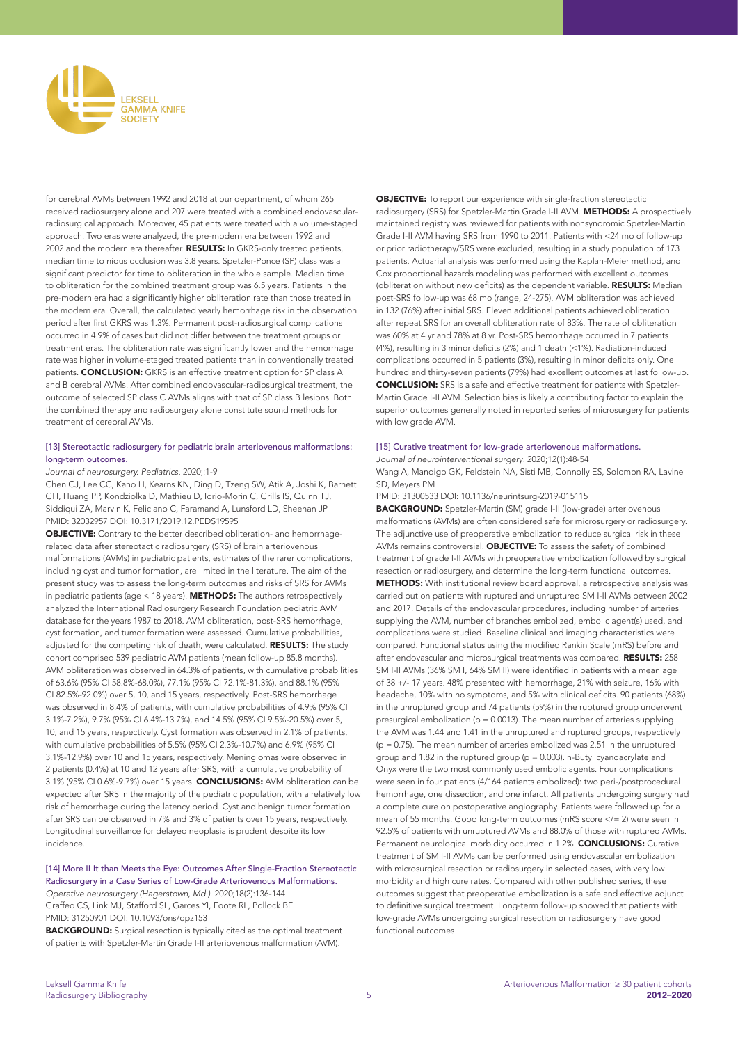for cerebral AVMs between 1992 and 2018 at our department, of whom 265 received radiosurgery alone and 207 were treated with a combined endovascular-radiosurgical approach. Moreover, 45 patients were treated with a volume-staged approach. Two eras were analyzed, the pre-modern era between 1992 and 2002 and the modern era thereafter. **RESULTS:** In GKRS-only treated patients, median time to nidus occlusion was 3.8 years. Spetzler-Ponce (SP) class was a significant predictor for time to obliteration in the whole sample. Median time to obliteration for the combined treatment group was 6.5 years. Patients in the pre-modern era had a significantly higher obliteration rate than those treated in the modern era. Overall, the calculated yearly hemorrhage risk in the observation period after first GKRS was 1.3%. Permanent post-radiosurgical complications occurred in 4.9% of cases but did not differ between the treatment groups or treatment eras. The obliteration rate was significantly lower and the hemorrhage rate was higher in volume-staged treated patients than in conventionally treated patients. **CONCLUSION:** GKRS is an effective treatment option for SP class A and B cerebral AVMs. After combined endovascular-radiosurgical treatment, the outcome of selected SP class C AVMs aligns with that of SP class B lesions. Both the combined therapy and radiosurgery alone constitute sound methods for treatment of cerebral AVMs.

### [13] Stereotactic radiosurgery for pediatric brain arteriovenous malformations: long-term outcomes.

*Journal of neurosurgery. Pediatrics*. 2020;:1-9

Chen CJ, Lee CC, Kano H, Kearns KN, Ding D, Tzeng SW, Atik A, Joshi K, Barnett GH, Huang PP, Kondziolka D, Mathieu D, Iorio-Morin C, Grills IS, Quinn TJ, Siddiqui ZA, Marvin K, Feliciano C, Faramand A, Lunsford LD, Sheehan JP

PMID: 32032957 DOI: 10.3171/2019.12.PEDS19595

**OBJECTIVE:** Contrary to the better described obliteration- and hemorrhage-related data after stereotactic radiosurgery (SRS) of brain arteriovenous malformations (AVMs) in pediatric patients, estimates of the rarer complications, including cyst and tumor formation, are limited in the literature. The aim of the present study was to assess the long-term outcomes and risks of SRS for AVMs in pediatric patients (age < 18 years). **METHODS:** The authors retrospectively analyzed the International Radiosurgery Research Foundation pediatric AVM database for the years 1987 to 2018. AVM obliteration, post-SRS hemorrhage, cyst formation, and tumor formation were assessed. Cumulative probabilities, adjusted for the competing risk of death, were calculated. **RESULTS:** The study cohort comprised 539 pediatric AVM patients (mean follow-up 85.8 months). AVM obliteration was observed in 64.3% of patients, with cumulative probabilities of 63.6% (95% CI 58.8%-68.0%), 77.1% (95% CI 72.1%-81.3%), and 88.1% (95% CI 82.5%-92.0%) over 5, 10, and 15 years, respectively. Post-SRS hemorrhage was observed in 8.4% of patients, with cumulative probabilities of 4.9% (95% CI 3.1%-7.2%), 9.7% (95% CI 6.4%-13.7%), and 14.5% (95% CI 9.5%-20.5%) over 5, 10, and 15 years, respectively. Cyst formation was observed in 2.1% of patients, with cumulative probabilities of 5.5% (95% CI 2.3%-10.7%) and 6.9% (95% CI 3.1%-12.9%) over 10 and 15 years, respectively. Meningiomas were observed in 2 patients (0.4%) at 10 and 12 years after SRS, with a cumulative probability of 3.1% (95% CI 0.6%-9.7%) over 15 years. **CONCLUSIONS:** AVM obliteration can be expected after SRS in the majority of the pediatric population, with a relatively low risk of hemorrhage during the latency period. Cyst and benign tumor formation after SRS can be observed in 7% and 3% of patients over 15 years, respectively. Longitudinal surveillance for delayed neoplasia is prudent despite its low incidence.

### [14] More II It than Meets the Eye: Outcomes After Single-Fraction Stereotactic Radiosurgery in a Case Series of Low-Grade Arteriovenous Malformations.

*Operative neurosurgery (Hagerstown, Md.)*. 2020;18(2):136-144

Graffeo CS, Link MJ, Stafford SL, Garces YI, Foote RL, Pollock BE

PMID: 31250901 DOI: 10.1093/ons/opz153

**BACKGROUND:** Surgical resection is typically cited as the optimal treatment of patients with Spetzler-Martin Grade I-II arteriovenous malformation (AVM). **OBJECTIVE:** To report our experience with single-fraction stereotactic radiosurgery (SRS) for Spetzler-Martin Grade I-II AVM. **METHODS:** A prospectively maintained registry was reviewed for patients with nonsyndromic Spetzler-Martin Grade I-II AVM having SRS from 1990 to 2011. Patients with <24 mo of follow-up or prior radiotherapy/SRS were excluded, resulting in a study population of 173 patients. Actuarial analysis was performed using the Kaplan-Meier method, and Cox proportional hazards modeling was performed with excellent outcomes (obliteration without new deficits) as the dependent variable. **RESULTS:** Median post-SRS follow-up was 68 mo (range, 24-275). AVM obliteration was achieved in 132 (76%) after initial SRS. Eleven additional patients achieved obliteration after repeat SRS for an overall obliteration rate of 83%. The rate of obliteration was 60% at 4 yr and 78% at 8 yr. Post-SRS hemorrhage occurred in 7 patients (4%), resulting in 3 minor deficits (2%) and 1 death (<1%). Radiation-induced complications occurred in 5 patients (3%), resulting in minor deficits only. One hundred and thirty-seven patients (79%) had excellent outcomes at last follow-up. **CONCLUSION:** SRS is a safe and effective treatment for patients with Spetzler-Martin Grade I-II AVM. Selection bias is likely a contributing factor to explain the superior outcomes generally noted in reported series of microsurgery for patients with low grade AVM.

### [15] Curative treatment for low-grade arteriovenous malformations.

*Journal of neurointerventional surgery*. 2020;12(1):48-54

Wang A, Mandigo GK, Feldstein NA, Sisti MB, Connolly ES, Solomon RA, Lavine SD, Meyers PM

PMID: 31300533 DOI: 10.1136/neurintsurg-2019-015115

**BACKGROUND:** Spetzler-Martin (SM) grade I-II (low-grade) arteriovenous malformations (AVMs) are often considered safe for microsurgery or radiosurgery. The adjunctive use of preoperative embolization to reduce surgical risk in these AVMs remains controversial. **OBJECTIVE:** To assess the safety of combined treatment of grade I-II AVMs with preoperative embolization followed by surgical resection or radiosurgery, and determine the long-term functional outcomes. **METHODS:** With institutional review board approval, a retrospective analysis was carried out on patients with ruptured and unruptured SM I-II AVMs between 2002 and 2017. Details of the endovascular procedures, including number of arteries supplying the AVM, number of branches embolized, embolic agent(s) used, and complications were studied. Baseline clinical and imaging characteristics were compared. Functional status using the modified Rankin Scale (mRS) before and after endovascular and microsurgical treatments was compared. **RESULTS:** 258 SM I-II AVMs (36% SM I, 64% SM II) were identified in patients with a mean age of 38 +/- 17 years. 48% presented with hemorrhage, 21% with seizure, 16% with headache, 10% with no symptoms, and 5% with clinical deficits. 90 patients (68%) in the unruptured group and 74 patients (59%) in the ruptured group underwent presurgical embolization ($p = 0.0013$). The mean number of arteries supplying the AVM was 1.44 and 1.41 in the unruptured and ruptured groups, respectively ($p = 0.75$). The mean number of arteries embolized was 2.51 in the unruptured group and 1.82 in the ruptured group ($p = 0.003$). n-Butyl cyanoacrylate and Onyx were the two most commonly used embolic agents. Four complications were seen in four patients (4/164 patients embolized): two peri-/postprocedural hemorrhage, one dissection, and one infarct. All patients undergoing surgery had a complete cure on postoperative angiography. Patients were followed up for a mean of 55 months. Good long-term outcomes (mRS score </= 2) were seen in 92.5% of patients with unruptured AVMs and 88.0% of those with ruptured AVMs. Permanent neurological morbidity occurred in 1.2%. **CONCLUSIONS:** Curative treatment of SM I-II AVMs can be performed using endovascular embolization with microsurgical resection or radiosurgery in selected cases, with very low morbidity and high cure rates. Compared with other published series, these outcomes suggest that preoperative embolization is a safe and effective adjunct to definitive surgical treatment. Long-term follow-up showed that patients with low-grade AVMs undergoing surgical resection or radiosurgery have good functional outcomes.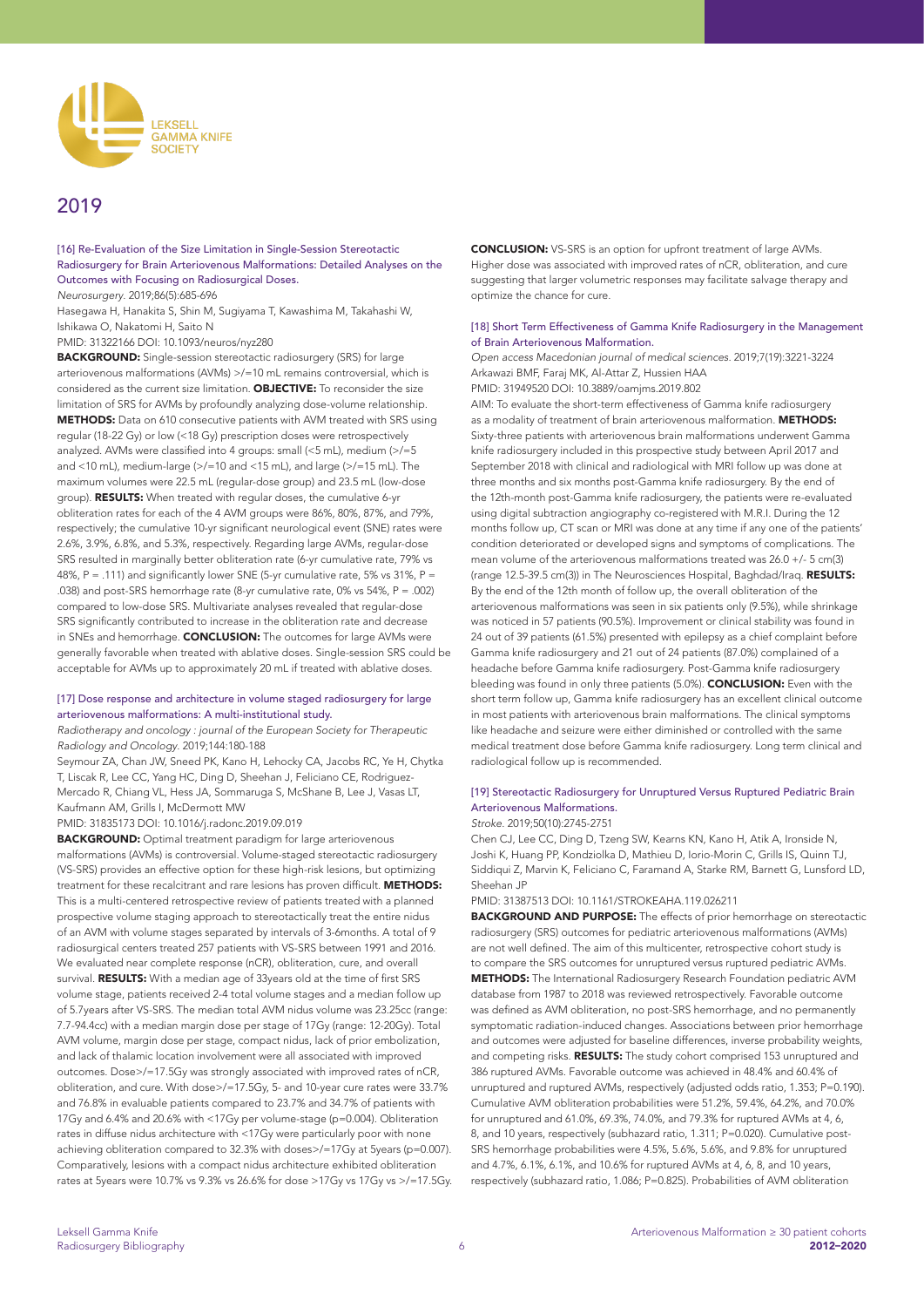## 2019

### [16] Re-Evaluation of the Size Limitation in Single-Session Stereotactic Radiosurgery for Brain Arteriovenous Malformations: Detailed Analyses on the Outcomes with Focusing on Radiosurgical Doses.

*Neurosurgery*. 2019;86(5):685-696

Hasegawa H, Hanakita S, Shin M, Sugiyama T, Kawashima M, Takahashi W, Ishikawa O, Nakatomi H, Saito N

PMID: 31322166 DOI: 10.1093/neuros/nyz280

**BACKGROUND:** Single-session stereotactic radiosurgery (SRS) for large arteriovenous malformations (AVMs) >/=10 mL remains controversial, which is considered as the current size limitation. **OBJECTIVE:** To reconsider the size limitation of SRS for AVMs by profoundly analyzing dose-volume relationship. **METHODS:** Data on 610 consecutive patients with AVM treated with SRS using regular (18-22 Gy) or low (<18 Gy) prescription doses were retrospectively analyzed. AVMs were classified into 4 groups: small (<5 mL), medium (>/=5 and <10 mL), medium-large (>/=10 and <15 mL), and large (>/=15 mL). The maximum volumes were 22.5 mL (regular-dose group) and 23.5 mL (low-dose group). **RESULTS:** When treated with regular doses, the cumulative 6-yr obliteration rates for each of the 4 AVM groups were 86%, 80%, 87%, and 79%, respectively; the cumulative 10-yr significant neurological event (SNE) rates were 2.6%, 3.9%, 6.8%, and 5.3%, respectively. Regarding large AVMs, regular-dose SRS resulted in marginally better obliteration rate (6-yr cumulative rate, 79% vs 48%, P = .111) and significantly lower SNE (5-yr cumulative rate, 5% vs 31%, P = .038) and post-SRS hemorrhage rate (8-yr cumulative rate, 0% vs 54%, P = .002) compared to low-dose SRS. Multivariate analyses revealed that regular-dose SRS significantly contributed to increase in the obliteration rate and decrease in SNEs and hemorrhage. **CONCLUSION:** The outcomes for large AVMs were generally favorable when treated with ablative doses. Single-session SRS could be acceptable for AVMs up to approximately 20 mL if treated with ablative doses.

### [17] Dose response and architecture in volume staged radiosurgery for large arteriovenous malformations: A multi-institutional study.

*Radiotherapy and oncology : journal of the European Society for Therapeutic Radiology and Oncology*. 2019;144:180-188

Seymour ZA, Chan JW, Sneed PK, Kano H, Lehocky CA, Jacobs RC, Ye H, Chytka T, Liscak R, Lee CC, Yang HC, Ding D, Sheehan J, Feliciano CE, Rodriguez-Mercado R, Chiang VL, Hess JA, Sommaruga S, McShane B, Lee J, Vasas LT, Kaufmann AM, Grills I, McDermott MW

PMID: 31835173 DOI: 10.1016/j.radonc.2019.09.019

**BACKGROUND:** Optimal treatment paradigm for large arteriovenous malformations (AVMs) is controversial. Volume-staged stereotactic radiosurgery (VS-SRS) provides an effective option for these high-risk lesions, but optimizing treatment for these recalcitrant and rare lesions has proven difficult. **METHODS:** This is a multi-centered retrospective review of patients treated with a planned prospective volume staging approach to stereotactically treat the entire nidus of an AVM with volume stages separated by intervals of 3-6months. A total of 9 radiosurgical centers treated 257 patients with VS-SRS between 1991 and 2016. We evaluated near complete response (nCR), obliteration, cure, and overall survival. **RESULTS:** With a median age of 33years old at the time of first SRS volume stage, patients received 2-4 total volume stages and a median follow up of 5.7years after VS-SRS. The median total AVM nidus volume was 23.25cc (range: 7.7-94.4cc) with a median margin dose per stage of 17Gy (range: 12-20Gy). Total AVM volume, margin dose per stage, compact nidus, lack of prior embolization, and lack of thalamic location involvement were all associated with improved outcomes. Dose>/=17.5Gy was strongly associated with improved rates of nCR, obliteration, and cure. With dose>/=17.5Gy, 5- and 10-year cure rates were 33.7% and 76.8% in evaluable patients compared to 23.7% and 34.7% of patients with 17Gy and 6.4% and 20.6% with <17Gy per volume-stage (p=0.004). Obliteration rates in diffuse nidus architecture with <17Gy were particularly poor with none achieving obliteration compared to 32.3% with doses>/=17Gy at 5years (p=0.007). Comparatively, lesions with a compact nidus architecture exhibited obliteration rates at 5years were 10.7% vs 9.3% vs 26.6% for dose >17Gy vs 17Gy vs >/=17.5Gy. **CONCLUSION:** VS-SRS is an option for upfront treatment of large AVMs. Higher dose was associated with improved rates of nCR, obliteration, and cure suggesting that larger volumetric responses may facilitate salvage therapy and optimize the chance for cure.

### [18] Short Term Effectiveness of Gamma Knife Radiosurgery in the Management of Brain Arteriovenous Malformation.

*Open access Macedonian journal of medical sciences*. 2019;7(19):3221-3224

Arkawazi BMF, Faraj MK, Al-Attar Z, Hussien HAA

PMID: 31949520 DOI: 10.3889/oamjms.2019.802

AIM: To evaluate the short-term effectiveness of Gamma knife radiosurgery as a modality of treatment of brain arteriovenous malformation. **METHODS:** Sixty-three patients with arteriovenous brain malformations underwent Gamma knife radiosurgery included in this prospective study between April 2017 and September 2018 with clinical and radiological with MRI follow up was done at three months and six months post-Gamma knife radiosurgery. By the end of the 12th-month post-Gamma knife radiosurgery, the patients were re-evaluated using digital subtraction angiography co-registered with M.R.I. During the 12 months follow up, CT scan or MRI was done at any time if any one of the patients' condition deteriorated or developed signs and symptoms of complications. The mean volume of the arteriovenous malformations treated was 26.0 +/- 5 cm(3) (range 12.5-39.5 cm(3)) in The Neurosciences Hospital, Baghdad/Iraq. **RESULTS:** By the end of the 12th month of follow up, the overall obliteration of the arteriovenous malformations was seen in six patients only (9.5%), while shrinkage was noticed in 57 patients (90.5%). Improvement or clinical stability was found in 24 out of 39 patients (61.5%) presented with epilepsy as a chief complaint before Gamma knife radiosurgery and 21 out of 24 patients (87.0%) complained of a headache before Gamma knife radiosurgery. Post-Gamma knife radiosurgery bleeding was found in only three patients (5.0%). **CONCLUSION:** Even with the short term follow up, Gamma knife radiosurgery has an excellent clinical outcome in most patients with arteriovenous brain malformations. The clinical symptoms like headache and seizure were either diminished or controlled with the same medical treatment dose before Gamma knife radiosurgery. Long term clinical and radiological follow up is recommended.

### [19] Stereotactic Radiosurgery for Unruptured Versus Ruptured Pediatric Brain Arteriovenous Malformations.

*Stroke*. 2019;50(10):2745-2751

Chen CJ, Lee CC, Ding D, Tzeng SW, Kearns KN, Kano H, Atik A, Ironside N, Joshi K, Huang PP, Kondziolka D, Mathieu D, Iorio-Morin C, Grills IS, Quinn TJ, Siddiqui Z, Marvin K, Feliciano C, Faramand A, Starke RM, Barnett G, Lunsford LD, Sheehan JP

PMID: 31387513 DOI: 10.1161/STROKEAHA.119.026211

**BACKGROUND AND PURPOSE:** The effects of prior hemorrhage on stereotactic radiosurgery (SRS) outcomes for pediatric arteriovenous malformations (AVMs) are not well defined. The aim of this multicenter, retrospective cohort study is to compare the SRS outcomes for unruptured versus ruptured pediatric AVMs. **METHODS:** The International Radiosurgery Research Foundation pediatric AVM database from 1987 to 2018 was reviewed retrospectively. Favorable outcome was defined as AVM obliteration, no post-SRS hemorrhage, and no permanently symptomatic radiation-induced changes. Associations between prior hemorrhage and outcomes were adjusted for baseline differences, inverse probability weights, and competing risks. **RESULTS:** The study cohort comprised 153 unruptured and 386 ruptured AVMs. Favorable outcome was achieved in 48.4% and 60.4% of unruptured and ruptured AVMs, respectively (adjusted odds ratio, 1.353; P=0.190). Cumulative AVM obliteration probabilities were 51.2%, 59.4%, 64.2%, and 70.0% for unruptured and 61.0%, 69.3%, 74.0%, and 79.3% for ruptured AVMs at 4, 6, 8, and 10 years, respectively (subhazard ratio, 1.311; P=0.020). Cumulative post-SRS hemorrhage probabilities were 4.5%, 5.6%, 5.6%, and 9.8% for unruptured and 4.7%, 6.1%, 6.1%, and 10.6% for ruptured AVMs at 4, 6, 8, and 10 years, respectively (subhazard ratio, 1.086; P=0.825). Probabilities of AVM obliteration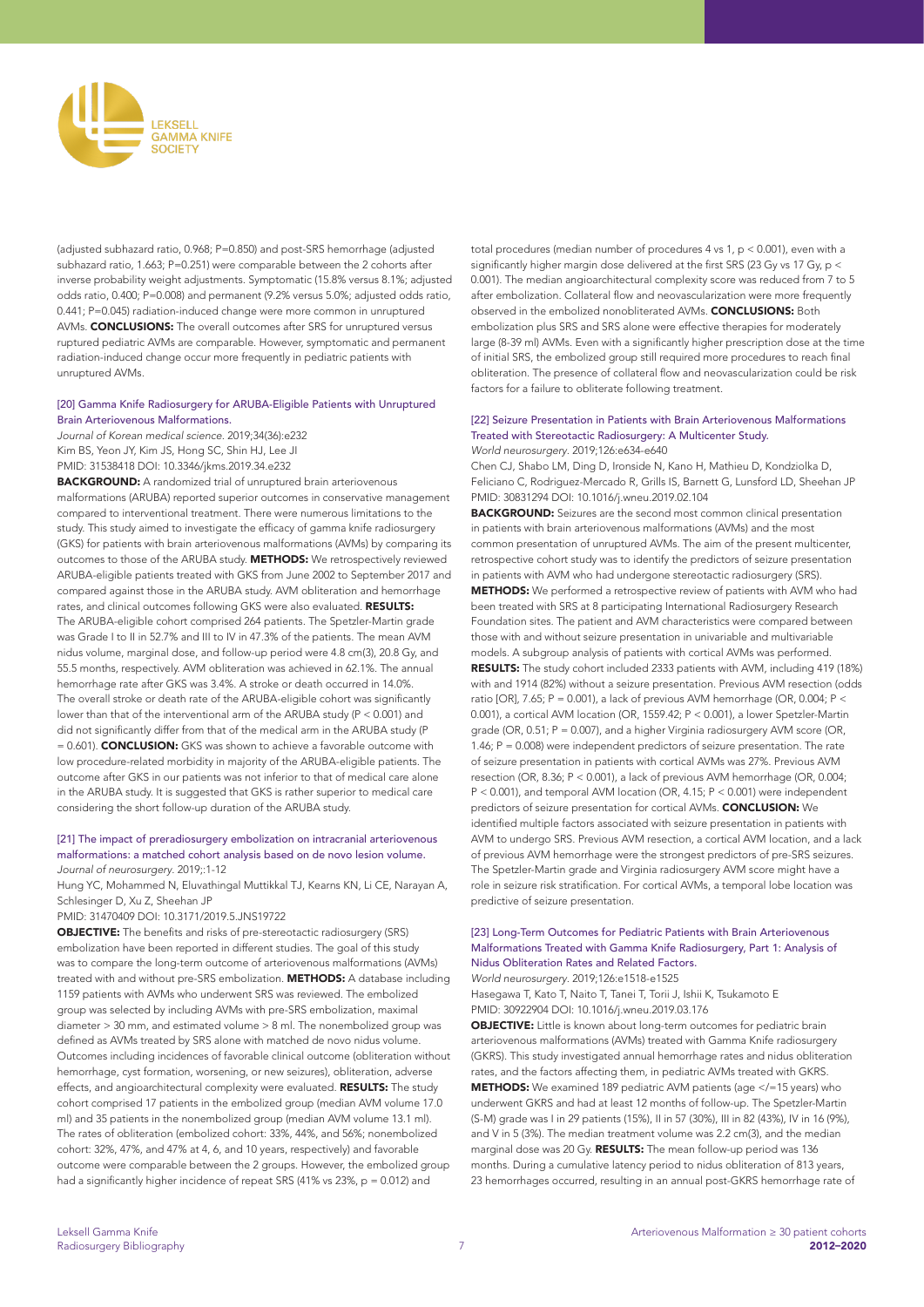(adjusted subhazard ratio, 0.968; P=0.850) and post-SRS hemorrhage (adjusted subhazard ratio, 1.663; P=0.251) were comparable between the 2 cohorts after inverse probability weight adjustments. Symptomatic (15.8% versus 8.1%; adjusted odds ratio, 0.400; P=0.008) and permanent (9.2% versus 5.0%; adjusted odds ratio, 0.441; P=0.045) radiation-induced change were more common in unruptured AVMs. **CONCLUSIONS:** The overall outcomes after SRS for unruptured versus ruptured pediatric AVMs are comparable. However, symptomatic and permanent radiation-induced change occur more frequently in pediatric patients with unruptured AVMs.

### [20] Gamma Knife Radiosurgery for ARUBA-Eligible Patients with Unruptured Brain Arteriovenous Malformations.

*Journal of Korean medical science*. 2019;34(36):e232
Kim BS, Yeon JY, Kim JS, Hong SC, Shin HJ, Lee JI
PMID: 31538418 DOI: 10.3346/jkms.2019.34.e232

**BACKGROUND:** A randomized trial of unruptured brain arteriovenous malformations (ARUBA) reported superior outcomes in conservative management compared to interventional treatment. There were numerous limitations to the study. This study aimed to investigate the efficacy of gamma knife radiosurgery (GKS) for patients with brain arteriovenous malformations (AVMs) by comparing its outcomes to those of the ARUBA study. **METHODS:** We retrospectively reviewed ARUBA-eligible patients treated with GKS from June 2002 to September 2017 and compared against those in the ARUBA study. AVM obliteration and hemorrhage rates, and clinical outcomes following GKS were also evaluated. **RESULTS:** The ARUBA-eligible cohort comprised 264 patients. The Spetzler-Martin grade was Grade I to II in 52.7% and III to IV in 47.3% of the patients. The mean AVM nidus volume, marginal dose, and follow-up period were 4.8 cm(3), 20.8 Gy, and 55.5 months, respectively. AVM obliteration was achieved in 62.1%. The annual hemorrhage rate after GKS was 3.4%. A stroke or death occurred in 14.0%. The overall stroke or death rate of the ARUBA-eligible cohort was significantly lower than that of the interventional arm of the ARUBA study (P < 0.001) and did not significantly differ from that of the medical arm in the ARUBA study (P = 0.601). **CONCLUSION:** GKS was shown to achieve a favorable outcome with low procedure-related morbidity in majority of the ARUBA-eligible patients. The outcome after GKS in our patients was not inferior to that of medical care alone in the ARUBA study. It is suggested that GKS is rather superior to medical care considering the short follow-up duration of the ARUBA study.

### [21] The impact of preradiosurgery embolization on intracranial arteriovenous malformations: a matched cohort analysis based on de novo lesion volume.

*Journal of neurosurgery*. 2019;:1-12
Hung YC, Mohammed N, Eluvathingal Muttikkal TJ, Kearns KN, Li CE, Narayan A, Schlesinger D, Xu Z, Sheehan JP
PMID: 31470409 DOI: 10.3171/2019.5.JNS19722

**OBJECTIVE:** The benefits and risks of pre-stereotactic radiosurgery (SRS) embolization have been reported in different studies. The goal of this study was to compare the long-term outcome of arteriovenous malformations (AVMs) treated with and without pre-SRS embolization. **METHODS:** A database including 1159 patients with AVMs who underwent SRS was reviewed. The embolized group was selected by including AVMs with pre-SRS embolization, maximal diameter > 30 mm, and estimated volume > 8 ml. The nonembolized group was defined as AVMs treated by SRS alone with matched de novo nidus volume. Outcomes including incidences of favorable clinical outcome (obliteration without hemorrhage, cyst formation, worsening, or new seizures), obliteration, adverse effects, and angioarchitectural complexity were evaluated. **RESULTS:** The study cohort comprised 17 patients in the embolized group (median AVM volume 17.0 ml) and 35 patients in the nonembolized group (median AVM volume 13.1 ml). The rates of obliteration (embolized cohort: 33%, 44%, and 56%; nonembolized cohort: 32%, 47%, and 47% at 4, 6, and 10 years, respectively) and favorable outcome were comparable between the 2 groups. However, the embolized group had a significantly higher incidence of repeat SRS (41% vs 23%, p = 0.012) and total procedures (median number of procedures 4 vs 1, p < 0.001), even with a significantly higher margin dose delivered at the first SRS (23 Gy vs 17 Gy, p < 0.001). The median angioarchitectural complexity score was reduced from 7 to 5 after embolization. Collateral flow and neovascularization were more frequently observed in the embolized nonobliterated AVMs. **CONCLUSIONS:** Both embolization plus SRS and SRS alone were effective therapies for moderately large (8-39 ml) AVMs. Even with a significantly higher prescription dose at the time of initial SRS, the embolized group still required more procedures to reach final obliteration. The presence of collateral flow and neovascularization could be risk factors for a failure to obliterate following treatment.

### [22] Seizure Presentation in Patients with Brain Arteriovenous Malformations Treated with Stereotactic Radiosurgery: A Multicenter Study.

*World neurosurgery*. 2019;126:e634-e640
Chen CJ, Shabo LM, Ding D, Ironside N, Kano H, Mathieu D, Kondziolka D, Feliciano C, Rodriguez-Mercado R, Grills IS, Barnett G, Lunsford LD, Sheehan JP
PMID: 30831294 DOI: 10.1016/j.wneu.2019.02.104

**BACKGROUND:** Seizures are the second most common clinical presentation in patients with brain arteriovenous malformations (AVMs) and the most common presentation of unruptured AVMs. The aim of the present multicenter, retrospective cohort study was to identify the predictors of seizure presentation in patients with AVM who had undergone stereotactic radiosurgery (SRS). **METHODS:** We performed a retrospective review of patients with AVM who had been treated with SRS at 8 participating International Radiosurgery Research Foundation sites. The patient and AVM characteristics were compared between those with and without seizure presentation in univariable and multivariable models. A subgroup analysis of patients with cortical AVMs was performed. **RESULTS:** The study cohort included 2333 patients with AVM, including 419 (18%) with and 1914 (82%) without a seizure presentation. Previous AVM resection (odds ratio [OR], 7.65; P = 0.001), a lack of previous AVM hemorrhage (OR, 0.004; P < 0.001), a cortical AVM location (OR, 1559.42; P < 0.001), a lower Spetzler-Martin grade (OR, 0.51; P = 0.007), and a higher Virginia radiosurgery AVM score (OR, 1.46; P = 0.008) were independent predictors of seizure presentation. The rate of seizure presentation in patients with cortical AVMs was 27%. Previous AVM resection (OR, 8.36; P < 0.001), a lack of previous AVM hemorrhage (OR, 0.004; P < 0.001), and temporal AVM location (OR, 4.15; P < 0.001) were independent predictors of seizure presentation for cortical AVMs. **CONCLUSION:** We identified multiple factors associated with seizure presentation in patients with AVM to undergo SRS. Previous AVM resection, a cortical AVM location, and a lack of previous AVM hemorrhage were the strongest predictors of pre-SRS seizures. The Spetzler-Martin grade and Virginia radiosurgery AVM score might have a role in seizure risk stratification. For cortical AVMs, a temporal lobe location was predictive of seizure presentation.

### [23] Long-Term Outcomes for Pediatric Patients with Brain Arteriovenous Malformations Treated with Gamma Knife Radiosurgery, Part 1: Analysis of Nidus Obliteration Rates and Related Factors.

*World neurosurgery*. 2019;126:e1518-e1525
Hasegawa T, Kato T, Naito T, Tanei T, Torii J, Ishii K, Tsukamoto E
PMID: 30922904 DOI: 10.1016/j.wneu.2019.03.176

**OBJECTIVE:** Little is known about long-term outcomes for pediatric brain arteriovenous malformations (AVMs) treated with Gamma Knife radiosurgery (GKRS). This study investigated annual hemorrhage rates and nidus obliteration rates, and the factors affecting them, in pediatric AVMs treated with GKRS. **METHODS:** We examined 189 pediatric AVM patients (age </=15 years) who underwent GKRS and had at least 12 months of follow-up. The Spetzler-Martin (S-M) grade was I in 29 patients (15%), II in 57 (30%), III in 82 (43%), IV in 16 (9%), and V in 5 (3%). The median treatment volume was 2.2 cm(3), and the median marginal dose was 20 Gy. **RESULTS:** The mean follow-up period was 136 months. During a cumulative latency period to nidus obliteration of 813 years, 23 hemorrhages occurred, resulting in an annual post-GKRS hemorrhage rate of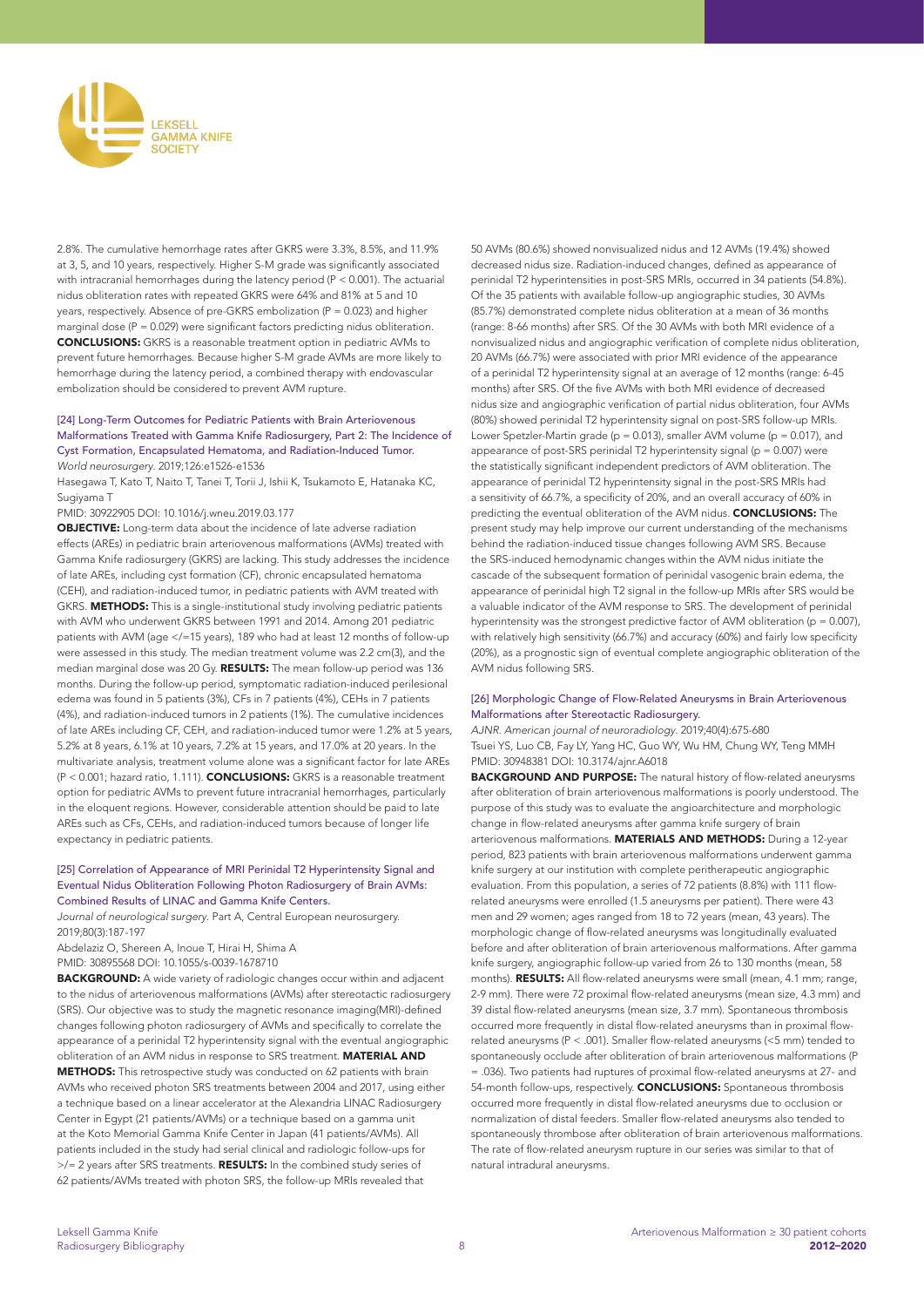2.8%. The cumulative hemorrhage rates after GKRS were 3.3%, 8.5%, and 11.9% at 3, 5, and 10 years, respectively. Higher S-M grade was significantly associated with intracranial hemorrhages during the latency period ($P < 0.001$). The actuarial nidus obliteration rates with repeated GKRS were 64% and 81% at 5 and 10 years, respectively. Absence of pre-GKRS embolization ($P = 0.023$) and higher marginal dose ($P = 0.029$) were significant factors predicting nidus obliteration. **CONCLUSIONS:** GKRS is a reasonable treatment option in pediatric AVMs to prevent future hemorrhages. Because higher S-M grade AVMs are more likely to hemorrhage during the latency period, a combined therapy with endovascular embolization should be considered to prevent AVM rupture.

### [24] Long-Term Outcomes for Pediatric Patients with Brain Arteriovenous Malformations Treated with Gamma Knife Radiosurgery, Part 2: The Incidence of Cyst Formation, Encapsulated Hematoma, and Radiation-Induced Tumor.

*World neurosurgery*. 2019;126:e1526-e1536

Hasegawa T, Kato T, Naito T, Tanei T, Torii J, Ishii K, Tsukamoto E, Hatanaka KC, Sugiyama T

PMID: 30922905 DOI: 10.1016/j.wneu.2019.03.177

**OBJECTIVE:** Long-term data about the incidence of late adverse radiation effects (AREs) in pediatric brain arteriovenous malformations (AVMs) treated with Gamma Knife radiosurgery (GKRS) are lacking. This study addresses the incidence of late AREs, including cyst formation (CF), chronic encapsulated hematoma (CEH), and radiation-induced tumor, in pediatric patients with AVM treated with GKRS. **METHODS:** This is a single-institutional study involving pediatric patients with AVM who underwent GKRS between 1991 and 2014. Among 201 pediatric patients with AVM (age </=15 years), 189 who had at least 12 months of follow-up were assessed in this study. The median treatment volume was 2.2 cm(3), and the median marginal dose was 20 Gy. **RESULTS:** The mean follow-up period was 136 months. During the follow-up period, symptomatic radiation-induced perilesional edema was found in 5 patients (3%), CFs in 7 patients (4%), CEHs in 7 patients (4%), and radiation-induced tumors in 2 patients (1%). The cumulative incidences of late AREs including CF, CEH, and radiation-induced tumor were 1.2% at 5 years, 5.2% at 8 years, 6.1% at 10 years, 7.2% at 15 years, and 17.0% at 20 years. In the multivariate analysis, treatment volume alone was a significant factor for late AREs ($P < 0.001$; hazard ratio, 1.111). **CONCLUSIONS:** GKRS is a reasonable treatment option for pediatric AVMs to prevent future intracranial hemorrhages, particularly in the eloquent regions. However, considerable attention should be paid to late AREs such as CFs, CEHs, and radiation-induced tumors because of longer life expectancy in pediatric patients.

### [25] Correlation of Appearance of MRI Perinidal T2 Hyperintensity Signal and Eventual Nidus Obliteration Following Photon Radiosurgery of Brain AVMs: Combined Results of LINAC and Gamma Knife Centers.

*Journal of neurological surgery*. Part A, Central European neurosurgery. 2019;80(3):187-197

Abdelaziz O, Shereen A, Inoue T, Hirai H, Shima A

PMID: 30895568 DOI: 10.1055/s-0039-1678710

**BACKGROUND:** A wide variety of radiologic changes occur within and adjacent to the nidus of arteriovenous malformations (AVMs) after stereotactic radiosurgery (SRS). Our objective was to study the magnetic resonance imaging(MRI)-defined changes following photon radiosurgery of AVMs and specifically to correlate the appearance of a perinidal T2 hyperintensity signal with the eventual angiographic obliteration of an AVM nidus in response to SRS treatment. **MATERIAL AND METHODS:** This retrospective study was conducted on 62 patients with brain AVMs who received photon SRS treatments between 2004 and 2017, using either a technique based on a linear accelerator at the Alexandria LINAC Radiosurgery Center in Egypt (21 patients/AVMs) or a technique based on a gamma unit at the Koto Memorial Gamma Knife Center in Japan (41 patients/AVMs). All patients included in the study had serial clinical and radiologic follow-ups for >/= 2 years after SRS treatments. **RESULTS:** In the combined study series of 62 patients/AVMs treated with photon SRS, the follow-up MRIs revealed that 50 AVMs (80.6%) showed nonvisualized nidus and 12 AVMs (19.4%) showed decreased nidus size. Radiation-induced changes, defined as appearance of perinidal T2 hyperintensities in post-SRS MRIs, occurred in 34 patients (54.8%). Of the 35 patients with available follow-up angiographic studies, 30 AVMs (85.7%) demonstrated complete nidus obliteration at a mean of 36 months (range: 8-66 months) after SRS. Of the 30 AVMs with both MRI evidence of a nonvisualized nidus and angiographic verification of complete nidus obliteration, 20 AVMs (66.7%) were associated with prior MRI evidence of the appearance of a perinidal T2 hyperintensity signal at an average of 12 months (range: 6-45 months) after SRS. Of the five AVMs with both MRI evidence of decreased nidus size and angiographic verification of partial nidus obliteration, four AVMs (80%) showed perinidal T2 hyperintensity signal on post-SRS follow-up MRIs. Lower Spetzler-Martin grade ($p = 0.013$), smaller AVM volume ($p = 0.017$), and appearance of post-SRS perinidal T2 hyperintensity signal ($p = 0.007$) were the statistically significant independent predictors of AVM obliteration. The appearance of perinidal T2 hyperintensity signal in the post-SRS MRIs had a sensitivity of 66.7%, a specificity of 20%, and an overall accuracy of 60% in predicting the eventual obliteration of the AVM nidus. **CONCLUSIONS:** The present study may help improve our current understanding of the mechanisms behind the radiation-induced tissue changes following AVM SRS. Because the SRS-induced hemodynamic changes within the AVM nidus initiate the cascade of the subsequent formation of perinidal vasogenic brain edema, the appearance of perinidal high T2 signal in the follow-up MRIs after SRS would be a valuable indicator of the AVM response to SRS. The development of perinidal hyperintensity was the strongest predictive factor of AVM obliteration ($p = 0.007$), with relatively high sensitivity (66.7%) and accuracy (60%) and fairly low specificity (20%), as a prognostic sign of eventual complete angiographic obliteration of the AVM nidus following SRS.

### [26] Morphologic Change of Flow-Related Aneurysms in Brain Arteriovenous Malformations after Stereotactic Radiosurgery.

*AJNR. American journal of neuroradiology*. 2019;40(4):675-680

Tsuei YS, Luo CB, Fay LY, Yang HC, Guo WY, Wu HM, Chung WY, Teng MMH

PMID: 30948381 DOI: 10.3174/ajnr.A6018

**BACKGROUND AND PURPOSE:** The natural history of flow-related aneurysms after obliteration of brain arteriovenous malformations is poorly understood. The purpose of this study was to evaluate the angioarchitecture and morphologic change in flow-related aneurysms after gamma knife surgery of brain arteriovenous malformations. **MATERIALS AND METHODS:** During a 12-year period, 823 patients with brain arteriovenous malformations underwent gamma knife surgery at our institution with complete peritherapeutic angiographic evaluation. From this population, a series of 72 patients (8.8%) with 111 flow-related aneurysms were enrolled (1.5 aneurysms per patient). There were 43 men and 29 women; ages ranged from 18 to 72 years (mean, 43 years). The morphologic change of flow-related aneurysms was longitudinally evaluated before and after obliteration of brain arteriovenous malformations. After gamma knife surgery, angiographic follow-up varied from 26 to 130 months (mean, 58 months). **RESULTS:** All flow-related aneurysms were small (mean, 4.1 mm; range, 2-9 mm). There were 72 proximal flow-related aneurysms (mean size, 4.3 mm) and 39 distal flow-related aneurysms (mean size, 3.7 mm). Spontaneous thrombosis occurred more frequently in distal flow-related aneurysms than in proximal flow-related aneurysms ($P < .001$). Smaller flow-related aneurysms (<5 mm) tended to spontaneously occlude after obliteration of brain arteriovenous malformations ($P = .036$). Two patients had ruptures of proximal flow-related aneurysms at 27- and 54-month follow-ups, respectively. **CONCLUSIONS:** Spontaneous thrombosis occurred more frequently in distal flow-related aneurysms due to occlusion or normalization of distal feeders. Smaller flow-related aneurysms also tended to spontaneously thrombose after obliteration of brain arteriovenous malformations. The rate of flow-related aneurysm rupture in our series was similar to that of natural intradural aneurysms.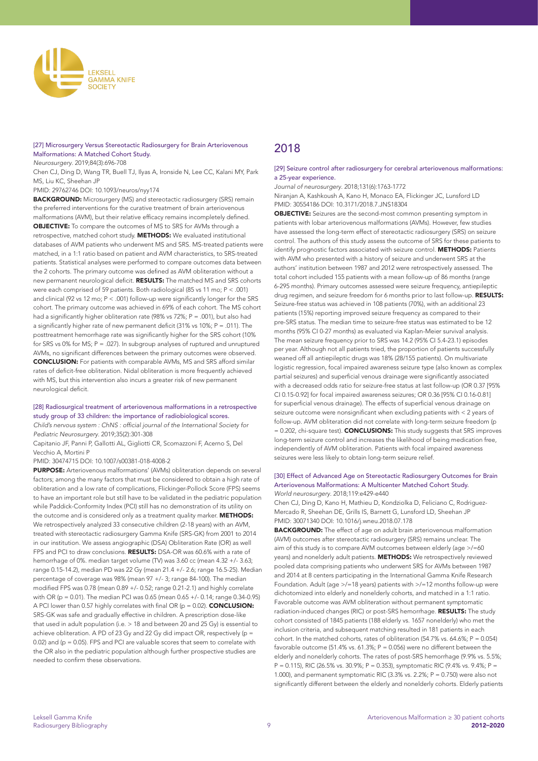### [27] Microsurgery Versus Stereotactic Radiosurgery for Brain Arteriovenous Malformations: A Matched Cohort Study.

*Neurosurgery*. 2019;84(3):696-708

Chen CJ, Ding D, Wang TR, Buell TJ, Ilyas A, Ironside N, Lee CC, Kalani MY, Park MS, Liu KC, Sheehan JP

PMID: 29762746 DOI: 10.1093/neuros/nyy174

**BACKGROUND:** Microsurgery (MS) and stereotactic radiosurgery (SRS) remain the preferred interventions for the curative treatment of brain arteriovenous malformations (AVM), but their relative efficacy remains incompletely defined. **OBJECTIVE:** To compare the outcomes of MS to SRS for AVMs through a retrospective, matched cohort study. **METHODS:** We evaluated institutional databases of AVM patients who underwent MS and SRS. MS-treated patients were matched, in a 1:1 ratio based on patient and AVM characteristics, to SRS-treated patients. Statistical analyses were performed to compare outcomes data between the 2 cohorts. The primary outcome was defined as AVM obliteration without a new permanent neurological deficit. **RESULTS:** The matched MS and SRS cohorts were each comprised of 59 patients. Both radiological (85 vs 11 mo; P < .001) and clinical (92 vs 12 mo; P < .001) follow-up were significantly longer for the SRS cohort. The primary outcome was achieved in 69% of each cohort. The MS cohort had a significantly higher obliteration rate (98% vs 72%; P = .001), but also had a significantly higher rate of new permanent deficit (31% vs 10%; P = .011). The posttreatment hemorrhage rate was significantly higher for the SRS cohort (10% for SRS vs 0% for MS; P = .027). In subgroup analyses of ruptured and unruptured AVMs, no significant differences between the primary outcomes were observed. **CONCLUSION:** For patients with comparable AVMs, MS and SRS afford similar rates of deficit-free obliteration. Nidal obliteration is more frequently achieved with MS, but this intervention also incurs a greater risk of new permanent neurological deficit.

### [28] Radiosurgical treatment of arteriovenous malformations in a retrospective study group of 33 children: the importance of radiobiological scores.

*Child's nervous system : ChNS : official journal of the International Society for Pediatric Neurosurgery*. 2019;35(2):301-308

Capitanio JF, Panni P, Gallotti AL, Gigliotti CR, Scomazzoni F, Acerno S, Del Vecchio A, Mortini P

PMID: 30474715 DOI: 10.1007/s00381-018-4008-2

**PURPOSE:** Arteriovenous malformations' (AVMs) obliteration depends on several factors; among the many factors that must be considered to obtain a high rate of obliteration and a low rate of complications, Flickinger-Pollock Score (FPS) seems to have an important role but still have to be validated in the pediatric population while Paddick-Conformity Index (PCI) still has no demonstration of its utility on the outcome and is considered only as a treatment quality marker. **METHODS:** We retrospectively analyzed 33 consecutive children (2-18 years) with an AVM, treated with stereotactic radiosurgery Gamma Knife (SRS-GK) from 2001 to 2014 in our institution. We assess angiographic (DSA) Obliteration Rate (OR) as well FPS and PCI to draw conclusions. **RESULTS:** DSA-OR was 60.6% with a rate of hemorrhage of 0%. median target volume (TV) was 3.60 cc (mean 4.32 +/- 3.63; range 0.15-14.2), median PD was 22 Gy (mean 21.4 +/- 2.6; range 16.5-25). Median percentage of coverage was 98% (mean 97 +/- 3; range 84-100). The median modified FPS was 0.78 (mean 0.89 +/- 0.52; range 0.21-2.1) and highly correlate with OR (p = 0.01). The median PCI was 0.65 (mean 0.65 +/- 0.14; range 0.34-0.95) A PCI lower than 0.57 highly correlates with final OR (p = 0.02). **CONCLUSION:** SRS-GK was safe and gradually effective in children. A prescription dose-like that used in adult population (i.e. > 18 and between 20 and 25 Gy) is essential to achieve obliteration. A PD of 23 Gy and 22 Gy did impact OR, respectively (p = 0.02) and (p = 0.05). FPS and PCI are valuable scores that seem to correlate with the OR also in the pediatric population although further prospective studies are needed to confirm these observations.

## 2018

### [29] Seizure control after radiosurgery for cerebral arteriovenous malformations: a 25-year experience.

*Journal of neurosurgery*. 2018;131(6):1763-1772

Niranjan A, Kashkoush A, Kano H, Monaco EA, Flickinger JC, Lunsford LD

PMID: 30554186 DOI: 10.3171/2018.7.JNS18304

**OBJECTIVE:** Seizures are the second-most common presenting symptom in patients with lobar arteriovenous malformations (AVMs). However, few studies have assessed the long-term effect of stereotactic radiosurgery (SRS) on seizure control. The authors of this study assess the outcome of SRS for these patients to identify prognostic factors associated with seizure control. **METHODS:** Patients with AVM who presented with a history of seizure and underwent SRS at the authors' institution between 1987 and 2012 were retrospectively assessed. The total cohort included 155 patients with a mean follow-up of 86 months (range 6-295 months). Primary outcomes assessed were seizure frequency, antiepileptic drug regimen, and seizure freedom for 6 months prior to last follow-up. **RESULTS:** Seizure-free status was achieved in 108 patients (70%), with an additional 23 patients (15%) reporting improved seizure frequency as compared to their pre-SRS status. The median time to seizure-free status was estimated to be 12 months (95% CI 0-27 months) as evaluated via Kaplan-Meier survival analysis. The mean seizure frequency prior to SRS was 14.2 (95% CI 5.4-23.1) episodes per year. Although not all patients tried, the proportion of patients successfully weaned off all antiepileptic drugs was 18% (28/155 patients). On multivariate logistic regression, focal impaired awareness seizure type (also known as complex partial seizures) and superficial venous drainage were significantly associated with a decreased odds ratio for seizure-free status at last follow-up (OR 0.37 [95% CI 0.15-0.92] for focal impaired awareness seizures; OR 0.36 [95% CI 0.16-0.81] for superficial venous drainage). The effects of superficial venous drainage on seizure outcome were nonsignificant when excluding patients with < 2 years of follow-up. AVM obliteration did not correlate with long-term seizure freedom (p = 0.202, chi-square test). **CONCLUSIONS:** This study suggests that SRS improves long-term seizure control and increases the likelihood of being medication free, independently of AVM obliteration. Patients with focal impaired awareness seizures were less likely to obtain long-term seizure relief.

### [30] Effect of Advanced Age on Stereotactic Radiosurgery Outcomes for Brain Arteriovenous Malformations: A Multicenter Matched Cohort Study.

*World neurosurgery*. 2018;119:e429-e440

Chen CJ, Ding D, Kano H, Mathieu D, Kondziolka D, Feliciano C, Rodriguez-Mercado R, Sheehan DE, Grills IS, Barnett G, Lunsford LD, Sheehan JP

PMID: 30071340 DOI: 10.1016/j.wneu.2018.07.178

**BACKGROUND:** The effect of age on adult brain arteriovenous malformation (AVM) outcomes after stereotactic radiosurgery (SRS) remains unclear. The aim of this study is to compare AVM outcomes between elderly (age >/=60 years) and nonelderly adult patients. **METHODS:** We retrospectively reviewed pooled data comprising patients who underwent SRS for AVMs between 1987 and 2014 at 8 centers participating in the International Gamma Knife Research Foundation. Adult (age >/=18 years) patients with >/=12 months follow-up were dichotomized into elderly and nonelderly cohorts, and matched in a 1:1 ratio. Favorable outcome was AVM obliteration without permanent symptomatic radiation-induced changes (RIC) or post-SRS hemorrhage. **RESULTS:** The study cohort consisted of 1845 patients (188 elderly vs. 1657 nonelderly) who met the inclusion criteria, and subsequent matching resulted in 181 patients in each cohort. In the matched cohorts, rates of obliteration (54.7% vs. 64.6%; P = 0.054) favorable outcome (51.4% vs. 61.3%; P = 0.056) were no different between the elderly and nonelderly cohorts. The rates of post-SRS hemorrhage (9.9% vs. 5.5%; P = 0.115), RIC (26.5% vs. 30.9%; P = 0.353), symptomatic RIC (9.4% vs. 9.4%; P = 1.000), and permanent symptomatic RIC (3.3% vs. 2.2%; P = 0.750) were also not significantly different between the elderly and nonelderly cohorts. Elderly patients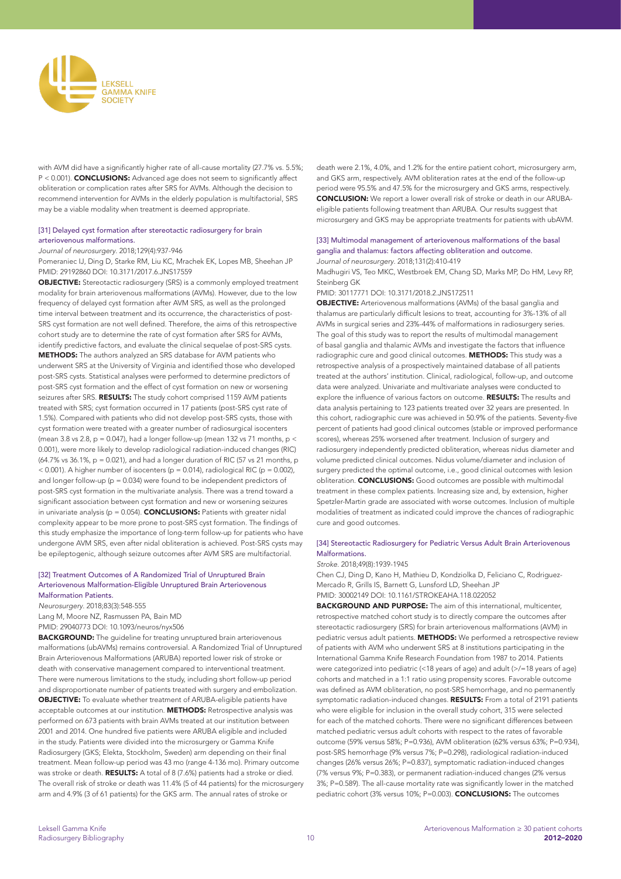with AVM did have a significantly higher rate of all-cause mortality (27.7% vs. 5.5%; P < 0.001). **CONCLUSIONS:** Advanced age does not seem to significantly affect obliteration or complication rates after SRS for AVMs. Although the decision to recommend intervention for AVMs in the elderly population is multifactorial, SRS may be a viable modality when treatment is deemed appropriate.

### [31] Delayed cyst formation after stereotactic radiosurgery for brain arteriovenous malformations.

*Journal of neurosurgery*. 2018;129(4):937-946

Pomeraniec IJ, Ding D, Starke RM, Liu KC, Mrachek EK, Lopes MB, Sheehan JP

PMID: 29192860 DOI: 10.3171/2017.6.JNS17559

**OBJECTIVE:** Stereotactic radiosurgery (SRS) is a commonly employed treatment modality for brain arteriovenous malformations (AVMs). However, due to the low frequency of delayed cyst formation after AVM SRS, as well as the prolonged time interval between treatment and its occurrence, the characteristics of post-SRS cyst formation are not well defined. Therefore, the aims of this retrospective cohort study are to determine the rate of cyst formation after SRS for AVMs, identify predictive factors, and evaluate the clinical sequelae of post-SRS cysts. **METHODS:** The authors analyzed an SRS database for AVM patients who underwent SRS at the University of Virginia and identified those who developed post-SRS cysts. Statistical analyses were performed to determine predictors of post-SRS cyst formation and the effect of cyst formation on new or worsening seizures after SRS. **RESULTS:** The study cohort comprised 1159 AVM patients treated with SRS; cyst formation occurred in 17 patients (post-SRS cyst rate of 1.5%). Compared with patients who did not develop post-SRS cysts, those with cyst formation were treated with a greater number of radiosurgical isocenters (mean 3.8 vs 2.8, p = 0.047), had a longer follow-up (mean 132 vs 71 months, p < 0.001), were more likely to develop radiological radiation-induced changes (RIC) (64.7% vs 36.1%, p = 0.021), and had a longer duration of RIC (57 vs 21 months, p < 0.001). A higher number of isocenters (p = 0.014), radiological RIC (p = 0.002), and longer follow-up (p = 0.034) were found to be independent predictors of post-SRS cyst formation in the multivariate analysis. There was a trend toward a significant association between cyst formation and new or worsening seizures in univariate analysis (p = 0.054). **CONCLUSIONS:** Patients with greater nidal complexity appear to be more prone to post-SRS cyst formation. The findings of this study emphasize the importance of long-term follow-up for patients who have undergone AVM SRS, even after nidal obliteration is achieved. Post-SRS cysts may be epileptogenic, although seizure outcomes after AVM SRS are multifactorial.

### [32] Treatment Outcomes of A Randomized Trial of Unruptured Brain Arteriovenous Malformation-Eligible Unruptured Brain Arteriovenous Malformation Patients.

*Neurosurgery*. 2018;83(3):548-555

Lang M, Moore NZ, Rasmussen PA, Bain MD

PMID: 29040773 DOI: 10.1093/neuros/nyx506

**BACKGROUND:** The guideline for treating unruptured brain arteriovenous malformations (ubAVMs) remains controversial. A Randomized Trial of Unruptured Brain Arteriovenous Malformations (ARUBA) reported lower risk of stroke or death with conservative management compared to interventional treatment. There were numerous limitations to the study, including short follow-up period and disproportionate number of patients treated with surgery and embolization. **OBJECTIVE:** To evaluate whether treatment of ARUBA-eligible patients have acceptable outcomes at our institution. **METHODS:** Retrospective analysis was performed on 673 patients with brain AVMs treated at our institution between 2001 and 2014. One hundred five patients were ARUBA eligible and included in the study. Patients were divided into the microsurgery or Gamma Knife Radiosurgery (GKS; Elekta, Stockholm, Sweden) arm depending on their final treatment. Mean follow-up period was 43 mo (range 4-136 mo). Primary outcome was stroke or death. **RESULTS:** A total of 8 (7.6%) patients had a stroke or died. The overall risk of stroke or death was 11.4% (5 of 44 patients) for the microsurgery arm and 4.9% (3 of 61 patients) for the GKS arm. The annual rates of stroke or death were 2.1%, 4.0%, and 1.2% for the entire patient cohort, microsurgery arm, and GKS arm, respectively. AVM obliteration rates at the end of the follow-up period were 95.5% and 47.5% for the microsurgery and GKS arms, respectively. **CONCLUSION:** We report a lower overall risk of stroke or death in our ARUBA-eligible patients following treatment than ARUBA. Our results suggest that microsurgery and GKS may be appropriate treatments for patients with ubAVM.

### [33] Multimodal management of arteriovenous malformations of the basal ganglia and thalamus: factors affecting obliteration and outcome.

*Journal of neurosurgery*. 2018;131(2):410-419

Madhugiri VS, Teo MKC, Westbroek EM, Chang SD, Marks MP, Do HM, Levy RP, Steinberg GK

PMID: 30117771 DOI: 10.3171/2018.2.JNS172511

**OBJECTIVE:** Arteriovenous malformations (AVMs) of the basal ganglia and thalamus are particularly difficult lesions to treat, accounting for 3%-13% of all AVMs in surgical series and 23%-44% of malformations in radiosurgery series. The goal of this study was to report the results of multimodal management of basal ganglia and thalamic AVMs and investigate the factors that influence radiographic cure and good clinical outcomes. **METHODS:** This study was a retrospective analysis of a prospectively maintained database of all patients treated at the authors' institution. Clinical, radiological, follow-up, and outcome data were analyzed. Univariate and multivariate analyses were conducted to explore the influence of various factors on outcome. **RESULTS:** The results and data analysis pertaining to 123 patients treated over 32 years are presented. In this cohort, radiographic cure was achieved in 50.9% of the patients. Seventy-five percent of patients had good clinical outcomes (stable or improved performance scores), whereas 25% worsened after treatment. Inclusion of surgery and radiosurgery independently predicted obliteration, whereas nidus diameter and volume predicted clinical outcomes. Nidus volume/diameter and inclusion of surgery predicted the optimal outcome, i.e., good clinical outcomes with lesion obliteration. **CONCLUSIONS:** Good outcomes are possible with multimodal treatment in these complex patients. Increasing size and, by extension, higher Spetzler-Martin grade are associated with worse outcomes. Inclusion of multiple modalities of treatment as indicated could improve the chances of radiographic cure and good outcomes.

### [34] Stereotactic Radiosurgery for Pediatric Versus Adult Brain Arteriovenous Malformations.

*Stroke*. 2018;49(8):1939-1945

Chen CJ, Ding D, Kano H, Mathieu D, Kondziolka D, Feliciano C, Rodriguez-Mercado R, Grills IS, Barnett G, Lunsford LD, Sheehan JP

PMID: 30002149 DOI: 10.1161/STROKEAHA.118.022052

**BACKGROUND AND PURPOSE:** The aim of this international, multicenter, retrospective matched cohort study is to directly compare the outcomes after stereotactic radiosurgery (SRS) for brain arteriovenous malformations (AVM) in pediatric versus adult patients. **METHODS:** We performed a retrospective review of patients with AVM who underwent SRS at 8 institutions participating in the International Gamma Knife Research Foundation from 1987 to 2014. Patients were categorized into pediatric (<18 years of age) and adult (>/=18 years of age) cohorts and matched in a 1:1 ratio using propensity scores. Favorable outcome was defined as AVM obliteration, no post-SRS hemorrhage, and no permanently symptomatic radiation-induced changes. **RESULTS:** From a total of 2191 patients who were eligible for inclusion in the overall study cohort, 315 were selected for each of the matched cohorts. There were no significant differences between matched pediatric versus adult cohorts with respect to the rates of favorable outcome (59% versus 58%; P=0.936), AVM obliteration (62% versus 63%; P=0.934), post-SRS hemorrhage (9% versus 7%; P=0.298), radiological radiation-induced changes (26% versus 26%; P=0.837), symptomatic radiation-induced changes (7% versus 9%; P=0.383), or permanent radiation-induced changes (2% versus 3%; P=0.589). The all-cause mortality rate was significantly lower in the matched pediatric cohort (3% versus 10%; P=0.003). **CONCLUSIONS:** The outcomes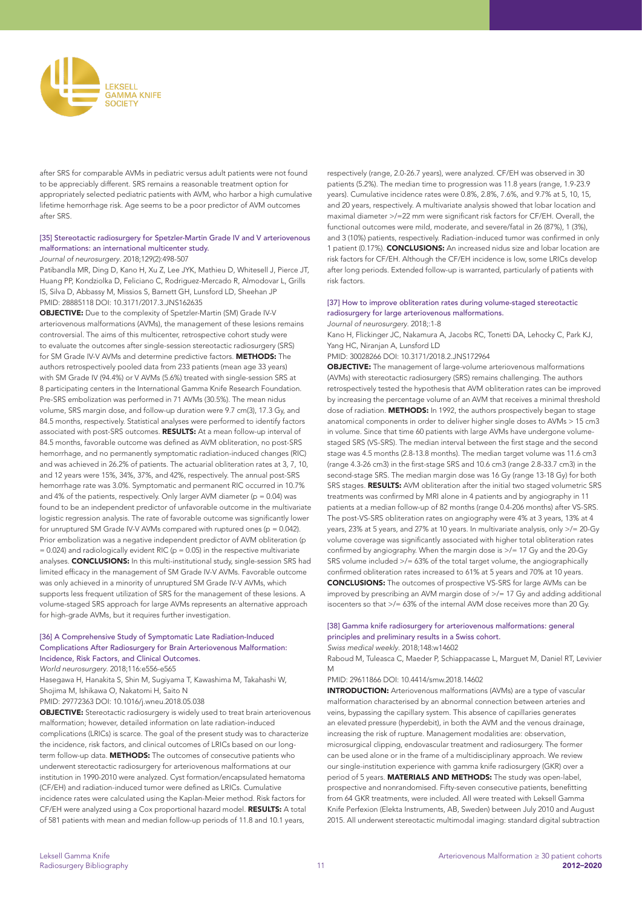after SRS for comparable AVMs in pediatric versus adult patients were not found to be appreciably different. SRS remains a reasonable treatment option for appropriately selected pediatric patients with AVM, who harbor a high cumulative lifetime hemorrhage risk. Age seems to be a poor predictor of AVM outcomes after SRS.

### [35] Stereotactic radiosurgery for Spetzler-Martin Grade IV and V arteriovenous malformations: an international multicenter study.

*Journal of neurosurgery*. 2018;129(2):498-507

Patibandla MR, Ding D, Kano H, Xu Z, Lee JYK, Mathieu D, Whitesell J, Pierce JT, Huang PP, Kondziolka D, Feliciano C, Rodriguez-Mercado R, Almodovar L, Grills IS, Silva D, Abbassy M, Missios S, Barnett GH, Lunsford LD, Sheehan JP

PMID: 28885118 DOI: 10.3171/2017.3.JNS162635

**OBJECTIVE:** Due to the complexity of Spetzler-Martin (SM) Grade IV-V arteriovenous malformations (AVMs), the management of these lesions remains controversial. The aims of this multicenter, retrospective cohort study were to evaluate the outcomes after single-session stereotactic radiosurgery (SRS) for SM Grade IV-V AVMs and determine predictive factors. **METHODS:** The authors retrospectively pooled data from 233 patients (mean age 33 years) with SM Grade IV (94.4%) or V AVMs (5.6%) treated with single-session SRS at 8 participating centers in the International Gamma Knife Research Foundation. Pre-SRS embolization was performed in 71 AVMs (30.5%). The mean nidus volume, SRS margin dose, and follow-up duration were 9.7 cm(3), 17.3 Gy, and 84.5 months, respectively. Statistical analyses were performed to identify factors associated with post-SRS outcomes. **RESULTS:** At a mean follow-up interval of 84.5 months, favorable outcome was defined as AVM obliteration, no post-SRS hemorrhage, and no permanently symptomatic radiation-induced changes (RIC) and was achieved in 26.2% of patients. The actuarial obliteration rates at 3, 7, 10, and 12 years were 15%, 34%, 37%, and 42%, respectively. The annual post-SRS hemorrhage rate was 3.0%. Symptomatic and permanent RIC occurred in 10.7% and 4% of the patients, respectively. Only larger AVM diameter ($p = 0.04$) was found to be an independent predictor of unfavorable outcome in the multivariate logistic regression analysis. The rate of favorable outcome was significantly lower for unruptured SM Grade IV-V AVMs compared with ruptured ones ($p = 0.042$). Prior embolization was a negative independent predictor of AVM obliteration ($p = 0.024$) and radiologically evident RIC ($p = 0.05$) in the respective multivariate analyses. **CONCLUSIONS:** In this multi-institutional study, single-session SRS had limited efficacy in the management of SM Grade IV-V AVMs. Favorable outcome was only achieved in a minority of unruptured SM Grade IV-V AVMs, which supports less frequent utilization of SRS for the management of these lesions. A volume-staged SRS approach for large AVMs represents an alternative approach for high-grade AVMs, but it requires further investigation.

### [36] A Comprehensive Study of Symptomatic Late Radiation-Induced Complications After Radiosurgery for Brain Arteriovenous Malformation: Incidence, Risk Factors, and Clinical Outcomes.

*World neurosurgery*. 2018;116:e556-e565

Hasegawa H, Hanakita S, Shin M, Sugiyama T, Kawashima M, Takahashi W, Shojima M, Ishikawa O, Nakatomi H, Saito N

PMID: 29772363 DOI: 10.1016/j.wneu.2018.05.038

**OBJECTIVE:** Stereotactic radiosurgery is widely used to treat brain arteriovenous malformation; however, detailed information on late radiation-induced complications (LRICs) is scarce. The goal of the present study was to characterize the incidence, risk factors, and clinical outcomes of LRICs based on our long-term follow-up data. **METHODS:** The outcomes of consecutive patients who underwent stereotactic radiosurgery for arteriovenous malformations at our institution in 1990-2010 were analyzed. Cyst formation/encapsulated hematoma (CF/EH) and radiation-induced tumor were defined as LRICs. Cumulative incidence rates were calculated using the Kaplan-Meier method. Risk factors for CF/EH were analyzed using a Cox proportional hazard model. **RESULTS:** A total of 581 patients with mean and median follow-up periods of 11.8 and 10.1 years, respectively (range, 2.0-26.7 years), were analyzed. CF/EH was observed in 30 patients (5.2%). The median time to progression was 11.8 years (range, 1.9-23.9 years). Cumulative incidence rates were 0.8%, 2.8%, 7.6%, and 9.7% at 5, 10, 15, and 20 years, respectively. A multivariate analysis showed that lobar location and maximal diameter >/=22 mm were significant risk factors for CF/EH. Overall, the functional outcomes were mild, moderate, and severe/fatal in 26 (87%), 1 (3%), and 3 (10%) patients, respectively. Radiation-induced tumor was confirmed in only 1 patient (0.17%). **CONCLUSIONS:** An increased nidus size and lobar location are risk factors for CF/EH. Although the CF/EH incidence is low, some LRICs develop after long periods. Extended follow-up is warranted, particularly of patients with risk factors.

### [37] How to improve obliteration rates during volume-staged stereotactic radiosurgery for large arteriovenous malformations.

*Journal of neurosurgery*. 2018;:1-8

Kano H, Flickinger JC, Nakamura A, Jacobs RC, Tonetti DA, Lehocky C, Park KJ, Yang HC, Niranjan A, Lunsford LD

PMID: 30028266 DOI: 10.3171/2018.2.JNS172964

**OBJECTIVE:** The management of large-volume arteriovenous malformations (AVMs) with stereotactic radiosurgery (SRS) remains challenging. The authors retrospectively tested the hypothesis that AVM obliteration rates can be improved by increasing the percentage volume of an AVM that receives a minimal threshold dose of radiation. **METHODS:** In 1992, the authors prospectively began to stage anatomical components in order to deliver higher single doses to AVMs > 15 cm3 in volume. Since that time 60 patients with large AVMs have undergone volume-staged SRS (VS-SRS). The median interval between the first stage and the second stage was 4.5 months (2.8-13.8 months). The median target volume was 11.6 cm3 (range 4.3-26 cm3) in the first-stage SRS and 10.6 cm3 (range 2.8-33.7 cm3) in the second-stage SRS. The median margin dose was 16 Gy (range 13-18 Gy) for both SRS stages. **RESULTS:** AVM obliteration after the initial two staged volumetric SRS treatments was confirmed by MRI alone in 4 patients and by angiography in 11 patients at a median follow-up of 82 months (range 0.4-206 months) after VS-SRS. The post-VS-SRS obliteration rates on angiography were 4% at 3 years, 13% at 4 years, 23% at 5 years, and 27% at 10 years. In multivariate analysis, only >/= 20-Gy volume coverage was significantly associated with higher total obliteration rates confirmed by angiography. When the margin dose is >/= 17 Gy and the 20-Gy SRS volume included >/= 63% of the total target volume, the angiographically confirmed obliteration rates increased to 61% at 5 years and 70% at 10 years. **CONCLUSIONS:** The outcomes of prospective VS-SRS for large AVMs can be improved by prescribing an AVM margin dose of >/= 17 Gy and adding additional isocenters so that >/= 63% of the internal AVM dose receives more than 20 Gy.

### [38] Gamma knife radiosurgery for arteriovenous malformations: general principles and preliminary results in a Swiss cohort.

*Swiss medical weekly*. 2018;148:w14602

Raboud M, Tuleasca C, Maeder P, Schiappacasse L, Marguet M, Daniel RT, Levivier M

PMID: 29611866 DOI: 10.4414/smw.2018.14602

**INTRODUCTION:** Arteriovenous malformations (AVMs) are a type of vascular malformation characterised by an abnormal connection between arteries and veins, bypassing the capillary system. This absence of capillaries generates an elevated pressure (hyperdebit), in both the AVM and the venous drainage, increasing the risk of rupture. Management modalities are: observation, microsurgical clipping, endovascular treatment and radiosurgery. The former can be used alone or in the frame of a multidisciplinary approach. We review our single-institution experience with gamma knife radiosurgery (GKR) over a period of 5 years. **MATERIALS AND METHODS:** The study was open-label, prospective and nonrandomised. Fifty-seven consecutive patients, benefitting from 64 GKR treatments, were included. All were treated with Leksell Gamma Knife Perfexion (Elekta Instruments, AB, Sweden) between July 2010 and August 2015. All underwent stereotactic multimodal imaging: standard digital subtraction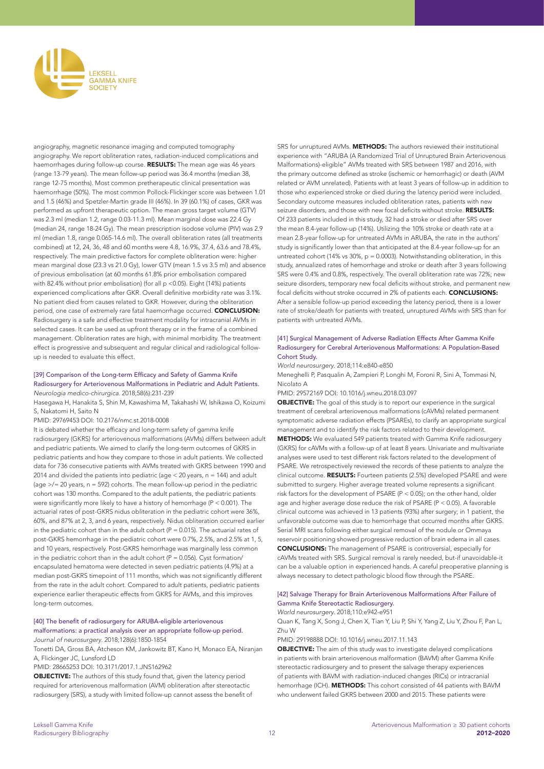angiography, magnetic resonance imaging and computed tomography angiography. We report obliteration rates, radiation-induced complications and haemorrhages during follow-up course. **RESULTS:** The mean age was 46 years (range 13-79 years). The mean follow-up period was 36.4 months (median 38, range 12-75 months). Most common pretherapeutic clinical presentation was haemorrhage (50%). The most common Pollock-Flickinger score was between 1.01 and 1.5 (46%) and Spetzler-Martin grade III (46%). In 39 (60.1%) of cases, GKR was performed as upfront therapeutic option. The mean gross target volume (GTV) was 2.3 ml (median 1.2, range 0.03-11.3 ml). Mean marginal dose was 22.4 Gy (median 24, range 18-24 Gy). The mean prescription isodose volume (PIV) was 2.9 ml (median 1.8, range 0.065-14.6 ml). The overall obliteration rates (all treatments combined) at 12, 24, 36, 48 and 60 months were 4.8, 16.9%, 37.4, 63.6 and 78.4%, respectively. The main predictive factors for complete obliteration were: higher mean marginal dose (23.3 vs 21.0 Gy), lower GTV (mean 1.5 vs 3.5 ml) and absence of previous embolisation (at 60 months 61.8% prior embolisation compared with 82.4% without prior embolisation) (for all p <0.05). Eight (14%) patients experienced complications after GKR. Overall definitive morbidity rate was 3.1%. No patient died from causes related to GKR. However, during the obliteration period, one case of extremely rare fatal haemorrhage occurred. **CONCLUSION:** Radiosurgery is a safe and effective treatment modality for intracranial AVMs in selected cases. It can be used as upfront therapy or in the frame of a combined management. Obliteration rates are high, with minimal morbidity. The treatment effect is progressive and subsequent and regular clinical and radiological follow-up is needed to evaluate this effect.

### [39] Comparison of the Long-term Efficacy and Safety of Gamma Knife Radiosurgery for Arteriovenous Malformations in Pediatric and Adult Patients.

*Neurologia medico-chirurgica.* 2018;58(6):231-239

Hasegawa H, Hanakita S, Shin M, Kawashima M, Takahashi W, Ishikawa O, Koizumi S, Nakatomi H, Saito N

PMID: 29769453 DOI: 10.2176/nmc.st.2018-0008

It is debated whether the efficacy and long-term safety of gamma knife radiosurgery (GKRS) for arteriovenous malformations (AVMs) differs between adult and pediatric patients. We aimed to clarify the long-term outcomes of GKRS in pediatric patients and how they compare to those in adult patients. We collected data for 736 consecutive patients with AVMs treated with GKRS between 1990 and 2014 and divided the patients into pediatric (age < 20 years, n = 144) and adult (age >/= 20 years, n = 592) cohorts. The mean follow-up period in the pediatric cohort was 130 months. Compared to the adult patients, the pediatric patients were significantly more likely to have a history of hemorrhage (P < 0.001). The actuarial rates of post-GKRS nidus obliteration in the pediatric cohort were 36%, 60%, and 87% at 2, 3, and 6 years, respectively. Nidus obliteration occurred earlier in the pediatric cohort than in the adult cohort (P = 0.015). The actuarial rates of post-GKRS hemorrhage in the pediatric cohort were 0.7%, 2.5%, and 2.5% at 1, 5, and 10 years, respectively. Post-GKRS hemorrhage was marginally less common in the pediatric cohort than in the adult cohort (P = 0.056). Cyst formation/encapsulated hematoma were detected in seven pediatric patients (4.9%) at a median post-GKRS timepoint of 111 months, which was not significantly different from the rate in the adult cohort. Compared to adult patients, pediatric patients experience earlier therapeutic effects from GKRS for AVMs, and this improves long-term outcomes.

### [40] The benefit of radiosurgery for ARUBA-eligible arteriovenous malformations: a practical analysis over an appropriate follow-up period.

*Journal of neurosurgery.* 2018;128(6):1850-1854

Tonetti DA, Gross BA, Atcheson KM, Jankowitz BT, Kano H, Monaco EA, Niranjan A, Flickinger JC, Lunsford LD

PMID: 28665253 DOI: 10.3171/2017.1.JNS162962

**OBJECTIVE:** The authors of this study found that, given the latency period required for arteriovenous malformation (AVM) obliteration after stereotactic radiosurgery (SRS), a study with limited follow-up cannot assess the benefit of SRS for unruptured AVMs. **METHODS:** The authors reviewed their institutional experience with "ARUBA (A Randomized Trial of Unruptured Brain Arteriovenous Malformations)-eligible" AVMs treated with SRS between 1987 and 2016, with the primary outcome defined as stroke (ischemic or hemorrhagic) or death (AVM related or AVM unrelated). Patients with at least 3 years of follow-up in addition to those who experienced stroke or died during the latency period were included. Secondary outcome measures included obliteration rates, patients with new seizure disorders, and those with new focal deficits without stroke. **RESULTS:** Of 233 patients included in this study, 32 had a stroke or died after SRS over the mean 8.4-year follow-up (14%). Utilizing the 10% stroke or death rate at a mean 2.8-year follow-up for untreated AVMs in ARUBA, the rate in the authors' study is significantly lower than that anticipated at the 8.4-year follow-up for an untreated cohort (14% vs 30%, p = 0.0003). Notwithstanding obliteration, in this study, annualized rates of hemorrhage and stroke or death after 3 years following SRS were 0.4% and 0.8%, respectively. The overall obliteration rate was 72%; new seizure disorders, temporary new focal deficits without stroke, and permanent new focal deficits without stroke occurred in 2% of patients each. **CONCLUSIONS:** After a sensible follow-up period exceeding the latency period, there is a lower rate of stroke/death for patients with treated, unruptured AVMs with SRS than for patients with untreated AVMs.

### [41] Surgical Management of Adverse Radiation Effects After Gamma Knife Radiosurgery for Cerebral Arteriovenous Malformations: A Population-Based Cohort Study.

*World neurosurgery.* 2018;114:e840-e850

Meneghelli P, Pasqualin A, Zampieri P, Longhi M, Foroni R, Sini A, Tommasi N, Nicolato A

PMID: 29572169 DOI: 10.1016/j.wneu.2018.03.097

**OBJECTIVE:** The goal of this study is to report our experience in the surgical treatment of cerebral arteriovenous malformations (cAVMs) related permanent symptomatic adverse radiation effects (PSAREs), to clarify an appropriate surgical management and to identify the risk factors related to their development. **METHODS:** We evaluated 549 patients treated with Gamma Knife radiosurgery (GKRS) for cAVMs with a follow-up of at least 8 years. Univariate and multivariate analyses were used to test different risk factors related to the development of PSARE. We retrospectively reviewed the records of these patients to analyze the clinical outcome. **RESULTS:** Fourteen patients (2.5%) developed PSARE and were submitted to surgery. Higher average treated volume represents a significant risk factors for the development of PSARE (P < 0.05); on the other hand, older age and higher average dose reduce the risk of PSARE (P < 0.05). A favorable clinical outcome was achieved in 13 patients (93%) after surgery; in 1 patient, the unfavorable outcome was due to hemorrhage that occurred months after GKRS. Serial MRI scans following either surgical removal of the nodule or Ommaya reservoir positioning showed progressive reduction of brain edema in all cases. **CONCLUSIONS:** The management of PSARE is controversial, especially for cAVMs treated with SRS. Surgical removal is rarely needed, but-if unavoidable-it can be a valuable option in experienced hands. A careful preoperative planning is always necessary to detect pathologic blood flow through the PSARE.

### [42] Salvage Therapy for Brain Arteriovenous Malformations After Failure of Gamma Knife Stereotactic Radiosurgery.

*World neurosurgery.* 2018;110:e942-e951

Quan K, Tang X, Song J, Chen X, Tian Y, Liu P, Shi Y, Yang Z, Liu Y, Zhou F, Pan L, Zhu W

PMID: 29198888 DOI: 10.1016/j.wneu.2017.11.143

**OBJECTIVE:** The aim of this study was to investigate delayed complications in patients with brain arteriovenous malformation (BAVM) after Gamma Knife stereotactic radiosurgery and to present the salvage therapy experiences of patients with BAVM with radiation-induced changes (RICs) or intracranial hemorrhage (ICH). **METHODS:** This cohort consisted of 44 patients with BAVM who underwent failed GKRS between 2000 and 2015. These patients were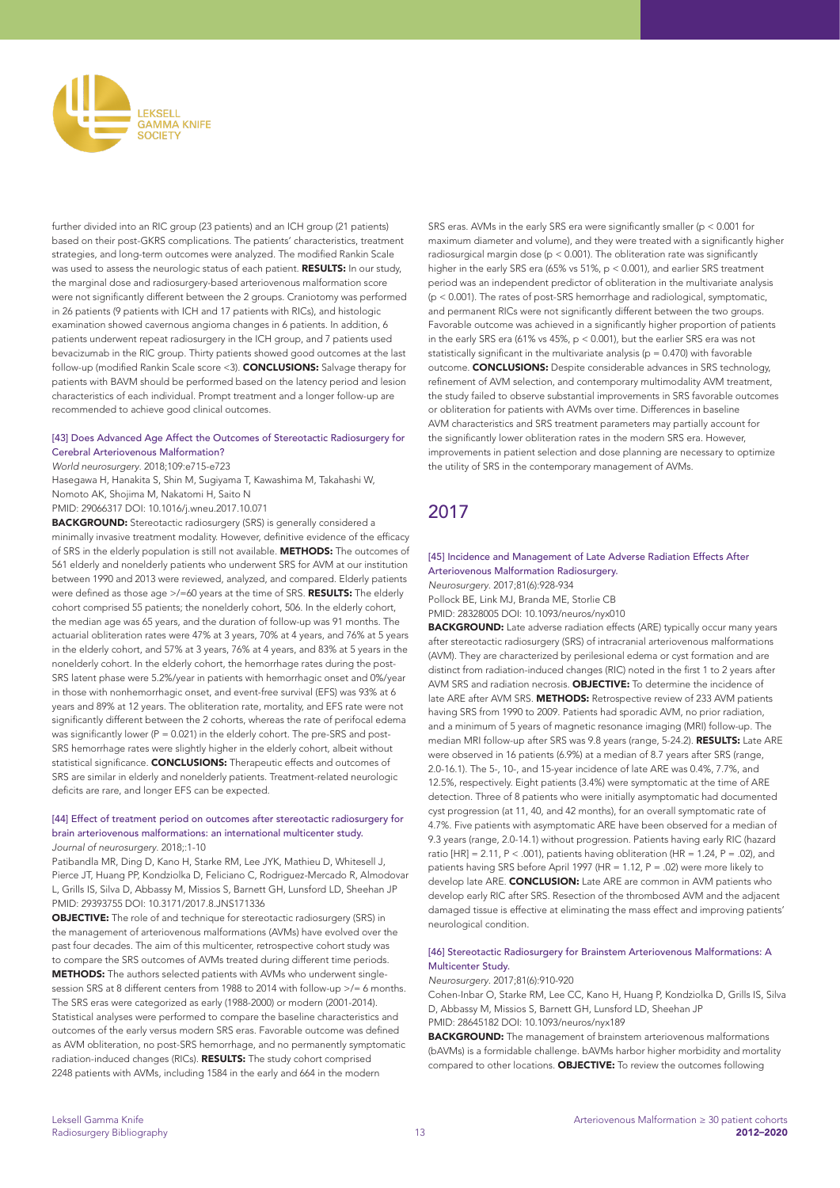further divided into an RIC group (23 patients) and an ICH group (21 patients) based on their post-GKRS complications. The patients' characteristics, treatment strategies, and long-term outcomes were analyzed. The modified Rankin Scale was used to assess the neurologic status of each patient. **RESULTS:** In our study, the marginal dose and radiosurgery-based arteriovenous malformation score were not significantly different between the 2 groups. Craniotomy was performed in 26 patients (9 patients with ICH and 17 patients with RICs), and histologic examination showed cavernous angioma changes in 6 patients. In addition, 6 patients underwent repeat radiosurgery in the ICH group, and 7 patients used bevacizumab in the RIC group. Thirty patients showed good outcomes at the last follow-up (modified Rankin Scale score <3). **CONCLUSIONS:** Salvage therapy for patients with BAVM should be performed based on the latency period and lesion characteristics of each individual. Prompt treatment and a longer follow-up are recommended to achieve good clinical outcomes.

#### [43] Does Advanced Age Affect the Outcomes of Stereotactic Radiosurgery for Cerebral Arteriovenous Malformation?

*World neurosurgery*. 2018;109:e715-e723

Hasegawa H, Hanakita S, Shin M, Sugiyama T, Kawashima M, Takahashi W, Nomoto AK, Shojima M, Nakatomi H, Saito N

PMID: 29066317 DOI: 10.1016/j.wneu.2017.10.071

**BACKGROUND:** Stereotactic radiosurgery (SRS) is generally considered a minimally invasive treatment modality. However, definitive evidence of the efficacy of SRS in the elderly population is still not available. **METHODS:** The outcomes of 561 elderly and nonelderly patients who underwent SRS for AVM at our institution between 1990 and 2013 were reviewed, analyzed, and compared. Elderly patients were defined as those age >/=60 years at the time of SRS. **RESULTS:** The elderly cohort comprised 55 patients; the nonelderly cohort, 506. In the elderly cohort, the median age was 65 years, and the duration of follow-up was 91 months. The actuarial obliteration rates were 47% at 3 years, 70% at 4 years, and 76% at 5 years in the elderly cohort, and 57% at 3 years, 76% at 4 years, and 83% at 5 years in the nonelderly cohort. In the elderly cohort, the hemorrhage rates during the post-SRS latent phase were 5.2%/year in patients with hemorrhagic onset and 0%/year in those with nonhemorrhagic onset, and event-free survival (EFS) was 93% at 6 years and 89% at 12 years. The obliteration rate, mortality, and EFS rate were not significantly different between the 2 cohorts, whereas the rate of perifocal edema was significantly lower (P = 0.021) in the elderly cohort. The pre-SRS and post-SRS hemorrhage rates were slightly higher in the elderly cohort, albeit without statistical significance. **CONCLUSIONS:** Therapeutic effects and outcomes of SRS are similar in elderly and nonelderly patients. Treatment-related neurologic deficits are rare, and longer EFS can be expected.

#### [44] Effect of treatment period on outcomes after stereotactic radiosurgery for brain arteriovenous malformations: an international multicenter study.

*Journal of neurosurgery*. 2018;:1-10

Patibandla MR, Ding D, Kano H, Starke RM, Lee JYK, Mathieu D, Whitesell J, Pierce JT, Huang PP, Kondziolka D, Feliciano C, Rodriguez-Mercado R, Almodovar L, Grills IS, Silva D, Abbassy M, Missios S, Barnett GH, Lunsford LD, Sheehan JP

PMID: 29393755 DOI: 10.3171/2017.8.JNS171336

**OBJECTIVE:** The role of and technique for stereotactic radiosurgery (SRS) in the management of arteriovenous malformations (AVMs) have evolved over the past four decades. The aim of this multicenter, retrospective cohort study was to compare the SRS outcomes of AVMs treated during different time periods. **METHODS:** The authors selected patients with AVMs who underwent single-session SRS at 8 different centers from 1988 to 2014 with follow-up >/= 6 months. The SRS eras were categorized as early (1988-2000) or modern (2001-2014). Statistical analyses were performed to compare the baseline characteristics and outcomes of the early versus modern SRS eras. Favorable outcome was defined as AVM obliteration, no post-SRS hemorrhage, and no permanently symptomatic radiation-induced changes (RICs). **RESULTS:** The study cohort comprised 2248 patients with AVMs, including 1584 in the early and 664 in the modern SRS eras. AVMs in the early SRS era were significantly smaller (p < 0.001 for maximum diameter and volume), and they were treated with a significantly higher radiosurgical margin dose (p < 0.001). The obliteration rate was significantly higher in the early SRS era (65% vs 51%, p < 0.001), and earlier SRS treatment period was an independent predictor of obliteration in the multivariate analysis (p < 0.001). The rates of post-SRS hemorrhage and radiological, symptomatic, and permanent RICs were not significantly different between the two groups. Favorable outcome was achieved in a significantly higher proportion of patients in the early SRS era (61% vs 45%, p < 0.001), but the earlier SRS era was not statistically significant in the multivariate analysis (p = 0.470) with favorable outcome. **CONCLUSIONS:** Despite considerable advances in SRS technology, refinement of AVM selection, and contemporary multimodality AVM treatment, the study failed to observe substantial improvements in SRS favorable outcomes or obliteration for patients with AVMs over time. Differences in baseline AVM characteristics and SRS treatment parameters may partially account for the significantly lower obliteration rates in the modern SRS era. However, improvements in patient selection and dose planning are necessary to optimize the utility of SRS in the contemporary management of AVMs.

## 2017

#### [45] Incidence and Management of Late Adverse Radiation Effects After Arteriovenous Malformation Radiosurgery.

*Neurosurgery*. 2017;81(6):928-934

Pollock BE, Link MJ, Branda ME, Storlie CB

PMID: 28328005 DOI: 10.1093/neuros/nyx010

**BACKGROUND:** Late adverse radiation effects (ARE) typically occur many years after stereotactic radiosurgery (SRS) of intracranial arteriovenous malformations (AVM). They are characterized by perilesional edema or cyst formation and are distinct from radiation-induced changes (RIC) noted in the first 1 to 2 years after AVM SRS and radiation necrosis. **OBJECTIVE:** To determine the incidence of late ARE after AVM SRS. **METHODS:** Retrospective review of 233 AVM patients having SRS from 1990 to 2009. Patients had sporadic AVM, no prior radiation, and a minimum of 5 years of magnetic resonance imaging (MRI) follow-up. The median MRI follow-up after SRS was 9.8 years (range, 5-24.2). **RESULTS:** Late ARE were observed in 16 patients (6.9%) at a median of 8.7 years after SRS (range, 2.0-16.1). The 5-, 10-, and 15-year incidence of late ARE was 0.4%, 7.7%, and 12.5%, respectively. Eight patients (3.4%) were symptomatic at the time of ARE detection. Three of 8 patients who were initially asymptomatic had documented cyst progression (at 11, 40, and 42 months), for an overall symptomatic rate of 4.7%. Five patients with asymptomatic ARE have been observed for a median of 9.3 years (range, 2.0-14.1) without progression. Patients having early RIC (hazard ratio [HR] = 2.11, P < .001), patients having obliteration (HR = 1.24, P = .02), and patients having SRS before April 1997 (HR = 1.12, P = .02) were more likely to develop late ARE. **CONCLUSION:** Late ARE are common in AVM patients who develop early RIC after SRS. Resection of the thrombosed AVM and the adjacent damaged tissue is effective at eliminating the mass effect and improving patients' neurological condition.

#### [46] Stereotactic Radiosurgery for Brainstem Arteriovenous Malformations: A Multicenter Study.

*Neurosurgery*. 2017;81(6):910-920

Cohen-Inbar O, Starke RM, Lee CC, Kano H, Huang P, Kondziolka D, Grills IS, Silva D, Abbassy M, Missios S, Barnett GH, Lunsford LD, Sheehan JP

PMID: 28645182 DOI: 10.1093/neuros/nyx189

**BACKGROUND:** The management of brainstem arteriovenous malformations (bAVMs) is a formidable challenge. bAVMs harbor higher morbidity and mortality compared to other locations. **OBJECTIVE:** To review the outcomes following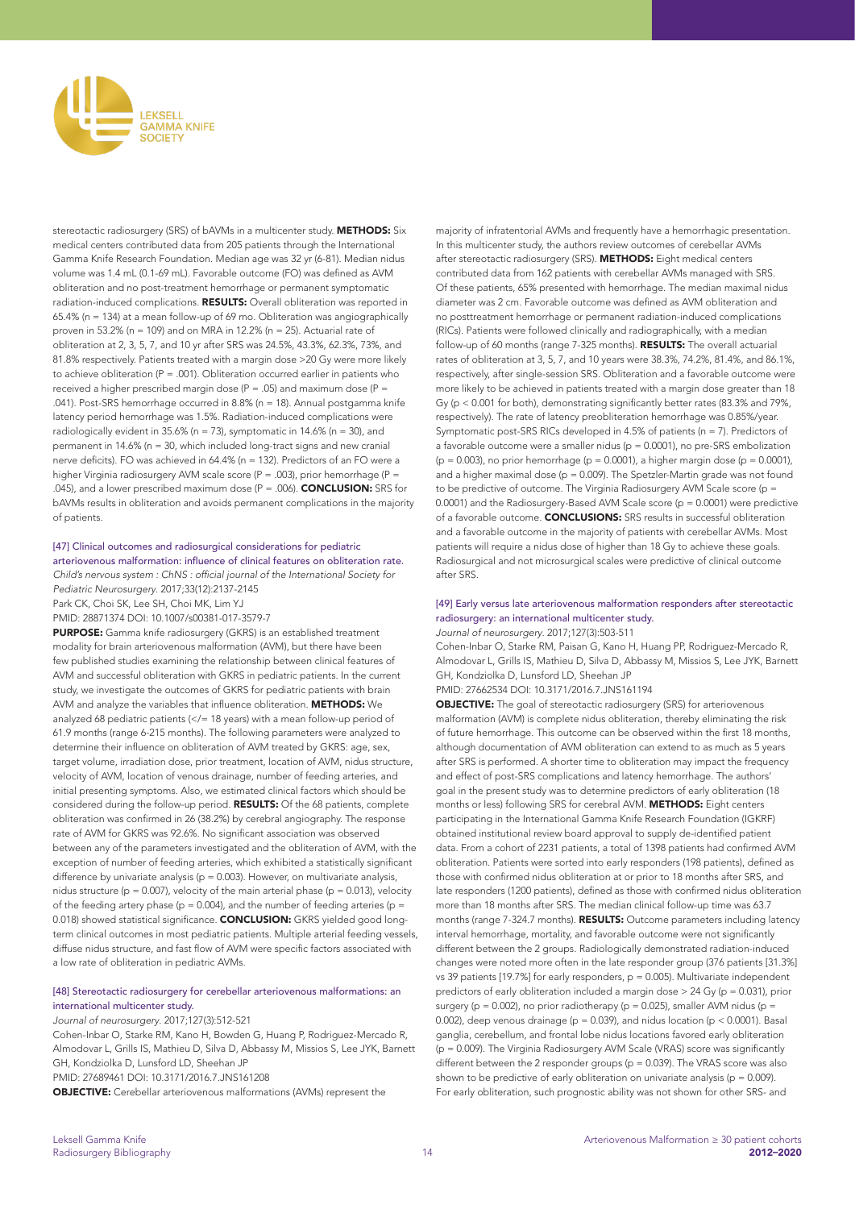stereotactic radiosurgery (SRS) of bAVMs in a multicenter study. **METHODS:** Six medical centers contributed data from 205 patients through the International Gamma Knife Research Foundation. Median age was 32 yr (6-81). Median nidus volume was 1.4 mL (0.1-69 mL). Favorable outcome (FO) was defined as AVM obliteration and no post-treatment hemorrhage or permanent symptomatic radiation-induced complications. **RESULTS:** Overall obliteration was reported in 65.4% (n = 134) at a mean follow-up of 69 mo. Obliteration was angiographically proven in 53.2% (n = 109) and on MRA in 12.2% (n = 25). Actuarial rate of obliteration at 2, 3, 5, 7, and 10 yr after SRS was 24.5%, 43.3%, 62.3%, 73%, and 81.8% respectively. Patients treated with a margin dose >20 Gy were more likely to achieve obliteration (P = .001). Obliteration occurred earlier in patients who received a higher prescribed margin dose (P = .05) and maximum dose (P = .041). Post-SRS hemorrhage occurred in 8.8% (n = 18). Annual postgamma knife latency period hemorrhage was 1.5%. Radiation-induced complications were radiologically evident in 35.6% (n = 73), symptomatic in 14.6% (n = 30), and permanent in 14.6% (n = 30, which included long-tract signs and new cranial nerve deficits). FO was achieved in 64.4% (n = 132). Predictors of an FO were a higher Virginia radiosurgery AVM scale score (P = .003), prior hemorrhage (P = .045), and a lower prescribed maximum dose (P = .006). **CONCLUSION:** SRS for bAVMs results in obliteration and avoids permanent complications in the majority of patients.

### [47] Clinical outcomes and radiosurgical considerations for pediatric arteriovenous malformation: influence of clinical features on obliteration rate.

*Child's nervous system : ChNS : official journal of the International Society for Pediatric Neurosurgery*. 2017;33(12):2137-2145

Park CK, Choi SK, Lee SH, Choi MK, Lim YJ

PMID: 28871374 DOI: 10.1007/s00381-017-3579-7

**PURPOSE:** Gamma knife radiosurgery (GKRS) is an established treatment modality for brain arteriovenous malformation (AVM), but there have been few published studies examining the relationship between clinical features of AVM and successful obliteration with GKRS in pediatric patients. In the current study, we investigate the outcomes of GKRS for pediatric patients with brain AVM and analyze the variables that influence obliteration. **METHODS:** We analyzed 68 pediatric patients (</= 18 years) with a mean follow-up period of 61.9 months (range 6-215 months). The following parameters were analyzed to determine their influence on obliteration of AVM treated by GKRS: age, sex, target volume, irradiation dose, prior treatment, location of AVM, nidus structure, velocity of AVM, location of venous drainage, number of feeding arteries, and initial presenting symptoms. Also, we estimated clinical factors which should be considered during the follow-up period. **RESULTS:** Of the 68 patients, complete obliteration was confirmed in 26 (38.2%) by cerebral angiography. The response rate of AVM for GKRS was 92.6%. No significant association was observed between any of the parameters investigated and the obliteration of AVM, with the exception of number of feeding arteries, which exhibited a statistically significant difference by univariate analysis (p = 0.003). However, on multivariate analysis, nidus structure (p = 0.007), velocity of the main arterial phase (p = 0.013), velocity of the feeding artery phase (p = 0.004), and the number of feeding arteries (p = 0.018) showed statistical significance. **CONCLUSION:** GKRS yielded good long-term clinical outcomes in most pediatric patients. Multiple arterial feeding vessels, diffuse nidus structure, and fast flow of AVM were specific factors associated with a low rate of obliteration in pediatric AVMs.

### [48] Stereotactic radiosurgery for cerebellar arteriovenous malformations: an international multicenter study.

*Journal of neurosurgery*. 2017;127(3):512-521

Cohen-Inbar O, Starke RM, Kano H, Bowden G, Huang P, Rodriguez-Mercado R, Almodovar L, Grills IS, Mathieu D, Silva D, Abbassy M, Missios S, Lee JYK, Barnett GH, Kondziolka D, Lunsford LD, Sheehan JP

PMID: 27689461 DOI: 10.3171/2016.7.JNS161208

**OBJECTIVE:** Cerebellar arteriovenous malformations (AVMs) represent the majority of infratentorial AVMs and frequently have a hemorrhagic presentation. In this multicenter study, the authors review outcomes of cerebellar AVMs after stereotactic radiosurgery (SRS). **METHODS:** Eight medical centers contributed data from 162 patients with cerebellar AVMs managed with SRS. Of these patients, 65% presented with hemorrhage. The median maximal nidus diameter was 2 cm. Favorable outcome was defined as AVM obliteration and no posttreatment hemorrhage or permanent radiation-induced complications (RICs). Patients were followed clinically and radiographically, with a median follow-up of 60 months (range 7-325 months). **RESULTS:** The overall actuarial rates of obliteration at 3, 5, 7, and 10 years were 38.3%, 74.2%, 81.4%, and 86.1%, respectively, after single-session SRS. Obliteration and a favorable outcome were more likely to be achieved in patients treated with a margin dose greater than 18 Gy (p < 0.001 for both), demonstrating significantly better rates (83.3% and 79%, respectively). The rate of latency preobliteration hemorrhage was 0.85%/year. Symptomatic post-SRS RICs developed in 4.5% of patients (n = 7). Predictors of a favorable outcome were a smaller nidus (p = 0.0001), no pre-SRS embolization (p = 0.003), no prior hemorrhage (p = 0.0001), a higher margin dose (p = 0.0001), and a higher maximal dose (p = 0.009). The Spetzler-Martin grade was not found to be predictive of outcome. The Virginia Radiosurgery AVM Scale score (p = 0.0001) and the Radiosurgery-Based AVM Scale score (p = 0.0001) were predictive of a favorable outcome. **CONCLUSIONS:** SRS results in successful obliteration and a favorable outcome in the majority of patients with cerebellar AVMs. Most patients will require a nidus dose of higher than 18 Gy to achieve these goals. Radiosurgical and not microsurgical scales were predictive of clinical outcome after SRS.

### [49] Early versus late arteriovenous malformation responders after stereotactic radiosurgery: an international multicenter study.

*Journal of neurosurgery*. 2017;127(3):503-511

Cohen-Inbar O, Starke RM, Paisan G, Kano H, Huang PP, Rodriguez-Mercado R, Almodovar L, Grills IS, Mathieu D, Silva D, Abbassy M, Missios S, Lee JYK, Barnett GH, Kondziolka D, Lunsford LD, Sheehan JP

PMID: 27662534 DOI: 10.3171/2016.7.JNS161194

**OBJECTIVE:** The goal of stereotactic radiosurgery (SRS) for arteriovenous malformation (AVM) is complete nidus obliteration, thereby eliminating the risk of future hemorrhage. This outcome can be observed within the first 18 months, although documentation of AVM obliteration can extend to as much as 5 years after SRS is performed. A shorter time to obliteration may impact the frequency and effect of post-SRS complications and latency hemorrhage. The authors' goal in the present study was to determine predictors of early obliteration (18 months or less) following SRS for cerebral AVM. **METHODS:** Eight centers participating in the International Gamma Knife Research Foundation (IGKRF) obtained institutional review board approval to supply de-identified patient data. From a cohort of 2231 patients, a total of 1398 patients had confirmed AVM obliteration. Patients were sorted into early responders (198 patients), defined as those with confirmed nidus obliteration at or prior to 18 months after SRS, and late responders (1200 patients), defined as those with confirmed nidus obliteration more than 18 months after SRS. The median clinical follow-up time was 63.7 months (range 7-324.7 months). **RESULTS:** Outcome parameters including latency interval hemorrhage, mortality, and favorable outcome were not significantly different between the 2 groups. Radiologically demonstrated radiation-induced changes were noted more often in the late responder group (376 patients [31.3%] vs 39 patients [19.7%] for early responders, p = 0.005). Multivariate independent predictors of early obliteration included a margin dose > 24 Gy (p = 0.031), prior surgery (p = 0.002), no prior radiotherapy (p = 0.025), smaller AVM nidus (p = 0.002), deep venous drainage (p = 0.039), and nidus location (p < 0.0001). Basal ganglia, cerebellum, and frontal lobe nidus locations favored early obliteration (p = 0.009). The Virginia Radiosurgery AVM Scale (VRAS) score was significantly different between the 2 responder groups (p = 0.039). The VRAS score was also shown to be predictive of early obliteration on univariate analysis (p = 0.009). For early obliteration, such prognostic ability was not shown for other SRS- and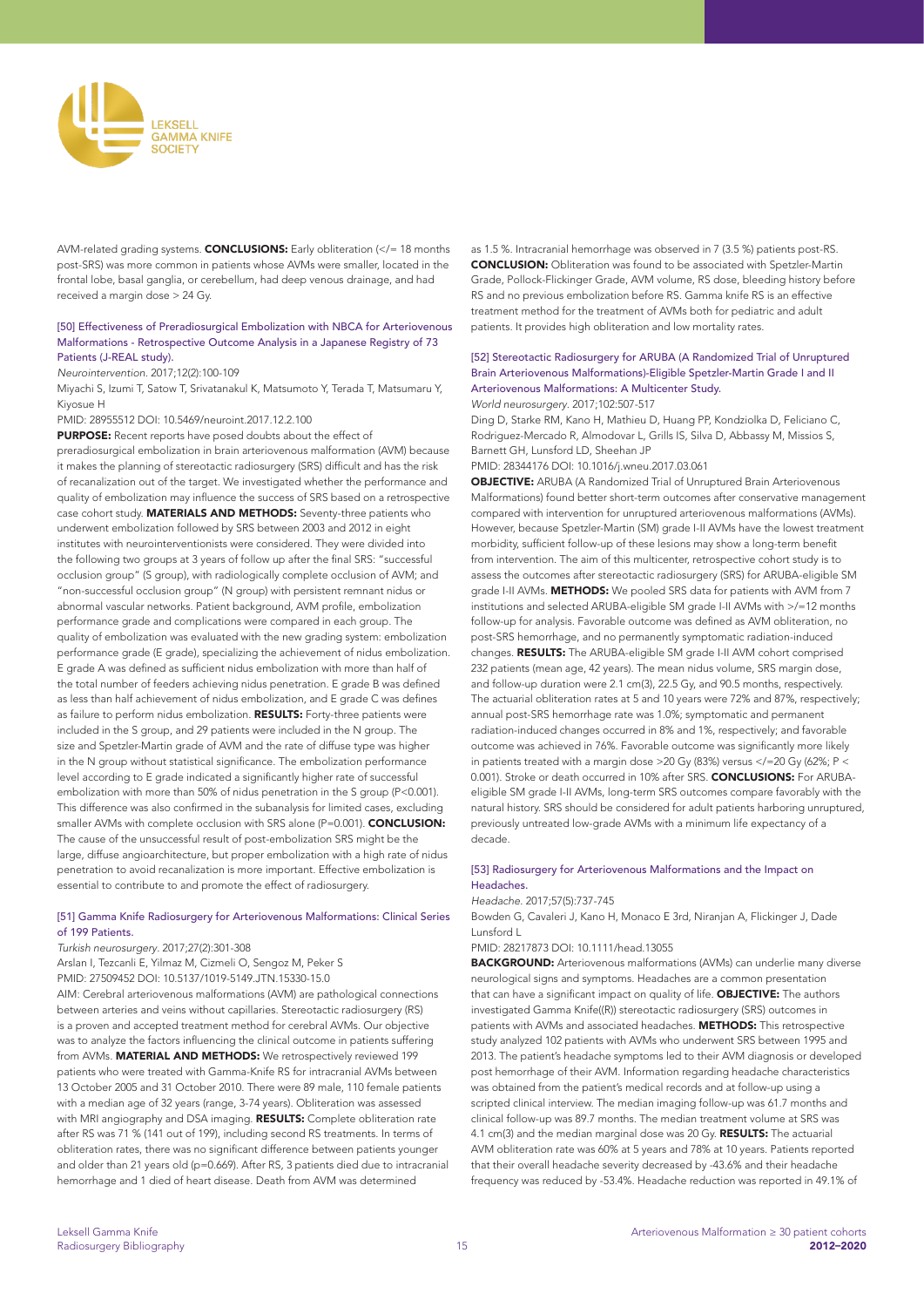AVM-related grading systems. **CONCLUSIONS:** Early obliteration (</= 18 months post-SRS) was more common in patients whose AVMs were smaller, located in the frontal lobe, basal ganglia, or cerebellum, had deep venous drainage, and had received a margin dose > 24 Gy.

### [50] Effectiveness of Preradiosurgical Embolization with NBCA for Arteriovenous Malformations - Retrospective Outcome Analysis in a Japanese Registry of 73 Patients (J-REAL study).

*Neurointervention*. 2017;12(2):100-109

Miyachi S, Izumi T, Satow T, Srivatanakul K, Matsumoto Y, Terada T, Matsumaru Y, Kiyosue H

PMID: 28955512 DOI: 10.5469/neuroint.2017.12.2.100

**PURPOSE:** Recent reports have posed doubts about the effect of preradiosurgical embolization in brain arteriovenous malformation (AVM) because it makes the planning of stereotactic radiosurgery (SRS) difficult and has the risk of recanalization out of the target. We investigated whether the performance and quality of embolization may influence the success of SRS based on a retrospective case cohort study. **MATERIALS AND METHODS:** Seventy-three patients who underwent embolization followed by SRS between 2003 and 2012 in eight institutes with neurointerventionists were considered. They were divided into the following two groups at 3 years of follow up after the final SRS: "successful occlusion group" (S group), with radiologically complete occlusion of AVM; and "non-successful occlusion group" (N group) with persistent remnant nidus or abnormal vascular networks. Patient background, AVM profile, embolization performance grade and complications were compared in each group. The quality of embolization was evaluated with the new grading system: embolization performance grade (E grade), specializing the achievement of nidus embolization. E grade A was defined as sufficient nidus embolization with more than half of the total number of feeders achieving nidus penetration. E grade B was defined as less than half achievement of nidus embolization, and E grade C was defines as failure to perform nidus embolization. **RESULTS:** Forty-three patients were included in the S group, and 29 patients were included in the N group. The size and Spetzler-Martin grade of AVM and the rate of diffuse type was higher in the N group without statistical significance. The embolization performance level according to E grade indicated a significantly higher rate of successful embolization with more than 50% of nidus penetration in the S group (P<0.001). This difference was also confirmed in the subanalysis for limited cases, excluding smaller AVMs with complete occlusion with SRS alone (P=0.001). **CONCLUSION:** The cause of the unsuccessful result of post-embolization SRS might be the large, diffuse angioarchitecture, but proper embolization with a high rate of nidus penetration to avoid recanalization is more important. Effective embolization is essential to contribute to and promote the effect of radiosurgery.

### [51] Gamma Knife Radiosurgery for Arteriovenous Malformations: Clinical Series of 199 Patients.

*Turkish neurosurgery*. 2017;27(2):301-308

Arslan I, Tezcanli E, Yilmaz M, Cizmeli O, Sengoz M, Peker S

PMID: 27509452 DOI: 10.5137/1019-5149.JTN.15330-15.0

AIM: Cerebral arteriovenous malformations (AVM) are pathological connections between arteries and veins without capillaries. Stereotactic radiosurgery (RS) is a proven and accepted treatment method for cerebral AVMs. Our objective was to analyze the factors influencing the clinical outcome in patients suffering from AVMs. **MATERIAL AND METHODS:** We retrospectively reviewed 199 patients who were treated with Gamma-Knife RS for intracranial AVMs between 13 October 2005 and 31 October 2010. There were 89 male, 110 female patients with a median age of 32 years (range, 3-74 years). Obliteration was assessed with MRI angiography and DSA imaging. **RESULTS:** Complete obliteration rate after RS was 71 % (141 out of 199), including second RS treatments. In terms of obliteration rates, there was no significant difference between patients younger and older than 21 years old (p=0.669). After RS, 3 patients died due to intracranial hemorrhage and 1 died of heart disease. Death from AVM was determined as 1.5 %. Intracranial hemorrhage was observed in 7 (3.5 %) patients post-RS. **CONCLUSION:** Obliteration was found to be associated with Spetzler-Martin Grade, Pollock-Flickinger Grade, AVM volume, RS dose, bleeding history before RS and no previous embolization before RS. Gamma knife RS is an effective treatment method for the treatment of AVMs both for pediatric and adult patients. It provides high obliteration and low mortality rates.

### [52] Stereotactic Radiosurgery for ARUBA (A Randomized Trial of Unruptured Brain Arteriovenous Malformations)-Eligible Spetzler-Martin Grade I and II Arteriovenous Malformations: A Multicenter Study.

*World neurosurgery*. 2017;102:507-517

Ding D, Starke RM, Kano H, Mathieu D, Huang PP, Kondziolka D, Feliciano C, Rodriguez-Mercado R, Almodovar L, Grills IS, Silva D, Abbassy M, Missios S, Barnett GH, Lunsford LD, Sheehan JP

PMID: 28344176 DOI: 10.1016/j.wneu.2017.03.061

**OBJECTIVE:** ARUBA (A Randomized Trial of Unruptured Brain Arteriovenous Malformations) found better short-term outcomes after conservative management compared with intervention for unruptured arteriovenous malformations (AVMs). However, because Spetzler-Martin (SM) grade I-II AVMs have the lowest treatment morbidity, sufficient follow-up of these lesions may show a long-term benefit from intervention. The aim of this multicenter, retrospective cohort study is to assess the outcomes after stereotactic radiosurgery (SRS) for ARUBA-eligible SM grade I-II AVMs. **METHODS:** We pooled SRS data for patients with AVM from 7 institutions and selected ARUBA-eligible SM grade I-II AVMs with >/=12 months follow-up for analysis. Favorable outcome was defined as AVM obliteration, no post-SRS hemorrhage, and no permanently symptomatic radiation-induced changes. **RESULTS:** The ARUBA-eligible SM grade I-II AVM cohort comprised 232 patients (mean age, 42 years). The mean nidus volume, SRS margin dose, and follow-up duration were 2.1 cm(3), 22.5 Gy, and 90.5 months, respectively. The actuarial obliteration rates at 5 and 10 years were 72% and 87%, respectively; annual post-SRS hemorrhage rate was 1.0%; symptomatic and permanent radiation-induced changes occurred in 8% and 1%, respectively; and favorable outcome was achieved in 76%. Favorable outcome was significantly more likely in patients treated with a margin dose >20 Gy (83%) versus </=20 Gy (62%; P < 0.001). Stroke or death occurred in 10% after SRS. **CONCLUSIONS:** For ARUBA-eligible SM grade I-II AVMs, long-term SRS outcomes compare favorably with the natural history. SRS should be considered for adult patients harboring unruptured, previously untreated low-grade AVMs with a minimum life expectancy of a decade.

### [53] Radiosurgery for Arteriovenous Malformations and the Impact on Headaches.

*Headache*. 2017;57(5):737-745

Bowden G, Cavaleri J, Kano H, Monaco E 3rd, Niranjan A, Flickinger J, Dade Lunsford L

PMID: 28217873 DOI: 10.1111/head.13055

**BACKGROUND:** Arteriovenous malformations (AVMs) can underlie many diverse neurological signs and symptoms. Headaches are a common presentation that can have a significant impact on quality of life. **OBJECTIVE:** The authors investigated Gamma Knife((R)) stereotactic radiosurgery (SRS) outcomes in patients with AVMs and associated headaches. **METHODS:** This retrospective study analyzed 102 patients with AVMs who underwent SRS between 1995 and 2013. The patient's headache symptoms led to their AVM diagnosis or developed post hemorrhage of their AVM. Information regarding headache characteristics was obtained from the patient's medical records and at follow-up using a scripted clinical interview. The median imaging follow-up was 61.7 months and clinical follow-up was 89.7 months. The median treatment volume at SRS was 4.1 cm(3) and the median marginal dose was 20 Gy. **RESULTS:** The actuarial AVM obliteration rate was 60% at 5 years and 78% at 10 years. Patients reported that their overall headache severity decreased by -43.6% and their headache frequency was reduced by -53.4%. Headache reduction was reported in 49.1% of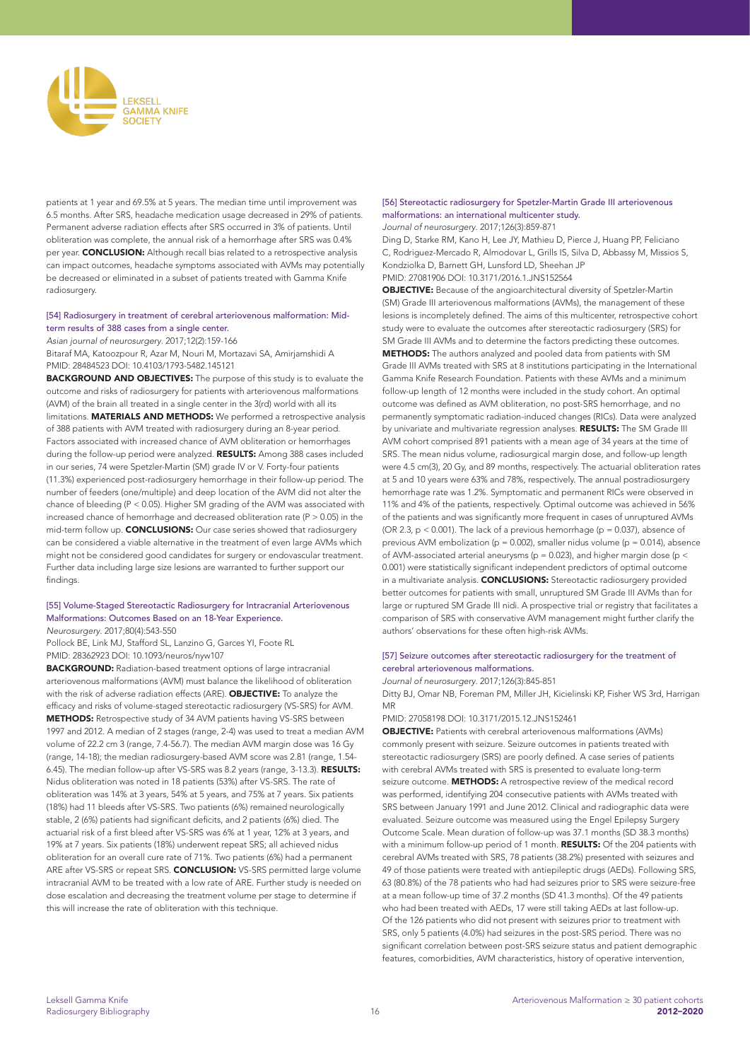patients at 1 year and 69.5% at 5 years. The median time until improvement was 6.5 months. After SRS, headache medication usage decreased in 29% of patients. Permanent adverse radiation effects after SRS occurred in 3% of patients. Until obliteration was complete, the annual risk of a hemorrhage after SRS was 0.4% per year. **CONCLUSION:** Although recall bias related to a retrospective analysis can impact outcomes, headache symptoms associated with AVMs may potentially be decreased or eliminated in a subset of patients treated with Gamma Knife radiosurgery.

### [54] Radiosurgery in treatment of cerebral arteriovenous malformation: Mid-term results of 388 cases from a single center.

*Asian journal of neurosurgery*. 2017;12(2):159-166

Bitaraf MA, Katoozpour R, Azar M, Nouri M, Mortazavi SA, Amirjamshidi A

PMID: 28484523 DOI: 10.4103/1793-5482.145121

**BACKGROUND AND OBJECTIVES:** The purpose of this study is to evaluate the outcome and risks of radiosurgery for patients with arteriovenous malformations (AVM) of the brain all treated in a single center in the 3(rd) world with all its limitations. **MATERIALS AND METHODS:** We performed a retrospective analysis of 388 patients with AVM treated with radiosurgery during an 8-year period. Factors associated with increased chance of AVM obliteration or hemorrhages during the follow-up period were analyzed. **RESULTS:** Among 388 cases included in our series, 74 were Spetzler-Martin (SM) grade IV or V. Forty-four patients (11.3%) experienced post-radiosurgery hemorrhage in their follow-up period. The number of feeders (one/multiple) and deep location of the AVM did not alter the chance of bleeding ($P < 0.05$). Higher SM grading of the AVM was associated with increased chance of hemorrhage and decreased obliteration rate ($P > 0.05$) in the mid-term follow up. **CONCLUSIONS:** Our case series showed that radiosurgery can be considered a viable alternative in the treatment of even large AVMs which might not be considered good candidates for surgery or endovascular treatment. Further data including large size lesions are warranted to further support our findings.

### [55] Volume-Staged Stereotactic Radiosurgery for Intracranial Arteriovenous Malformations: Outcomes Based on an 18-Year Experience.

*Neurosurgery*. 2017;80(4):543-550

Pollock BE, Link MJ, Stafford SL, Lanzino G, Garces YI, Foote RL

PMID: 28362923 DOI: 10.1093/neuros/nyw107

**BACKGROUND:** Radiation-based treatment options of large intracranial arteriovenous malformations (AVM) must balance the likelihood of obliteration with the risk of adverse radiation effects (ARE). **OBJECTIVE:** To analyze the efficacy and risks of volume-staged stereotactic radiosurgery (VS-SRS) for AVM. **METHODS:** Retrospective study of 34 AVM patients having VS-SRS between 1997 and 2012. A median of 2 stages (range, 2-4) was used to treat a median AVM volume of 22.2 cm 3 (range, 7.4-56.7). The median AVM margin dose was 16 Gy (range, 14-18); the median radiosurgery-based AVM score was 2.81 (range, 1.54-6.45). The median follow-up after VS-SRS was 8.2 years (range, 3-13.3). **RESULTS:** Nidus obliteration was noted in 18 patients (53%) after VS-SRS. The rate of obliteration was 14% at 3 years, 54% at 5 years, and 75% at 7 years. Six patients (18%) had 11 bleeds after VS-SRS. Two patients (6%) remained neurologically stable, 2 (6%) patients had significant deficits, and 2 patients (6%) died. The actuarial risk of a first bleed after VS-SRS was 6% at 1 year, 12% at 3 years, and 19% at 7 years. Six patients (18%) underwent repeat SRS; all achieved nidus obliteration for an overall cure rate of 71%. Two patients (6%) had a permanent ARE after VS-SRS or repeat SRS. **CONCLUSION:** VS-SRS permitted large volume intracranial AVM to be treated with a low rate of ARE. Further study is needed on dose escalation and decreasing the treatment volume per stage to determine if this will increase the rate of obliteration with this technique.

### [56] Stereotactic radiosurgery for Spetzler-Martin Grade III arteriovenous malformations: an international multicenter study.

*Journal of neurosurgery*. 2017;126(3):859-871

Ding D, Starke RM, Kano H, Lee JY, Mathieu D, Pierce J, Huang PP, Feliciano C, Rodriguez-Mercado R, Almodovar L, Grills IS, Silva D, Abbassy M, Missios S, Kondziolka D, Barnett GH, Lunsford LD, Sheehan JP

PMID: 27081906 DOI: 10.3171/2016.1.JNS152564

**OBJECTIVE:** Because of the angioarchitectural diversity of Spetzler-Martin (SM) Grade III arteriovenous malformations (AVMs), the management of these lesions is incompletely defined. The aims of this multicenter, retrospective cohort study were to evaluate the outcomes after stereotactic radiosurgery (SRS) for SM Grade III AVMs and to determine the factors predicting these outcomes. **METHODS:** The authors analyzed and pooled data from patients with SM Grade III AVMs treated with SRS at 8 institutions participating in the International Gamma Knife Research Foundation. Patients with these AVMs and a minimum follow-up length of 12 months were included in the study cohort. An optimal outcome was defined as AVM obliteration, no post-SRS hemorrhage, and no permanently symptomatic radiation-induced changes (RICs). Data were analyzed by univariate and multivariate regression analyses. **RESULTS:** The SM Grade III AVM cohort comprised 891 patients with a mean age of 34 years at the time of SRS. The mean nidus volume, radiosurgical margin dose, and follow-up length were 4.5 cm(3), 20 Gy, and 89 months, respectively. The actuarial obliteration rates at 5 and 10 years were 63% and 78%, respectively. The annual postradiosurgery hemorrhage rate was 1.2%. Symptomatic and permanent RICs were observed in 11% and 4% of the patients, respectively. Optimal outcome was achieved in 56% of the patients and was significantly more frequent in cases of unruptured AVMs (OR 2.3, $p < 0.001$). The lack of a previous hemorrhage ($p = 0.037$), absence of previous AVM embolization ($p = 0.002$), smaller nidus volume ($p = 0.014$), absence of AVM-associated arterial aneurysms ($p = 0.023$), and higher margin dose ($p < 0.001$) were statistically significant independent predictors of optimal outcome in a multivariate analysis. **CONCLUSIONS:** Stereotactic radiosurgery provided better outcomes for patients with small, unruptured SM Grade III AVMs than for large or ruptured SM Grade III nidi. A prospective trial or registry that facilitates a comparison of SRS with conservative AVM management might further clarify the authors' observations for these often high-risk AVMs.

### [57] Seizure outcomes after stereotactic radiosurgery for the treatment of cerebral arteriovenous malformations.

*Journal of neurosurgery*. 2017;126(3):845-851

Ditty BJ, Omar NB, Foreman PM, Miller JH, Kicielinski KP, Fisher WS 3rd, Harrigan MR

PMID: 27058198 DOI: 10.3171/2015.12.JNS152461

**OBJECTIVE:** Patients with cerebral arteriovenous malformations (AVMs) commonly present with seizure. Seizure outcomes in patients treated with stereotactic radiosurgery (SRS) are poorly defined. A case series of patients with cerebral AVMs treated with SRS is presented to evaluate long-term seizure outcome. **METHODS:** A retrospective review of the medical record was performed, identifying 204 consecutive patients with AVMs treated with SRS between January 1991 and June 2012. Clinical and radiographic data were evaluated. Seizure outcome was measured using the Engel Epilepsy Surgery Outcome Scale. Mean duration of follow-up was 37.1 months (SD 38.3 months) with a minimum follow-up period of 1 month. **RESULTS:** Of the 204 patients with cerebral AVMs treated with SRS, 78 patients (38.2%) presented with seizures and 49 of those patients were treated with antiepileptic drugs (AEDs). Following SRS, 63 (80.8%) of the 78 patients who had had seizures prior to SRS were seizure-free at a mean follow-up time of 37.2 months (SD 41.3 months). Of the 49 patients who had been treated with AEDs, 17 were still taking AEDs at last follow-up. Of the 126 patients who did not present with seizures prior to treatment with SRS, only 5 patients (4.0%) had seizures in the post-SRS period. There was no significant correlation between post-SRS seizure status and patient demographic features, comorbidities, AVM characteristics, history of operative intervention,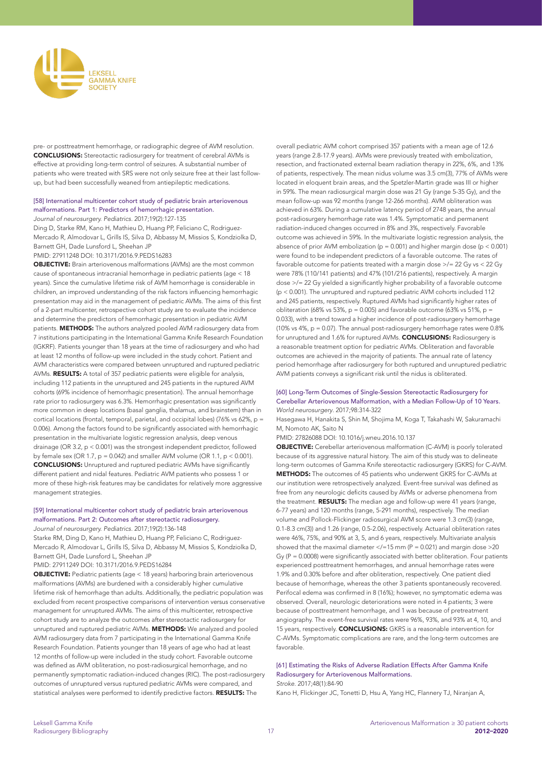pre- or posttreatment hemorrhage, or radiographic degree of AVM resolution. **CONCLUSIONS:** Stereotactic radiosurgery for treatment of cerebral AVMs is effective at providing long-term control of seizures. A substantial number of patients who were treated with SRS were not only seizure free at their last follow-up, but had been successfully weaned from antiepileptic medications.

### [58] International multicenter cohort study of pediatric brain arteriovenous malformations. Part 1: Predictors of hemorrhagic presentation.

*Journal of neurosurgery. Pediatrics.* 2017;19(2):127-135

Ding D, Starke RM, Kano H, Mathieu D, Huang PP, Feliciano C, Rodriguez-Mercado R, Almodovar L, Grills IS, Silva D, Abbassy M, Missios S, Kondziolka D, Barnett GH, Dade Lunsford L, Sheehan JP

PMID: 27911248 DOI: 10.3171/2016.9.PEDS16283

**OBJECTIVE:** Brain arteriovenous malformations (AVMs) are the most common cause of spontaneous intracranial hemorrhage in pediatric patients (age < 18 years). Since the cumulative lifetime risk of AVM hemorrhage is considerable in children, an improved understanding of the risk factors influencing hemorrhagic presentation may aid in the management of pediatric AVMs. The aims of this first of a 2-part multicenter, retrospective cohort study are to evaluate the incidence and determine the predictors of hemorrhagic presentation in pediatric AVM patients. **METHODS:** The authors analyzed pooled AVM radiosurgery data from 7 institutions participating in the International Gamma Knife Research Foundation (IGKRF). Patients younger than 18 years at the time of radiosurgery and who had at least 12 months of follow-up were included in the study cohort. Patient and AVM characteristics were compared between unruptured and ruptured pediatric AVMs. **RESULTS:** A total of 357 pediatric patients were eligible for analysis, including 112 patients in the unruptured and 245 patients in the ruptured AVM cohorts (69% incidence of hemorrhagic presentation). The annual hemorrhage rate prior to radiosurgery was 6.3%. Hemorrhagic presentation was significantly more common in deep locations (basal ganglia, thalamus, and brainstem) than in cortical locations (frontal, temporal, parietal, and occipital lobes) (76% vs 62%, p = 0.006). Among the factors found to be significantly associated with hemorrhagic presentation in the multivariate logistic regression analysis, deep venous drainage (OR 3.2, p < 0.001) was the strongest independent predictor, followed by female sex (OR 1.7, p = 0.042) and smaller AVM volume (OR 1.1, p < 0.001). **CONCLUSIONS:** Unruptured and ruptured pediatric AVMs have significantly different patient and nidal features. Pediatric AVM patients who possess 1 or more of these high-risk features may be candidates for relatively more aggressive management strategies.

### [59] International multicenter cohort study of pediatric brain arteriovenous malformations. Part 2: Outcomes after stereotactic radiosurgery.

*Journal of neurosurgery. Pediatrics.* 2017;19(2):136-148

Starke RM, Ding D, Kano H, Mathieu D, Huang PP, Feliciano C, Rodriguez-Mercado R, Almodovar L, Grills IS, Silva D, Abbassy M, Missios S, Kondziolka D, Barnett GH, Dade Lunsford L, Sheehan JP

PMID: 27911249 DOI: 10.3171/2016.9.PEDS16284

**OBJECTIVE:** Pediatric patients (age < 18 years) harboring brain arteriovenous malformations (AVMs) are burdened with a considerably higher cumulative lifetime risk of hemorrhage than adults. Additionally, the pediatric population was excluded from recent prospective comparisons of intervention versus conservative management for unruptured AVMs. The aims of this multicenter, retrospective cohort study are to analyze the outcomes after stereotactic radiosurgery for unruptured and ruptured pediatric AVMs. **METHODS:** We analyzed and pooled AVM radiosurgery data from 7 participating in the International Gamma Knife Research Foundation. Patients younger than 18 years of age who had at least 12 months of follow-up were included in the study cohort. Favorable outcome was defined as AVM obliteration, no post-radiosurgical hemorrhage, and no permanently symptomatic radiation-induced changes (RIC). The post-radiosurgery outcomes of unruptured versus ruptured pediatric AVMs were compared, and statistical analyses were performed to identify predictive factors. **RESULTS:** The overall pediatric AVM cohort comprised 357 patients with a mean age of 12.6 years (range 2.8-17.9 years). AVMs were previously treated with embolization, resection, and fractionated external beam radiation therapy in 22%, 6%, and 13% of patients, respectively. The mean nidus volume was 3.5 cm(3), 77% of AVMs were located in eloquent brain areas, and the Spetzler-Martin grade was III or higher in 59%. The mean radiosurgical margin dose was 21 Gy (range 5-35 Gy), and the mean follow-up was 92 months (range 12-266 months). AVM obliteration was achieved in 63%. During a cumulative latency period of 2748 years, the annual post-radiosurgery hemorrhage rate was 1.4%. Symptomatic and permanent radiation-induced changes occurred in 8% and 3%, respectively. Favorable outcome was achieved in 59%. In the multivariate logistic regression analysis, the absence of prior AVM embolization (p = 0.001) and higher margin dose (p < 0.001) were found to be independent predictors of a favorable outcome. The rates of favorable outcome for patients treated with a margin dose >/= 22 Gy vs < 22 Gy were 78% (110/141 patients) and 47% (101/216 patients), respectively. A margin dose >/= 22 Gy yielded a significantly higher probability of a favorable outcome (p < 0.001). The unruptured and ruptured pediatric AVM cohorts included 112 and 245 patients, respectively. Ruptured AVMs had significantly higher rates of obliteration (68% vs 53%, p = 0.005) and favorable outcome (63% vs 51%, p = 0.033), with a trend toward a higher incidence of post-radiosurgery hemorrhage (10% vs 4%, p = 0.07). The annual post-radiosurgery hemorrhage rates were 0.8% for unruptured and 1.6% for ruptured AVMs. **CONCLUSIONS:** Radiosurgery is a reasonable treatment option for pediatric AVMs. Obliteration and favorable outcomes are achieved in the majority of patients. The annual rate of latency period hemorrhage after radiosurgery for both ruptured and unruptured pediatric AVM patients conveys a significant risk until the nidus is obliterated.

### [60] Long-Term Outcomes of Single-Session Stereotactic Radiosurgery for Cerebellar Arteriovenous Malformation, with a Median Follow-Up of 10 Years.

*World neurosurgery.* 2017;98:314-322

Hasegawa H, Hanakita S, Shin M, Shojima M, Koga T, Takahashi W, Sakuramachi M, Nomoto AK, Saito N

PMID: 27826088 DOI: 10.1016/j.wneu.2016.10.137

**OBJECTIVE:** Cerebellar arteriovenous malformation (C-AVM) is poorly tolerated because of its aggressive natural history. The aim of this study was to delineate long-term outcomes of Gamma Knife stereotactic radiosurgery (GKRS) for C-AVM. **METHODS:** The outcomes of 45 patients who underwent GKRS for C-AVMs at our institution were retrospectively analyzed. Event-free survival was defined as free from any neurologic deficits caused by AVMs or adverse phenomena from the treatment. **RESULTS:** The median age and follow-up were 41 years (range, 6-77 years) and 120 months (range, 5-291 months), respectively. The median volume and Pollock-Flickinger radiosurgical AVM score were 1.3 cm(3) (range, 0.1-8.3 cm(3)) and 1.26 (range, 0.5-2.06), respectively. Actuarial obliteration rates were 46%, 75%, and 90% at 3, 5, and 6 years, respectively. Multivariate analysis showed that the maximal diameter </=15 mm (P = 0.021) and margin dose >20 Gy (P = 0.0008) were significantly associated with better obliteration. Four patients experienced posttreatment hemorrhages, and annual hemorrhage rates were 1.9% and 0.30% before and after obliteration, respectively. One patient died because of hemorrhage, whereas the other 3 patients spontaneously recovered. Perifocal edema was confirmed in 8 (16%); however, no symptomatic edema was observed. Overall, neurologic deteriorations were noted in 4 patients; 3 were because of posttreatment hemorrhage, and 1 was because of pretreatment angiography. The event-free survival rates were 96%, 93%, and 93% at 4, 10, and 15 years, respectively. **CONCLUSIONS:** GKRS is a reasonable intervention for C-AVMs. Symptomatic complications are rare, and the long-term outcomes are favorable.

### [61] Estimating the Risks of Adverse Radiation Effects After Gamma Knife Radiosurgery for Arteriovenous Malformations.

*Stroke.* 2017;48(1):84-90

Kano H, Flickinger JC, Tonetti D, Hsu A, Yang HC, Flannery TJ, Niranjan A,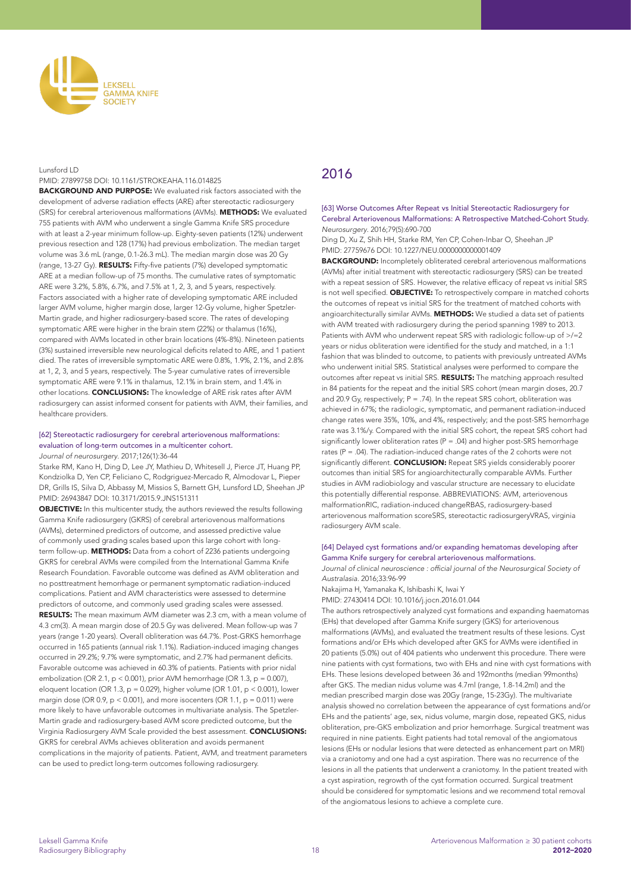Lunsford LD

PMID: 27899758 DOI: 10.1161/STROKEAHA.116.014825

**BACKGROUND AND PURPOSE:** We evaluated risk factors associated with the development of adverse radiation effects (ARE) after stereotactic radiosurgery (SRS) for cerebral arteriovenous malformations (AVMs). **METHODS:** We evaluated 755 patients with AVM who underwent a single Gamma Knife SRS procedure with at least a 2-year minimum follow-up. Eighty-seven patients (12%) underwent previous resection and 128 (17%) had previous embolization. The median target volume was 3.6 mL (range, 0.1-26.3 mL). The median margin dose was 20 Gy (range, 13-27 Gy). **RESULTS:** Fifty-five patients (7%) developed symptomatic ARE at a median follow-up of 75 months. The cumulative rates of symptomatic ARE were 3.2%, 5.8%, 6.7%, and 7.5% at 1, 2, 3, and 5 years, respectively. Factors associated with a higher rate of developing symptomatic ARE included larger AVM volume, higher margin dose, larger 12-Gy volume, higher Spetzler-Martin grade, and higher radiosurgery-based score. The rates of developing symptomatic ARE were higher in the brain stem (22%) or thalamus (16%), compared with AVMs located in other brain locations (4%-8%). Nineteen patients (3%) sustained irreversible new neurological deficits related to ARE, and 1 patient died. The rates of irreversible symptomatic ARE were 0.8%, 1.9%, 2.1%, and 2.8% at 1, 2, 3, and 5 years, respectively. The 5-year cumulative rates of irreversible symptomatic ARE were 9.1% in thalamus, 12.1% in brain stem, and 1.4% in other locations. **CONCLUSIONS:** The knowledge of ARE risk rates after AVM radiosurgery can assist informed consent for patients with AVM, their families, and healthcare providers.

### [62] Stereotactic radiosurgery for cerebral arteriovenous malformations: evaluation of long-term outcomes in a multicenter cohort.

*Journal of neurosurgery*. 2017;126(1):36-44

Starke RM, Kano H, Ding D, Lee JY, Mathieu D, Whitesell J, Pierce JT, Huang PP, Kondziolka D, Yen CP, Feliciano C, Rodriguez-Mercado R, Almodovar L, Pieper DR, Grills IS, Silva D, Abbassy M, Missios S, Barnett GH, Lunsford LD, Sheehan JP

PMID: 26943847 DOI: 10.3171/2015.9.JNS151311

**OBJECTIVE:** In this multicenter study, the authors reviewed the results following Gamma Knife radiosurgery (GKRS) of cerebral arteriovenous malformations (AVMs), determined predictors of outcome, and assessed predictive value of commonly used grading scales based upon this large cohort with long-term follow-up. **METHODS:** Data from a cohort of 2236 patients undergoing GKRS for cerebral AVMs were compiled from the International Gamma Knife Research Foundation. Favorable outcome was defined as AVM obliteration and no posttreatment hemorrhage or permanent symptomatic radiation-induced complications. Patient and AVM characteristics were assessed to determine predictors of outcome, and commonly used grading scales were assessed. **RESULTS:** The mean maximum AVM diameter was 2.3 cm, with a mean volume of 4.3 cm(3). A mean margin dose of 20.5 Gy was delivered. Mean follow-up was 7 years (range 1-20 years). Overall obliteration was 64.7%. Post-GRKS hemorrhage occurred in 165 patients (annual risk 1.1%). Radiation-induced imaging changes occurred in 29.2%; 9.7% were symptomatic, and 2.7% had permanent deficits. Favorable outcome was achieved in 60.3% of patients. Patients with prior nidal embolization (OR 2.1, $p < 0.001$), prior AVM hemorrhage (OR 1.3, $p = 0.007$), eloquent location (OR 1.3, $p = 0.029$), higher volume (OR 1.01, $p < 0.001$), lower margin dose (OR 0.9, $p < 0.001$), and more isocenters (OR 1.1, $p = 0.011$) were more likely to have unfavorable outcomes in multivariate analysis. The Spetzler-Martin grade and radiosurgery-based AVM score predicted outcome, but the Virginia Radiosurgery AVM Scale provided the best assessment. **CONCLUSIONS:** GKRS for cerebral AVMs achieves obliteration and avoids permanent complications in the majority of patients. Patient, AVM, and treatment parameters can be used to predict long-term outcomes following radiosurgery.

## 2016

### [63] Worse Outcomes After Repeat vs Initial Stereotactic Radiosurgery for Cerebral Arteriovenous Malformations: A Retrospective Matched-Cohort Study.

*Neurosurgery*. 2016;79(5):690-700

Ding D, Xu Z, Shih HH, Starke RM, Yen CP, Cohen-Inbar O, Sheehan JP

PMID: 27759676 DOI: 10.1227/NEU.0000000000001409

**BACKGROUND:** Incompletely obliterated cerebral arteriovenous malformations (AVMs) after initial treatment with stereotactic radiosurgery (SRS) can be treated with a repeat session of SRS. However, the relative efficacy of repeat vs initial SRS is not well specified. **OBJECTIVE:** To retrospectively compare in matched cohorts the outcomes of repeat vs initial SRS for the treatment of matched cohorts with angioarchitecturally similar AVMs. **METHODS:** We studied a data set of patients with AVM treated with radiosurgery during the period spanning 1989 to 2013. Patients with AVM who underwent repeat SRS with radiologic follow-up of >/=2 years or nidus obliteration were identified for the study and matched, in a 1:1 fashion that was blinded to outcome, to patients with previously untreated AVMs who underwent initial SRS. Statistical analyses were performed to compare the outcomes after repeat vs initial SRS. **RESULTS:** The matching approach resulted in 84 patients for the repeat and the initial SRS cohort (mean margin doses, 20.7 and 20.9 Gy, respectively; P = .74). In the repeat SRS cohort, obliteration was achieved in 67%; the radiologic, symptomatic, and permanent radiation-induced change rates were 35%, 10%, and 4%, respectively; and the post-SRS hemorrhage rate was 3.1%/y. Compared with the initial SRS cohort, the repeat SRS cohort had significantly lower obliteration rates (P = .04) and higher post-SRS hemorrhage rates (P = .04). The radiation-induced change rates of the 2 cohorts were not significantly different. **CONCLUSION:** Repeat SRS yields considerably poorer outcomes than initial SRS for angioarchitecturally comparable AVMs. Further studies in AVM radiobiology and vascular structure are necessary to elucidate this potentially differential response. ABBREVIATIONS: AVM, arteriovenous malformationRIC, radiation-induced changeRBAS, radiosurgery-based arteriovenous malformation scoreSRS, stereotactic radiosurgeryVRAS, virginia radiosurgery AVM scale.

### [64] Delayed cyst formations and/or expanding hematomas developing after Gamma Knife surgery for cerebral arteriovenous malformations.

*Journal of clinical neuroscience : official journal of the Neurosurgical Society of Australasia*. 2016;33:96-99

Nakajima H, Yamanaka K, Ishibashi K, Iwai Y

PMID: 27430414 DOI: 10.1016/j.jocn.2016.01.044

The authors retrospectively analyzed cyst formations and expanding haematomas (EHs) that developed after Gamma Knife surgery (GKS) for arteriovenous malformations (AVMs), and evaluated the treatment results of these lesions. Cyst formations and/or EHs which developed after GKS for AVMs were identified in 20 patients (5.0%) out of 404 patients who underwent this procedure. There were nine patients with cyst formations, two with EHs and nine with cyst formations with EHs. These lesions developed between 36 and 192months (median 99months) after GKS. The median nidus volume was 4.7ml (range, 1.8-14.2ml) and the median prescribed margin dose was 20Gy (range, 15-23Gy). The multivariate analysis showed no correlation between the appearance of cyst formations and/or EHs and the patients' age, sex, nidus volume, margin dose, repeated GKS, nidus obliteration, pre-GKS embolization and prior hemorrhage. Surgical treatment was required in nine patients. Eight patients had total removal of the angiomatous lesions (EHs or nodular lesions that were detected as enhancement part on MRI) via a craniotomy and one had a cyst aspiration. There was no recurrence of the lesions in all the patients that underwent a craniotomy. In the patient treated with a cyst aspiration, regrowth of the cyst formation occurred. Surgical treatment should be considered for symptomatic lesions and we recommend total removal of the angiomatous lesions to achieve a complete cure.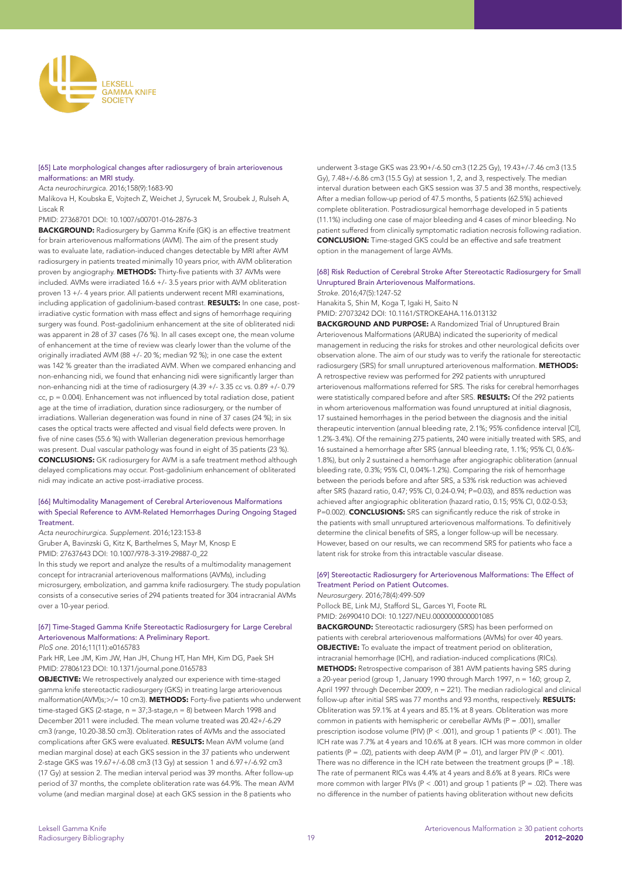### [65] Late morphological changes after radiosurgery of brain arteriovenous malformations: an MRI study.

*Acta neurochirurgica.* 2016;158(9):1683-90

Malikova H, Koubska E, Vojtech Z, Weichet J, Syrucek M, Sroubek J, Rulseh A, Liscak R

PMID: 27368701 DOI: 10.1007/s00701-016-2876-3

**BACKGROUND:** Radiosurgery by Gamma Knife (GK) is an effective treatment for brain arteriovenous malformations (AVM). The aim of the present study was to evaluate late, radiation-induced changes detectable by MRI after AVM radiosurgery in patients treated minimally 10 years prior, with AVM obliteration proven by angiography. **METHODS:** Thirty-five patients with 37 AVMs were included. AVMs were irradiated 16.6 +/- 3.5 years prior with AVM obliteration proven 13 +/- 4 years prior. All patients underwent recent MRI examinations, including application of gadolinium-based contrast. **RESULTS:** In one case, post-irradiative cystic formation with mass effect and signs of hemorrhage requiring surgery was found. Post-gadolinium enhancement at the site of obliterated nidi was apparent in 28 of 37 cases (76 %). In all cases except one, the mean volume of enhancement at the time of review was clearly lower than the volume of the originally irradiated AVM (88 +/- 20 %; median 92 %); in one case the extent was 142 % greater than the irradiated AVM. When we compared enhancing and non-enhancing nidi, we found that enhancing nidi were significantly larger than non-enhancing nidi at the time of radiosurgery (4.39 +/- 3.35 cc vs. 0.89 +/- 0.79 cc, p = 0.004). Enhancement was not influenced by total radiation dose, patient age at the time of irradiation, duration since radiosurgery, or the number of irradiations. Wallerian degeneration was found in nine of 37 cases (24 %); in six cases the optical tracts were affected and visual field defects were proven. In five of nine cases (55.6 %) with Wallerian degeneration previous hemorrhage was present. Dual vascular pathology was found in eight of 35 patients (23 %). **CONCLUSIONS:** GK radiosurgery for AVM is a safe treatment method although delayed complications may occur. Post-gadolinium enhancement of obliterated nidi may indicate an active post-irradiative process.

### [66] Multimodality Management of Cerebral Arteriovenous Malformations with Special Reference to AVM-Related Hemorrhages During Ongoing Staged Treatment.

*Acta neurochirurgica. Supplement.* 2016;123:153-8

Gruber A, Bavinzski G, Kitz K, Barthelmes S, Mayr M, Knosp E

PMID: 27637643 DOI: 10.1007/978-3-319-29887-0_22

In this study we report and analyze the results of a multimodality management concept for intracranial arteriovenous malformations (AVMs), including microsurgery, embolization, and gamma knife radiosurgery. The study population consists of a consecutive series of 294 patients treated for 304 intracranial AVMs over a 10-year period.

### [67] Time-Staged Gamma Knife Stereotactic Radiosurgery for Large Cerebral Arteriovenous Malformations: A Preliminary Report.

*PloS one.* 2016;11(11):e0165783

Park HR, Lee JM, Kim JW, Han JH, Chung HT, Han MH, Kim DG, Paek SH

PMID: 27806123 DOI: 10.1371/journal.pone.0165783

**OBJECTIVE:** We retrospectively analyzed our experience with time-staged gamma knife stereotactic radiosurgery (GKS) in treating large arteriovenous malformation(AVM)s;>/= 10 cm3). **METHODS:** Forty-five patients who underwent time-staged GKS (2-stage, n = 37;3-stage,n = 8) between March 1998 and December 2011 were included. The mean volume treated was 20.42+/-6.29 cm3 (range, 10.20-38.50 cm3). Obliteration rates of AVMs and the associated complications after GKS were evaluated. **RESULTS:** Mean AVM volume (and median marginal dose) at each GKS session in the 37 patients who underwent 2-stage GKS was 19.67+/-6.08 cm3 (13 Gy) at session 1 and 6.97+/-6.92 cm3 (17 Gy) at session 2. The median interval period was 39 months. After follow-up period of 37 months, the complete obliteration rate was 64.9%. The mean AVM volume (and median marginal dose) at each GKS session in the 8 patients who underwent 3-stage GKS was 23.90+/-6.50 cm3 (12.25 Gy), 19.43+/-7.46 cm3 (13.5 Gy), 7.48+/-6.86 cm3 (15.5 Gy) at session 1, 2, and 3, respectively. The median interval duration between each GKS session was 37.5 and 38 months, respectively. After a median follow-up period of 47.5 months, 5 patients (62.5%) achieved complete obliteration. Postradiosurgical hemorrhage developed in 5 patients (11.1%) including one case of major bleeding and 4 cases of minor bleeding. No patient suffered from clinically symptomatic radiation necrosis following radiation. **CONCLUSION:** Time-staged GKS could be an effective and safe treatment option in the management of large AVMs.

### [68] Risk Reduction of Cerebral Stroke After Stereotactic Radiosurgery for Small Unruptured Brain Arteriovenous Malformations.

*Stroke.* 2016;47(5):1247-52

Hanakita S, Shin M, Koga T, Igaki H, Saito N

PMID: 27073242 DOI: 10.1161/STROKEAHA.116.013132

**BACKGROUND AND PURPOSE:** A Randomized Trial of Unruptured Brain Arteriovenous Malformations (ARUBA) indicated the superiority of medical management in reducing the risks for strokes and other neurological deficits over observation alone. The aim of our study was to verify the rationale for stereotactic radiosurgery (SRS) for small unruptured arteriovenous malformation. **METHODS:** A retrospective review was performed for 292 patients with unruptured arteriovenous malformations referred for SRS. The risks for cerebral hemorrhages were statistically compared before and after SRS. **RESULTS:** Of the 292 patients in whom arteriovenous malformation was found unruptured at initial diagnosis, 17 sustained hemorrhages in the period between the diagnosis and the initial therapeutic intervention (annual bleeding rate, 2.1%; 95% confidence interval [CI], 1.2%-3.4%). Of the remaining 275 patients, 240 were initially treated with SRS, and 16 sustained a hemorrhage after SRS (annual bleeding rate, 1.1%; 95% CI, 0.6%-1.8%), but only 2 sustained a hemorrhage after angiographic obliteration (annual bleeding rate, 0.3%; 95% CI, 0.04%-1.2%). Comparing the risk of hemorrhage between the periods before and after SRS, a 53% risk reduction was achieved after SRS (hazard ratio, 0.47; 95% CI, 0.24-0.94; P=0.03), and 85% reduction was achieved after angiographic obliteration (hazard ratio, 0.15; 95% CI, 0.02-0.53; P=0.002). **CONCLUSIONS:** SRS can significantly reduce the risk of stroke in the patients with small unruptured arteriovenous malformations. To definitively determine the clinical benefits of SRS, a longer follow-up will be necessary. However, based on our results, we can recommend SRS for patients who face a latent risk for stroke from this intractable vascular disease.

### [69] Stereotactic Radiosurgery for Arteriovenous Malformations: The Effect of Treatment Period on Patient Outcomes.

*Neurosurgery.* 2016;78(4):499-509

Pollock BE, Link MJ, Stafford SL, Garces YI, Foote RL

PMID: 26990410 DOI: 10.1227/NEU.0000000000001085

**BACKGROUND:** Stereotactic radiosurgery (SRS) has been performed on patients with cerebral arteriovenous malformations (AVMs) for over 40 years. **OBJECTIVE:** To evaluate the impact of treatment period on obliteration, intracranial hemorrhage (ICH), and radiation-induced complications (RICs). **METHODS:** Retrospective comparison of 381 AVM patients having SRS during a 20-year period (group 1, January 1990 through March 1997, n = 160; group 2, April 1997 through December 2009, n = 221). The median radiological and clinical follow-up after initial SRS was 77 months and 93 months, respectively. **RESULTS:** Obliteration was 59.1% at 4 years and 85.1% at 8 years. Obliteration was more common in patients with hemispheric or cerebellar AVMs (P = .001), smaller prescription isodose volume (PIV) (P < .001), and group 1 patients (P < .001). The ICH rate was 7.7% at 4 years and 10.6% at 8 years. ICH was more common in older patients (P = .02), patients with deep AVM (P = .01), and larger PIV (P < .001). There was no difference in the ICH rate between the treatment groups (P = .18). The rate of permanent RICs was 4.4% at 4 years and 8.6% at 8 years. RICs were more common with larger PIVs (P < .001) and group 1 patients (P = .02). There was no difference in the number of patients having obliteration without new deficits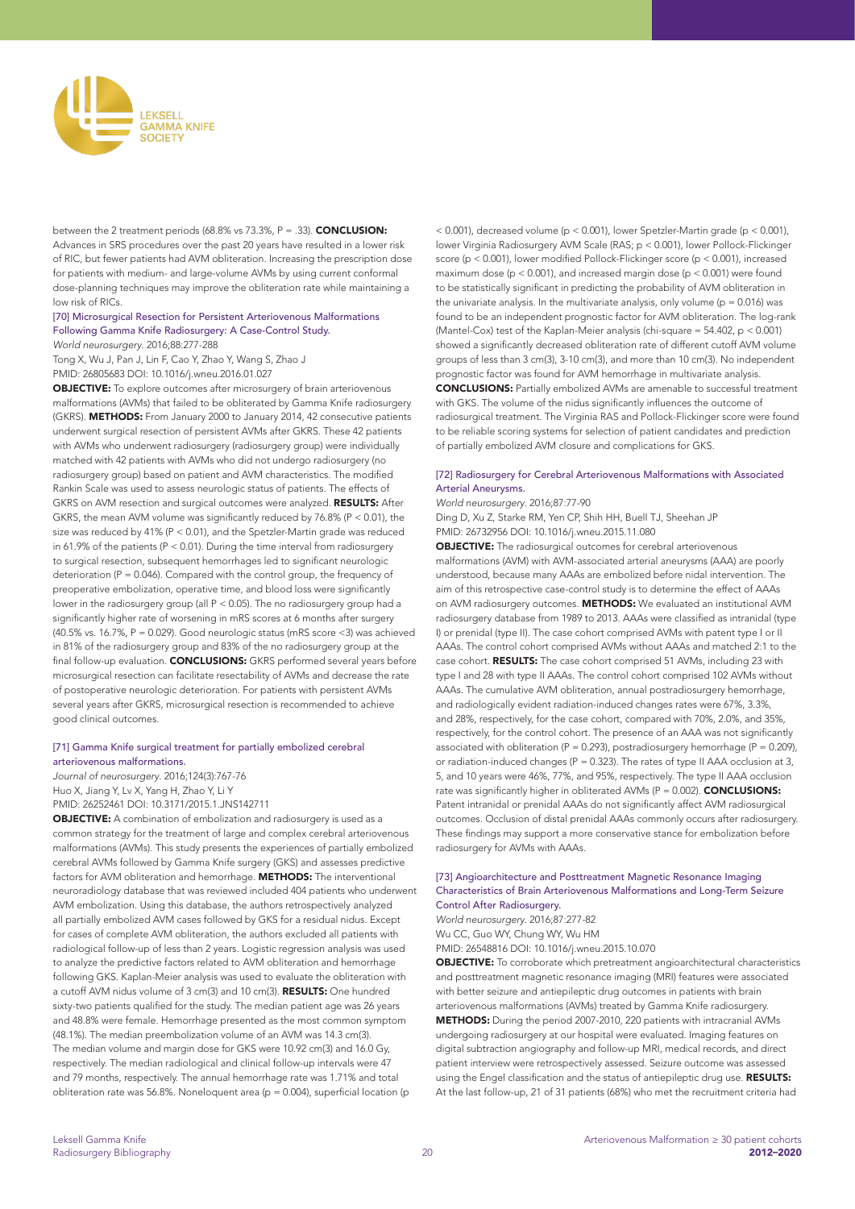between the 2 treatment periods (68.8% vs 73.3%, P = .33). **CONCLUSION:** Advances in SRS procedures over the past 20 years have resulted in a lower risk of RIC, but fewer patients had AVM obliteration. Increasing the prescription dose for patients with medium- and large-volume AVMs by using current conformal dose-planning techniques may improve the obliteration rate while maintaining a low risk of RICs.

### [70] Microsurgical Resection for Persistent Arteriovenous Malformations Following Gamma Knife Radiosurgery: A Case-Control Study.

*World neurosurgery*. 2016;88:277-288

Tong X, Wu J, Pan J, Lin F, Cao Y, Zhao Y, Wang S, Zhao J

PMID: 26805683 DOI: 10.1016/j.wneu.2016.01.027

**OBJECTIVE:** To explore outcomes after microsurgery of brain arteriovenous malformations (AVMs) that failed to be obliterated by Gamma Knife radiosurgery (GKRS). **METHODS:** From January 2000 to January 2014, 42 consecutive patients underwent surgical resection of persistent AVMs after GKRS. These 42 patients with AVMs who underwent radiosurgery (radiosurgery group) were individually matched with 42 patients with AVMs who did not undergo radiosurgery (no radiosurgery group) based on patient and AVM characteristics. The modified Rankin Scale was used to assess neurologic status of patients. The effects of GKRS on AVM resection and surgical outcomes were analyzed. **RESULTS:** After GKRS, the mean AVM volume was significantly reduced by 76.8% (P < 0.01), the size was reduced by 41% (P < 0.01), and the Spetzler-Martin grade was reduced in 61.9% of the patients (P < 0.01). During the time interval from radiosurgery to surgical resection, subsequent hemorrhages led to significant neurologic deterioration (P = 0.046). Compared with the control group, the frequency of preoperative embolization, operative time, and blood loss were significantly lower in the radiosurgery group (all P < 0.05). The no radiosurgery group had a significantly higher rate of worsening in mRS scores at 6 months after surgery (40.5% vs. 16.7%, P = 0.029). Good neurologic status (mRS score <3) was achieved in 81% of the radiosurgery group and 83% of the no radiosurgery group at the final follow-up evaluation. **CONCLUSIONS:** GKRS performed several years before microsurgical resection can facilitate resectability of AVMs and decrease the rate of postoperative neurologic deterioration. For patients with persistent AVMs several years after GKRS, microsurgical resection is recommended to achieve good clinical outcomes.

### [71] Gamma Knife surgical treatment for partially embolized cerebral arteriovenous malformations.

*Journal of neurosurgery*. 2016;124(3):767-76

Huo X, Jiang Y, Lv X, Yang H, Zhao Y, Li Y

PMID: 26252461 DOI: 10.3171/2015.1.JNS142711

**OBJECTIVE:** A combination of embolization and radiosurgery is used as a common strategy for the treatment of large and complex cerebral arteriovenous malformations (AVMs). This study presents the experiences of partially embolized cerebral AVMs followed by Gamma Knife surgery (GKS) and assesses predictive factors for AVM obliteration and hemorrhage. **METHODS:** The interventional neuroradiology database that was reviewed included 404 patients who underwent AVM embolization. Using this database, the authors retrospectively analyzed all partially embolized AVM cases followed by GKS for a residual nidus. Except for cases of complete AVM obliteration, the authors excluded all patients with radiological follow-up of less than 2 years. Logistic regression analysis was used to analyze the predictive factors related to AVM obliteration and hemorrhage following GKS. Kaplan-Meier analysis was used to evaluate the obliteration with a cutoff AVM nidus volume of 3 cm(3) and 10 cm(3). **RESULTS:** One hundred sixty-two patients qualified for the study. The median patient age was 26 years and 48.8% were female. Hemorrhage presented as the most common symptom (48.1%). The median preembolization volume of an AVM was 14.3 cm(3). The median volume and margin dose for GKS were 10.92 cm(3) and 16.0 Gy, respectively. The median radiological and clinical follow-up intervals were 47 and 79 months, respectively. The annual hemorrhage rate was 1.71% and total obliteration rate was 56.8%. Noneloquent area (p = 0.004), superficial location (p < 0.001), decreased volume (p < 0.001), lower Spetzler-Martin grade (p < 0.001), lower Virginia Radiosurgery AVM Scale (RAS; p < 0.001), lower Pollock-Flickinger score (p < 0.001), lower modified Pollock-Flickinger score (p < 0.001), increased maximum dose (p < 0.001), and increased margin dose (p < 0.001) were found to be statistically significant in predicting the probability of AVM obliteration in the univariate analysis. In the multivariate analysis, only volume (p = 0.016) was found to be an independent prognostic factor for AVM obliteration. The log-rank (Mantel-Cox) test of the Kaplan-Meier analysis (chi-square = 54.402, p < 0.001) showed a significantly decreased obliteration rate of different cutoff AVM volume groups of less than 3 cm(3), 3-10 cm(3), and more than 10 cm(3). No independent prognostic factor was found for AVM hemorrhage in multivariate analysis. **CONCLUSIONS:** Partially embolized AVMs are amenable to successful treatment with GKS. The volume of the nidus significantly influences the outcome of radiosurgical treatment. The Virginia RAS and Pollock-Flickinger score were found to be reliable scoring systems for selection of patient candidates and prediction of partially embolized AVM closure and complications for GKS.

### [72] Radiosurgery for Cerebral Arteriovenous Malformations with Associated Arterial Aneurysms.

*World neurosurgery*. 2016;87:77-90

Ding D, Xu Z, Starke RM, Yen CP, Shih HH, Buell TJ, Sheehan JP

PMID: 26732956 DOI: 10.1016/j.wneu.2015.11.080

**OBJECTIVE:** The radiosurgical outcomes for cerebral arteriovenous malformations (AVM) with AVM-associated arterial aneurysms (AAA) are poorly understood, because many AAAs are embolized before nidal intervention. The aim of this retrospective case-control study is to determine the effect of AAAs on AVM radiosurgery outcomes. **METHODS:** We evaluated an institutional AVM radiosurgery database from 1989 to 2013. AAAs were classified as intranidal (type I) or prenidal (type II). The case cohort comprised AVMs with patent type I or II AAAs. The control cohort comprised AVMs without AAAs and matched 2:1 to the case cohort. **RESULTS:** The case cohort comprised 51 AVMs, including 23 with type I and 28 with type II AAAs. The control cohort comprised 102 AVMs without AAAs. The cumulative AVM obliteration, annual postradiosurgery hemorrhage, and radiologically evident radiation-induced changes rates were 67%, 3.3%, and 28%, respectively, for the case cohort, compared with 70%, 2.0%, and 35%, respectively, for the control cohort. The presence of an AAA was not significantly associated with obliteration (P = 0.293), postradiosurgery hemorrhage (P = 0.209), or radiation-induced changes (P = 0.323). The rates of type II AAA occlusion at 3, 5, and 10 years were 46%, 77%, and 95%, respectively. The type II AAA occlusion rate was significantly higher in obliterated AVMs (P = 0.002). **CONCLUSIONS:** Patent intranidal or prenidal AAAs do not significantly affect AVM radiosurgical outcomes. Occlusion of distal prenidal AAAs commonly occurs after radiosurgery. These findings may support a more conservative stance for embolization before radiosurgery for AVMs with AAAs.

### [73] Angioarchitecture and Posttreatment Magnetic Resonance Imaging Characteristics of Brain Arteriovenous Malformations and Long-Term Seizure Control After Radiosurgery.

*World neurosurgery*. 2016;87:277-82

Wu CC, Guo WY, Chung WY, Wu HM

PMID: 26548816 DOI: 10.1016/j.wneu.2015.10.070

**OBJECTIVE:** To corroborate which pretreatment angioarchitectural characteristics and posttreatment magnetic resonance imaging (MRI) features were associated with better seizure and antiepileptic drug outcomes in patients with brain arteriovenous malformations (AVMs) treated by Gamma Knife radiosurgery. **METHODS:** During the period 2007-2010, 220 patients with intracranial AVMs undergoing radiosurgery at our hospital were evaluated. Imaging features on digital subtraction angiography and follow-up MRI, medical records, and direct patient interview were retrospectively assessed. Seizure outcome was assessed using the Engel classification and the status of antiepileptic drug use. **RESULTS:** At the last follow-up, 21 of 31 patients (68%) who met the recruitment criteria had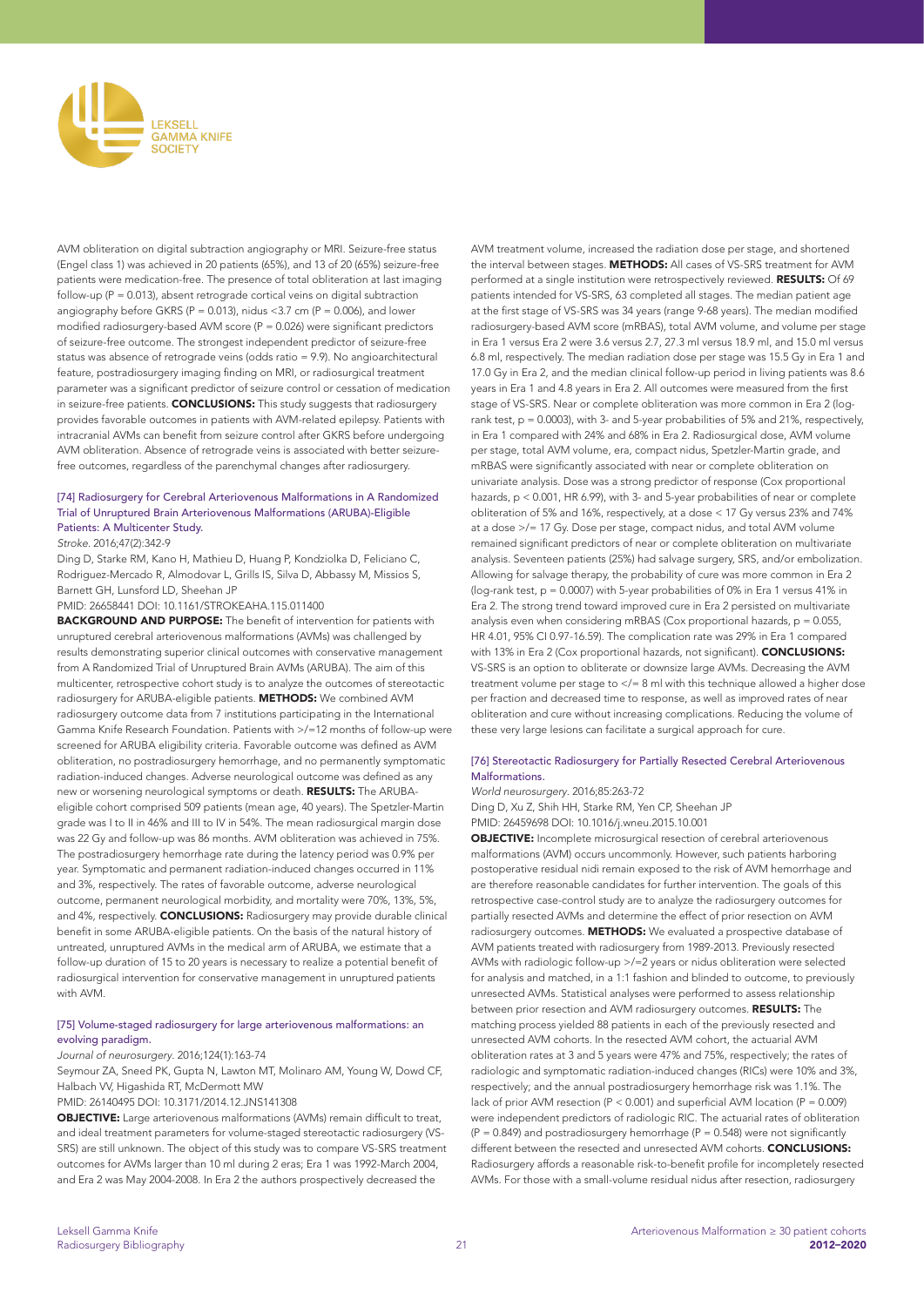AVM obliteration on digital subtraction angiography or MRI. Seizure-free status (Engel class 1) was achieved in 20 patients (65%), and 13 of 20 (65%) seizure-free patients were medication-free. The presence of total obliteration at last imaging follow-up (P = 0.013), absent retrograde cortical veins on digital subtraction angiography before GKRS (P = 0.013), nidus <3.7 cm (P = 0.006), and lower modified radiosurgery-based AVM score (P = 0.026) were significant predictors of seizure-free outcome. The strongest independent predictor of seizure-free status was absence of retrograde veins (odds ratio = 9.9). No angioarchitectural feature, postradiosurgery imaging finding on MRI, or radiosurgical treatment parameter was a significant predictor of seizure control or cessation of medication in seizure-free patients. **CONCLUSIONS:** This study suggests that radiosurgery provides favorable outcomes in patients with AVM-related epilepsy. Patients with intracranial AVMs can benefit from seizure control after GKRS before undergoing AVM obliteration. Absence of retrograde veins is associated with better seizure-free outcomes, regardless of the parenchymal changes after radiosurgery.

### [74] Radiosurgery for Cerebral Arteriovenous Malformations in A Randomized Trial of Unruptured Brain Arteriovenous Malformations (ARUBA)-Eligible Patients: A Multicenter Study.

*Stroke*. 2016;47(2):342-9

Ding D, Starke RM, Kano H, Mathieu D, Huang P, Kondziolka D, Feliciano C, Rodriguez-Mercado R, Almodovar L, Grills IS, Silva D, Abbassy M, Missios S, Barnett GH, Lunsford LD, Sheehan JP

PMID: 26658441 DOI: 10.1161/STROKEAHA.115.011400

**BACKGROUND AND PURPOSE:** The benefit of intervention for patients with unruptured cerebral arteriovenous malformations (AVMs) was challenged by results demonstrating superior clinical outcomes with conservative management from A Randomized Trial of Unruptured Brain AVMs (ARUBA). The aim of this multicenter, retrospective cohort study is to analyze the outcomes of stereotactic radiosurgery for ARUBA-eligible patients. **METHODS:** We combined AVM radiosurgery outcome data from 7 institutions participating in the International Gamma Knife Research Foundation. Patients with >/=12 months of follow-up were screened for ARUBA eligibility criteria. Favorable outcome was defined as AVM obliteration, no postradiosurgery hemorrhage, and no permanently symptomatic radiation-induced changes. Adverse neurological outcome was defined as any new or worsening neurological symptoms or death. **RESULTS:** The ARUBA-eligible cohort comprised 509 patients (mean age, 40 years). The Spetzler-Martin grade was I to II in 46% and III to IV in 54%. The mean radiosurgical margin dose was 22 Gy and follow-up was 86 months. AVM obliteration was achieved in 75%. The postradiosurgery hemorrhage rate during the latency period was 0.9% per year. Symptomatic and permanent radiation-induced changes occurred in 11% and 3%, respectively. The rates of favorable outcome, adverse neurological outcome, permanent neurological morbidity, and mortality were 70%, 13%, 5%, and 4%, respectively. **CONCLUSIONS:** Radiosurgery may provide durable clinical benefit in some ARUBA-eligible patients. On the basis of the natural history of untreated, unruptured AVMs in the medical arm of ARUBA, we estimate that a follow-up duration of 15 to 20 years is necessary to realize a potential benefit of radiosurgical intervention for conservative management in unruptured patients with AVM.

### [75] Volume-staged radiosurgery for large arteriovenous malformations: an evolving paradigm.

*Journal of neurosurgery*. 2016;124(1):163-74

Seymour ZA, Sneed PK, Gupta N, Lawton MT, Molinaro AM, Young W, Dowd CF, Halbach VV, Higashida RT, McDermott MW

PMID: 26140495 DOI: 10.3171/2014.12.JNS141308

**OBJECTIVE:** Large arteriovenous malformations (AVMs) remain difficult to treat, and ideal treatment parameters for volume-staged stereotactic radiosurgery (VS-SRS) are still unknown. The object of this study was to compare VS-SRS treatment outcomes for AVMs larger than 10 ml during 2 eras; Era 1 was 1992-March 2004, and Era 2 was May 2004-2008. In Era 2 the authors prospectively decreased the AVM treatment volume, increased the radiation dose per stage, and shortened the interval between stages. **METHODS:** All cases of VS-SRS treatment for AVM performed at a single institution were retrospectively reviewed. **RESULTS:** Of 69 patients intended for VS-SRS, 63 completed all stages. The median patient age at the first stage of VS-SRS was 34 years (range 9-68 years). The median modified radiosurgery-based AVM score (mRBAS), total AVM volume, and volume per stage in Era 1 versus Era 2 were 3.6 versus 2.7, 27.3 ml versus 18.9 ml, and 15.0 ml versus 6.8 ml, respectively. The median radiation dose per stage was 15.5 Gy in Era 1 and 17.0 Gy in Era 2, and the median clinical follow-up period in living patients was 8.6 years in Era 1 and 4.8 years in Era 2. All outcomes were measured from the first stage of VS-SRS. Near or complete obliteration was more common in Era 2 (log-rank test, p = 0.0003), with 3- and 5-year probabilities of 5% and 21%, respectively, in Era 1 compared with 24% and 68% in Era 2. Radiosurgical dose, AVM volume per stage, total AVM volume, era, compact nidus, Spetzler-Martin grade, and mRBAS were significantly associated with near or complete obliteration on univariate analysis. Dose was a strong predictor of response (Cox proportional hazards, p < 0.001, HR 6.99), with 3- and 5-year probabilities of near or complete obliteration of 5% and 16%, respectively, at a dose < 17 Gy versus 23% and 74% at a dose >/= 17 Gy. Dose per stage, compact nidus, and total AVM volume remained significant predictors of near or complete obliteration on multivariate analysis. Seventeen patients (25%) had salvage surgery, SRS, and/or embolization. Allowing for salvage therapy, the probability of cure was more common in Era 2 (log-rank test, p = 0.0007) with 5-year probabilities of 0% in Era 1 versus 41% in Era 2. The strong trend toward improved cure in Era 2 persisted on multivariate analysis even when considering mRBAS (Cox proportional hazards, p = 0.055, HR 4.01, 95% CI 0.97-16.59). The complication rate was 29% in Era 1 compared with 13% in Era 2 (Cox proportional hazards, not significant). **CONCLUSIONS:** VS-SRS is an option to obliterate or downsize large AVMs. Decreasing the AVM treatment volume per stage to </= 8 ml with this technique allowed a higher dose per fraction and decreased time to response, as well as improved rates of near obliteration and cure without increasing complications. Reducing the volume of these very large lesions can facilitate a surgical approach for cure.

### [76] Stereotactic Radiosurgery for Partially Resected Cerebral Arteriovenous Malformations.

*World neurosurgery*. 2016;85:263-72

Ding D, Xu Z, Shih HH, Starke RM, Yen CP, Sheehan JP

PMID: 26459698 DOI: 10.1016/j.wneu.2015.10.001

**OBJECTIVE:** Incomplete microsurgical resection of cerebral arteriovenous malformations (AVM) occurs uncommonly. However, such patients harboring postoperative residual nidi remain exposed to the risk of AVM hemorrhage and are therefore reasonable candidates for further intervention. The goals of this retrospective case-control study are to analyze the radiosurgery outcomes for partially resected AVMs and determine the effect of prior resection on AVM radiosurgery outcomes. **METHODS:** We evaluated a prospective database of AVM patients treated with radiosurgery from 1989-2013. Previously resected AVMs with radiologic follow-up >/=2 years or nidus obliteration were selected for analysis and matched, in a 1:1 fashion and blinded to outcome, to previously unresected AVMs. Statistical analyses were performed to assess relationship between prior resection and AVM radiosurgery outcomes. **RESULTS:** The matching process yielded 88 patients in each of the previously resected and unresected AVM cohorts. In the resected AVM cohort, the actuarial AVM obliteration rates at 3 and 5 years were 47% and 75%, respectively; the rates of radiologic and symptomatic radiation-induced changes (RICs) were 10% and 3%, respectively; and the annual postradiosurgery hemorrhage risk was 1.1%. The lack of prior AVM resection (P < 0.001) and superficial AVM location (P = 0.009) were independent predictors of radiologic RIC. The actuarial rates of obliteration (P = 0.849) and postradiosurgery hemorrhage (P = 0.548) were not significantly different between the resected and unresected AVM cohorts. **CONCLUSIONS:** Radiosurgery affords a reasonable risk-to-benefit profile for incompletely resected AVMs. For those with a small-volume residual nidus after resection, radiosurgery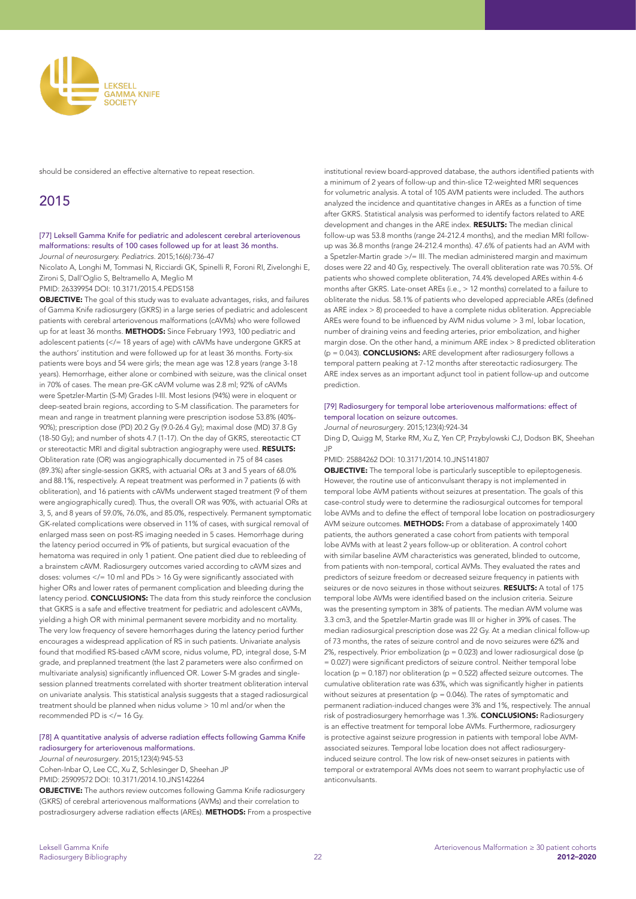should be considered an effective alternative to repeat resection.

## 2015

### [77] Leksell Gamma Knife for pediatric and adolescent cerebral arteriovenous malformations: results of 100 cases followed up for at least 36 months.

*Journal of neurosurgery. Pediatrics.* 2015;16(6):736-47

Nicolato A, Longhi M, Tommasi N, Ricciardi GK, Spinelli R, Foroni RI, Zivelonghi E, Zironi S, Dall'Oglio S, Beltramello A, Meglio M

PMID: 26339954 DOI: 10.3171/2015.4.PEDS158

**OBJECTIVE:** The goal of this study was to evaluate advantages, risks, and failures of Gamma Knife radiosurgery (GKRS) in a large series of pediatric and adolescent patients with cerebral arteriovenous malformations (cAVMs) who were followed up for at least 36 months. **METHODS:** Since February 1993, 100 pediatric and adolescent patients (</= 18 years of age) with cAVMs have undergone GKRS at the authors' institution and were followed up for at least 36 months. Forty-six patients were boys and 54 were girls; the mean age was 12.8 years (range 3-18 years). Hemorrhage, either alone or combined with seizure, was the clinical onset in 70% of cases. The mean pre-GK cAVM volume was 2.8 ml; 92% of cAVMs were Spetzler-Martin (S-M) Grades I-III. Most lesions (94%) were in eloquent or deep-seated brain regions, according to S-M classification. The parameters for mean and range in treatment planning were prescription isodose 53.8% (40%-90%); prescription dose (PD) 20.2 Gy (9.0-26.4 Gy); maximal dose (MD) 37.8 Gy (18-50 Gy); and number of shots 4.7 (1-17). On the day of GKRS, stereotactic CT or stereotactic MRI and digital subtraction angiography were used. **RESULTS:** Obliteration rate (OR) was angiographically documented in 75 of 84 cases (89.3%) after single-session GKRS, with actuarial ORs at 3 and 5 years of 68.0% and 88.1%, respectively. A repeat treatment was performed in 7 patients (6 with obliteration), and 16 patients with cAVMs underwent staged treatment (9 of them were angiographically cured). Thus, the overall OR was 90%, with actuarial ORs at 3, 5, and 8 years of 59.0%, 76.0%, and 85.0%, respectively. Permanent symptomatic GK-related complications were observed in 11% of cases, with surgical removal of enlarged mass seen on post-RS imaging needed in 5 cases. Hemorrhage during the latency period occurred in 9% of patients, but surgical evacuation of the hematoma was required in only 1 patient. One patient died due to rebleeding of a brainstem cAVM. Radiosurgery outcomes varied according to cAVM sizes and doses: volumes </= 10 ml and PDs > 16 Gy were significantly associated with higher ORs and lower rates of permanent complication and bleeding during the latency period. **CONCLUSIONS:** The data from this study reinforce the conclusion that GKRS is a safe and effective treatment for pediatric and adolescent cAVMs, yielding a high OR with minimal permanent severe morbidity and no mortality. The very low frequency of severe hemorrhages during the latency period further encourages a widespread application of RS in such patients. Univariate analysis found that modified RS-based cAVM score, nidus volume, PD, integral dose, S-M grade, and preplanned treatment (the last 2 parameters were also confirmed on multivariate analysis) significantly influenced OR. Lower S-M grades and single-session planned treatments correlated with shorter treatment obliteration interval on univariate analysis. This statistical analysis suggests that a staged radiosurgical treatment should be planned when nidus volume > 10 ml and/or when the recommended PD is </= 16 Gy.

### [78] A quantitative analysis of adverse radiation effects following Gamma Knife radiosurgery for arteriovenous malformations.

*Journal of neurosurgery.* 2015;123(4):945-53

Cohen-Inbar O, Lee CC, Xu Z, Schlesinger D, Sheehan JP

PMID: 25909572 DOI: 10.3171/2014.10.JNS142264

**OBJECTIVE:** The authors review outcomes following Gamma Knife radiosurgery (GKRS) of cerebral arteriovenous malformations (AVMs) and their correlation to postradiosurgery adverse radiation effects (AREs). **METHODS:** From a prospective institutional review board-approved database, the authors identified patients with a minimum of 2 years of follow-up and thin-slice T2-weighted MRI sequences for volumetric analysis. A total of 105 AVM patients were included. The authors analyzed the incidence and quantitative changes in AREs as a function of time after GKRS. Statistical analysis was performed to identify factors related to ARE development and changes in the ARE index. **RESULTS:** The median clinical follow-up was 53.8 months (range 24-212.4 months), and the median MRI follow-up was 36.8 months (range 24-212.4 months). 47.6% of patients had an AVM with a Spetzler-Martin grade >/= III. The median administered margin and maximum doses were 22 and 40 Gy, respectively. The overall obliteration rate was 70.5%. Of patients who showed complete obliteration, 74.4% developed AREs within 4-6 months after GKRS. Late-onset AREs (i.e., > 12 months) correlated to a failure to obliterate the nidus. 58.1% of patients who developed appreciable AREs (defined as ARE index > 8) proceeded to have a complete nidus obliteration. Appreciable AREs were found to be influenced by AVM nidus volume > 3 ml, lobar location, number of draining veins and feeding arteries, prior embolization, and higher margin dose. On the other hand, a minimum ARE index > 8 predicted obliteration ($p = 0.043$). **CONCLUSIONS:** ARE development after radiosurgery follows a temporal pattern peaking at 7-12 months after stereotactic radiosurgery. The ARE index serves as an important adjunct tool in patient follow-up and outcome prediction.

### [79] Radiosurgery for temporal lobe arteriovenous malformations: effect of temporal location on seizure outcomes.

*Journal of neurosurgery.* 2015;123(4):924-34

Ding D, Quigg M, Starke RM, Xu Z, Yen CP, Przybylowski CJ, Dodson BK, Sheehan JP

PMID: 25884262 DOI: 10.3171/2014.10.JNS141807

**OBJECTIVE:** The temporal lobe is particularly susceptible to epileptogenesis. However, the routine use of anticonvulsant therapy is not implemented in temporal lobe AVM patients without seizures at presentation. The goals of this case-control study were to determine the radiosurgical outcomes for temporal lobe AVMs and to define the effect of temporal lobe location on postradiosurgery AVM seizure outcomes. **METHODS:** From a database of approximately 1400 patients, the authors generated a case cohort from patients with temporal lobe AVMs with at least 2 years follow-up or obliteration. A control cohort with similar baseline AVM characteristics was generated, blinded to outcome, from patients with non-temporal, cortical AVMs. They evaluated the rates and predictors of seizure freedom or decreased seizure frequency in patients with seizures or de novo seizures in those without seizures. **RESULTS:** A total of 175 temporal lobe AVMs were identified based on the inclusion criteria. Seizure was the presenting symptom in 38% of patients. The median AVM volume was 3.3 cm3, and the Spetzler-Martin grade was III or higher in 39% of cases. The median radiosurgical prescription dose was 22 Gy. At a median clinical follow-up of 73 months, the rates of seizure control and de novo seizures were 62% and 2%, respectively. Prior embolization ($p = 0.023$) and lower radiosurgical dose ($p = 0.027$) were significant predictors of seizure control. Neither temporal lobe location ($p = 0.187$) nor obliteration ($p = 0.522$) affected seizure outcomes. The cumulative obliteration rate was 63%, which was significantly higher in patients without seizures at presentation ($p = 0.046$). The rates of symptomatic and permanent radiation-induced changes were 3% and 1%, respectively. The annual risk of postradiosurgery hemorrhage was 1.3%. **CONCLUSIONS:** Radiosurgery is an effective treatment for temporal lobe AVMs. Furthermore, radiosurgery is protective against seizure progression in patients with temporal lobe AVM-associated seizures. Temporal lobe location does not affect radiosurgery-induced seizure control. The low risk of new-onset seizures in patients with temporal or extratemporal AVMs does not seem to warrant prophylactic use of anticonvulsants.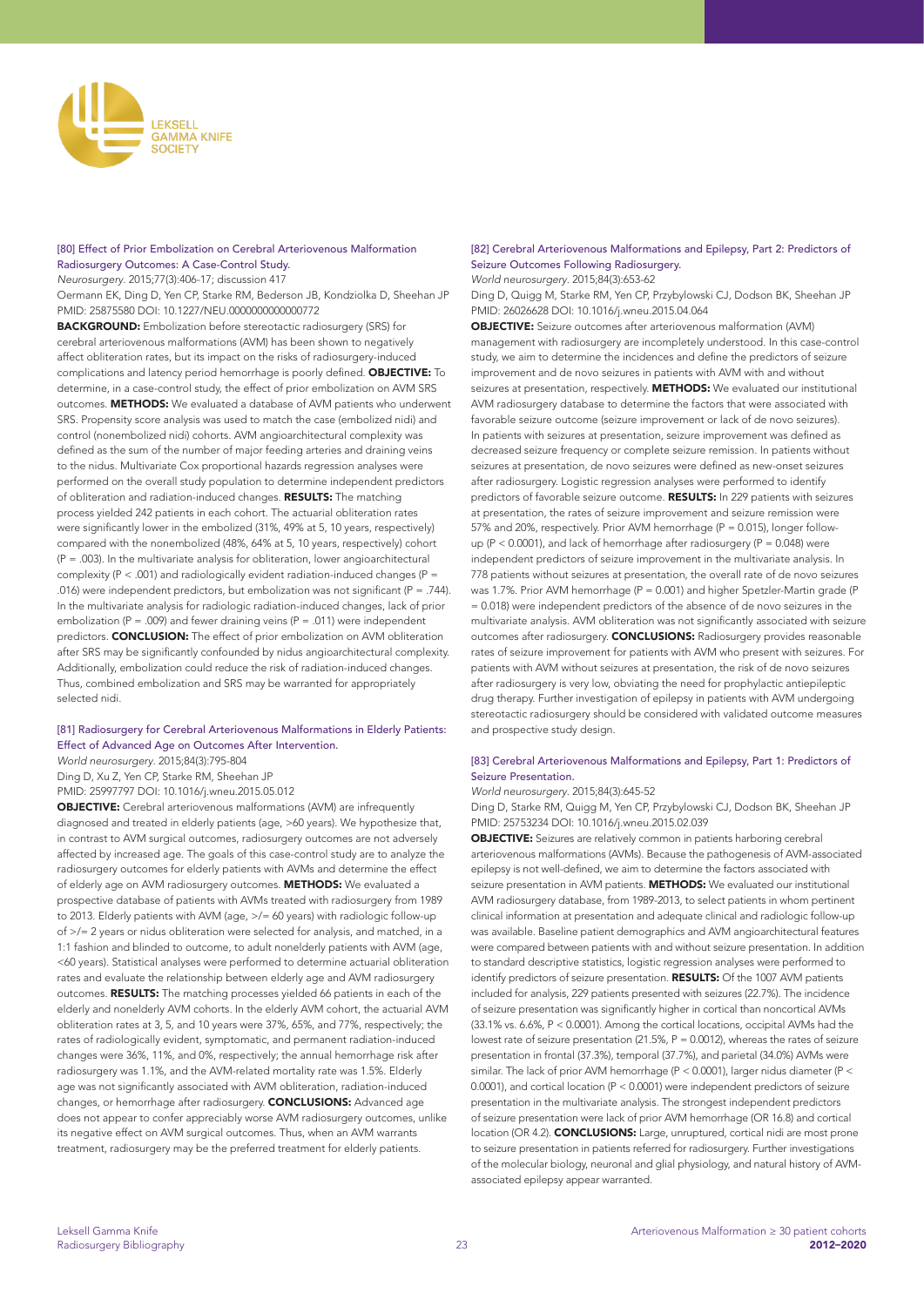### [80] Effect of Prior Embolization on Cerebral Arteriovenous Malformation Radiosurgery Outcomes: A Case-Control Study.

*Neurosurgery*. 2015;77(3):406-17; discussion 417

Oermann EK, Ding D, Yen CP, Starke RM, Bederson JB, Kondziolka D, Sheehan JP

PMID: 25875580 DOI: 10.1227/NEU.0000000000000772

**BACKGROUND:** Embolization before stereotactic radiosurgery (SRS) for cerebral arteriovenous malformations (AVM) has been shown to negatively affect obliteration rates, but its impact on the risks of radiosurgery-induced complications and latency period hemorrhage is poorly defined. **OBJECTIVE:** To determine, in a case-control study, the effect of prior embolization on AVM SRS outcomes. **METHODS:** We evaluated a database of AVM patients who underwent SRS. Propensity score analysis was used to match the case (embolized nidi) and control (nonembolized nidi) cohorts. AVM angioarchitectural complexity was defined as the sum of the number of major feeding arteries and draining veins to the nidus. Multivariate Cox proportional hazards regression analyses were performed on the overall study population to determine independent predictors of obliteration and radiation-induced changes. **RESULTS:** The matching process yielded 242 patients in each cohort. The actuarial obliteration rates were significantly lower in the embolized (31%, 49% at 5, 10 years, respectively) compared with the nonembolized (48%, 64% at 5, 10 years, respectively) cohort ($P = .003$). In the multivariate analysis for obliteration, lower angioarchitectural complexity ($P < .001$) and radiologically evident radiation-induced changes ($P = .016$) were independent predictors, but embolization was not significant ($P = .744$). In the multivariate analysis for radiologic radiation-induced changes, lack of prior embolization ($P = .009$) and fewer draining veins ($P = .011$) were independent predictors. **CONCLUSION:** The effect of prior embolization on AVM obliteration after SRS may be significantly confounded by nidus angioarchitectural complexity. Additionally, embolization could reduce the risk of radiation-induced changes. Thus, combined embolization and SRS may be warranted for appropriately selected nidi.

### [81] Radiosurgery for Cerebral Arteriovenous Malformations in Elderly Patients: Effect of Advanced Age on Outcomes After Intervention.

*World neurosurgery*. 2015;84(3):795-804

Ding D, Xu Z, Yen CP, Starke RM, Sheehan JP

PMID: 25997797 DOI: 10.1016/j.wneu.2015.05.012

**OBJECTIVE:** Cerebral arteriovenous malformations (AVM) are infrequently diagnosed and treated in elderly patients (age, >60 years). We hypothesize that, in contrast to AVM surgical outcomes, radiosurgery outcomes are not adversely affected by increased age. The goals of this case-control study are to analyze the radiosurgery outcomes for elderly patients with AVMs and determine the effect of elderly age on AVM radiosurgery outcomes. **METHODS:** We evaluated a prospective database of patients with AVMs treated with radiosurgery from 1989 to 2013. Elderly patients with AVM (age, >/= 60 years) with radiologic follow-up of >/= 2 years or nidus obliteration were selected for analysis, and matched, in a 1:1 fashion and blinded to outcome, to adult nonelderly patients with AVM (age, <60 years). Statistical analyses were performed to determine actuarial obliteration rates and evaluate the relationship between elderly age and AVM radiosurgery outcomes. **RESULTS:** The matching processes yielded 66 patients in each of the elderly and nonelderly AVM cohorts. In the elderly AVM cohort, the actuarial AVM obliteration rates at 3, 5, and 10 years were 37%, 65%, and 77%, respectively; the rates of radiologically evident, symptomatic, and permanent radiation-induced changes were 36%, 11%, and 0%, respectively; the annual hemorrhage risk after radiosurgery was 1.1%, and the AVM-related mortality rate was 1.5%. Elderly age was not significantly associated with AVM obliteration, radiation-induced changes, or hemorrhage after radiosurgery. **CONCLUSIONS:** Advanced age does not appear to confer appreciably worse AVM radiosurgery outcomes, unlike its negative effect on AVM surgical outcomes. Thus, when an AVM warrants treatment, radiosurgery may be the preferred treatment for elderly patients.

### [82] Cerebral Arteriovenous Malformations and Epilepsy, Part 2: Predictors of Seizure Outcomes Following Radiosurgery.

*World neurosurgery*. 2015;84(3):653-62

Ding D, Quigg M, Starke RM, Yen CP, Przybylowski CJ, Dodson BK, Sheehan JP

PMID: 26026628 DOI: 10.1016/j.wneu.2015.04.064

**OBJECTIVE:** Seizure outcomes after arteriovenous malformation (AVM) management with radiosurgery are incompletely understood. In this case-control study, we aim to determine the incidences and define the predictors of seizure improvement and de novo seizures in patients with AVM with and without seizures at presentation, respectively. **METHODS:** We evaluated our institutional AVM radiosurgery database to determine the factors that were associated with favorable seizure outcome (seizure improvement or lack of de novo seizures). In patients with seizures at presentation, seizure improvement was defined as decreased seizure frequency or complete seizure remission. In patients without seizures at presentation, de novo seizures were defined as new-onset seizures after radiosurgery. Logistic regression analyses were performed to identify predictors of favorable seizure outcome. **RESULTS:** In 229 patients with seizures at presentation, the rates of seizure improvement and seizure remission were 57% and 20%, respectively. Prior AVM hemorrhage ($P = 0.015$), longer follow-up ($P < 0.0001$), and lack of hemorrhage after radiosurgery ($P = 0.048$) were independent predictors of seizure improvement in the multivariate analysis. In 778 patients without seizures at presentation, the overall rate of de novo seizures was 1.7%. Prior AVM hemorrhage ($P = 0.001$) and higher Spetzler-Martin grade ($P = 0.018$) were independent predictors of the absence of de novo seizures in the multivariate analysis. AVM obliteration was not significantly associated with seizure outcomes after radiosurgery. **CONCLUSIONS:** Radiosurgery provides reasonable rates of seizure improvement for patients with AVM who present with seizures. For patients with AVM without seizures at presentation, the risk of de novo seizures after radiosurgery is very low, obviating the need for prophylactic antiepileptic drug therapy. Further investigation of epilepsy in patients with AVM undergoing stereotactic radiosurgery should be considered with validated outcome measures and prospective study design.

### [83] Cerebral Arteriovenous Malformations and Epilepsy, Part 1: Predictors of Seizure Presentation.

*World neurosurgery*. 2015;84(3):645-52

Ding D, Starke RM, Quigg M, Yen CP, Przybylowski CJ, Dodson BK, Sheehan JP

PMID: 25753234 DOI: 10.1016/j.wneu.2015.02.039

**OBJECTIVE:** Seizures are relatively common in patients harboring cerebral arteriovenous malformations (AVMs). Because the pathogenesis of AVM-associated epilepsy is not well-defined, we aim to determine the factors associated with seizure presentation in AVM patients. **METHODS:** We evaluated our institutional AVM radiosurgery database, from 1989-2013, to select patients in whom pertinent clinical information at presentation and adequate clinical and radiologic follow-up was available. Baseline patient demographics and AVM angioarchitectural features were compared between patients with and without seizure presentation. In addition to standard descriptive statistics, logistic regression analyses were performed to identify predictors of seizure presentation. **RESULTS:** Of the 1007 AVM patients included for analysis, 229 presented with seizures (22.7%). The incidence of seizure presentation was significantly higher in cortical than noncortical AVMs (33.1% vs. 6.6%, $P < 0.0001$). Among the cortical locations, occipital AVMs had the lowest rate of seizure presentation (21.5%, $P = 0.0012$), whereas the rates of seizure presentation in frontal (37.3%), temporal (37.7%), and parietal (34.0%) AVMs were similar. The lack of prior AVM hemorrhage ($P < 0.0001$), larger nidus diameter ($P < 0.0001$), and cortical location ($P < 0.0001$) were independent predictors of seizure presentation in the multivariate analysis. The strongest independent predictors of seizure presentation were lack of prior AVM hemorrhage (OR 16.8) and cortical location (OR 4.2). **CONCLUSIONS:** Large, unruptured, cortical nidi are most prone to seizure presentation in patients referred for radiosurgery. Further investigations of the molecular biology, neuronal and glial physiology, and natural history of AVM-associated epilepsy appear warranted.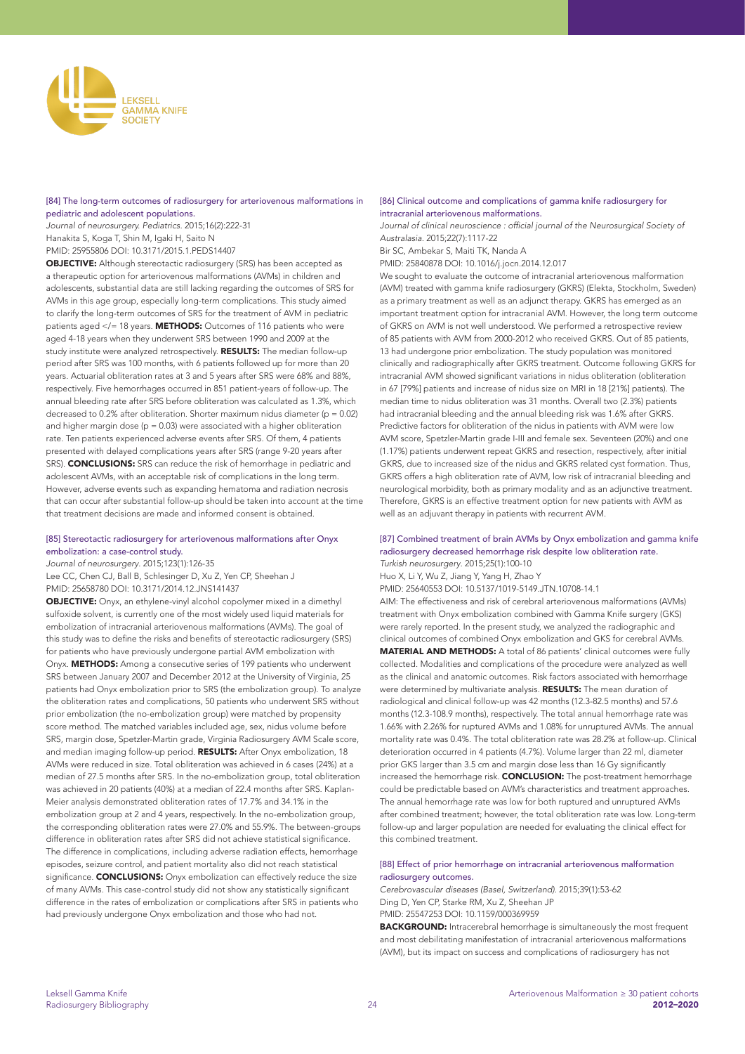### [84] The long-term outcomes of radiosurgery for arteriovenous malformations in pediatric and adolescent populations.

*Journal of neurosurgery. Pediatrics.* 2015;16(2):222-31
Hanakita S, Koga T, Shin M, Igaki H, Saito N
PMID: 25955806 DOI: 10.3171/2015.1.PEDS14407

**OBJECTIVE:** Although stereotactic radiosurgery (SRS) has been accepted as a therapeutic option for arteriovenous malformations (AVMs) in children and adolescents, substantial data are still lacking regarding the outcomes of SRS for AVMs in this age group, especially long-term complications. This study aimed to clarify the long-term outcomes of SRS for the treatment of AVM in pediatric patients aged </= 18 years. **METHODS:** Outcomes of 116 patients who were aged 4-18 years when they underwent SRS between 1990 and 2009 at the study institute were analyzed retrospectively. **RESULTS:** The median follow-up period after SRS was 100 months, with 6 patients followed up for more than 20 years. Actuarial obliteration rates at 3 and 5 years after SRS were 68% and 88%, respectively. Five hemorrhages occurred in 851 patient-years of follow-up. The annual bleeding rate after SRS before obliteration was calculated as 1.3%, which decreased to 0.2% after obliteration. Shorter maximum nidus diameter ($p = 0.02$) and higher margin dose ($p = 0.03$) were associated with a higher obliteration rate. Ten patients experienced adverse events after SRS. Of them, 4 patients presented with delayed complications years after SRS (range 9-20 years after SRS). **CONCLUSIONS:** SRS can reduce the risk of hemorrhage in pediatric and adolescent AVMs, with an acceptable risk of complications in the long term. However, adverse events such as expanding hematoma and radiation necrosis that can occur after substantial follow-up should be taken into account at the time that treatment decisions are made and informed consent is obtained.

### [85] Stereotactic radiosurgery for arteriovenous malformations after Onyx embolization: a case-control study.

*Journal of neurosurgery.* 2015;123(1):126-35
Lee CC, Chen CJ, Ball B, Schlesinger D, Xu Z, Yen CP, Sheehan J
PMID: 25658780 DOI: 10.3171/2014.12.JNS141437

**OBJECTIVE:** Onyx, an ethylene-vinyl alcohol copolymer mixed in a dimethyl sulfoxide solvent, is currently one of the most widely used liquid materials for embolization of intracranial arteriovenous malformations (AVMs). The goal of this study was to define the risks and benefits of stereotactic radiosurgery (SRS) for patients who have previously undergone partial AVM embolization with Onyx. **METHODS:** Among a consecutive series of 199 patients who underwent SRS between January 2007 and December 2012 at the University of Virginia, 25 patients had Onyx embolization prior to SRS (the embolization group). To analyze the obliteration rates and complications, 50 patients who underwent SRS without prior embolization (the no-embolization group) were matched by propensity score method. The matched variables included age, sex, nidus volume before SRS, margin dose, Spetzler-Martin grade, Virginia Radiosurgery AVM Scale score, and median imaging follow-up period. **RESULTS:** After Onyx embolization, 18 AVMs were reduced in size. Total obliteration was achieved in 6 cases (24%) at a median of 27.5 months after SRS. In the no-embolization group, total obliteration was achieved in 20 patients (40%) at a median of 22.4 months after SRS. Kaplan-Meier analysis demonstrated obliteration rates of 17.7% and 34.1% in the embolization group at 2 and 4 years, respectively. In the no-embolization group, the corresponding obliteration rates were 27.0% and 55.9%. The between-groups difference in obliteration rates after SRS did not achieve statistical significance. The difference in complications, including adverse radiation effects, hemorrhage episodes, seizure control, and patient mortality also did not reach statistical significance. **CONCLUSIONS:** Onyx embolization can effectively reduce the size of many AVMs. This case-control study did not show any statistically significant difference in the rates of embolization or complications after SRS in patients who had previously undergone Onyx embolization and those who had not.

### [86] Clinical outcome and complications of gamma knife radiosurgery for intracranial arteriovenous malformations.

*Journal of clinical neuroscience : official journal of the Neurosurgical Society of Australasia.* 2015;22(7):1117-22
Bir SC, Ambekar S, Maiti TK, Nanda A
PMID: 25840878 DOI: 10.1016/j.jocn.2014.12.017

We sought to evaluate the outcome of intracranial arteriovenous malformation (AVM) treated with gamma knife radiosurgery (GKRS) (Elekta, Stockholm, Sweden) as a primary treatment as well as an adjunct therapy. GKRS has emerged as an important treatment option for intracranial AVM. However, the long term outcome of GKRS on AVM is not well understood. We performed a retrospective review of 85 patients with AVM from 2000-2012 who received GKRS. Out of 85 patients, 13 had undergone prior embolization. The study population was monitored clinically and radiographically after GKRS treatment. Outcome following GKRS for intracranial AVM showed significant variations in nidus obliteration (obliteration in 67 [79%] patients and increase of nidus size on MRI in 18 [21%] patients). The median time to nidus obliteration was 31 months. Overall two (2.3%) patients had intracranial bleeding and the annual bleeding risk was 1.6% after GKRS. Predictive factors for obliteration of the nidus in patients with AVM were low AVM score, Spetzler-Martin grade I-III and female sex. Seventeen (20%) and one (1.17%) patients underwent repeat GKRS and resection, respectively, after initial GKRS, due to increased size of the nidus and GKRS related cyst formation. Thus, GKRS offers a high obliteration rate of AVM, low risk of intracranial bleeding and neurological morbidity, both as primary modality and as an adjunctive treatment. Therefore, GKRS is an effective treatment option for new patients with AVM as well as an adjuvant therapy in patients with recurrent AVM.

### [87] Combined treatment of brain AVMs by Onyx embolization and gamma knife radiosurgery decreased hemorrhage risk despite low obliteration rate.

*Turkish neurosurgery.* 2015;25(1):100-10
Huo X, Li Y, Wu Z, Jiang Y, Yang H, Zhao Y
PMID: 25640553 DOI: 10.5137/1019-5149.JTN.10708-14.1

AIM: The effectiveness and risk of cerebral arteriovenous malformations (AVMs) treatment with Onyx embolization combined with Gamma Knife surgery (GKS) were rarely reported. In the present study, we analyzed the radiographic and clinical outcomes of combined Onyx embolization and GKS for cerebral AVMs. **MATERIAL AND METHODS:** A total of 86 patients' clinical outcomes were fully collected. Modalities and complications of the procedure were analyzed as well as the clinical and anatomic outcomes. Risk factors associated with hemorrhage were determined by multivariate analysis. **RESULTS:** The mean duration of radiological and clinical follow-up was 42 months (12.3-82.5 months) and 57.6 months (12.3-108.9 months), respectively. The total annual hemorrhage rate was 1.66% with 2.26% for ruptured AVMs and 1.08% for unruptured AVMs. The annual mortality rate was 0.4%. The total obliteration rate was 28.2% at follow-up. Clinical deterioration occurred in 4 patients (4.7%). Volume larger than 22 ml, diameter prior GKS larger than 3.5 cm and margin dose less than 16 Gy significantly increased the hemorrhage risk. **CONCLUSION:** The post-treatment hemorrhage could be predictable based on AVM's characteristics and treatment approaches. The annual hemorrhage rate was low for both ruptured and unruptured AVMs after combined treatment; however, the total obliteration rate was low. Long-term follow-up and larger population are needed for evaluating the clinical effect for this combined treatment.

### [88] Effect of prior hemorrhage on intracranial arteriovenous malformation radiosurgery outcomes.

*Cerebrovascular diseases (Basel, Switzerland).* 2015;39(1):53-62
Ding D, Yen CP, Starke RM, Xu Z, Sheehan JP
PMID: 25547253 DOI: 10.1159/000369959

**BACKGROUND:** Intracerebral hemorrhage is simultaneously the most frequent and most debilitating manifestation of intracranial arteriovenous malformations (AVM), but its impact on success and complications of radiosurgery has not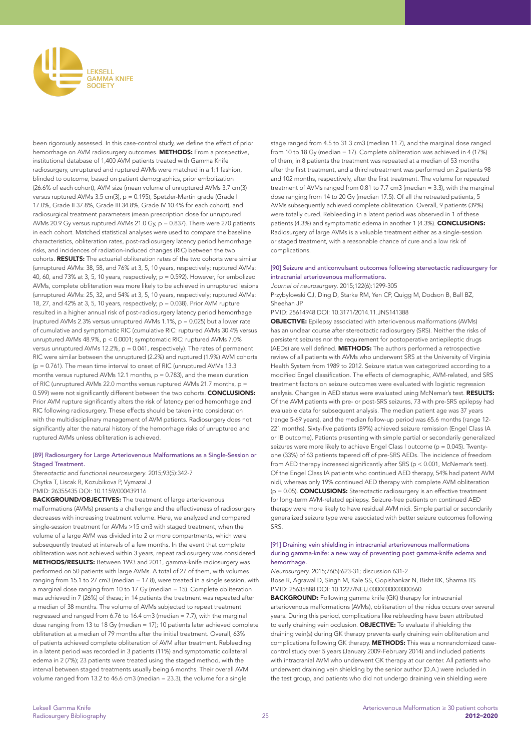been rigorously assessed. In this case-control study, we define the effect of prior hemorrhage on AVM radiosurgery outcomes. **METHODS:** From a prospective, institutional database of 1,400 AVM patients treated with Gamma Knife radiosurgery, unruptured and ruptured AVMs were matched in a 1:1 fashion, blinded to outcome, based on patient demographics, prior embolization (26.6% of each cohort), AVM size (mean volume of unruptured AVMs 3.7 cm(3) versus ruptured AVMs 3.5 cm(3), $p = 0.195$), Spetzler-Martin grade (Grade I 17.0%, Grade II 37.8%, Grade III 34.8%, Grade IV 10.4% for each cohort), and radiosurgical treatment parameters (mean prescription dose for unruptured AVMs 20.9 Gy versus ruptured AVMs 21.0 Gy, $p = 0.837$). There were 270 patients in each cohort. Matched statistical analyses were used to compare the baseline characteristics, obliteration rates, post-radiosurgery latency period hemorrhage risks, and incidences of radiation-induced changes (RIC) between the two cohorts. **RESULTS:** The actuarial obliteration rates of the two cohorts were similar (unruptured AVMs: 38, 58, and 76% at 3, 5, 10 years, respectively; ruptured AVMs: 40, 60, and 73% at 3, 5, 10 years, respectively; $p = 0.592$). However, for embolized AVMs, complete obliteration was more likely to be achieved in unruptured lesions (unruptured AVMs: 25, 32, and 54% at 3, 5, 10 years, respectively; ruptured AVMs: 18, 27, and 42% at 3, 5, 10 years, respectively; $p = 0.038$). Prior AVM rupture resulted in a higher annual risk of post-radiosurgery latency period hemorrhage (ruptured AVMs 2.3% versus unruptured AVMs 1.1%, $p = 0.025$) but a lower rate of cumulative and symptomatic RIC (cumulative RIC: ruptured AVMs 30.4% versus unruptured AVMs 48.9%, $p < 0.0001$; symptomatic RIC: ruptured AVMs 7.0% versus unruptured AVMs 12.2%, $p = 0.041$, respectively). The rates of permanent RIC were similar between the unruptured (2.2%) and ruptured (1.9%) AVM cohorts ($p = 0.761$). The mean time interval to onset of RIC (unruptured AVMs 13.3 months versus ruptured AVMs 12.1 months, $p = 0.783$), and the mean duration of RIC (unruptured AVMs 22.0 months versus ruptured AVMs 21.7 months, $p = 0.599$) were not significantly different between the two cohorts. **CONCLUSIONS:** Prior AVM rupture significantly alters the risk of latency period hemorrhage and RIC following radiosurgery. These effects should be taken into consideration with the multidisciplinary management of AVM patients. Radiosurgery does not significantly alter the natural history of the hemorrhage risks of unruptured and ruptured AVMs unless obliteration is achieved.

### [89] Radiosurgery for Large Arteriovenous Malformations as a Single-Session or Staged Treatment.

*Stereotactic and functional neurosurgery*. 2015;93(5):342-7
Chytka T, Liscak R, Kozubikova P, Vymazal J
PMID: 26355435 DOI: 10.1159/000439116

**BACKGROUND/OBJECTIVES:** The treatment of large arteriovenous malformations (AVMs) presents a challenge and the effectiveness of radiosurgery decreases with increasing treatment volume. Here, we analyzed and compared single-session treatment for AVMs >15 cm3 with staged treatment, when the volume of a large AVM was divided into 2 or more compartments, which were subsequently treated at intervals of a few months. In the event that complete obliteration was not achieved within 3 years, repeat radiosurgery was considered. **METHODS/RESULTS:** Between 1993 and 2011, gamma-knife radiosurgery was performed on 50 patients with large AVMs. A total of 27 of them, with volumes ranging from 15.1 to 27 cm3 (median = 17.8), were treated in a single session, with a marginal dose ranging from 10 to 17 Gy (median = 15). Complete obliteration was achieved in 7 (26%) of these; in 14 patients the treatment was repeated after a median of 38 months. The volume of AVMs subjected to repeat treatment regressed and ranged from 6.76 to 16.4 cm3 (median = 7.7), with the marginal dose ranging from 13 to 18 Gy (median = 17); 10 patients later achieved complete obliteration at a median of 79 months after the initial treatment. Overall, 63% of patients achieved complete obliteration of AVM after treatment. Rebleeding in a latent period was recorded in 3 patients (11%) and symptomatic collateral edema in 2 (7%); 23 patients were treated using the staged method, with the interval between staged treatments usually being 6 months. Their overall AVM volume ranged from 13.2 to 46.6 cm3 (median = 23.3), the volume for a single stage ranged from 4.5 to 31.3 cm3 (median 11.7), and the marginal dose ranged from 10 to 18 Gy (median = 17). Complete obliteration was achieved in 4 (17%) of them, in 8 patients the treatment was repeated at a median of 53 months after the first treatment, and a third retreatment was performed on 2 patients 98 and 102 months, respectively, after the first treatment. The volume for repeated treatment of AVMs ranged from 0.81 to 7.7 cm3 (median = 3.3), with the marginal dose ranging from 14 to 20 Gy (median 17.5). Of all the retreated patients, 5 AVMs subsequently achieved complete obliteration. Overall, 9 patients (39%) were totally cured. Rebleeding in a latent period was observed in 1 of these patients (4.3%) and symptomatic edema in another 1 (4.3%). **CONCLUSIONS:** Radiosurgery of large AVMs is a valuable treatment either as a single-session or staged treatment, with a reasonable chance of cure and a low risk of complications.

### [90] Seizure and anticonvulsant outcomes following stereotactic radiosurgery for intracranial arteriovenous malformations.

*Journal of neurosurgery*. 2015;122(6):1299-305
Przybylowski CJ, Ding D, Starke RM, Yen CP, Quigg M, Dodson B, Ball BZ, Sheehan JP
PMID: 25614948 DOI: 10.3171/2014.11.JNS141388

**OBJECTIVE:** Epilepsy associated with arteriovenous malformations (AVMs) has an unclear course after stereotactic radiosurgery (SRS). Neither the risks of persistent seizures nor the requirement for postoperative antiepileptic drugs (AEDs) are well defined. **METHODS:** The authors performed a retrospective review of all patients with AVMs who underwent SRS at the University of Virginia Health System from 1989 to 2012. Seizure status was categorized according to a modified Engel classification. The effects of demographic, AVM-related, and SRS treatment factors on seizure outcomes were evaluated with logistic regression analysis. Changes in AED status were evaluated using McNemar's test. **RESULTS:** Of the AVM patients with pre- or post-SRS seizures, 73 with pre-SRS epilepsy had evaluable data for subsequent analysis. The median patient age was 37 years (range 5-69 years), and the median follow-up period was 65.6 months (range 12-221 months). Sixty-five patients (89%) achieved seizure remission (Engel Class IA or IB outcome). Patients presenting with simple partial or secondarily generalized seizures were more likely to achieve Engel Class I outcome ($p = 0.045$). Twenty-one (33%) of 63 patients tapered off of pre-SRS AEDs. The incidence of freedom from AED therapy increased significantly after SRS ($p < 0.001$, McNemar's test). Of the Engel Class IA patients who continued AED therapy, 54% had patent AVM nidi, whereas only 19% continued AED therapy with complete AVM obliteration ($p = 0.05$). **CONCLUSIONS:** Stereotactic radiosurgery is an effective treatment for long-term AVM-related epilepsy. Seizure-free patients on continued AED therapy were more likely to have residual AVM nidi. Simple partial or secondarily generalized seizure type were associated with better seizure outcomes following SRS.

### [91] Draining vein shielding in intracranial arteriovenous malformations during gamma-knife: a new way of preventing post gamma-knife edema and hemorrhage.

*Neurosurgery*. 2015;76(5):623-31; discussion 631-2
Bose R, Agrawal D, Singh M, Kale SS, Gopishankar N, Bisht RK, Sharma BS
PMID: 25635888 DOI: 10.1227/NEU.0000000000000660

**BACKGROUND:** Following gamma knife (GK) therapy for intracranial arteriovenous malformations (AVMs), obliteration of the nidus occurs over several years. During this period, complications like rebleeding have been attributed to early draining vein occlusion. **OBJECTIVE:** To evaluate if shielding the draining vein(s) during GK therapy prevents early draining vein obliteration and complications following GK therapy. **METHODS:** This was a nonrandomized case-control study over 5 years (January 2009-February 2014) and included patients with intracranial AVM who underwent GK therapy at our center. All patients who underwent draining vein shielding by the senior author (D.A.) were included in the test group, and patients who did not undergo draining vein shielding were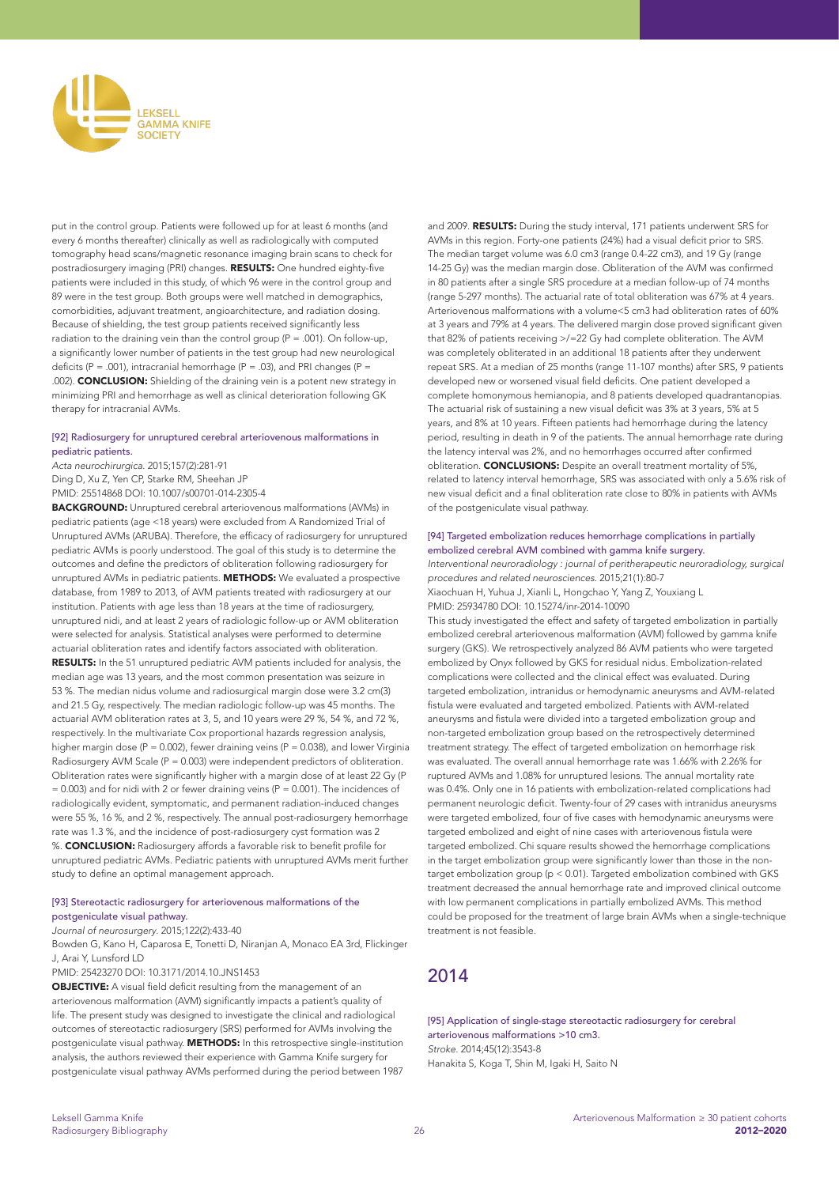put in the control group. Patients were followed up for at least 6 months (and every 6 months thereafter) clinically as well as radiologically with computed tomography head scans/magnetic resonance imaging brain scans to check for postradiosurgery imaging (PRI) changes. **RESULTS:** One hundred eighty-five patients were included in this study, of which 96 were in the control group and 89 were in the test group. Both groups were well matched in demographics, comorbidities, adjuvant treatment, angioarchitecture, and radiation dosing. Because of shielding, the test group patients received significantly less radiation to the draining vein than the control group (P = .001). On follow-up, a significantly lower number of patients in the test group had new neurological deficits (P = .001), intracranial hemorrhage (P = .03), and PRI changes (P = .002). **CONCLUSION:** Shielding of the draining vein is a potent new strategy in minimizing PRI and hemorrhage as well as clinical deterioration following GK therapy for intracranial AVMs.

[92] Radiosurgery for unruptured cerebral arteriovenous malformations in pediatric patients.
*Acta neurochirurgica.* 2015;157(2):281-91
Ding D, Xu Z, Yen CP, Starke RM, Sheehan JP
PMID: 25514868 DOI: 10.1007/s00701-014-2305-4

**BACKGROUND:** Unruptured cerebral arteriovenous malformations (AVMs) in pediatric patients (age <18 years) were excluded from A Randomized Trial of Unruptured AVMs (ARUBA). Therefore, the efficacy of radiosurgery for unruptured pediatric AVMs is poorly understood. The goal of this study is to determine the outcomes and define the predictors of obliteration following radiosurgery for unruptured AVMs in pediatric patients. **METHODS:** We evaluated a prospective database, from 1989 to 2013, of AVM patients treated with radiosurgery at our institution. Patients with age less than 18 years at the time of radiosurgery, unruptured nidi, and at least 2 years of radiologic follow-up or AVM obliteration were selected for analysis. Statistical analyses were performed to determine actuarial obliteration rates and identify factors associated with obliteration. **RESULTS:** In the 51 unruptured pediatric AVM patients included for analysis, the median age was 13 years, and the most common presentation was seizure in 53 %. The median nidus volume and radiosurgical margin dose were 3.2 cm(3) and 21.5 Gy, respectively. The median radiologic follow-up was 45 months. The actuarial AVM obliteration rates at 3, 5, and 10 years were 29 %, 54 %, and 72 %, respectively. In the multivariate Cox proportional hazards regression analysis, higher margin dose (P = 0.002), fewer draining veins (P = 0.038), and lower Virginia Radiosurgery AVM Scale (P = 0.003) were independent predictors of obliteration. Obliteration rates were significantly higher with a margin dose of at least 22 Gy (P = 0.003) and for nidi with 2 or fewer draining veins (P = 0.001). The incidences of radiologically evident, symptomatic, and permanent radiation-induced changes were 55 %, 16 %, and 2 %, respectively. The annual post-radiosurgery hemorrhage rate was 1.3 %, and the incidence of post-radiosurgery cyst formation was 2 %. **CONCLUSION:** Radiosurgery affords a favorable risk to benefit profile for unruptured pediatric AVMs. Pediatric patients with unruptured AVMs merit further study to define an optimal management approach.

[93] Stereotactic radiosurgery for arteriovenous malformations of the postgeniculate visual pathway.
*Journal of neurosurgery.* 2015;122(2):433-40
Bowden G, Kano H, Caparosa E, Tonetti D, Niranjan A, Monaco EA 3rd, Flickinger J, Arai Y, Lunsford LD
PMID: 25423270 DOI: 10.3171/2014.10.JNS1453

**OBJECTIVE:** A visual field deficit resulting from the management of an arteriovenous malformation (AVM) significantly impacts a patient's quality of life. The present study was designed to investigate the clinical and radiological outcomes of stereotactic radiosurgery (SRS) performed for AVMs involving the postgeniculate visual pathway. **METHODS:** In this retrospective single-institution analysis, the authors reviewed their experience with Gamma Knife surgery for postgeniculate visual pathway AVMs performed during the period between 1987 and 2009. **RESULTS:** During the study interval, 171 patients underwent SRS for AVMs in this region. Forty-one patients (24%) had a visual deficit prior to SRS. The median target volume was 6.0 cm3 (range 0.4-22 cm3), and 19 Gy (range 14-25 Gy) was the median margin dose. Obliteration of the AVM was confirmed in 80 patients after a single SRS procedure at a median follow-up of 74 months (range 5-297 months). The actuarial rate of total obliteration was 67% at 4 years. Arteriovenous malformations with a volume<5 cm3 had obliteration rates of 60% at 3 years and 79% at 4 years. The delivered margin dose proved significant given that 82% of patients receiving >/=22 Gy had complete obliteration. The AVM was completely obliterated in an additional 18 patients after they underwent repeat SRS. At a median of 25 months (range 11-107 months) after SRS, 9 patients developed new or worsened visual field deficits. One patient developed a complete homonymous hemianopia, and 8 patients developed quadrantanopias. The actuarial risk of sustaining a new visual deficit was 3% at 3 years, 5% at 5 years, and 8% at 10 years. Fifteen patients had hemorrhage during the latency period, resulting in death in 9 of the patients. The annual hemorrhage rate during the latency interval was 2%, and no hemorrhages occurred after confirmed obliteration. **CONCLUSIONS:** Despite an overall treatment mortality of 5%, related to latency interval hemorrhage, SRS was associated with only a 5.6% risk of new visual deficit and a final obliteration rate close to 80% in patients with AVMs of the postgeniculate visual pathway.

[94] Targeted embolization reduces hemorrhage complications in partially embolized cerebral AVM combined with gamma knife surgery.
*Interventional neuroradiology : journal of peritherapeutic neuroradiology, surgical procedures and related neurosciences.* 2015;21(1):80-7
Xiaochuan H, Yuhua J, Xianli L, Hongchao Y, Yang Z, Youxiang L
PMID: 25934780 DOI: 10.15274/inr-2014-10090

This study investigated the effect and safety of targeted embolization in partially embolized cerebral arteriovenous malformation (AVM) followed by gamma knife surgery (GKS). We retrospectively analyzed 86 AVM patients who were targeted embolized by Onyx followed by GKS for residual nidus. Embolization-related complications were collected and the clinical effect was evaluated. During targeted embolization, intranidus or hemodynamic aneurysms and AVM-related fistula were evaluated and targeted embolized. Patients with AVM-related aneurysms and fistula were divided into a targeted embolization group and non-targeted embolization group based on the retrospectively determined treatment strategy. The effect of targeted embolization on hemorrhage risk was evaluated. The overall annual hemorrhage rate was 1.66% with 2.26% for ruptured AVMs and 1.08% for unruptured lesions. The annual mortality rate was 0.4%. Only one in 16 patients with embolization-related complications had permanent neurologic deficit. Twenty-four of 29 cases with intranidus aneurysms were targeted embolized, four of five cases with hemodynamic aneurysms were targeted embolized and eight of nine cases with arteriovenous fistula were targeted embolized. Chi square results showed the hemorrhage complications in the target embolization group were significantly lower than those in the non-target embolization group (p < 0.01). Targeted embolization combined with GKS treatment decreased the annual hemorrhage rate and improved clinical outcome with low permanent complications in partially embolized AVMs. This method could be proposed for the treatment of large brain AVMs when a single-technique treatment is not feasible.

## 2014

[95] Application of single-stage stereotactic radiosurgery for cerebral arteriovenous malformations >10 cm3.
*Stroke.* 2014;45(12):3543-8
Hanakita S, Koga T, Shin M, Igaki H, Saito N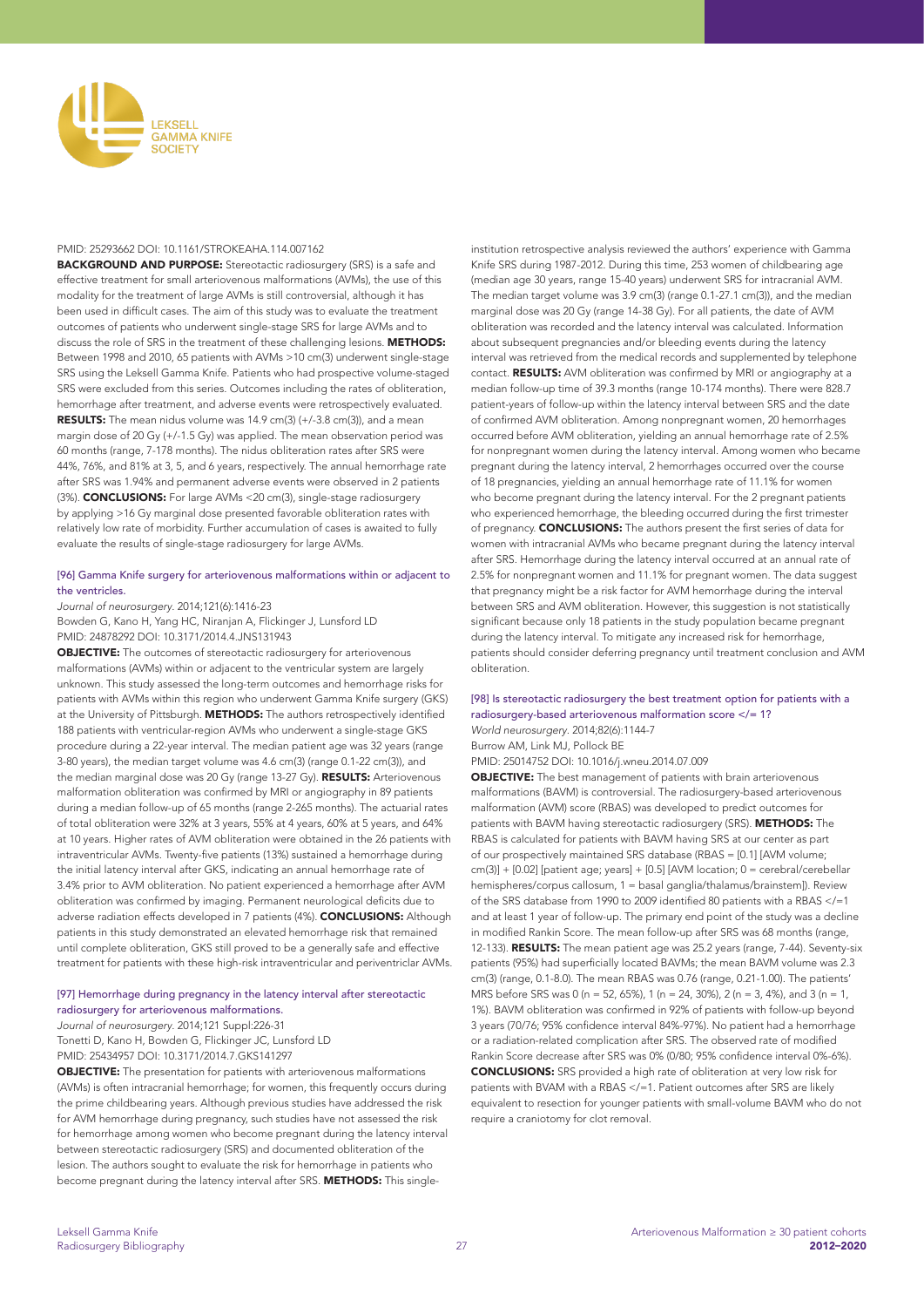PMID: 25293662 DOI: 10.1161/STROKEAHA.114.007162

**BACKGROUND AND PURPOSE:** Stereotactic radiosurgery (SRS) is a safe and effective treatment for small arteriovenous malformations (AVMs), the use of this modality for the treatment of large AVMs is still controversial, although it has been used in difficult cases. The aim of this study was to evaluate the treatment outcomes of patients who underwent single-stage SRS for large AVMs and to discuss the role of SRS in the treatment of these challenging lesions. **METHODS:** Between 1998 and 2010, 65 patients with AVMs >10 cm(3) underwent single-stage SRS using the Leksell Gamma Knife. Patients who had prospective volume-staged SRS were excluded from this series. Outcomes including the rates of obliteration, hemorrhage after treatment, and adverse events were retrospectively evaluated. **RESULTS:** The mean nidus volume was 14.9 cm(3) (+/-3.8 cm(3)), and a mean margin dose of 20 Gy (+/-1.5 Gy) was applied. The mean observation period was 60 months (range, 7-178 months). The nidus obliteration rates after SRS were 44%, 76%, and 81% at 3, 5, and 6 years, respectively. The annual hemorrhage rate after SRS was 1.94% and permanent adverse events were observed in 2 patients (3%). **CONCLUSIONS:** For large AVMs <20 cm(3), single-stage radiosurgery by applying >16 Gy marginal dose presented favorable obliteration rates with relatively low rate of morbidity. Further accumulation of cases is awaited to fully evaluate the results of single-stage radiosurgery for large AVMs.

### [96] Gamma Knife surgery for arteriovenous malformations within or adjacent to the ventricles.

*Journal of neurosurgery*. 2014;121(6):1416-23
Bowden G, Kano H, Yang HC, Niranjan A, Flickinger J, Lunsford LD
PMID: 24878292 DOI: 10.3171/2014.4.JNS131943

**OBJECTIVE:** The outcomes of stereotactic radiosurgery for arteriovenous malformations (AVMs) within or adjacent to the ventricular system are largely unknown. This study assessed the long-term outcomes and hemorrhage risks for patients with AVMs within this region who underwent Gamma Knife surgery (GKS) at the University of Pittsburgh. **METHODS:** The authors retrospectively identified 188 patients with ventricular-region AVMs who underwent a single-stage GKS procedure during a 22-year interval. The median patient age was 32 years (range 3-80 years), the median target volume was 4.6 cm(3) (range 0.1-22 cm(3)), and the median marginal dose was 20 Gy (range 13-27 Gy). **RESULTS:** Arteriovenous malformation obliteration was confirmed by MRI or angiography in 89 patients during a median follow-up of 65 months (range 2-265 months). The actuarial rates of total obliteration were 32% at 3 years, 55% at 4 years, 60% at 5 years, and 64% at 10 years. Higher rates of AVM obliteration were obtained in the 26 patients with intraventricular AVMs. Twenty-five patients (13%) sustained a hemorrhage during the initial latency interval after GKS, indicating an annual hemorrhage rate of 3.4% prior to AVM obliteration. No patient experienced a hemorrhage after AVM obliteration was confirmed by imaging. Permanent neurological deficits due to adverse radiation effects developed in 7 patients (4%). **CONCLUSIONS:** Although patients in this study demonstrated an elevated hemorrhage risk that remained until complete obliteration, GKS still proved to be a generally safe and effective treatment for patients with these high-risk intraventricular and periventricular AVMs.

### [97] Hemorrhage during pregnancy in the latency interval after stereotactic radiosurgery for arteriovenous malformations.

*Journal of neurosurgery*. 2014;121 Suppl:226-31
Tonetti D, Kano H, Bowden G, Flickinger JC, Lunsford LD
PMID: 25434957 DOI: 10.3171/2014.7.GKS141297

**OBJECTIVE:** The presentation for patients with arteriovenous malformations (AVMs) is often intracranial hemorrhage; for women, this frequently occurs during the prime childbearing years. Although previous studies have addressed the risk for AVM hemorrhage during pregnancy, such studies have not assessed the risk for hemorrhage among women who become pregnant during the latency interval between stereotactic radiosurgery (SRS) and documented obliteration of the lesion. The authors sought to evaluate the risk for hemorrhage in patients who become pregnant during the latency interval after SRS. **METHODS:** This single-institution retrospective analysis reviewed the authors' experience with Gamma Knife SRS during 1987-2012. During this time, 253 women of childbearing age (median age 30 years, range 15-40 years) underwent SRS for intracranial AVM. The median target volume was 3.9 cm(3) (range 0.1-27.1 cm(3)), and the median marginal dose was 20 Gy (range 14-38 Gy). For all patients, the date of AVM obliteration was recorded and the latency interval was calculated. Information about subsequent pregnancies and/or bleeding events during the latency interval was retrieved from the medical records and supplemented by telephone contact. **RESULTS:** AVM obliteration was confirmed by MRI or angiography at a median follow-up time of 39.3 months (range 10-174 months). There were 828.7 patient-years of follow-up within the latency interval between SRS and the date of confirmed AVM obliteration. Among nonpregnant women, 20 hemorrhages occurred before AVM obliteration, yielding an annual hemorrhage rate of 2.5% for nonpregnant women during the latency interval. Among women who became pregnant during the latency interval, 2 hemorrhages occurred over the course of 18 pregnancies, yielding an annual hemorrhage rate of 11.1% for women who become pregnant during the latency interval. For the 2 pregnant patients who experienced hemorrhage, the bleeding occurred during the first trimester of pregnancy. **CONCLUSIONS:** The authors present the first series of data for women with intracranial AVMs who became pregnant during the latency interval after SRS. Hemorrhage during the latency interval occurred at an annual rate of 2.5% for nonpregnant women and 11.1% for pregnant women. The data suggest that pregnancy might be a risk factor for AVM hemorrhage during the interval between SRS and AVM obliteration. However, this suggestion is not statistically significant because only 18 patients in the study population became pregnant during the latency interval. To mitigate any increased risk for hemorrhage, patients should consider deferring pregnancy until treatment conclusion and AVM obliteration.

### [98] Is stereotactic radiosurgery the best treatment option for patients with a radiosurgery-based arteriovenous malformation score </= 1?

*World neurosurgery*. 2014;82(6):1144-7
Burrow AM, Link MJ, Pollock BE
PMID: 25014752 DOI: 10.1016/j.wneu.2014.07.009

**OBJECTIVE:** The best management of patients with brain arteriovenous malformations (BAVM) is controversial. The radiosurgery-based arteriovenous malformation (AVM) score (RBAS) was developed to predict outcomes for patients with BAVM having stereotactic radiosurgery (SRS). **METHODS:** The RBAS is calculated for patients with BAVM having SRS at our center as part of our prospectively maintained SRS database (RBAS = [0.1] [AVM volume; cm(3)] + [0.02] [patient age; years] + [0.5] [AVM location; 0 = cerebral/cerebellar hemispheres/corpus callosum, 1 = basal ganglia/thalamus/brainstem]). Review of the SRS database from 1990 to 2009 identified 80 patients with a RBAS </=1 and at least 1 year of follow-up. The primary end point of the study was a decline in modified Rankin Score. The mean follow-up after SRS was 68 months (range, 12-133). **RESULTS:** The mean patient age was 25.2 years (range, 7-44). Seventy-six patients (95%) had superficially located BAVMs; the mean BAVM volume was 2.3 cm(3) (range, 0.1-8.0). The mean RBAS was 0.76 (range, 0.21-1.00). The patients' MRS before SRS was 0 (n = 52, 65%), 1 (n = 24, 30%), 2 (n = 3, 4%), and 3 (n = 1, 1%). BAVM obliteration was confirmed in 92% of patients with follow-up beyond 3 years (70/76; 95% confidence interval 84%-97%). No patient had a hemorrhage or a radiation-related complication after SRS. The observed rate of modified Rankin Score decrease after SRS was 0% (0/80; 95% confidence interval 0%-6%). **CONCLUSIONS:** SRS provided a high rate of obliteration at very low risk for patients with BVAM with a RBAS </=1. Patient outcomes after SRS are likely equivalent to resection for younger patients with small-volume BAVM who do not require a craniotomy for clot removal.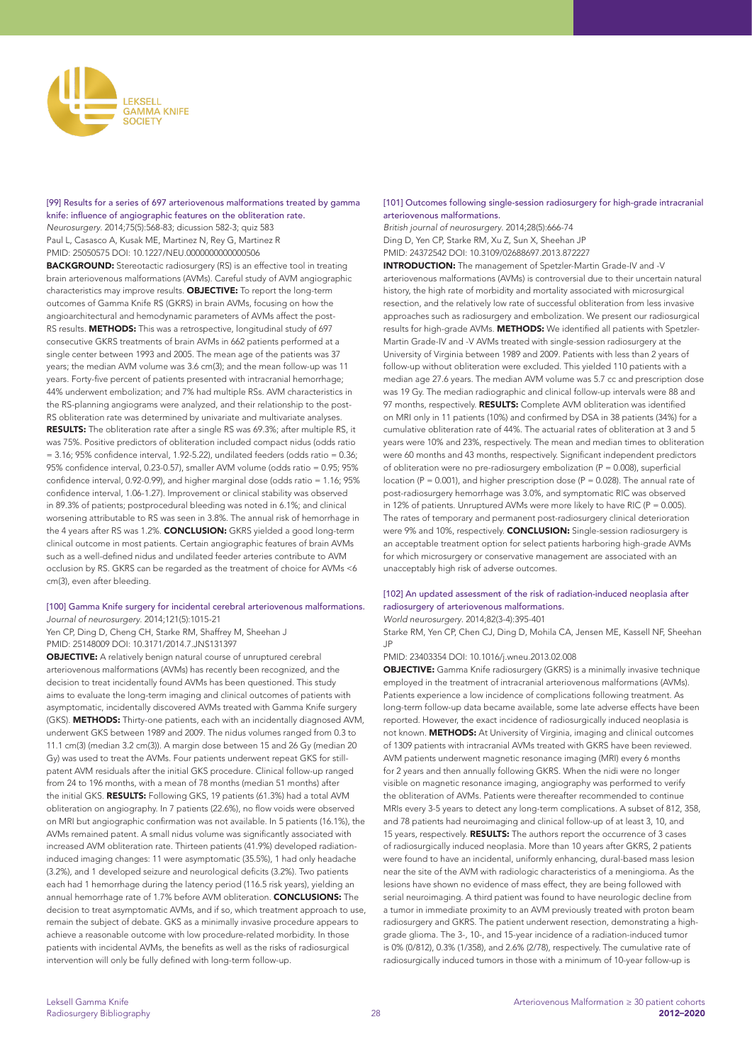### [99] Results for a series of 697 arteriovenous malformations treated by gamma knife: influence of angiographic features on the obliteration rate.

*Neurosurgery*. 2014;75(5):568-83; dicussion 582-3; quiz 583
Paul L, Casasco A, Kusak ME, Martinez N, Rey G, Martinez R
PMID: 25050575 DOI: 10.1227/NEU.0000000000000506

**BACKGROUND:** Stereotactic radiosurgery (RS) is an effective tool in treating brain arteriovenous malformations (AVMs). Careful study of AVM angiographic characteristics may improve results. **OBJECTIVE:** To report the long-term outcomes of Gamma Knife RS (GKRS) in brain AVMs, focusing on how the angioarchitectural and hemodynamic parameters of AVMs affect the post-RS results. **METHODS:** This was a retrospective, longitudinal study of 697 consecutive GKRS treatments of brain AVMs in 662 patients performed at a single center between 1993 and 2005. The mean age of the patients was 37 years; the median AVM volume was 3.6 cm(3); and the mean follow-up was 11 years. Forty-five percent of patients presented with intracranial hemorrhage; 44% underwent embolization; and 7% had multiple RSs. AVM characteristics in the RS-planning angiograms were analyzed, and their relationship to the post-RS obliteration rate was determined by univariate and multivariate analyses. **RESULTS:** The obliteration rate after a single RS was 69.3%; after multiple RS, it was 75%. Positive predictors of obliteration included compact nidus (odds ratio = 3.16; 95% confidence interval, 1.92-5.22), undilated feeders (odds ratio = 0.36; 95% confidence interval, 0.23-0.57), smaller AVM volume (odds ratio = 0.95; 95% confidence interval, 0.92-0.99), and higher marginal dose (odds ratio = 1.16; 95% confidence interval, 1.06-1.27). Improvement or clinical stability was observed in 89.3% of patients; postprocedural bleeding was noted in 6.1%; and clinical worsening attributable to RS was seen in 3.8%. The annual risk of hemorrhage in the 4 years after RS was 1.2%. **CONCLUSION:** GKRS yielded a good long-term clinical outcome in most patients. Certain angiographic features of brain AVMs such as a well-defined nidus and undilated feeder arteries contribute to AVM occlusion by RS. GKRS can be regarded as the treatment of choice for AVMs <6 cm(3), even after bleeding.

### [100] Gamma Knife surgery for incidental cerebral arteriovenous malformations.

*Journal of neurosurgery*. 2014;121(5):1015-21
Yen CP, Ding D, Cheng CH, Starke RM, Shaffrey M, Sheehan J
PMID: 25148009 DOI: 10.3171/2014.7.JNS131397

**OBJECTIVE:** A relatively benign natural course of unruptured cerebral arteriovenous malformations (AVMs) has recently been recognized, and the decision to treat incidentally found AVMs has been questioned. This study aims to evaluate the long-term imaging and clinical outcomes of patients with asymptomatic, incidentally discovered AVMs treated with Gamma Knife surgery (GKS). **METHODS:** Thirty-one patients, each with an incidentally diagnosed AVM, underwent GKS between 1989 and 2009. The nidus volumes ranged from 0.3 to 11.1 cm(3) (median 3.2 cm(3)). A margin dose between 15 and 26 Gy (median 20 Gy) was used to treat the AVMs. Four patients underwent repeat GKS for still-patent AVM residuals after the initial GKS procedure. Clinical follow-up ranged from 24 to 196 months, with a mean of 78 months (median 51 months) after the initial GKS. **RESULTS:** Following GKS, 19 patients (61.3%) had a total AVM obliteration on angiography. In 7 patients (22.6%), no flow voids were observed on MRI but angiographic confirmation was not available. In 5 patients (16.1%), the AVMs remained patent. A small nidus volume was significantly associated with increased AVM obliteration rate. Thirteen patients (41.9%) developed radiation-induced imaging changes: 11 were asymptomatic (35.5%), 1 had only headache (3.2%), and 1 developed seizure and neurological deficits (3.2%). Two patients each had 1 hemorrhage during the latency period (116.5 risk years), yielding an annual hemorrhage rate of 1.7% before AVM obliteration. **CONCLUSIONS:** The decision to treat asymptomatic AVMs, and if so, which treatment approach to use, remain the subject of debate. GKS as a minimally invasive procedure appears to achieve a reasonable outcome with low procedure-related morbidity. In those patients with incidental AVMs, the benefits as well as the risks of radiosurgical intervention will only be fully defined with long-term follow-up.

### [101] Outcomes following single-session radiosurgery for high-grade intracranial arteriovenous malformations.

*British journal of neurosurgery*. 2014;28(5):666-74
Ding D, Yen CP, Starke RM, Xu Z, Sun X, Sheehan JP
PMID: 24372542 DOI: 10.3109/02688697.2013.872227

**INTRODUCTION:** The management of Spetzler-Martin Grade-IV and -V arteriovenous malformations (AVMs) is controversial due to their uncertain natural history, the high rate of morbidity and mortality associated with microsurgical resection, and the relatively low rate of successful obliteration from less invasive approaches such as radiosurgery and embolization. We present our radiosurgical results for high-grade AVMs. **METHODS:** We identified all patients with Spetzler-Martin Grade-IV and -V AVMs treated with single-session radiosurgery at the University of Virginia between 1989 and 2009. Patients with less than 2 years of follow-up without obliteration were excluded. This yielded 110 patients with a median age 27.6 years. The median AVM volume was 5.7 cc and prescription dose was 19 Gy. The median radiographic and clinical follow-up intervals were 88 and 97 months, respectively. **RESULTS:** Complete AVM obliteration was identified on MRI only in 11 patients (10%) and confirmed by DSA in 38 patients (34%) for a cumulative obliteration rate of 44%. The actuarial rates of obliteration at 3 and 5 years were 10% and 23%, respectively. The mean and median times to obliteration were 60 months and 43 months, respectively. Significant independent predictors of obliteration were no pre-radiosurgery embolization (P = 0.008), superficial location (P = 0.001), and higher prescription dose (P = 0.028). The annual rate of post-radiosurgery hemorrhage was 3.0%, and symptomatic RIC was observed in 12% of patients. Unruptured AVMs were more likely to have RIC (P = 0.005). The rates of temporary and permanent post-radiosurgery clinical deterioration were 9% and 10%, respectively. **CONCLUSION:** Single-session radiosurgery is an acceptable treatment option for select patients harboring high-grade AVMs for which microsurgery or conservative management are associated with an unacceptably high risk of adverse outcomes.

### [102] An updated assessment of the risk of radiation-induced neoplasia after radiosurgery of arteriovenous malformations.

*World neurosurgery*. 2014;82(3-4):395-401
Starke RM, Yen CP, Chen CJ, Ding D, Mohila CA, Jensen ME, Kassell NF, Sheehan JP
PMID: 23403354 DOI: 10.1016/j.wneu.2013.02.008

**OBJECTIVE:** Gamma Knife radiosurgery (GKRS) is a minimally invasive technique employed in the treatment of intracranial arteriovenous malformations (AVMs). Patients experience a low incidence of complications following treatment. As long-term follow-up data became available, some late adverse effects have been reported. However, the exact incidence of radiosurgically induced neoplasia is not known. **METHODS:** At University of Virginia, imaging and clinical outcomes of 1309 patients with intracranial AVMs treated with GKRS have been reviewed. AVM patients underwent magnetic resonance imaging (MRI) every 6 months for 2 years and then annually following GKRS. When the nidi were no longer visible on magnetic resonance imaging, angiography was performed to verify the obliteration of AVMs. Patients were thereafter recommended to continue MRIs every 3-5 years to detect any long-term complications. A subset of 812, 358, and 78 patients had neuroimaging and clinical follow-up of at least 3, 10, and 15 years, respectively. **RESULTS:** The authors report the occurrence of 3 cases of radiosurgically induced neoplasia. More than 10 years after GKRS, 2 patients were found to have an incidental, uniformly enhancing, dural-based mass lesion near the site of the AVM with radiologic characteristics of a meningioma. As the lesions have shown no evidence of mass effect, they are being followed with serial neuroimaging. A third patient was found to have neurologic decline from a tumor in immediate proximity to an AVM previously treated with proton beam radiosurgery and GKRS. The patient underwent resection, demonstrating a high-grade glioma. The 3-, 10-, and 15-year incidence of a radiation-induced tumor is 0% (0/812), 0.3% (1/358), and 2.6% (2/78), respectively. The cumulative rate of radiosurgically induced tumors in those with a minimum of 10-year follow-up is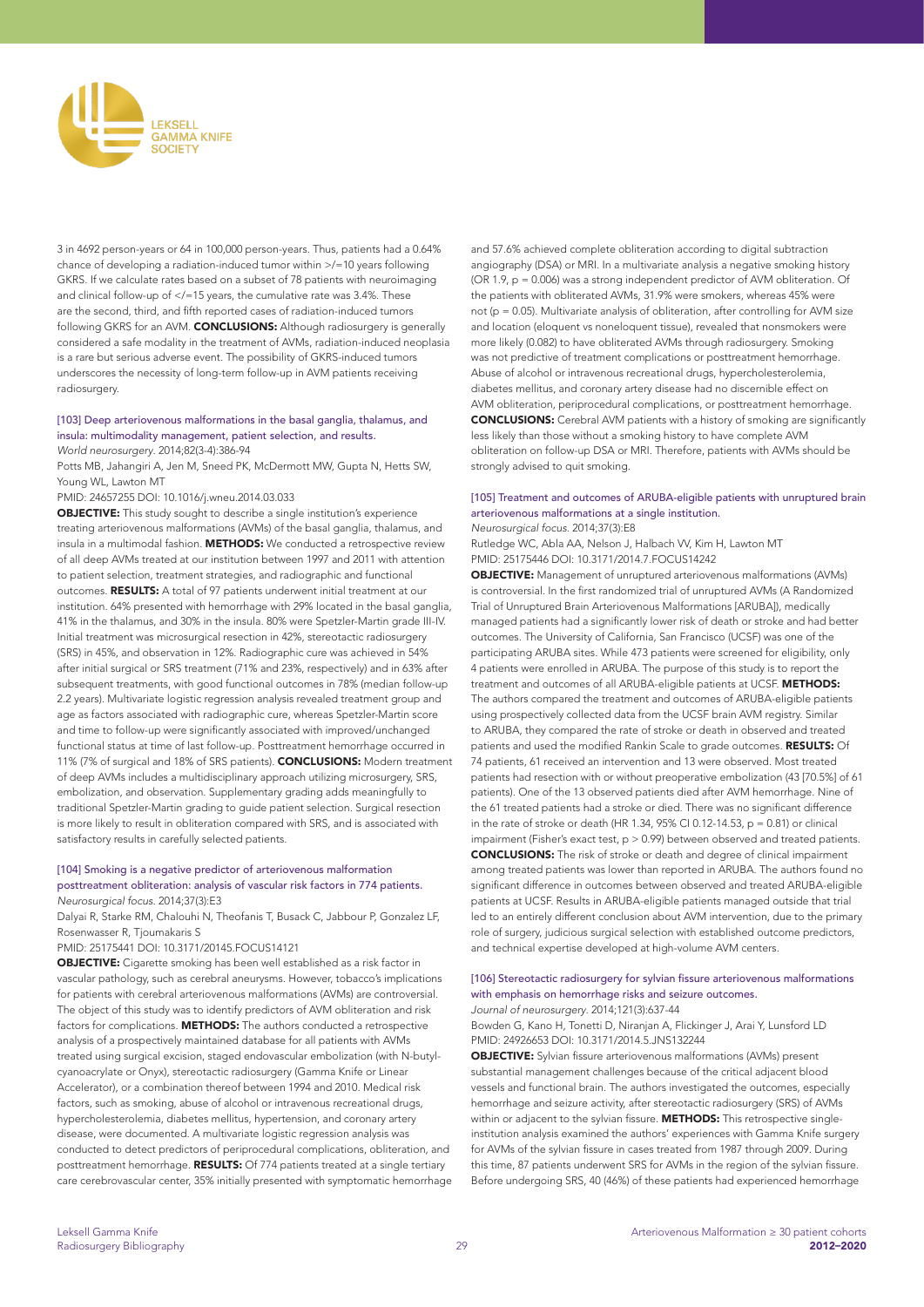3 in 4692 person-years or 64 in 100,000 person-years. Thus, patients had a 0.64% chance of developing a radiation-induced tumor within >/=10 years following GKRS. If we calculate rates based on a subset of 78 patients with neuroimaging and clinical follow-up of </=15 years, the cumulative rate was 3.4%. These are the second, third, and fifth reported cases of radiation-induced tumors following GKRS for an AVM. **CONCLUSIONS:** Although radiosurgery is generally considered a safe modality in the treatment of AVMs, radiation-induced neoplasia is a rare but serious adverse event. The possibility of GKRS-induced tumors underscores the necessity of long-term follow-up in AVM patients receiving radiosurgery.

### [103] Deep arteriovenous malformations in the basal ganglia, thalamus, and insula: multimodality management, patient selection, and results.

*World neurosurgery*. 2014;82(3-4):386-94

Potts MB, Jahangiri A, Jen M, Sneed PK, McDermott MW, Gupta N, Hetts SW, Young WL, Lawton MT

PMID: 24657255 DOI: 10.1016/j.wneu.2014.03.033

**OBJECTIVE:** This study sought to describe a single institution's experience treating arteriovenous malformations (AVMs) of the basal ganglia, thalamus, and insula in a multimodal fashion. **METHODS:** We conducted a retrospective review of all deep AVMs treated at our institution between 1997 and 2011 with attention to patient selection, treatment strategies, and radiographic and functional outcomes. **RESULTS:** A total of 97 patients underwent initial treatment at our institution. 64% presented with hemorrhage with 29% located in the basal ganglia, 41% in the thalamus, and 30% in the insula. 80% were Spetzler-Martin grade III-IV. Initial treatment was microsurgical resection in 42%, stereotactic radiosurgery (SRS) in 45%, and observation in 12%. Radiographic cure was achieved in 54% after initial surgical or SRS treatment (71% and 23%, respectively) and in 63% after subsequent treatments, with good functional outcomes in 78% (median follow-up 2.2 years). Multivariate logistic regression analysis revealed treatment group and age as factors associated with radiographic cure, whereas Spetzler-Martin score and time to follow-up were significantly associated with improved/unchanged functional status at time of last follow-up. Posttreatment hemorrhage occurred in 11% (7% of surgical and 18% of SRS patients). **CONCLUSIONS:** Modern treatment of deep AVMs includes a multidisciplinary approach utilizing microsurgery, SRS, embolization, and observation. Supplementary grading adds meaningfully to traditional Spetzler-Martin grading to guide patient selection. Surgical resection is more likely to result in obliteration compared with SRS, and is associated with satisfactory results in carefully selected patients.

### [104] Smoking is a negative predictor of arteriovenous malformation posttreatment obliteration: analysis of vascular risk factors in 774 patients.

*Neurosurgical focus*. 2014;37(3):E3

Dalyai R, Starke RM, Chalouhi N, Theofanis T, Busack C, Jabbour P, Gonzalez LF, Rosenwasser R, Tjoumakaris S

PMID: 25175441 DOI: 10.3171/20145.FOCUS14121

**OBJECTIVE:** Cigarette smoking has been well established as a risk factor in vascular pathology, such as cerebral aneurysms. However, tobacco's implications for patients with cerebral arteriovenous malformations (AVMs) are controversial. The object of this study was to identify predictors of AVM obliteration and risk factors for complications. **METHODS:** The authors conducted a retrospective analysis of a prospectively maintained database for all patients with AVMs treated using surgical excision, staged endovascular embolization (with N-butyl-cyanoacrylate or Onyx), stereotactic radiosurgery (Gamma Knife or Linear Accelerator), or a combination thereof between 1994 and 2010. Medical risk factors, such as smoking, abuse of alcohol or intravenous recreational drugs, hypercholesterolemia, diabetes mellitus, hypertension, and coronary artery disease, were documented. A multivariate logistic regression analysis was conducted to detect predictors of periprocedural complications, obliteration, and posttreatment hemorrhage. **RESULTS:** Of 774 patients treated at a single tertiary care cerebrovascular center, 35% initially presented with symptomatic hemorrhage and 57.6% achieved complete obliteration according to digital subtraction angiography (DSA) or MRI. In a multivariate analysis a negative smoking history (OR 1.9, p = 0.006) was a strong independent predictor of AVM obliteration. Of the patients with obliterated AVMs, 31.9% were smokers, whereas 45% were not (p = 0.05). Multivariate analysis of obliteration, after controlling for AVM size and location (eloquent vs noneloquent tissue), revealed that nonsmokers were more likely (0.082) to have obliterated AVMs through radiosurgery. Smoking was not predictive of treatment complications or posttreatment hemorrhage. Abuse of alcohol or intravenous recreational drugs, hypercholesterolemia, diabetes mellitus, and coronary artery disease had no discernible effect on AVM obliteration, periprocedural complications, or posttreatment hemorrhage. **CONCLUSIONS:** Cerebral AVM patients with a history of smoking are significantly less likely than those without a smoking history to have complete AVM obliteration on follow-up DSA or MRI. Therefore, patients with AVMs should be strongly advised to quit smoking.

### [105] Treatment and outcomes of ARUBA-eligible patients with unruptured brain arteriovenous malformations at a single institution.

*Neurosurgical focus*. 2014;37(3):E8

Rutledge WC, Abla AA, Nelson J, Halbach VV, Kim H, Lawton MT

PMID: 25175446 DOI: 10.3171/2014.7.FOCUS14242

**OBJECTIVE:** Management of unruptured arteriovenous malformations (AVMs) is controversial. In the first randomized trial of unruptured AVMs (A Randomized Trial of Unruptured Brain Arteriovenous Malformations [ARUBA]), medically managed patients had a significantly lower risk of death or stroke and had better outcomes. The University of California, San Francisco (UCSF) was one of the participating ARUBA sites. While 473 patients were screened for eligibility, only 4 patients were enrolled in ARUBA. The purpose of this study is to report the treatment and outcomes of all ARUBA-eligible patients at UCSF. **METHODS:** The authors compared the treatment and outcomes of ARUBA-eligible patients using prospectively collected data from the UCSF brain AVM registry. Similar to ARUBA, they compared the rate of stroke or death in observed and treated patients and used the modified Rankin Scale to grade outcomes. **RESULTS:** Of 74 patients, 61 received an intervention and 13 were observed. Most treated patients had resection with or without preoperative embolization (43 [70.5%] of 61 patients). One of the 13 observed patients died after AVM hemorrhage. Nine of the 61 treated patients had a stroke or died. There was no significant difference in the rate of stroke or death (HR 1.34, 95% CI 0.12-14.53, p = 0.81) or clinical impairment (Fisher's exact test, p > 0.99) between observed and treated patients. **CONCLUSIONS:** The risk of stroke or death and degree of clinical impairment among treated patients was lower than reported in ARUBA. The authors found no significant difference in outcomes between observed and treated ARUBA-eligible patients at UCSF. Results in ARUBA-eligible patients managed outside that trial led to an entirely different conclusion about AVM intervention, due to the primary role of surgery, judicious surgical selection with established outcome predictors, and technical expertise developed at high-volume AVM centers.

### [106] Stereotactic radiosurgery for sylvian fissure arteriovenous malformations with emphasis on hemorrhage risks and seizure outcomes.

*Journal of neurosurgery*. 2014;121(3):637-44

Bowden G, Kano H, Tonetti D, Niranjan A, Flickinger J, Arai Y, Lunsford LD

PMID: 24926653 DOI: 10.3171/2014.5.JNS132244

**OBJECTIVE:** Sylvian fissure arteriovenous malformations (AVMs) present substantial management challenges because of the critical adjacent blood vessels and functional brain. The authors investigated the outcomes, especially hemorrhage and seizure activity, after stereotactic radiosurgery (SRS) of AVMs within or adjacent to the sylvian fissure. **METHODS:** This retrospective single-institution analysis examined the authors' experiences with Gamma Knife surgery for AVMs of the sylvian fissure in cases treated from 1987 through 2009. During this time, 87 patients underwent SRS for AVMs in the region of the sylvian fissure. Before undergoing SRS, 40 (46%) of these patients had experienced hemorrhage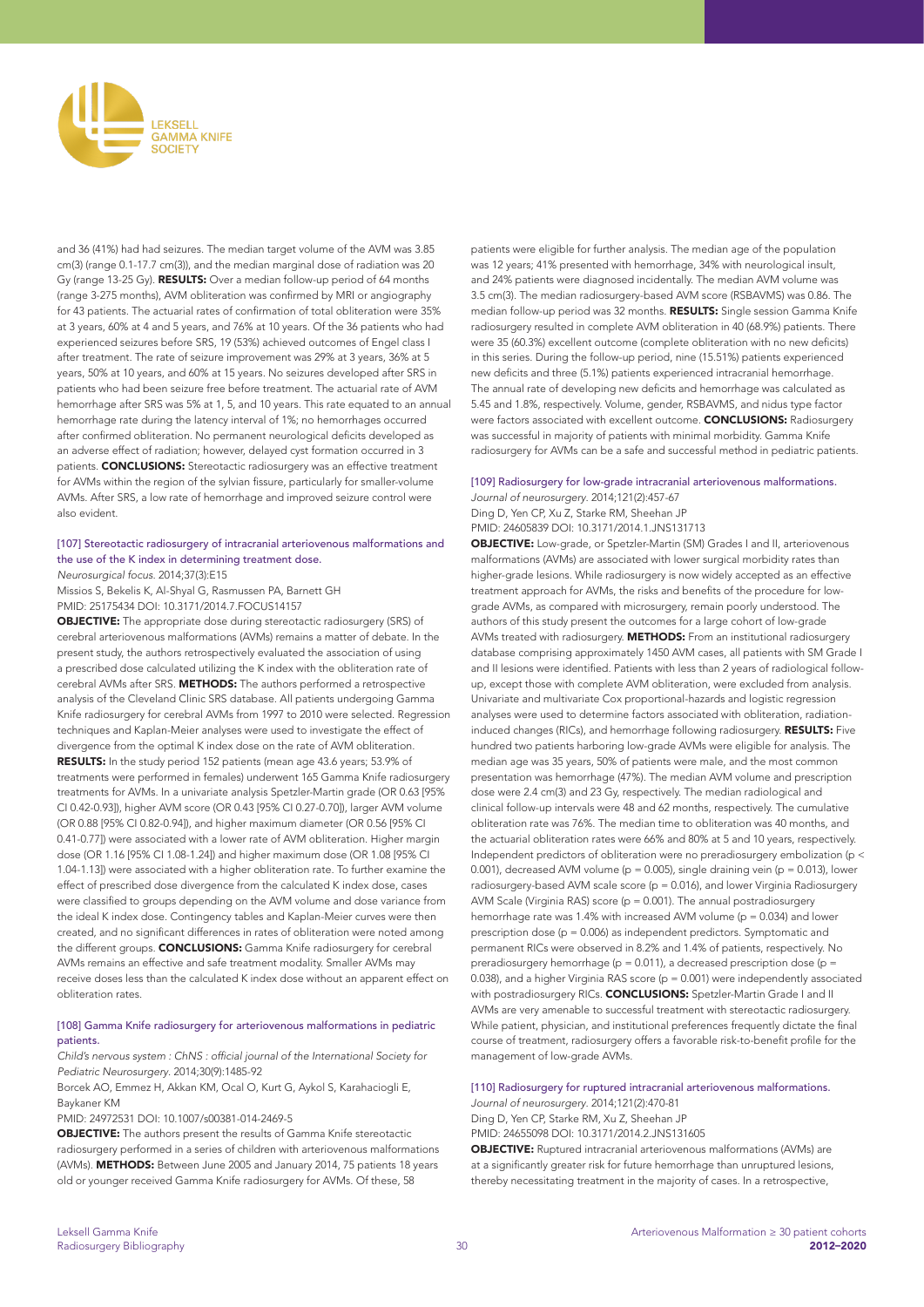and 36 (41%) had had seizures. The median target volume of the AVM was 3.85 cm(3) (range 0.1-17.7 cm(3)), and the median marginal dose of radiation was 20 Gy (range 13-25 Gy). **RESULTS:** Over a median follow-up period of 64 months (range 3-275 months), AVM obliteration was confirmed by MRI or angiography for 43 patients. The actuarial rates of confirmation of total obliteration were 35% at 3 years, 60% at 4 and 5 years, and 76% at 10 years. Of the 36 patients who had experienced seizures before SRS, 19 (53%) achieved outcomes of Engel class I after treatment. The rate of seizure improvement was 29% at 3 years, 36% at 5 years, 50% at 10 years, and 60% at 15 years. No seizures developed after SRS in patients who had been seizure free before treatment. The actuarial rate of AVM hemorrhage after SRS was 5% at 1, 5, and 10 years. This rate equated to an annual hemorrhage rate during the latency interval of 1%; no hemorrhages occurred after confirmed obliteration. No permanent neurological deficits developed as an adverse effect of radiation; however, delayed cyst formation occurred in 3 patients. **CONCLUSIONS:** Stereotactic radiosurgery was an effective treatment for AVMs within the region of the sylvian fissure, particularly for smaller-volume AVMs. After SRS, a low rate of hemorrhage and improved seizure control were also evident.

### [107] Stereotactic radiosurgery of intracranial arteriovenous malformations and the use of the K index in determining treatment dose.

*Neurosurgical focus*. 2014;37(3):E15

Missios S, Bekelis K, Al-Shyal G, Rasmussen PA, Barnett GH

PMID: 25175434 DOI: 10.3171/2014.7.FOCUS14157

**OBJECTIVE:** The appropriate dose during stereotactic radiosurgery (SRS) of cerebral arteriovenous malformations (AVMs) remains a matter of debate. In the present study, the authors retrospectively evaluated the association of using a prescribed dose calculated utilizing the K index with the obliteration rate of cerebral AVMs after SRS. **METHODS:** The authors performed a retrospective analysis of the Cleveland Clinic SRS database. All patients undergoing Gamma Knife radiosurgery for cerebral AVMs from 1997 to 2010 were selected. Regression techniques and Kaplan-Meier analyses were used to investigate the effect of divergence from the optimal K index dose on the rate of AVM obliteration. **RESULTS:** In the study period 152 patients (mean age 43.6 years; 53.9% of treatments were performed in females) underwent 165 Gamma Knife radiosurgery treatments for AVMs. In a univariate analysis Spetzler-Martin grade (OR 0.63 [95% CI 0.42-0.93]), higher AVM score (OR 0.43 [95% CI 0.27-0.70]), larger AVM volume (OR 0.88 [95% CI 0.82-0.94]), and higher maximum diameter (OR 0.56 [95% CI 0.41-0.77]) were associated with a lower rate of AVM obliteration. Higher margin dose (OR 1.16 [95% CI 1.08-1.24]) and higher maximum dose (OR 1.08 [95% CI 1.04-1.13]) were associated with a higher obliteration rate. To further examine the effect of prescribed dose divergence from the calculated K index dose, cases were classified to groups depending on the AVM volume and dose variance from the ideal K index dose. Contingency tables and Kaplan-Meier curves were then created, and no significant differences in rates of obliteration were noted among the different groups. **CONCLUSIONS:** Gamma Knife radiosurgery for cerebral AVMs remains an effective and safe treatment modality. Smaller AVMs may receive doses less than the calculated K index dose without an apparent effect on obliteration rates.

### [108] Gamma Knife radiosurgery for arteriovenous malformations in pediatric patients.

*Child's nervous system : ChNS : official journal of the International Society for Pediatric Neurosurgery*. 2014;30(9):1485-92

Borcek AO, Emmez H, Akkan KM, Ocal O, Kurt G, Aykol S, Karahaciogli E, Baykaner KM

PMID: 24972531 DOI: 10.1007/s00381-014-2469-5

**OBJECTIVE:** The authors present the results of Gamma Knife stereotactic radiosurgery performed in a series of children with arteriovenous malformations (AVMs). **METHODS:** Between June 2005 and January 2014, 75 patients 18 years old or younger received Gamma Knife radiosurgery for AVMs. Of these, 58 patients were eligible for further analysis. The median age of the population was 12 years; 41% presented with hemorrhage, 34% with neurological insult, and 24% patients were diagnosed incidentally. The median AVM volume was 3.5 cm(3). The median radiosurgery-based AVM score (RSBAVMS) was 0.86. The median follow-up period was 32 months. **RESULTS:** Single session Gamma Knife radiosurgery resulted in complete AVM obliteration in 40 (68.9%) patients. There were 35 (60.3%) excellent outcome (complete obliteration with no new deficits) in this series. During the follow-up period, nine (15.51%) patients experienced new deficits and three (5.1%) patients experienced intracranial hemorrhage. The annual rate of developing new deficits and hemorrhage was calculated as 5.45 and 1.8%, respectively. Volume, gender, RSBAVMS, and nidus type factor were factors associated with excellent outcome. **CONCLUSIONS:** Radiosurgery was successful in majority of patients with minimal morbidity. Gamma Knife radiosurgery for AVMs can be a safe and successful method in pediatric patients.

### [109] Radiosurgery for low-grade intracranial arteriovenous malformations.

*Journal of neurosurgery*. 2014;121(2):457-67

Ding D, Yen CP, Xu Z, Starke RM, Sheehan JP

PMID: 24605839 DOI: 10.3171/2014.1.JNS131713

**OBJECTIVE:** Low-grade, or Spetzler-Martin (SM) Grades I and II, arteriovenous malformations (AVMs) are associated with lower surgical morbidity rates than higher-grade lesions. While radiosurgery is now widely accepted as an effective treatment approach for AVMs, the risks and benefits of the procedure for low-grade AVMs, as compared with microsurgery, remain poorly understood. The authors of this study present the outcomes for a large cohort of low-grade AVMs treated with radiosurgery. **METHODS:** From an institutional radiosurgery database comprising approximately 1450 AVM cases, all patients with SM Grade I and II lesions were identified. Patients with less than 2 years of radiological follow-up, except those with complete AVM obliteration, were excluded from analysis. Univariate and multivariate Cox proportional-hazards and logistic regression analyses were used to determine factors associated with obliteration, radiation-induced changes (RICs), and hemorrhage following radiosurgery. **RESULTS:** Five hundred two patients harboring low-grade AVMs were eligible for analysis. The median age was 35 years, 50% of patients were male, and the most common presentation was hemorrhage (47%). The median AVM volume and prescription dose were 2.4 cm(3) and 23 Gy, respectively. The median radiological and clinical follow-up intervals were 48 and 62 months, respectively. The cumulative obliteration rate was 76%. The median time to obliteration was 40 months, and the actuarial obliteration rates were 66% and 80% at 5 and 10 years, respectively. Independent predictors of obliteration were no preradiosurgery embolization ($p < 0.001$), decreased AVM volume ($p = 0.005$), single draining vein ($p = 0.013$), lower radiosurgery-based AVM scale score ($p = 0.016$), and lower Virginia Radiosurgery AVM Scale (Virginia RAS) score ($p = 0.001$). The annual postradiosurgery hemorrhage rate was 1.4% with increased AVM volume ($p = 0.034$) and lower prescription dose ($p = 0.006$) as independent predictors. Symptomatic and permanent RICs were observed in 8.2% and 1.4% of patients, respectively. No preradiosurgery hemorrhage ($p = 0.011$), a decreased prescription dose ($p = 0.038$), and a higher Virginia RAS score ($p = 0.001$) were independently associated with postradiosurgery RICs. **CONCLUSIONS:** Spetzler-Martin Grade I and II AVMs are very amenable to successful treatment with stereotactic radiosurgery. While patient, physician, and institutional preferences frequently dictate the final course of treatment, radiosurgery offers a favorable risk-to-benefit profile for the management of low-grade AVMs.

### [110] Radiosurgery for ruptured intracranial arteriovenous malformations.

*Journal of neurosurgery*. 2014;121(2):470-81

Ding D, Yen CP, Starke RM, Xu Z, Sheehan JP

PMID: 24655098 DOI: 10.3171/2014.2.JNS131605

**OBJECTIVE:** Ruptured intracranial arteriovenous malformations (AVMs) are at a significantly greater risk for future hemorrhage than unruptured lesions, thereby necessitating treatment in the majority of cases. In a retrospective,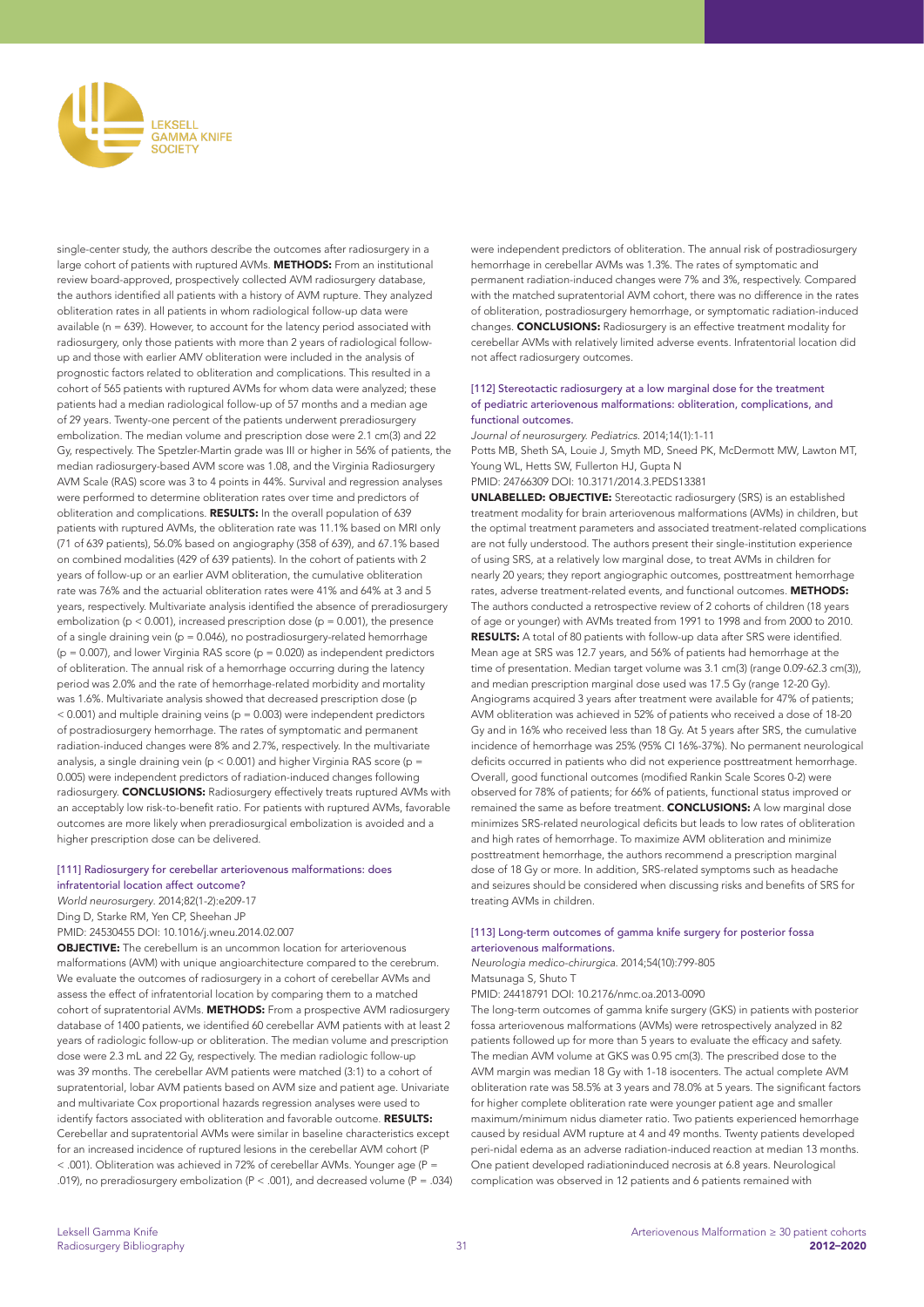single-center study, the authors describe the outcomes after radiosurgery in a large cohort of patients with ruptured AVMs. **METHODS:** From an institutional review board-approved, prospectively collected AVM radiosurgery database, the authors identified all patients with a history of AVM rupture. They analyzed obliteration rates in all patients in whom radiological follow-up data were available (n = 639). However, to account for the latency period associated with radiosurgery, only those patients with more than 2 years of radiological follow-up and those with earlier AMV obliteration were included in the analysis of prognostic factors related to obliteration and complications. This resulted in a cohort of 565 patients with ruptured AVMs for whom data were analyzed; these patients had a median radiological follow-up of 57 months and a median age of 29 years. Twenty-one percent of the patients underwent preradiosurgery embolization. The median volume and prescription dose were 2.1 cm(3) and 22 Gy, respectively. The Spetzler-Martin grade was III or higher in 56% of patients, the median radiosurgery-based AVM score was 1.08, and the Virginia Radiosurgery AVM Scale (RAS) score was 3 to 4 points in 44%. Survival and regression analyses were performed to determine obliteration rates over time and predictors of obliteration and complications. **RESULTS:** In the overall population of 639 patients with ruptured AVMs, the obliteration rate was 11.1% based on MRI only (71 of 639 patients), 56.0% based on angiography (358 of 639), and 67.1% based on combined modalities (429 of 639 patients). In the cohort of patients with 2 years of follow-up or an earlier AVM obliteration, the cumulative obliteration rate was 76% and the actuarial obliteration rates were 41% and 64% at 3 and 5 years, respectively. Multivariate analysis identified the absence of preradiosurgery embolization ($p < 0.001$), increased prescription dose ($p = 0.001$), the presence of a single draining vein ($p = 0.046$), no postradiosurgery-related hemorrhage ($p = 0.007$), and lower Virginia RAS score ($p = 0.020$) as independent predictors of obliteration. The annual risk of a hemorrhage occurring during the latency period was 2.0% and the rate of hemorrhage-related morbidity and mortality was 1.6%. Multivariate analysis showed that decreased prescription dose ($p < 0.001$) and multiple draining veins ($p = 0.003$) were independent predictors of postradiosurgery hemorrhage. The rates of symptomatic and permanent radiation-induced changes were 8% and 2.7%, respectively. In the multivariate analysis, a single draining vein ($p < 0.001$) and higher Virginia RAS score ($p = 0.005$) were independent predictors of radiation-induced changes following radiosurgery. **CONCLUSIONS:** Radiosurgery effectively treats ruptured AVMs with an acceptably low risk-to-benefit ratio. For patients with ruptured AVMs, favorable outcomes are more likely when preradiosurgical embolization is avoided and a higher prescription dose can be delivered.

### [111] Radiosurgery for cerebellar arteriovenous malformations: does infratentorial location affect outcome?

*World neurosurgery*. 2014;82(1-2):e209-17
Ding D, Starke RM, Yen CP, Sheehan JP
PMID: 24530455 DOI: 10.1016/j.wneu.2014.02.007

**OBJECTIVE:** The cerebellum is an uncommon location for arteriovenous malformations (AVM) with unique angioarchitecture compared to the cerebrum. We evaluate the outcomes of radiosurgery in a cohort of cerebellar AVMs and assess the effect of infratentorial location by comparing them to a matched cohort of supratentorial AVMs. **METHODS:** From a prospective AVM radiosurgery database of 1400 patients, we identified 60 cerebellar AVM patients with at least 2 years of radiologic follow-up or obliteration. The median volume and prescription dose were 2.3 mL and 22 Gy, respectively. The median radiologic follow-up was 39 months. The cerebellar AVM patients were matched (3:1) to a cohort of supratentorial, lobar AVM patients based on AVM size and patient age. Univariate and multivariate Cox proportional hazards regression analyses were used to identify factors associated with obliteration and favorable outcome. **RESULTS:** Cerebellar and supratentorial AVMs were similar in baseline characteristics except for an increased incidence of ruptured lesions in the cerebellar AVM cohort ($P < .001$). Obliteration was achieved in 72% of cerebellar AVMs. Younger age ($P = .019$), no preradiosurgery embolization ($P < .001$), and decreased volume ($P = .034$) were independent predictors of obliteration. The annual risk of postradiosurgery hemorrhage in cerebellar AVMs was 1.3%. The rates of symptomatic and permanent radiation-induced changes were 7% and 3%, respectively. Compared with the matched supratentorial AVM cohort, there was no difference in the rates of obliteration, postradiosurgery hemorrhage, or symptomatic radiation-induced changes. **CONCLUSIONS:** Radiosurgery is an effective treatment modality for cerebellar AVMs with relatively limited adverse events. Infratentorial location did not affect radiosurgery outcomes.

### [112] Stereotactic radiosurgery at a low marginal dose for the treatment of pediatric arteriovenous malformations: obliteration, complications, and functional outcomes.

*Journal of neurosurgery. Pediatrics*. 2014;14(1):1-11
Potts MB, Sheth SA, Louie J, Smyth MD, Sneed PK, McDermott MW, Lawton MT, Young WL, Hetts SW, Fullerton HJ, Gupta N
PMID: 24766309 DOI: 10.3171/2014.3.PEDS13381

**UNLABELLED: OBJECTIVE:** Stereotactic radiosurgery (SRS) is an established treatment modality for brain arteriovenous malformations (AVMs) in children, but the optimal treatment parameters and associated treatment-related complications are not fully understood. The authors present their single-institution experience of using SRS, at a relatively low marginal dose, to treat AVMs in children for nearly 20 years; they report angiographic outcomes, posttreatment hemorrhage rates, adverse treatment-related events, and functional outcomes. **METHODS:** The authors conducted a retrospective review of 2 cohorts of children (18 years of age or younger) with AVMs treated from 1991 to 1998 and from 2000 to 2010. **RESULTS:** A total of 80 patients with follow-up data after SRS were identified. Mean age at SRS was 12.7 years, and 56% of patients had hemorrhage at the time of presentation. Median target volume was 3.1 cm(3) (range 0.09-62.3 cm(3)), and median prescription marginal dose used was 17.5 Gy (range 12-20 Gy). Angiograms acquired 3 years after treatment were available for 47% of patients; AVM obliteration was achieved in 52% of patients who received a dose of 18-20 Gy and in 16% who received less than 18 Gy. At 5 years after SRS, the cumulative incidence of hemorrhage was 25% (95% CI 16%-37%). No permanent neurological deficits occurred in patients who did not experience posttreatment hemorrhage. Overall, good functional outcomes (modified Rankin Scale Scores 0-2) were observed for 78% of patients; for 66% of patients, functional status improved or remained the same as before treatment. **CONCLUSIONS:** A low marginal dose minimizes SRS-related neurological deficits but leads to low rates of obliteration and high rates of hemorrhage. To maximize AVM obliteration and minimize posttreatment hemorrhage, the authors recommend a prescription marginal dose of 18 Gy or more. In addition, SRS-related symptoms such as headache and seizures should be considered when discussing risks and benefits of SRS for treating AVMs in children.

### [113] Long-term outcomes of gamma knife surgery for posterior fossa arteriovenous malformations.

*Neurologia medico-chirurgica*. 2014;54(10):799-805
Matsunaga S, Shuto T
PMID: 24418791 DOI: 10.2176/nmc.oa.2013-0090

The long-term outcomes of gamma knife surgery (GKS) in patients with posterior fossa arteriovenous malformations (AVMs) were retrospectively analyzed in 82 patients followed up for more than 5 years to evaluate the efficacy and safety. The median AVM volume at GKS was 0.95 cm(3). The prescribed dose to the AVM margin was median 18 Gy with 1-18 isocenters. The actual complete AVM obliteration rate was 58.5% at 3 years and 78.0% at 5 years. The significant factors for higher complete obliteration rate were younger patient age and smaller maximum/minimum nidus diameter ratio. Two patients experienced hemorrhage caused by residual AVM rupture at 4 and 49 months. Twenty patients developed peri-nidal edema as an adverse radiation-induced reaction at median 13 months. One patient developed radiationinduced necrosis at 6.8 years. Neurological complication was observed in 12 patients and 6 patients remained with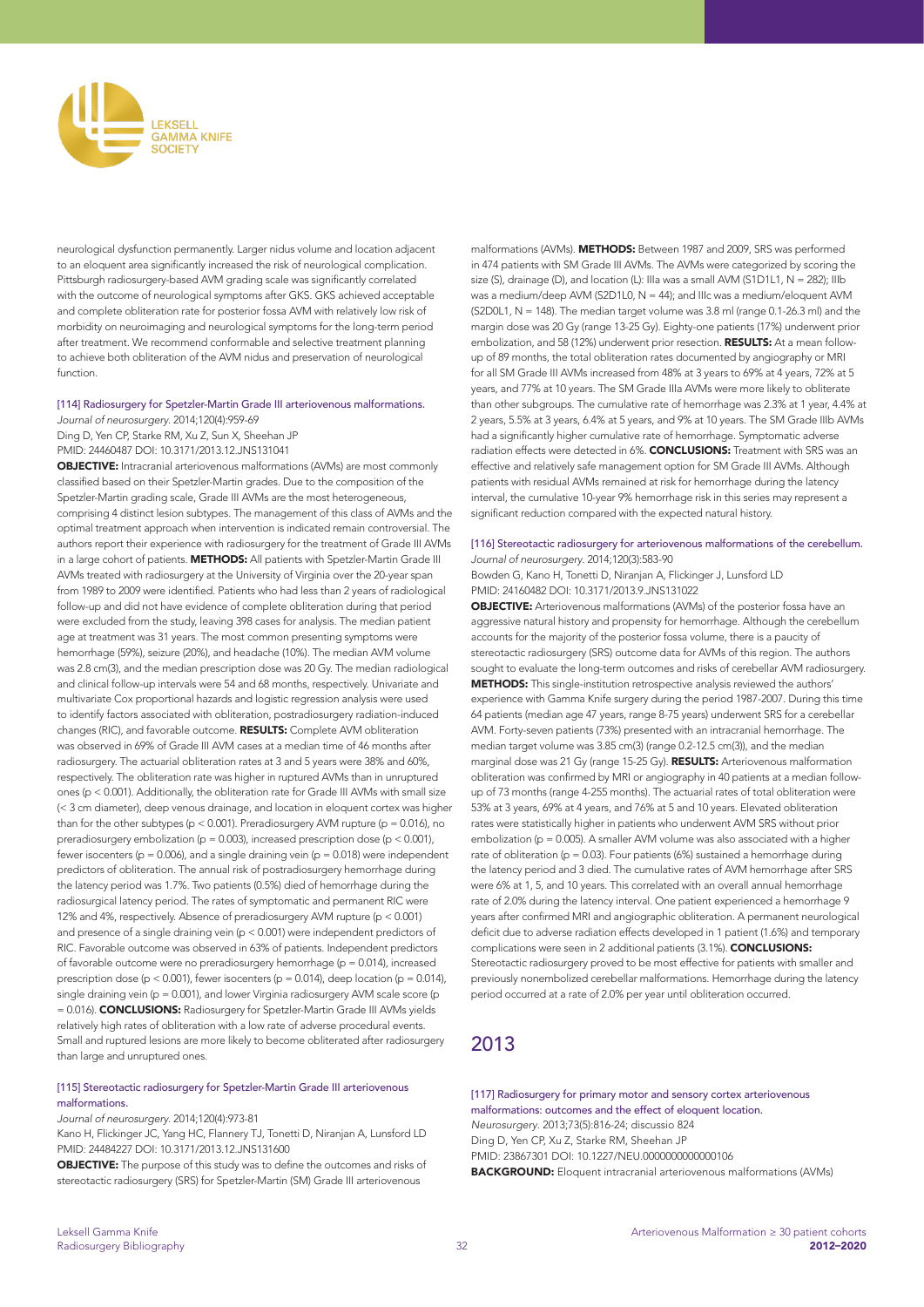neurological dysfunction permanently. Larger nidus volume and location adjacent to an eloquent area significantly increased the risk of neurological complication. Pittsburgh radiosurgery-based AVM grading scale was significantly correlated with the outcome of neurological symptoms after GKS. GKS achieved acceptable and complete obliteration rate for posterior fossa AVM with relatively low risk of morbidity on neuroimaging and neurological symptoms for the long-term period after treatment. We recommend conformable and selective treatment planning to achieve both obliteration of the AVM nidus and preservation of neurological function.

[114] Radiosurgery for Spetzler-Martin Grade III arteriovenous malformations.
*Journal of neurosurgery*. 2014;120(4):959-69
Ding D, Yen CP, Starke RM, Xu Z, Sun X, Sheehan JP
PMID: 24460487 DOI: 10.3171/2013.12.JNS131041

**OBJECTIVE:** Intracranial arteriovenous malformations (AVMs) are most commonly classified based on their Spetzler-Martin grades. Due to the composition of the Spetzler-Martin grading scale, Grade III AVMs are the most heterogeneous, comprising 4 distinct lesion subtypes. The management of this class of AVMs and the optimal treatment approach when intervention is indicated remain controversial. The authors report their experience with radiosurgery for the treatment of Grade III AVMs in a large cohort of patients. **METHODS:** All patients with Spetzler-Martin Grade III AVMs treated with radiosurgery at the University of Virginia over the 20-year span from 1989 to 2009 were identified. Patients who had less than 2 years of radiological follow-up and did not have evidence of complete obliteration during that period were excluded from the study, leaving 398 cases for analysis. The median patient age at treatment was 31 years. The most common presenting symptoms were hemorrhage (59%), seizure (20%), and headache (10%). The median AVM volume was 2.8 cm(3), and the median prescription dose was 20 Gy. The median radiological and clinical follow-up intervals were 54 and 68 months, respectively. Univariate and multivariate Cox proportional hazards and logistic regression analysis were used to identify factors associated with obliteration, postradiosurgery radiation-induced changes (RIC), and favorable outcome. **RESULTS:** Complete AVM obliteration was observed in 69% of Grade III AVM cases at a median time of 46 months after radiosurgery. The actuarial obliteration rates at 3 and 5 years were 38% and 60%, respectively. The obliteration rate was higher in ruptured AVMs than in unruptured ones ($p < 0.001$). Additionally, the obliteration rate for Grade III AVMs with small size (< 3 cm diameter), deep venous drainage, and location in eloquent cortex was higher than for the other subtypes ($p < 0.001$). Preradiosurgery AVM rupture ($p = 0.016$), no preradiosurgery embolization ($p = 0.003$), increased prescription dose ($p < 0.001$), fewer isocenters ($p = 0.006$), and a single draining vein ($p = 0.018$) were independent predictors of obliteration. The annual risk of postradiosurgery hemorrhage during the latency period was 1.7%. Two patients (0.5%) died of hemorrhage during the radiosurgical latency period. The rates of symptomatic and permanent RIC were 12% and 4%, respectively. Absence of preradiosurgery AVM rupture ($p < 0.001$) and presence of a single draining vein ($p < 0.001$) were independent predictors of RIC. Favorable outcome was observed in 63% of patients. Independent predictors of favorable outcome were no preradiosurgery hemorrhage ($p = 0.014$), increased prescription dose ($p < 0.001$), fewer isocenters ($p = 0.014$), deep location ($p = 0.014$), single draining vein ($p = 0.001$), and lower Virginia radiosurgery AVM scale score ($p = 0.016$). **CONCLUSIONS:** Radiosurgery for Spetzler-Martin Grade III AVMs yields relatively high rates of obliteration with a low rate of adverse procedural events. Small and ruptured lesions are more likely to become obliterated after radiosurgery than large and unruptured ones.

[115] Stereotactic radiosurgery for Spetzler-Martin Grade III arteriovenous malformations.
*Journal of neurosurgery*. 2014;120(4):973-81
Kano H, Flickinger JC, Yang HC, Flannery TJ, Tonetti D, Niranjan A, Lunsford LD
PMID: 24484227 DOI: 10.3171/2013.12.JNS131600

**OBJECTIVE:** The purpose of this study was to define the outcomes and risks of stereotactic radiosurgery (SRS) for Spetzler-Martin (SM) Grade III arteriovenous malformations (AVMs). **METHODS:** Between 1987 and 2009, SRS was performed in 474 patients with SM Grade III AVMs. The AVMs were categorized by scoring the size (S), drainage (D), and location (L): IIIa was a small AVM (S1D1L1, N = 282); IIIb was a medium/deep AVM (S2D1L0, N = 44); and IIIc was a medium/eloquent AVM (S2D0L1, N = 148). The median target volume was 3.8 ml (range 0.1-26.3 ml) and the margin dose was 20 Gy (range 13-25 Gy). Eighty-one patients (17%) underwent prior embolization, and 58 (12%) underwent prior resection. **RESULTS:** At a mean follow-up of 89 months, the total obliteration rates documented by angiography or MRI for all SM Grade III AVMs increased from 48% at 3 years to 69% at 4 years, 72% at 5 years, and 77% at 10 years. The SM Grade IIIa AVMs were more likely to obliterate than other subgroups. The cumulative rate of hemorrhage was 2.3% at 1 year, 4.4% at 2 years, 5.5% at 3 years, 6.4% at 5 years, and 9% at 10 years. The SM Grade IIIb AVMs had a significantly higher cumulative rate of hemorrhage. Symptomatic adverse radiation effects were detected in 6%. **CONCLUSIONS:** Treatment with SRS was an effective and relatively safe management option for SM Grade III AVMs. Although patients with residual AVMs remained at risk for hemorrhage during the latency interval, the cumulative 10-year 9% hemorrhage risk in this series may represent a significant reduction compared with the expected natural history.

[116] Stereotactic radiosurgery for arteriovenous malformations of the cerebellum.
*Journal of neurosurgery*. 2014;120(3):583-90
Bowden G, Kano H, Tonetti D, Niranjan A, Flickinger J, Lunsford LD
PMID: 24160482 DOI: 10.3171/2013.9.JNS131022

**OBJECTIVE:** Arteriovenous malformations (AVMs) of the posterior fossa have an aggressive natural history and propensity for hemorrhage. Although the cerebellum accounts for the majority of the posterior fossa volume, there is a paucity of stereotactic radiosurgery (SRS) outcome data for AVMs of this region. The authors sought to evaluate the long-term outcomes and risks of cerebellar AVM radiosurgery. **METHODS:** This single-institution retrospective analysis reviewed the authors' experience with Gamma Knife surgery during the period 1987-2007. During this time 64 patients (median age 47 years, range 8-75 years) underwent SRS for a cerebellar AVM. Forty-seven patients (73%) presented with an intracranial hemorrhage. The median target volume was 3.85 cm(3) (range 0.2-12.5 cm(3)), and the median marginal dose was 21 Gy (range 15-25 Gy). **RESULTS:** Arteriovenous malformation obliteration was confirmed by MRI or angiography in 40 patients at a median follow-up of 73 months (range 4-255 months). The actuarial rates of total obliteration were 53% at 3 years, 69% at 4 years, and 76% at 5 and 10 years. Elevated obliteration rates were statistically higher in patients who underwent AVM SRS without prior embolization ($p = 0.005$). A smaller AVM volume was also associated with a higher rate of obliteration ($p = 0.03$). Four patients (6%) sustained a hemorrhage during the latency period and 3 died. The cumulative rates of AVM hemorrhage after SRS were 6% at 1, 5, and 10 years. This correlated with an overall annual hemorrhage rate of 2.0% during the latency interval. One patient experienced a hemorrhage 9 years after confirmed MRI and angiographic obliteration. A permanent neurological deficit due to adverse radiation effects developed in 1 patient (1.6%) and temporary complications were seen in 2 additional patients (3.1%). **CONCLUSIONS:** Stereotactic radiosurgery proved to be most effective for patients with smaller and previously nonembolized cerebellar malformations. Hemorrhage during the latency period occurred at a rate of 2.0% per year until obliteration occurred.

## 2013

[117] Radiosurgery for primary motor and sensory cortex arteriovenous malformations: outcomes and the effect of eloquent location.
*Neurosurgery*. 2013;73(5):816-24; discussio 824
Ding D, Yen CP, Xu Z, Starke RM, Sheehan JP
PMID: 23867301 DOI: 10.1227/NEU.0000000000000106

**BACKGROUND:** Eloquent intracranial arteriovenous malformations (AVMs)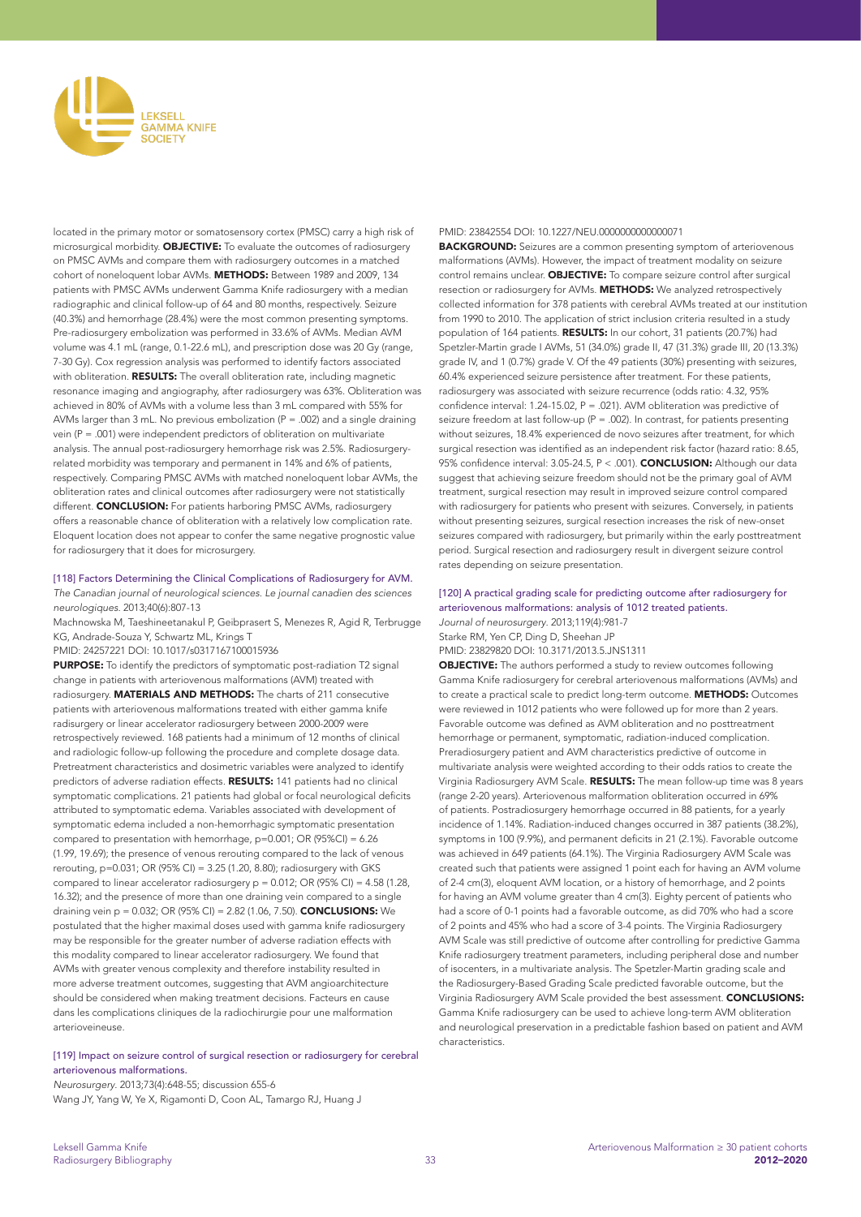located in the primary motor or somatosensory cortex (PMSC) carry a high risk of microsurgical morbidity. **OBJECTIVE:** To evaluate the outcomes of radiosurgery on PMSC AVMs and compare them with radiosurgery outcomes in a matched cohort of noneloquent lobar AVMs. **METHODS:** Between 1989 and 2009, 134 patients with PMSC AVMs underwent Gamma Knife radiosurgery with a median radiographic and clinical follow-up of 64 and 80 months, respectively. Seizure (40.3%) and hemorrhage (28.4%) were the most common presenting symptoms. Pre-radiosurgery embolization was performed in 33.6% of AVMs. Median AVM volume was 4.1 mL (range, 0.1-22.6 mL), and prescription dose was 20 Gy (range, 7-30 Gy). Cox regression analysis was performed to identify factors associated with obliteration. **RESULTS:** The overall obliteration rate, including magnetic resonance imaging and angiography, after radiosurgery was 63%. Obliteration was achieved in 80% of AVMs with a volume less than 3 mL compared with 55% for AVMs larger than 3 mL. No previous embolization (P = .002) and a single draining vein (P = .001) were independent predictors of obliteration on multivariate analysis. The annual post-radiosurgery hemorrhage risk was 2.5%. Radiosurgery-related morbidity was temporary and permanent in 14% and 6% of patients, respectively. Comparing PMSC AVMs with matched noneloquent lobar AVMs, the obliteration rates and clinical outcomes after radiosurgery were not statistically different. **CONCLUSION:** For patients harboring PMSC AVMs, radiosurgery offers a reasonable chance of obliteration with a relatively low complication rate. Eloquent location does not appear to confer the same negative prognostic value for radiosurgery that it does for microsurgery.

[118] Factors Determining the Clinical Complications of Radiosurgery for AVM.
*The Canadian journal of neurological sciences. Le journal canadien des sciences neurologiques.* 2013;40(6):807-13
Machnowska M, Taeshineetanakul P, Geibprasert S, Menezes R, Agid R, Terbrugge KG, Andrade-Souza Y, Schwartz ML, Krings T
PMID: 24257221 DOI: 10.1017/s0317167100015936

**PURPOSE:** To identify the predictors of symptomatic post-radiation T2 signal change in patients with arteriovenous malformations (AVM) treated with radiosurgery. **MATERIALS AND METHODS:** The charts of 211 consecutive patients with arteriovenous malformations treated with either gamma knife radisurgery or linear accelerator radiosurgery between 2000-2009 were retrospectively reviewed. 168 patients had a minimum of 12 months of clinical and radiologic follow-up following the procedure and complete dosage data. Pretreatment characteristics and dosimetric variables were analyzed to identify predictors of adverse radiation effects. **RESULTS:** 141 patients had no clinical symptomatic complications. 21 patients had global or focal neurological deficits attributed to symptomatic edema. Variables associated with development of symptomatic edema included a non-hemorrhagic symptomatic presentation compared to presentation with hemorrhage, p=0.001; OR (95%CI) = 6.26 (1.99, 19.69); the presence of venous rerouting compared to the lack of venous rerouting, p=0.031; OR (95% CI) = 3.25 (1.20, 8.80); radiosurgery with GKS compared to linear accelerator radiosurgery p = 0.012; OR (95% CI) = 4.58 (1.28, 16.32); and the presence of more than one draining vein compared to a single draining vein p = 0.032; OR (95% CI) = 2.82 (1.06, 7.50). **CONCLUSIONS:** We postulated that the higher maximal doses used with gamma knife radiosurgery may be responsible for the greater number of adverse radiation effects with this modality compared to linear accelerator radiosurgery. We found that AVMs with greater venous complexity and therefore instability resulted in more adverse treatment outcomes, suggesting that AVM angioarchitecture should be considered when making treatment decisions. Facteurs en cause dans les complications cliniques de la radiochirurgie pour une malformation arterioveineuse.

[119] Impact on seizure control of surgical resection or radiosurgery for cerebral arteriovenous malformations.
*Neurosurgery.* 2013;73(4):648-55; discussion 655-6
Wang JY, Yang W, Ye X, Rigamonti D, Coon AL, Tamargo RJ, Huang J
PMID: 23842554 DOI: 10.1227/NEU.0000000000000071

**BACKGROUND:** Seizures are a common presenting symptom of arteriovenous malformations (AVMs). However, the impact of treatment modality on seizure control remains unclear. **OBJECTIVE:** To compare seizure control after surgical resection or radiosurgery for AVMs. **METHODS:** We analyzed retrospectively collected information for 378 patients with cerebral AVMs treated at our institution from 1990 to 2010. The application of strict inclusion criteria resulted in a study population of 164 patients. **RESULTS:** In our cohort, 31 patients (20.7%) had Spetzler-Martin grade I AVMs, 51 (34.0%) grade II, 47 (31.3%) grade III, 20 (13.3%) grade IV, and 1 (0.7%) grade V. Of the 49 patients (30%) presenting with seizures, 60.4% experienced seizure persistence after treatment. For these patients, radiosurgery was associated with seizure recurrence (odds ratio: 4.32, 95% confidence interval: 1.24-15.02, P = .021). AVM obliteration was predictive of seizure freedom at last follow-up (P = .002). In contrast, for patients presenting without seizures, 18.4% experienced de novo seizures after treatment, for which surgical resection was identified as an independent risk factor (hazard ratio: 8.65, 95% confidence interval: 3.05-24.5, P < .001). **CONCLUSION:** Although our data suggest that achieving seizure freedom should not be the primary goal of AVM treatment, surgical resection may result in improved seizure control compared with radiosurgery for patients who present with seizures. Conversely, in patients without presenting seizures, surgical resection increases the risk of new-onset seizures compared with radiosurgery, but primarily within the early posttreatment period. Surgical resection and radiosurgery result in divergent seizure control rates depending on seizure presentation.

[120] A practical grading scale for predicting outcome after radiosurgery for arteriovenous malformations: analysis of 1012 treated patients.
*Journal of neurosurgery.* 2013;119(4):981-7
Starke RM, Yen CP, Ding D, Sheehan JP
PMID: 23829820 DOI: 10.3171/2013.5.JNS1311

**OBJECTIVE:** The authors performed a study to review outcomes following Gamma Knife radiosurgery for cerebral arteriovenous malformations (AVMs) and to create a practical scale to predict long-term outcome. **METHODS:** Outcomes were reviewed in 1012 patients who were followed up for more than 2 years. Favorable outcome was defined as AVM obliteration and no posttreatment hemorrhage or permanent, symptomatic, radiation-induced complication. Preradiosurgery patient and AVM characteristics predictive of outcome in multivariate analysis were weighted according to their odds ratios to create the Virginia Radiosurgery AVM Scale. **RESULTS:** The mean follow-up time was 8 years (range 2-20 years). Arteriovenous malformation obliteration occurred in 69% of patients. Postradiosurgery hemorrhage occurred in 88 patients, for a yearly incidence of 1.14%. Radiation-induced changes occurred in 387 patients (38.2%), symptoms in 100 (9.9%), and permanent deficits in 21 (2.1%). Favorable outcome was achieved in 649 patients (64.1%). The Virginia Radiosurgery AVM Scale was created such that patients were assigned 1 point each for having an AVM volume of 2-4 cm(3), eloquent AVM location, or a history of hemorrhage, and 2 points for having an AVM volume greater than 4 cm(3). Eighty percent of patients who had a score of 0-1 points had a favorable outcome, as did 70% who had a score of 2 points and 45% who had a score of 3-4 points. The Virginia Radiosurgery AVM Scale was still predictive of outcome after controlling for predictive Gamma Knife radiosurgery treatment parameters, including peripheral dose and number of isocenters, in a multivariate analysis. The Spetzler-Martin grading scale and the Radiosurgery-Based Grading Scale predicted favorable outcome, but the Virginia Radiosurgery AVM Scale provided the best assessment. **CONCLUSIONS:** Gamma Knife radiosurgery can be used to achieve long-term AVM obliteration and neurological preservation in a predictable fashion based on patient and AVM characteristics.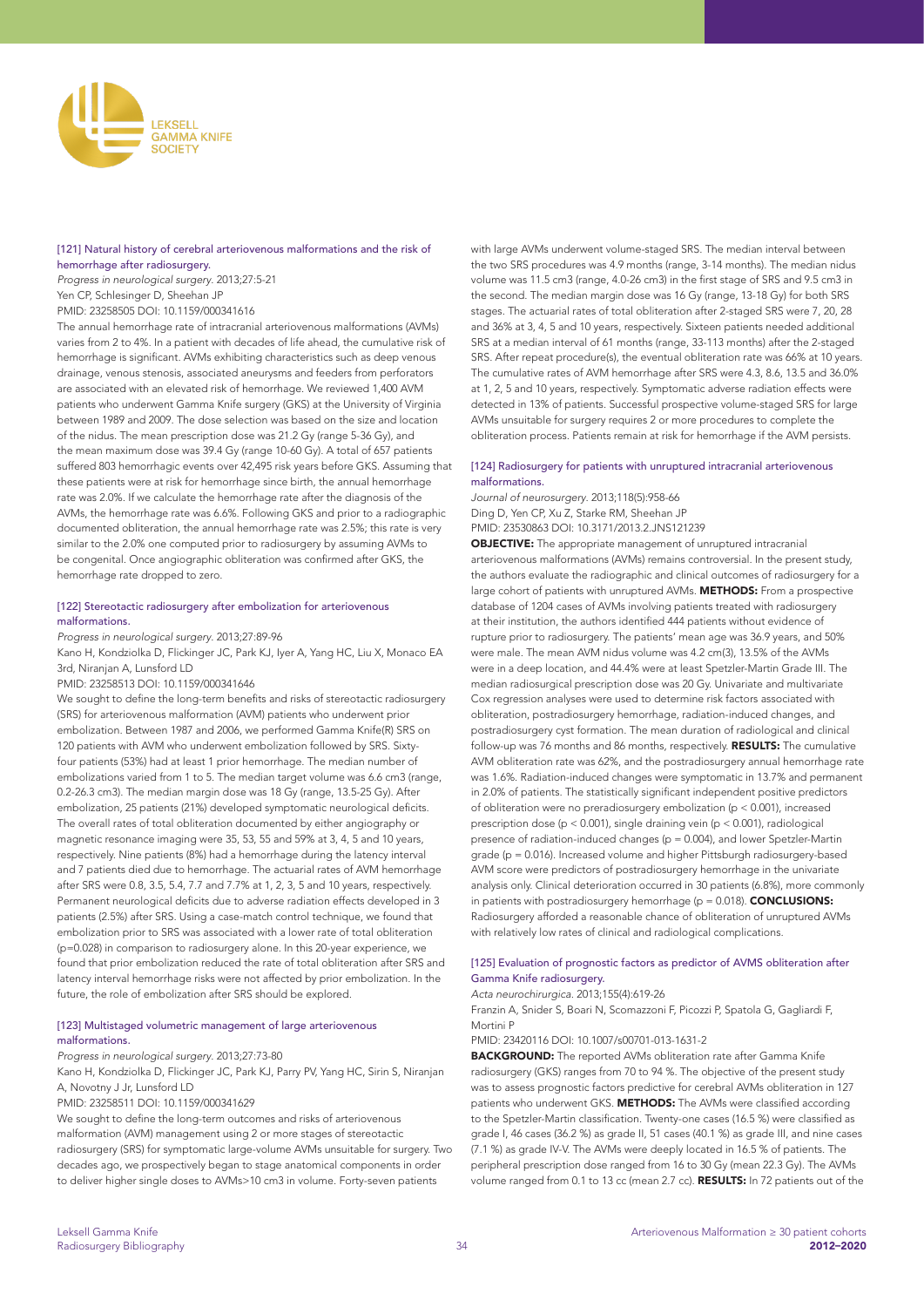### [121] Natural history of cerebral arteriovenous malformations and the risk of hemorrhage after radiosurgery.

*Progress in neurological surgery.* 2013;27:5-21
Yen CP, Schlesinger D, Sheehan JP
PMID: 23258505 DOI: 10.1159/000341616

The annual hemorrhage rate of intracranial arteriovenous malformations (AVMs) varies from 2 to 4%. In a patient with decades of life ahead, the cumulative risk of hemorrhage is significant. AVMs exhibiting characteristics such as deep venous drainage, venous stenosis, associated aneurysms and feeders from perforators are associated with an elevated risk of hemorrhage. We reviewed 1,400 AVM patients who underwent Gamma Knife surgery (GKS) at the University of Virginia between 1989 and 2009. The dose selection was based on the size and location of the nidus. The mean prescription dose was 21.2 Gy (range 5-36 Gy), and the mean maximum dose was 39.4 Gy (range 10-60 Gy). A total of 657 patients suffered 803 hemorrhagic events over 42,495 risk years before GKS. Assuming that these patients were at risk for hemorrhage since birth, the annual hemorrhage rate was 2.0%. If we calculate the hemorrhage rate after the diagnosis of the AVMs, the hemorrhage rate was 6.6%. Following GKS and prior to a radiographic documented obliteration, the annual hemorrhage rate was 2.5%; this rate is very similar to the 2.0% one computed prior to radiosurgery by assuming AVMs to be congenital. Once angiographic obliteration was confirmed after GKS, the hemorrhage rate dropped to zero.

### [122] Stereotactic radiosurgery after embolization for arteriovenous malformations.

*Progress in neurological surgery.* 2013;27:89-96
Kano H, Kondziolka D, Flickinger JC, Park KJ, Iyer A, Yang HC, Liu X, Monaco EA 3rd, Niranjan A, Lunsford LD
PMID: 23258513 DOI: 10.1159/000341646

We sought to define the long-term benefits and risks of stereotactic radiosurgery (SRS) for arteriovenous malformation (AVM) patients who underwent prior embolization. Between 1987 and 2006, we performed Gamma Knife(R) SRS on 120 patients with AVM who underwent embolization followed by SRS. Sixty-four patients (53%) had at least 1 prior hemorrhage. The median number of embolizations varied from 1 to 5. The median target volume was 6.6 cm3 (range, 0.2-26.3 cm3). The median margin dose was 18 Gy (range, 13.5-25 Gy). After embolization, 25 patients (21%) developed symptomatic neurological deficits. The overall rates of total obliteration documented by either angiography or magnetic resonance imaging were 35, 53, 55 and 59% at 3, 4, 5 and 10 years, respectively. Nine patients (8%) had a hemorrhage during the latency interval and 7 patients died due to hemorrhage. The actuarial rates of AVM hemorrhage after SRS were 0.8, 3.5, 5.4, 7.7 and 7.7% at 1, 2, 3, 5 and 10 years, respectively. Permanent neurological deficits due to adverse radiation effects developed in 3 patients (2.5%) after SRS. Using a case-match control technique, we found that embolization prior to SRS was associated with a lower rate of total obliteration ($p=0.028$) in comparison to radiosurgery alone. In this 20-year experience, we found that prior embolization reduced the rate of total obliteration after SRS and latency interval hemorrhage risks were not affected by prior embolization. In the future, the role of embolization after SRS should be explored.

### [123] Multistaged volumetric management of large arteriovenous malformations.

*Progress in neurological surgery.* 2013;27:73-80
Kano H, Kondziolka D, Flickinger JC, Park KJ, Parry PV, Yang HC, Sirin S, Niranjan A, Novotny J Jr, Lunsford LD
PMID: 23258511 DOI: 10.1159/000341629

We sought to define the long-term outcomes and risks of arteriovenous malformation (AVM) management using 2 or more stages of stereotactic radiosurgery (SRS) for symptomatic large-volume AVMs unsuitable for surgery. Two decades ago, we prospectively began to stage anatomical components in order to deliver higher single doses to AVMs>10 cm3 in volume. Forty-seven patients with large AVMs underwent volume-staged SRS. The median interval between the two SRS procedures was 4.9 months (range, 3-14 months). The median nidus volume was 11.5 cm3 (range, 4.0-26 cm3) in the first stage of SRS and 9.5 cm3 in the second. The median margin dose was 16 Gy (range, 13-18 Gy) for both SRS stages. The actuarial rates of total obliteration after 2-staged SRS were 7, 20, 28 and 36% at 3, 4, 5 and 10 years, respectively. Sixteen patients needed additional SRS at a median interval of 61 months (range, 33-113 months) after the 2-staged SRS. After repeat procedure(s), the eventual obliteration rate was 66% at 10 years. The cumulative rates of AVM hemorrhage after SRS were 4.3, 8.6, 13.5 and 36.0% at 1, 2, 5 and 10 years, respectively. Symptomatic adverse radiation effects were detected in 13% of patients. Successful prospective volume-staged SRS for large AVMs unsuitable for surgery requires 2 or more procedures to complete the obliteration process. Patients remain at risk for hemorrhage if the AVM persists.

### [124] Radiosurgery for patients with unruptured intracranial arteriovenous malformations.

*Journal of neurosurgery.* 2013;118(5):958-66
Ding D, Yen CP, Xu Z, Starke RM, Sheehan JP
PMID: 23530863 DOI: 10.3171/2013.2.JNS121239

**OBJECTIVE:** The appropriate management of unruptured intracranial arteriovenous malformations (AVMs) remains controversial. In the present study, the authors evaluate the radiographic and clinical outcomes of radiosurgery for a large cohort of patients with unruptured AVMs. **METHODS:** From a prospective database of 1204 cases of AVMs involving patients treated with radiosurgery at their institution, the authors identified 444 patients without evidence of rupture prior to radiosurgery. The patients' mean age was 36.9 years, and 50% were male. The mean AVM nidus volume was 4.2 cm(3), 13.5% of the AVMs were in a deep location, and 44.4% were at least Spetzler-Martin Grade III. The median radiosurgical prescription dose was 20 Gy. Univariate and multivariate Cox regression analyses were used to determine risk factors associated with obliteration, postradiosurgery hemorrhage, radiation-induced changes, and postradiosurgery cyst formation. The mean duration of radiological and clinical follow-up was 76 months and 86 months, respectively. **RESULTS:** The cumulative AVM obliteration rate was 62%, and the postradiosurgery annual hemorrhage rate was 1.6%. Radiation-induced changes were symptomatic in 13.7% and permanent in 2.0% of patients. The statistically significant independent positive predictors of obliteration were no preradiosurgery embolization ($p < 0.001$), increased prescription dose ($p < 0.001$), single draining vein ($p < 0.001$), radiological presence of radiation-induced changes ($p = 0.004$), and lower Spetzler-Martin grade ($p = 0.016$). Increased volume and higher Pittsburgh radiosurgery-based AVM score were predictors of postradiosurgery hemorrhage in the univariate analysis only. Clinical deterioration occurred in 30 patients (6.8%), more commonly in patients with postradiosurgery hemorrhage ($p = 0.018$). **CONCLUSIONS:** Radiosurgery afforded a reasonable chance of obliteration of unruptured AVMs with relatively low rates of clinical and radiological complications.

### [125] Evaluation of prognostic factors as predictor of AVMS obliteration after Gamma Knife radiosurgery.

*Acta neurochirurgica.* 2013;155(4):619-26
Franzin A, Snider S, Boari N, Scomazzoni F, Picozzi P, Spatola G, Gagliardi F, Mortini P
PMID: 23420116 DOI: 10.1007/s00701-013-1631-2

**BACKGROUND:** The reported AVMs obliteration rate after Gamma Knife radiosurgery (GKS) ranges from 70 to 94 %. The objective of the present study was to assess prognostic factors predictive for cerebral AVMs obliteration in 127 patients who underwent GKS. **METHODS:** The AVMs were classified according to the Spetzler-Martin classification. Twenty-one cases (16.5 %) were classified as grade I, 46 cases (36.2 %) as grade II, 51 cases (40.1 %) as grade III, and nine cases (7.1 %) as grade IV-V. The AVMs were deeply located in 16.5 % of patients. The peripheral prescription dose ranged from 16 to 30 Gy (mean 22.3 Gy). The AVMs volume ranged from 0.1 to 13 cc (mean 2.7 cc). **RESULTS:** In 72 patients out of the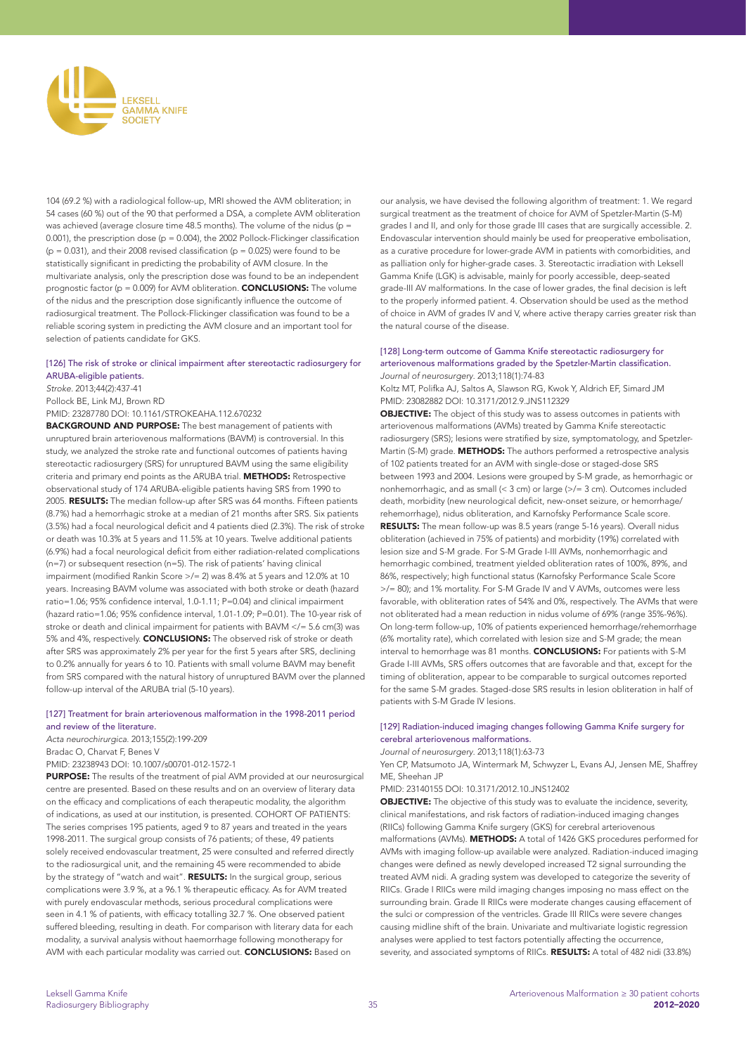104 (69.2 %) with a radiological follow-up, MRI showed the AVM obliteration; in 54 cases (60 %) out of the 90 that performed a DSA, a complete AVM obliteration was achieved (average closure time 48.5 months). The volume of the nidus (p = 0.001), the prescription dose (p = 0.004), the 2002 Pollock-Flickinger classification (p = 0.031), and their 2008 revised classification (p = 0.025) were found to be statistically significant in predicting the probability of AVM closure. In the multivariate analysis, only the prescription dose was found to be an independent prognostic factor (p = 0.009) for AVM obliteration. **CONCLUSIONS:** The volume of the nidus and the prescription dose significantly influence the outcome of radiosurgical treatment. The Pollock-Flickinger classification was found to be a reliable scoring system in predicting the AVM closure and an important tool for selection of patients candidate for GKS.

### [126] The risk of stroke or clinical impairment after stereotactic radiosurgery for ARUBA-eligible patients.

*Stroke*. 2013;44(2):437-41

Pollock BE, Link MJ, Brown RD

PMID: 23287780 DOI: 10.1161/STROKEAHA.112.670232

**BACKGROUND AND PURPOSE:** The best management of patients with unruptured brain arteriovenous malformations (BAVM) is controversial. In this study, we analyzed the stroke rate and functional outcomes of patients having stereotactic radiosurgery (SRS) for unruptured BAVM using the same eligibility criteria and primary end points as the ARUBA trial. **METHODS:** Retrospective observational study of 174 ARUBA-eligible patients having SRS from 1990 to 2005. **RESULTS:** The median follow-up after SRS was 64 months. Fifteen patients (8.7%) had a hemorrhagic stroke at a median of 21 months after SRS. Six patients (3.5%) had a focal neurological deficit and 4 patients died (2.3%). The risk of stroke or death was 10.3% at 5 years and 11.5% at 10 years. Twelve additional patients (6.9%) had a focal neurological deficit from either radiation-related complications (n=7) or subsequent resection (n=5). The risk of patients' having clinical impairment (modified Rankin Score >/= 2) was 8.4% at 5 years and 12.0% at 10 years. Increasing BAVM volume was associated with both stroke or death (hazard ratio=1.06; 95% confidence interval, 1.0-1.11; P=0.04) and clinical impairment (hazard ratio=1.06; 95% confidence interval, 1.01-1.09; P=0.01). The 10-year risk of stroke or death and clinical impairment for patients with BAVM </= 5.6 cm(3) was 5% and 4%, respectively. **CONCLUSIONS:** The observed risk of stroke or death after SRS was approximately 2% per year for the first 5 years after SRS, declining to 0.2% annually for years 6 to 10. Patients with small volume BAVM may benefit from SRS compared with the natural history of unruptured BAVM over the planned follow-up interval of the ARUBA trial (5-10 years).

### [127] Treatment for brain arteriovenous malformation in the 1998-2011 period and review of the literature.

*Acta neurochirurgica*. 2013;155(2):199-209

Bradac O, Charvat F, Benes V

PMID: 23238943 DOI: 10.1007/s00701-012-1572-1

**PURPOSE:** The results of the treatment of pial AVM provided at our neurosurgical centre are presented. Based on these results and on an overview of literary data on the efficacy and complications of each therapeutic modality, the algorithm of indications, as used at our institution, is presented. COHORT OF PATIENTS: The series comprises 195 patients, aged 9 to 87 years and treated in the years 1998-2011. The surgical group consists of 76 patients; of these, 49 patients solely received endovascular treatment, 25 were consulted and referred directly to the radiosurgical unit, and the remaining 45 were recommended to abide by the strategy of "watch and wait". **RESULTS:** In the surgical group, serious complications were 3.9 %, at a 96.1 % therapeutic efficacy. As for AVM treated with purely endovascular methods, serious procedural complications were seen in 4.1 % of patients, with efficacy totalling 32.7 %. One observed patient suffered bleeding, resulting in death. For comparison with literary data for each modality, a survival analysis without haemorrhage following monotherapy for AVM with each particular modality was carried out. **CONCLUSIONS:** Based on our analysis, we have devised the following algorithm of treatment: 1. We regard surgical treatment as the treatment of choice for AVM of Spetzler-Martin (S-M) grades I and II, and only for those grade III cases that are surgically accessible. 2. Endovascular intervention should mainly be used for preoperative embolisation, as a curative procedure for lower-grade AVM in patients with comorbidities, and as palliation only for higher-grade cases. 3. Stereotactic irradiation with Leksell Gamma Knife (LGK) is advisable, mainly for poorly accessible, deep-seated grade-III AV malformations. In the case of lower grades, the final decision is left to the properly informed patient. 4. Observation should be used as the method of choice in AVM of grades IV and V, where active therapy carries greater risk than the natural course of the disease.

### [128] Long-term outcome of Gamma Knife stereotactic radiosurgery for arteriovenous malformations graded by the Spetzler-Martin classification.

*Journal of neurosurgery*. 2013;118(1):74-83

Koltz MT, Polifka AJ, Saltos A, Slawson RG, Kwok Y, Aldrich EF, Simard JM

PMID: 23082882 DOI: 10.3171/2012.9.JNS112329

**OBJECTIVE:** The object of this study was to assess outcomes in patients with arteriovenous malformations (AVMs) treated by Gamma Knife stereotactic radiosurgery (SRS); lesions were stratified by size, symptomatology, and Spetzler-Martin (S-M) grade. **METHODS:** The authors performed a retrospective analysis of 102 patients treated for an AVM with single-dose or staged-dose SRS between 1993 and 2004. Lesions were grouped by S-M grade, as hemorrhagic or nonhemorrhagic, and as small (< 3 cm) or large (>/= 3 cm). Outcomes included death, morbidity (new neurological deficit, new-onset seizure, or hemorrhage/rehemorrhage), nidus obliteration, and Karnofsky Performance Scale score. **RESULTS:** The mean follow-up was 8.5 years (range 5-16 years). Overall nidus obliteration (achieved in 75% of patients) and morbidity (19%) correlated with lesion size and S-M grade. For S-M Grade I-III AVMs, nonhemorrhagic and hemorrhagic combined, treatment yielded obliteration rates of 100%, 89%, and 86%, respectively; high functional status (Karnofsky Performance Scale Score >/= 80); and 1% mortality. For S-M Grade IV and V AVMs, outcomes were less favorable, with obliteration rates of 54% and 0%, respectively. The AVMs that were not obliterated had a mean reduction in nidus volume of 69% (range 35%-96%). On long-term follow-up, 10% of patients experienced hemorrhage/rehemorrhage (6% mortality rate), which correlated with lesion size and S-M grade; the mean interval to hemorrhage was 81 months. **CONCLUSIONS:** For patients with S-M Grade I-III AVMs, SRS offers outcomes that are favorable and that, except for the timing of obliteration, appear to be comparable to surgical outcomes reported for the same S-M grades. Staged-dose SRS results in lesion obliteration in half of patients with S-M Grade IV lesions.

### [129] Radiation-induced imaging changes following Gamma Knife surgery for cerebral arteriovenous malformations.

*Journal of neurosurgery*. 2013;118(1):63-73

Yen CP, Matsumoto JA, Wintermark M, Schwyzer L, Evans AJ, Jensen ME, Shaffrey ME, Sheehan JP

PMID: 23140155 DOI: 10.3171/2012.10.JNS12402

**OBJECTIVE:** The objective of this study was to evaluate the incidence, severity, clinical manifestations, and risk factors of radiation-induced imaging changes (RIICs) following Gamma Knife surgery (GKS) for cerebral arteriovenous malformations (AVMs). **METHODS:** A total of 1426 GKS procedures performed for AVMs with imaging follow-up available were analyzed. Radiation-induced imaging changes were defined as newly developed increased T2 signal surrounding the treated AVM nidi. A grading system was developed to categorize the severity of RIICs. Grade I RIICs were mild imaging changes imposing no mass effect on the surrounding brain. Grade II RIICs were moderate changes causing effacement of the sulci or compression of the ventricles. Grade III RIICs were severe changes causing midline shift of the brain. Univariate and multivariate logistic regression analyses were applied to test factors potentially affecting the occurrence, severity, and associated symptoms of RIICs. **RESULTS:** A total of 482 nidi (33.8%)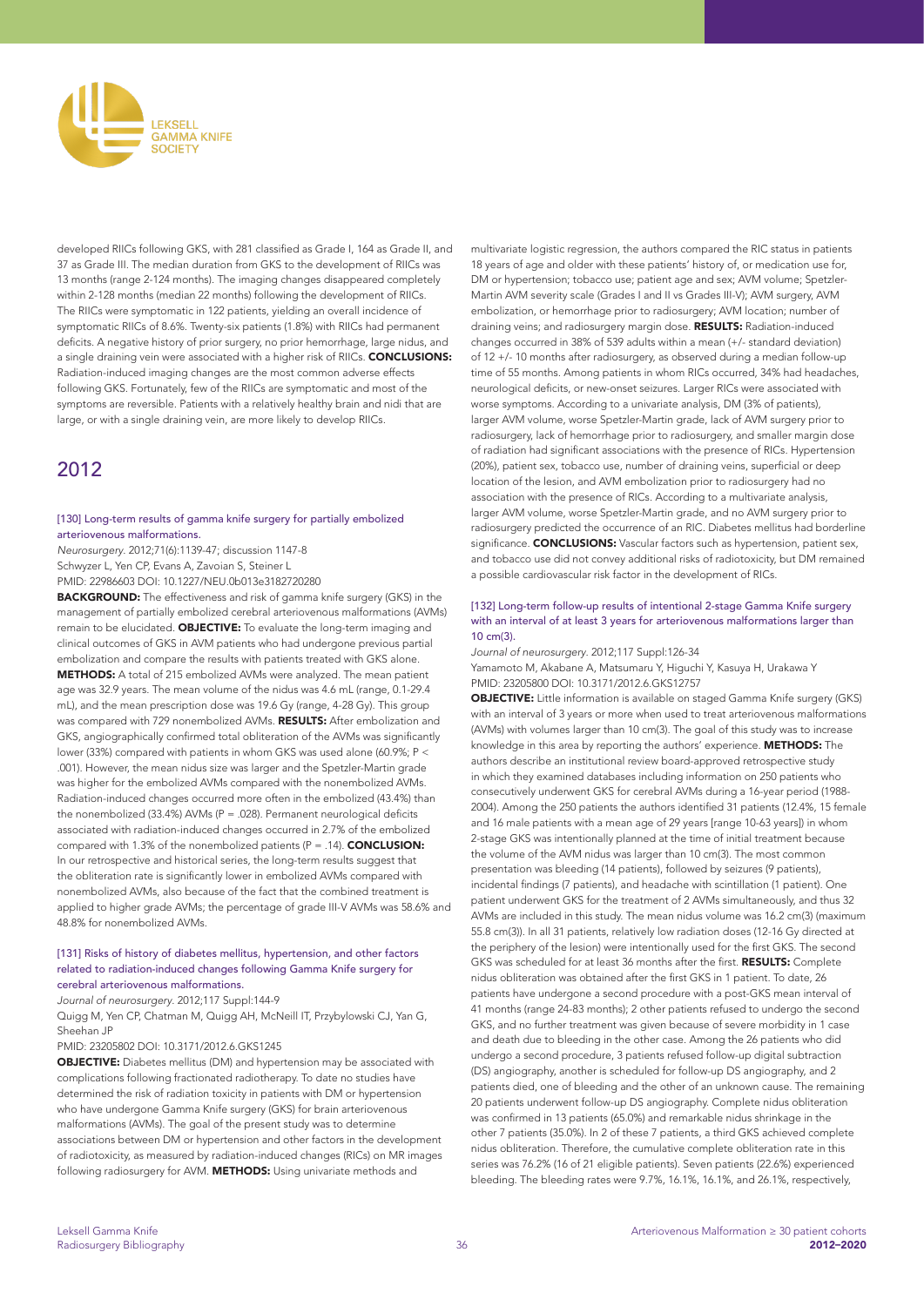developed RIICs following GKS, with 281 classified as Grade I, 164 as Grade II, and 37 as Grade III. The median duration from GKS to the development of RIICs was 13 months (range 2-124 months). The imaging changes disappeared completely within 2-128 months (median 22 months) following the development of RIICs. The RIICs were symptomatic in 122 patients, yielding an overall incidence of symptomatic RIICs of 8.6%. Twenty-six patients (1.8%) with RIICs had permanent deficits. A negative history of prior surgery, no prior hemorrhage, large nidus, and a single draining vein were associated with a higher risk of RIICs. **CONCLUSIONS:** Radiation-induced imaging changes are the most common adverse effects following GKS. Fortunately, few of the RIICs are symptomatic and most of the symptoms are reversible. Patients with a relatively healthy brain and nidi that are large, or with a single draining vein, are more likely to develop RIICs.

## 2012

### [130] Long-term results of gamma knife surgery for partially embolized arteriovenous malformations.

*Neurosurgery*. 2012;71(6):1139-47; discussion 1147-8
Schwyzer L, Yen CP, Evans A, Zavoian S, Steiner L
PMID: 22986603 DOI: 10.1227/NEU.0b013e3182720280

**BACKGROUND:** The effectiveness and risk of gamma knife surgery (GKS) in the management of partially embolized cerebral arteriovenous malformations (AVMs) remain to be elucidated. **OBJECTIVE:** To evaluate the long-term imaging and clinical outcomes of GKS in AVM patients who had undergone previous partial embolization and compare the results with patients treated with GKS alone. **METHODS:** A total of 215 embolized AVMs were analyzed. The mean patient age was 32.9 years. The mean volume of the nidus was 4.6 mL (range, 0.1-29.4 mL), and the mean prescription dose was 19.6 Gy (range, 4-28 Gy). This group was compared with 729 nonembolized AVMs. **RESULTS:** After embolization and GKS, angiographically confirmed total obliteration of the AVMs was significantly lower (33%) compared with patients in whom GKS was used alone (60.9%; P < .001). However, the mean nidus size was larger and the Spetzler-Martin grade was higher for the embolized AVMs compared with the nonembolized AVMs. Radiation-induced changes occurred more often in the embolized (43.4%) than the nonembolized (33.4%) AVMs (P = .028). Permanent neurological deficits associated with radiation-induced changes occurred in 2.7% of the embolized compared with 1.3% of the nonembolized patients (P = .14). **CONCLUSION:** In our retrospective and historical series, the long-term results suggest that the obliteration rate is significantly lower in embolized AVMs compared with nonembolized AVMs, also because of the fact that the combined treatment is applied to higher grade AVMs; the percentage of grade III-V AVMs was 58.6% and 48.8% for nonembolized AVMs.

### [131] Risks of history of diabetes mellitus, hypertension, and other factors related to radiation-induced changes following Gamma Knife surgery for cerebral arteriovenous malformations.

*Journal of neurosurgery*. 2012;117 Suppl:144-9
Quigg M, Yen CP, Chatman M, Quigg AH, McNeill IT, Przybylowski CJ, Yan G, Sheehan JP
PMID: 23205802 DOI: 10.3171/2012.6.GKS1245

**OBJECTIVE:** Diabetes mellitus (DM) and hypertension may be associated with complications following fractionated radiotherapy. To date no studies have determined the risk of radiation toxicity in patients with DM or hypertension who have undergone Gamma Knife surgery (GKS) for brain arteriovenous malformations (AVMs). The goal of the present study was to determine associations between DM or hypertension and other factors in the development of radiotoxicity, as measured by radiation-induced changes (RICs) on MR images following radiosurgery for AVM. **METHODS:** Using univariate methods and multivariate logistic regression, the authors compared the RIC status in patients 18 years of age and older with these patients' history of, or medication use for, DM or hypertension; tobacco use; patient age and sex; AVM volume; Spetzler-Martin AVM severity scale (Grades I and II vs Grades III-V); AVM surgery, AVM embolization, or hemorrhage prior to radiosurgery; AVM location; number of draining veins; and radiosurgery margin dose. **RESULTS:** Radiation-induced changes occurred in 38% of 539 adults within a mean (+/- standard deviation) of 12 +/- 10 months after radiosurgery, as observed during a median follow-up time of 55 months. Among patients in whom RICs occurred, 34% had headaches, neurological deficits, or new-onset seizures. Larger RICs were associated with worse symptoms. According to a univariate analysis, DM (3% of patients), larger AVM volume, worse Spetzler-Martin grade, lack of AVM surgery prior to radiosurgery, lack of hemorrhage prior to radiosurgery, and smaller margin dose of radiation had significant associations with the presence of RICs. Hypertension (20%), patient sex, tobacco use, number of draining veins, superficial or deep location of the lesion, and AVM embolization prior to radiosurgery had no association with the presence of RICs. According to a multivariate analysis, larger AVM volume, worse Spetzler-Martin grade, and no AVM surgery prior to radiosurgery predicted the occurrence of an RIC. Diabetes mellitus had borderline significance. **CONCLUSIONS:** Vascular factors such as hypertension, patient sex, and tobacco use did not convey additional risks of radiotoxicity, but DM remained a possible cardiovascular risk factor in the development of RICs.

### [132] Long-term follow-up results of intentional 2-stage Gamma Knife surgery with an interval of at least 3 years for arteriovenous malformations larger than 10 cm(3).

*Journal of neurosurgery*. 2012;117 Suppl:126-34
Yamamoto M, Akabane A, Matsumaru Y, Higuchi Y, Kasuya H, Urakawa Y
PMID: 23205800 DOI: 10.3171/2012.6.GKS12757

**OBJECTIVE:** Little information is available on staged Gamma Knife surgery (GKS) with an interval of 3 years or more when used to treat arteriovenous malformations (AVMs) with volumes larger than 10 cm(3). The goal of this study was to increase knowledge in this area by reporting the authors' experience. **METHODS:** The authors describe an institutional review board-approved retrospective study in which they examined databases including information on 250 patients who consecutively underwent GKS for cerebral AVMs during a 16-year period (1988-2004). Among the 250 patients the authors identified 31 patients (12.4%, 15 female and 16 male patients with a mean age of 29 years [range 10-63 years]) in whom 2-stage GKS was intentionally planned at the time of initial treatment because the volume of the AVM nidus was larger than 10 cm(3). The most common presentation was bleeding (14 patients), followed by seizures (9 patients), incidental findings (7 patients), and headache with scintillation (1 patient). One patient underwent GKS for the treatment of 2 AVMs simultaneously, and thus 32 AVMs are included in this study. The mean nidus volume was 16.2 cm(3) (maximum 55.8 cm(3)). In all 31 patients, relatively low radiation doses (12-16 Gy directed at the periphery of the lesion) were intentionally used for the first GKS. The second GKS was scheduled for at least 36 months after the first. **RESULTS:** Complete nidus obliteration was obtained after the first GKS in 1 patient. To date, 26 patients have undergone a second procedure with a post-GKS mean interval of 41 months (range 24-83 months); 2 other patients refused to undergo the second GKS, and no further treatment was given because of severe morbidity in 1 case and death due to bleeding in the other case. Among the 26 patients who did undergo a second procedure, 3 patients refused follow-up digital subtraction (DS) angiography, another is scheduled for follow-up DS angiography, and 2 patients died, one of bleeding and the other of an unknown cause. The remaining 20 patients underwent follow-up DS angiography. Complete nidus obliteration was confirmed in 13 patients (65.0%) and remarkable nidus shrinkage in the other 7 patients (35.0%). In 2 of these 7 patients, a third GKS achieved complete nidus obliteration. Therefore, the cumulative complete obliteration rate in this series was 76.2% (16 of 21 eligible patients). Seven patients (22.6%) experienced bleeding. The bleeding rates were 9.7%, 16.1%, 16.1%, and 26.1%, respectively,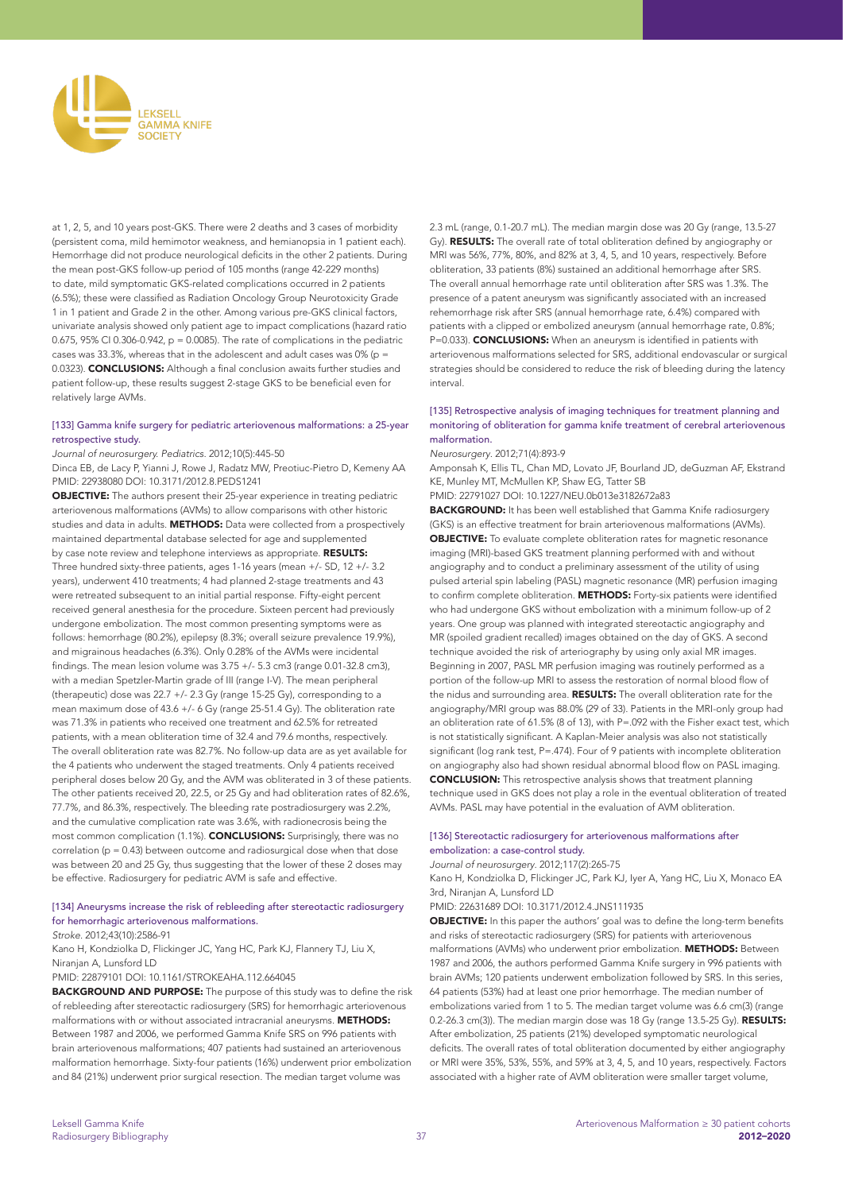at 1, 2, 5, and 10 years post-GKS. There were 2 deaths and 3 cases of morbidity (persistent coma, mild hemimotor weakness, and hemianopsia in 1 patient each). Hemorrhage did not produce neurological deficits in the other 2 patients. During the mean post-GKS follow-up period of 105 months (range 42-229 months) to date, mild symptomatic GKS-related complications occurred in 2 patients (6.5%); these were classified as Radiation Oncology Group Neurotoxicity Grade 1 in 1 patient and Grade 2 in the other. Among various pre-GKS clinical factors, univariate analysis showed only patient age to impact complications (hazard ratio 0.675, 95% CI 0.306-0.942, p = 0.0085). The rate of complications in the pediatric cases was 33.3%, whereas that in the adolescent and adult cases was 0% (p = 0.0323). **CONCLUSIONS:** Although a final conclusion awaits further studies and patient follow-up, these results suggest 2-stage GKS to be beneficial even for relatively large AVMs.

### [133] Gamma knife surgery for pediatric arteriovenous malformations: a 25-year retrospective study.

*Journal of neurosurgery. Pediatrics.* 2012;10(5):445-50

Dinca EB, de Lacy P, Yianni J, Rowe J, Radatz MW, Preotiuc-Pietro D, Kemeny AA

PMID: 22938080 DOI: 10.3171/2012.8.PEDS1241

**OBJECTIVE:** The authors present their 25-year experience in treating pediatric arteriovenous malformations (AVMs) to allow comparisons with other historic studies and data in adults. **METHODS:** Data were collected from a prospectively maintained departmental database selected for age and supplemented by case note review and telephone interviews as appropriate. **RESULTS:** Three hundred sixty-three patients, ages 1-16 years (mean +/- SD, 12 +/- 3.2 years), underwent 410 treatments; 4 had planned 2-stage treatments and 43 were retreated subsequent to an initial partial response. Fifty-eight percent received general anesthesia for the procedure. Sixteen percent had previously undergone embolization. The most common presenting symptoms were as follows: hemorrhage (80.2%), epilepsy (8.3%; overall seizure prevalence 19.9%), and migrainous headaches (6.3%). Only 0.28% of the AVMs were incidental findings. The mean lesion volume was 3.75 +/- 5.3 cm3 (range 0.01-32.8 cm3), with a median Spetzler-Martin grade of III (range I-V). The mean peripheral (therapeutic) dose was 22.7 +/- 2.3 Gy (range 15-25 Gy), corresponding to a mean maximum dose of 43.6 +/- 6 Gy (range 25-51.4 Gy). The obliteration rate was 71.3% in patients who received one treatment and 62.5% for retreated patients, with a mean obliteration time of 32.4 and 79.6 months, respectively. The overall obliteration rate was 82.7%. No follow-up data are as yet available for the 4 patients who underwent the staged treatments. Only 4 patients received peripheral doses below 20 Gy, and the AVM was obliterated in 3 of these patients. The other patients received 20, 22.5, or 25 Gy and had obliteration rates of 82.6%, 77.7%, and 86.3%, respectively. The bleeding rate postradiosurgery was 2.2%, and the cumulative complication rate was 3.6%, with radionecrosis being the most common complication (1.1%). **CONCLUSIONS:** Surprisingly, there was no correlation (p = 0.43) between outcome and radiosurgical dose when that dose was between 20 and 25 Gy, thus suggesting that the lower of these 2 doses may be effective. Radiosurgery for pediatric AVM is safe and effective.

### [134] Aneurysms increase the risk of rebleeding after stereotactic radiosurgery for hemorrhagic arteriovenous malformations.

*Stroke.* 2012;43(10):2586-91

Kano H, Kondziolka D, Flickinger JC, Yang HC, Park KJ, Flannery TJ, Liu X, Niranjan A, Lunsford LD

PMID: 22879101 DOI: 10.1161/STROKEAHA.112.664045

**BACKGROUND AND PURPOSE:** The purpose of this study was to define the risk of rebleeding after stereotactic radiosurgery (SRS) for hemorrhagic arteriovenous malformations with or without associated intracranial aneurysms. **METHODS:** Between 1987 and 2006, we performed Gamma Knife SRS on 996 patients with brain arteriovenous malformations; 407 patients had sustained an arteriovenous malformation hemorrhage. Sixty-four patients (16%) underwent prior embolization and 84 (21%) underwent prior surgical resection. The median target volume was 2.3 mL (range, 0.1-20.7 mL). The median margin dose was 20 Gy (range, 13.5-27 Gy). **RESULTS:** The overall rate of total obliteration defined by angiography or MRI was 56%, 77%, 80%, and 82% at 3, 4, 5, and 10 years, respectively. Before obliteration, 33 patients (8%) sustained an additional hemorrhage after SRS. The overall annual hemorrhage rate until obliteration after SRS was 1.3%. The presence of a patent aneurysm was significantly associated with an increased rehemorrhage risk after SRS (annual hemorrhage rate, 6.4%) compared with patients with a clipped or embolized aneurysm (annual hemorrhage rate, 0.8%; P=0.033). **CONCLUSIONS:** When an aneurysm is identified in patients with arteriovenous malformations selected for SRS, additional endovascular or surgical strategies should be considered to reduce the risk of bleeding during the latency interval.

### [135] Retrospective analysis of imaging techniques for treatment planning and monitoring of obliteration for gamma knife treatment of cerebral arteriovenous malformation.

*Neurosurgery.* 2012;71(4):893-9

Amponsah K, Ellis TL, Chan MD, Lovato JF, Bourland JD, deGuzman AF, Ekstrand KE, Munley MT, McMullen KP, Shaw EG, Tatter SB

PMID: 22791027 DOI: 10.1227/NEU.0b013e3182672a83

**BACKGROUND:** It has been well established that Gamma Knife radiosurgery (GKS) is an effective treatment for brain arteriovenous malformations (AVMs). **OBJECTIVE:** To evaluate complete obliteration rates for magnetic resonance imaging (MRI)-based GKS treatment planning performed with and without angiography and to conduct a preliminary assessment of the utility of using pulsed arterial spin labeling (PASL) magnetic resonance (MR) perfusion imaging to confirm complete obliteration. **METHODS:** Forty-six patients were identified who had undergone GKS without embolization with a minimum follow-up of 2 years. One group was planned with integrated stereotactic angiography and MR (spoiled gradient recalled) images obtained on the day of GKS. A second technique avoided the risk of arteriography by using only axial MR images. Beginning in 2007, PASL MR perfusion imaging was routinely performed as a portion of the follow-up MRI to assess the restoration of normal blood flow of the nidus and surrounding area. **RESULTS:** The overall obliteration rate for the angiography/MRI group was 88.0% (29 of 33). Patients in the MRI-only group had an obliteration rate of 61.5% (8 of 13), with P=.092 with the Fisher exact test, which is not statistically significant. A Kaplan-Meier analysis was also not statistically significant (log rank test, P=.474). Four of 9 patients with incomplete obliteration on angiography also had shown residual abnormal blood flow on PASL imaging. **CONCLUSION:** This retrospective analysis shows that treatment planning technique used in GKS does not play a role in the eventual obliteration of treated AVMs. PASL may have potential in the evaluation of AVM obliteration.

### [136] Stereotactic radiosurgery for arteriovenous malformations after embolization: a case-control study.

*Journal of neurosurgery.* 2012;117(2):265-75

Kano H, Kondziolka D, Flickinger JC, Park KJ, Iyer A, Yang HC, Liu X, Monaco EA 3rd, Niranjan A, Lunsford LD

PMID: 22631689 DOI: 10.3171/2012.4.JNS111935

**OBJECTIVE:** In this paper the authors' goal was to define the long-term benefits and risks of stereotactic radiosurgery (SRS) for patients with arteriovenous malformations (AVMs) who underwent prior embolization. **METHODS:** Between 1987 and 2006, the authors performed Gamma Knife surgery in 996 patients with brain AVMs; 120 patients underwent embolization followed by SRS. In this series, 64 patients (53%) had at least one prior hemorrhage. The median number of embolizations varied from 1 to 5. The median target volume was 6.6 cm(3) (range 0.2-26.3 cm(3)). The median margin dose was 18 Gy (range 13.5-25 Gy). **RESULTS:** After embolization, 25 patients (21%) developed symptomatic neurological deficits. The overall rates of total obliteration documented by either angiography or MRI were 35%, 53%, 55%, and 59% at 3, 4, 5, and 10 years, respectively. Factors associated with a higher rate of AVM obliteration were smaller target volume,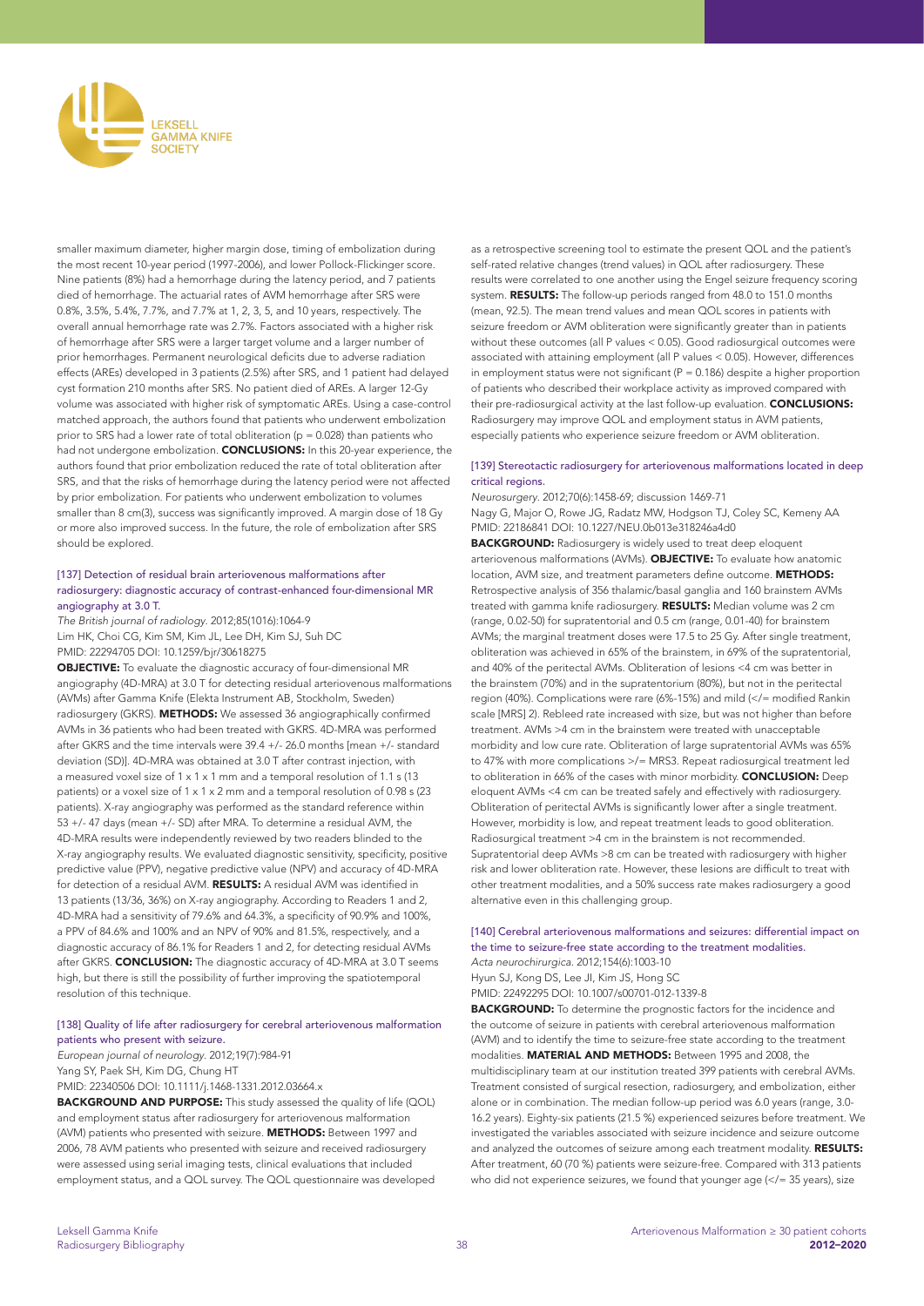smaller maximum diameter, higher margin dose, timing of embolization during the most recent 10-year period (1997-2006), and lower Pollock-Flickinger score. Nine patients (8%) had a hemorrhage during the latency period, and 7 patients died of hemorrhage. The actuarial rates of AVM hemorrhage after SRS were 0.8%, 3.5%, 5.4%, 7.7%, and 7.7% at 1, 2, 3, 5, and 10 years, respectively. The overall annual hemorrhage rate was 2.7%. Factors associated with a higher risk of hemorrhage after SRS were a larger target volume and a larger number of prior hemorrhages. Permanent neurological deficits due to adverse radiation effects (AREs) developed in 3 patients (2.5%) after SRS, and 1 patient had delayed cyst formation 210 months after SRS. No patient died of AREs. A larger 12-Gy volume was associated with higher risk of symptomatic AREs. Using a case-control matched approach, the authors found that patients who underwent embolization prior to SRS had a lower rate of total obliteration ($p = 0.028$) than patients who had not undergone embolization. **CONCLUSIONS:** In this 20-year experience, the authors found that prior embolization reduced the rate of total obliteration after SRS, and that the risks of hemorrhage during the latency period were not affected by prior embolization. For patients who underwent embolization to volumes smaller than 8 cm(3), success was significantly improved. A margin dose of 18 Gy or more also improved success. In the future, the role of embolization after SRS should be explored.

### [137] Detection of residual brain arteriovenous malformations after radiosurgery: diagnostic accuracy of contrast-enhanced four-dimensional MR angiography at 3.0 T.

*The British journal of radiology*. 2012;85(1016):1064-9
Lim HK, Choi CG, Kim SM, Kim JL, Lee DH, Kim SJ, Suh DC
PMID: 22294705 DOI: 10.1259/bjr/30618275

**OBJECTIVE:** To evaluate the diagnostic accuracy of four-dimensional MR angiography (4D-MRA) at 3.0 T for detecting residual arteriovenous malformations (AVMs) after Gamma Knife (Elekta Instrument AB, Stockholm, Sweden) radiosurgery (GKRS). **METHODS:** We assessed 36 angiographically confirmed AVMs in 36 patients who had been treated with GKRS. 4D-MRA was performed after GKRS and the time intervals were 39.4 +/- 26.0 months [mean +/- standard deviation (SD)]. 4D-MRA was obtained at 3.0 T after contrast injection, with a measured voxel size of 1 x 1 x 1 mm and a temporal resolution of 1.1 s (13 patients) or a voxel size of 1 x 1 x 2 mm and a temporal resolution of 0.98 s (23 patients). X-ray angiography was performed as the standard reference within 53 +/- 47 days (mean +/- SD) after MRA. To determine a residual AVM, the 4D-MRA results were independently reviewed by two readers blinded to the X-ray angiography results. We evaluated diagnostic sensitivity, specificity, positive predictive value (PPV), negative predictive value (NPV) and accuracy of 4D-MRA for detection of a residual AVM. **RESULTS:** A residual AVM was identified in 13 patients (13/36, 36%) on X-ray angiography. According to Readers 1 and 2, 4D-MRA had a sensitivity of 79.6% and 64.3%, a specificity of 90.9% and 100%, a PPV of 84.6% and 100% and an NPV of 90% and 81.5%, respectively, and a diagnostic accuracy of 86.1% for Readers 1 and 2, for detecting residual AVMs after GKRS. **CONCLUSION:** The diagnostic accuracy of 4D-MRA at 3.0 T seems high, but there is still the possibility of further improving the spatiotemporal resolution of this technique.

### [138] Quality of life after radiosurgery for cerebral arteriovenous malformation patients who present with seizure.

*European journal of neurology*. 2012;19(7):984-91
Yang SY, Paek SH, Kim DG, Chung HT
PMID: 22340506 DOI: 10.1111/j.1468-1331.2012.03664.x

**BACKGROUND AND PURPOSE:** This study assessed the quality of life (QOL) and employment status after radiosurgery for arteriovenous malformation (AVM) patients who presented with seizure. **METHODS:** Between 1997 and 2006, 78 AVM patients who presented with seizure and received radiosurgery were assessed using serial imaging tests, clinical evaluations that included employment status, and a QOL survey. The QOL questionnaire was developed as a retrospective screening tool to estimate the present QOL and the patient's self-rated relative changes (trend values) in QOL after radiosurgery. These results were correlated to one another using the Engel seizure frequency scoring system. **RESULTS:** The follow-up periods ranged from 48.0 to 151.0 months (mean, 92.5). The mean trend values and mean QOL scores in patients with seizure freedom or AVM obliteration were significantly greater than in patients without these outcomes (all P values < 0.05). Good radiosurgical outcomes were associated with attaining employment (all P values < 0.05). However, differences in employment status were not significant ($P = 0.186$) despite a higher proportion of patients who described their workplace activity as improved compared with their pre-radiosurgical activity at the last follow-up evaluation. **CONCLUSIONS:** Radiosurgery may improve QOL and employment status in AVM patients, especially patients who experience seizure freedom or AVM obliteration.

### [139] Stereotactic radiosurgery for arteriovenous malformations located in deep critical regions.

*Neurosurgery*. 2012;70(6):1458-69; discussion 1469-71
Nagy G, Major O, Rowe JG, Radatz MW, Hodgson TJ, Coley SC, Kemeny AA
PMID: 22186841 DOI: 10.1227/NEU.0b013e318246a4d0

**BACKGROUND:** Radiosurgery is widely used to treat deep eloquent arteriovenous malformations (AVMs). **OBJECTIVE:** To evaluate how anatomic location, AVM size, and treatment parameters define outcome. **METHODS:** Retrospective analysis of 356 thalamic/basal ganglia and 160 brainstem AVMs treated with gamma knife radiosurgery. **RESULTS:** Median volume was 2 cm (range, 0.02-50) for supratentorial and 0.5 cm (range, 0.01-40) for brainstem AVMs; the marginal treatment doses were 17.5 to 25 Gy. After single treatment, obliteration was achieved in 65% of the brainstem, in 69% of the supratentorial, and 40% of the peritectal AVMs. Obliteration of lesions <4 cm was better in the brainstem (70%) and in the supratentorium (80%), but not in the peritectal region (40%). Complications were rare (6%-15%) and mild (</= modified Rankin scale [MRS] 2). Rebleed rate increased with size, but was not higher than before treatment. AVMs >4 cm in the brainstem were treated with unacceptable morbidity and low cure rate. Obliteration of large supratentorial AVMs was 65% to 47% with more complications >/= MRS3. Repeat radiosurgical treatment led to obliteration in 66% of the cases with minor morbidity. **CONCLUSION:** Deep eloquent AVMs <4 cm can be treated safely and effectively with radiosurgery. Obliteration of peritectal AVMs is significantly lower after a single treatment. However, morbidity is low, and repeat treatment leads to good obliteration. Radiosurgical treatment >4 cm in the brainstem is not recommended. Supratentorial deep AVMs >8 cm can be treated with radiosurgery with higher risk and lower obliteration rate. However, these lesions are difficult to treat with other treatment modalities, and a 50% success rate makes radiosurgery a good alternative even in this challenging group.

### [140] Cerebral arteriovenous malformations and seizures: differential impact on the time to seizure-free state according to the treatment modalities.

*Acta neurochirurgica*. 2012;154(6):1003-10
Hyun SJ, Kong DS, Lee JI, Kim JS, Hong SC
PMID: 22492295 DOI: 10.1007/s00701-012-1339-8

**BACKGROUND:** To determine the prognostic factors for the incidence and the outcome of seizure in patients with cerebral arteriovenous malformation (AVM) and to identify the time to seizure-free state according to the treatment modalities. **MATERIAL AND METHODS:** Between 1995 and 2008, the multidisciplinary team at our institution treated 399 patients with cerebral AVMs. Treatment consisted of surgical resection, radiosurgery, and embolization, either alone or in combination. The median follow-up period was 6.0 years (range, 3.0-16.2 years). Eighty-six patients (21.5 %) experienced seizures before treatment. We investigated the variables associated with seizure incidence and seizure outcome and analyzed the outcomes of seizure among each treatment modality. **RESULTS:** After treatment, 60 (70 %) patients were seizure-free. Compared with 313 patients who did not experience seizures, we found that younger age (</= 35 years), size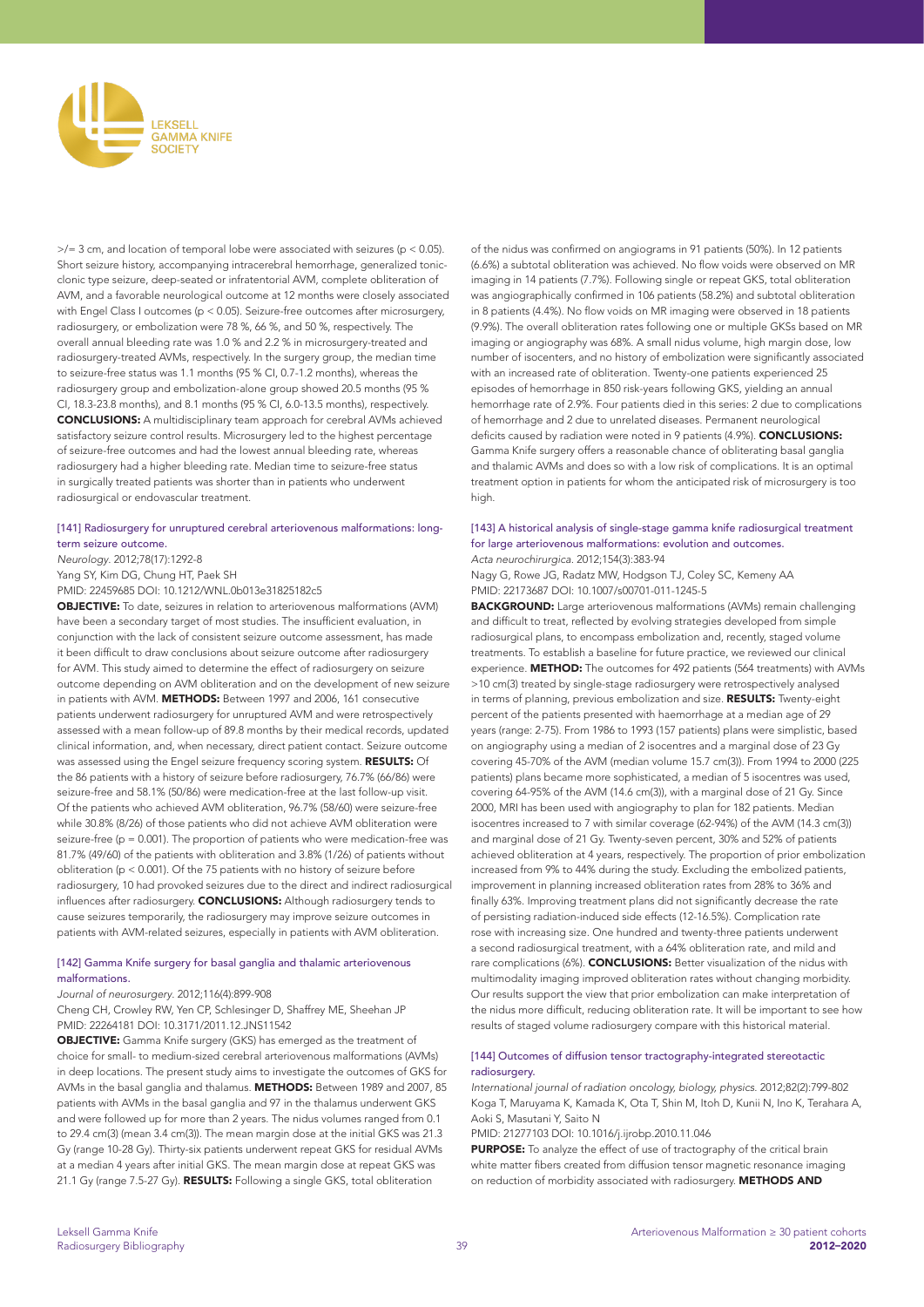>/= 3 cm, and location of temporal lobe were associated with seizures ($p < 0.05$). Short seizure history, accompanying intracerebral hemorrhage, generalized tonic-clonic type seizure, deep-seated or infratentorial AVM, complete obliteration of AVM, and a favorable neurological outcome at 12 months were closely associated with Engel Class I outcomes ($p < 0.05$). Seizure-free outcomes after microsurgery, radiosurgery, or embolization were 78 %, 66 %, and 50 %, respectively. The overall annual bleeding rate was 1.0 % and 2.2 % in microsurgery-treated and radiosurgery-treated AVMs, respectively. In the surgery group, the median time to seizure-free status was 1.1 months (95 % CI, 0.7-1.2 months), whereas the radiosurgery group and embolization-alone group showed 20.5 months (95 % CI, 18.3-23.8 months), and 8.1 months (95 % CI, 6.0-13.5 months), respectively. **CONCLUSIONS:** A multidisciplinary team approach for cerebral AVMs achieved satisfactory seizure control results. Microsurgery led to the highest percentage of seizure-free outcomes and had the lowest annual bleeding rate, whereas radiosurgery had a higher bleeding rate. Median time to seizure-free status in surgically treated patients was shorter than in patients who underwent radiosurgical or endovascular treatment.

### [141] Radiosurgery for unruptured cerebral arteriovenous malformations: long-term seizure outcome.

*Neurology*. 2012;78(17):1292-8

Yang SY, Kim DG, Chung HT, Paek SH

PMID: 22459685 DOI: 10.1212/WNL.0b013e31825182c5

**OBJECTIVE:** To date, seizures in relation to arteriovenous malformations (AVM) have been a secondary target of most studies. The insufficient evaluation, in conjunction with the lack of consistent seizure outcome assessment, has made it been difficult to draw conclusions about seizure outcome after radiosurgery for AVM. This study aimed to determine the effect of radiosurgery on seizure outcome depending on AVM obliteration and on the development of new seizure in patients with AVM. **METHODS:** Between 1997 and 2006, 161 consecutive patients underwent radiosurgery for unruptured AVM and were retrospectively assessed with a mean follow-up of 89.8 months by their medical records, updated clinical information, and, when necessary, direct patient contact. Seizure outcome was assessed using the Engel seizure frequency scoring system. **RESULTS:** Of the 86 patients with a history of seizure before radiosurgery, 76.7% (66/86) were seizure-free and 58.1% (50/86) were medication-free at the last follow-up visit. Of the patients who achieved AVM obliteration, 96.7% (58/60) were seizure-free while 30.8% (8/26) of those patients who did not achieve AVM obliteration were seizure-free ($p = 0.001$). The proportion of patients who were medication-free was 81.7% (49/60) of the patients with obliteration and 3.8% (1/26) of patients without obliteration ($p < 0.001$). Of the 75 patients with no history of seizure before radiosurgery, 10 had provoked seizures due to the direct and indirect radiosurgical influences after radiosurgery. **CONCLUSIONS:** Although radiosurgery tends to cause seizures temporarily, the radiosurgery may improve seizure outcomes in patients with AVM-related seizures, especially in patients with AVM obliteration.

### [142] Gamma Knife surgery for basal ganglia and thalamic arteriovenous malformations.

*Journal of neurosurgery*. 2012;116(4):899-908

Cheng CH, Crowley RW, Yen CP, Schlesinger D, Shaffrey ME, Sheehan JP

PMID: 22264181 DOI: 10.3171/2011.12.JNS11542

**OBJECTIVE:** Gamma Knife surgery (GKS) has emerged as the treatment of choice for small- to medium-sized cerebral arteriovenous malformations (AVMs) in deep locations. The present study aims to investigate the outcomes of GKS for AVMs in the basal ganglia and thalamus. **METHODS:** Between 1989 and 2007, 85 patients with AVMs in the basal ganglia and 97 in the thalamus underwent GKS and were followed up for more than 2 years. The nidus volumes ranged from 0.1 to 29.4 cm(3) (mean 3.4 cm(3)). The mean margin dose at the initial GKS was 21.3 Gy (range 10-28 Gy). Thirty-six patients underwent repeat GKS for residual AVMs at a median 4 years after initial GKS. The mean margin dose at repeat GKS was 21.1 Gy (range 7.5-27 Gy). **RESULTS:** Following a single GKS, total obliteration of the nidus was confirmed on angiograms in 91 patients (50%). In 12 patients (6.6%) a subtotal obliteration was achieved. No flow voids were observed on MR imaging in 14 patients (7.7%). Following single or repeat GKS, total obliteration was angiographically confirmed in 106 patients (58.2%) and subtotal obliteration in 8 patients (4.4%). No flow voids on MR imaging were observed in 18 patients (9.9%). The overall obliteration rates following one or multiple GKSs based on MR imaging or angiography was 68%. A small nidus volume, high margin dose, low number of isocenters, and no history of embolization were significantly associated with an increased rate of obliteration. Twenty-one patients experienced 25 episodes of hemorrhage in 850 risk-years following GKS, yielding an annual hemorrhage rate of 2.9%. Four patients died in this series: 2 due to complications of hemorrhage and 2 due to unrelated diseases. Permanent neurological deficits caused by radiation were noted in 9 patients (4.9%). **CONCLUSIONS:** Gamma Knife surgery offers a reasonable chance of obliterating basal ganglia and thalamic AVMs and does so with a low risk of complications. It is an optimal treatment option in patients for whom the anticipated risk of microsurgery is too high.

### [143] A historical analysis of single-stage gamma knife radiosurgical treatment for large arteriovenous malformations: evolution and outcomes.

*Acta neurochirurgica*. 2012;154(3):383-94

Nagy G, Rowe JG, Radatz MW, Hodgson TJ, Coley SC, Kemeny AA

PMID: 22173687 DOI: 10.1007/s00701-011-1245-5

**BACKGROUND:** Large arteriovenous malformations (AVMs) remain challenging and difficult to treat, reflected by evolving strategies developed from simple radiosurgical plans, to encompass embolization and, recently, staged volume treatments. To establish a baseline for future practice, we reviewed our clinical experience. **METHOD:** The outcomes for 492 patients (564 treatments) with AVMs >10 cm(3) treated by single-stage radiosurgery were retrospectively analysed in terms of planning, previous embolization and size. **RESULTS:** Twenty-eight percent of the patients presented with haemorrhage at a median age of 29 years (range: 2-75). From 1986 to 1993 (157 patients) plans were simplistic, based on angiography using a median of 2 isocentres and a marginal dose of 23 Gy covering 45-70% of the AVM (median volume 15.7 cm(3)). From 1994 to 2000 (225 patients) plans became more sophisticated, a median of 5 isocentres was used, covering 64-95% of the AVM (14.6 cm(3)), with a marginal dose of 21 Gy. Since 2000, MRI has been used with angiography to plan for 182 patients. Median isocentres increased to 7 with similar coverage (62-94%) of the AVM (14.3 cm(3)) and marginal dose of 21 Gy. Twenty-seven percent, 30% and 52% of patients achieved obliteration at 4 years, respectively. The proportion of prior embolization increased from 9% to 44% during the study. Excluding the embolized patients, improvement in planning increased obliteration rates from 28% to 36% and finally 63%. Improving treatment plans did not significantly decrease the rate of persisting radiation-induced side effects (12-16.5%). Complication rate rose with increasing size. One hundred and twenty-three patients underwent a second radiosurgical treatment, with a 64% obliteration rate, and mild and rare complications (6%). **CONCLUSIONS:** Better visualization of the nidus with multimodality imaging improved obliteration rates without changing morbidity. Our results support the view that prior embolization can make interpretation of the nidus more difficult, reducing obliteration rate. It will be important to see how results of staged volume radiosurgery compare with this historical material.

### [144] Outcomes of diffusion tensor tractography-integrated stereotactic radiosurgery.

*International journal of radiation oncology, biology, physics*. 2012;82(2):799-802

Koga T, Maruyama K, Kamada K, Ota T, Shin M, Itoh D, Kunii N, Ino K, Terahara A, Aoki S, Masutani Y, Saito N

PMID: 21277103 DOI: 10.1016/j.ijrobp.2010.11.046

**PURPOSE:** To analyze the effect of use of tractography of the critical brain white matter fibers created from diffusion tensor magnetic resonance imaging on reduction of morbidity associated with radiosurgery. **METHODS AND**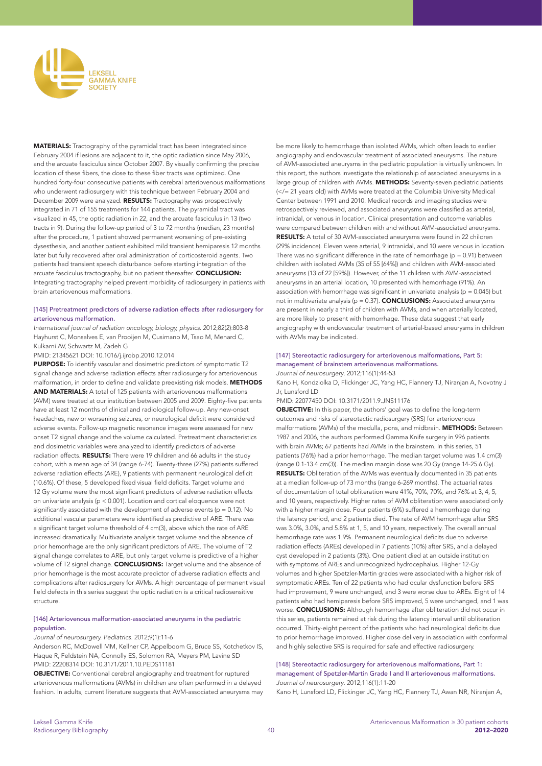**MATERIALS:** Tractography of the pyramidal tract has been integrated since February 2004 if lesions are adjacent to it, the optic radiation since May 2006, and the arcuate fasciculus since October 2007. By visually confirming the precise location of these fibers, the dose to these fiber tracts was optimized. One hundred forty-four consecutive patients with cerebral arteriovenous malformations who underwent radiosurgery with this technique between February 2004 and December 2009 were analyzed. **RESULTS:** Tractography was prospectively integrated in 71 of 155 treatments for 144 patients. The pyramidal tract was visualized in 45, the optic radiation in 22, and the arcuate fasciculus in 13 (two tracts in 9). During the follow-up period of 3 to 72 months (median, 23 months) after the procedure, 1 patient showed permanent worsening of pre-existing dysesthesia, and another patient exhibited mild transient hemiparesis 12 months later but fully recovered after oral administration of corticosteroid agents. Two patients had transient speech disturbance before starting integration of the arcuate fasciculus tractography, but no patient thereafter. **CONCLUSION:** Integrating tractography helped prevent permanent morbidity of radiosurgery in patients with brain arteriovenous malformations.

### [145] Pretreatment predictors of adverse radiation effects after radiosurgery for arteriovenous malformation.

*International journal of radiation oncology, biology, physics.* 2012;82(2):803-8
Hayhurst C, Monsalves E, van Prooijen M, Cusimano M, Tsao M, Menard C, Kulkarni AV, Schwartz M, Zadeh G
PMID: 21345621 DOI: 10.1016/j.ijrobp.2010.12.014

**PURPOSE:** To identify vascular and dosimetric predictors of symptomatic T2 signal change and adverse radiation effects after radiosurgery for arteriovenous malformation, in order to define and validate preexisting risk models. **METHODS AND MATERIALS:** A total of 125 patients with arteriovenous malformations (AVM) were treated at our institution between 2005 and 2009. Eighty-five patients have at least 12 months of clinical and radiological follow-up. Any new-onset headaches, new or worsening seizures, or neurological deficit were considered adverse events. Follow-up magnetic resonance images were assessed for new onset T2 signal change and the volume calculated. Pretreatment characteristics and dosimetric variables were analyzed to identify predictors of adverse radiation effects. **RESULTS:** There were 19 children and 66 adults in the study cohort, with a mean age of 34 (range 6-74). Twenty-three (27%) patients suffered adverse radiation effects (ARE), 9 patients with permanent neurological deficit (10.6%). Of these, 5 developed fixed visual field deficits. Target volume and 12 Gy volume were the most significant predictors of adverse radiation effects on univariate analysis ($p < 0.001$). Location and cortical eloquence were not significantly associated with the development of adverse events ($p = 0.12$). No additional vascular parameters were identified as predictive of ARE. There was a significant target volume threshold of 4 cm(3), above which the rate of ARE increased dramatically. Multivariate analysis target volume and the absence of prior hemorrhage are the only significant predictors of ARE. The volume of T2 signal change correlates to ARE, but only target volume is predictive of a higher volume of T2 signal change. **CONCLUSIONS:** Target volume and the absence of prior hemorrhage is the most accurate predictor of adverse radiation effects and complications after radiosurgery for AVMs. A high percentage of permanent visual field defects in this series suggest the optic radiation is a critical radiosensitive structure.

### [146] Arteriovenous malformation-associated aneurysms in the pediatric population.

*Journal of neurosurgery. Pediatrics.* 2012;9(1):11-6
Anderson RC, McDowell MM, Kellner CP, Appelboom G, Bruce SS, Kotchetkov IS, Haque R, Feldstein NA, Connolly ES, Solomon RA, Meyers PM, Lavine SD
PMID: 22208314 DOI: 10.3171/2011.10.PEDS11181

**OBJECTIVE:** Conventional cerebral angiography and treatment for ruptured arteriovenous malformations (AVMs) in children are often performed in a delayed fashion. In adults, current literature suggests that AVM-associated aneurysms may be more likely to hemorrhage than isolated AVMs, which often leads to earlier angiography and endovascular treatment of associated aneurysms. The nature of AVM-associated aneurysms in the pediatric population is virtually unknown. In this report, the authors investigate the relationship of associated aneurysms in a large group of children with AVMs. **METHODS:** Seventy-seven pediatric patients (</= 21 years old) with AVMs were treated at the Columbia University Medical Center between 1991 and 2010. Medical records and imaging studies were retrospectively reviewed, and associated aneurysms were classified as arterial, intranidal, or venous in location. Clinical presentation and outcome variables were compared between children with and without AVM-associated aneurysms. **RESULTS:** A total of 30 AVM-associated aneurysms were found in 22 children (29% incidence). Eleven were arterial, 9 intranidal, and 10 were venous in location. There was no significant difference in the rate of hemorrhage ($p = 0.91$) between children with isolated AVMs (35 of 55 [64%]) and children with AVM-associated aneurysms (13 of 22 [59%]). However, of the 11 children with AVM-associated aneurysms in an arterial location, 10 presented with hemorrhage (91%). An association with hemorrhage was significant in univariate analysis ($p = 0.045$) but not in multivariate analysis ($p = 0.37$). **CONCLUSIONS:** Associated aneurysms are present in nearly a third of children with AVMs, and when arterially located, are more likely to present with hemorrhage. These data suggest that early angiography with endovascular treatment of arterial-based aneurysms in children with AVMs may be indicated.

### [147] Stereotactic radiosurgery for arteriovenous malformations, Part 5: management of brainstem arteriovenous malformations.

*Journal of neurosurgery.* 2012;116(1):44-53
Kano H, Kondziolka D, Flickinger JC, Yang HC, Flannery TJ, Niranjan A, Novotny J Jr, Lunsford LD
PMID: 22077450 DOI: 10.3171/2011.9.JNS11176

**OBJECTIVE:** In this paper, the authors' goal was to define the long-term outcomes and risks of stereotactic radiosurgery (SRS) for arteriovenous malformations (AVMs) of the medulla, pons, and midbrain. **METHODS:** Between 1987 and 2006, the authors performed Gamma Knife surgery in 996 patients with brain AVMs; 67 patients had AVMs in the brainstem. In this series, 51 patients (76%) had a prior hemorrhage. The median target volume was 1.4 cm(3) (range 0.1-13.4 cm(3)). The median margin dose was 20 Gy (range 14-25.6 Gy). **RESULTS:** Obliteration of the AVMs was eventually documented in 35 patients at a median follow-up of 73 months (range 6-269 months). The actuarial rates of documentation of total obliteration were 41%, 70%, 70%, and 76% at 3, 4, 5, and 10 years, respectively. Higher rates of AVM obliteration were associated only with a higher margin dose. Four patients (6%) suffered a hemorrhage during the latency period, and 2 patients died. The rate of AVM hemorrhage after SRS was 3.0%, 3.0%, and 5.8% at 1, 5, and 10 years, respectively. The overall annual hemorrhage rate was 1.9%. Permanent neurological deficits due to adverse radiation effects (AREs) developed in 7 patients (10%) after SRS, and a delayed cyst developed in 2 patients (3%). One patient died at an outside institution with symptoms of AREs and unrecognized hydrocephalus. Higher 12-Gy volumes and higher Spetzler-Martin grades were associated with a higher risk of symptomatic AREs. Ten of 22 patients who had ocular dysfunction before SRS had improvement, 9 were unchanged, and 3 were worse due to AREs. Eight of 14 patients who had hemiparesis before SRS improved, 5 were unchanged, and 1 was worse. **CONCLUSIONS:** Although hemorrhage after obliteration did not occur in this series, patients remained at risk during the latency interval until obliteration occurred. Thirty-eight percent of the patients who had neurological deficits due to prior hemorrhage improved. Higher dose delivery in association with conformal and highly selective SRS is required for safe and effective radiosurgery.

### [148] Stereotactic radiosurgery for arteriovenous malformations, Part 1: management of Spetzler-Martin Grade I and II arteriovenous malformations.

*Journal of neurosurgery.* 2012;116(1):11-20
Kano H, Lunsford LD, Flickinger JC, Yang HC, Flannery TJ, Awan NR, Niranjan A,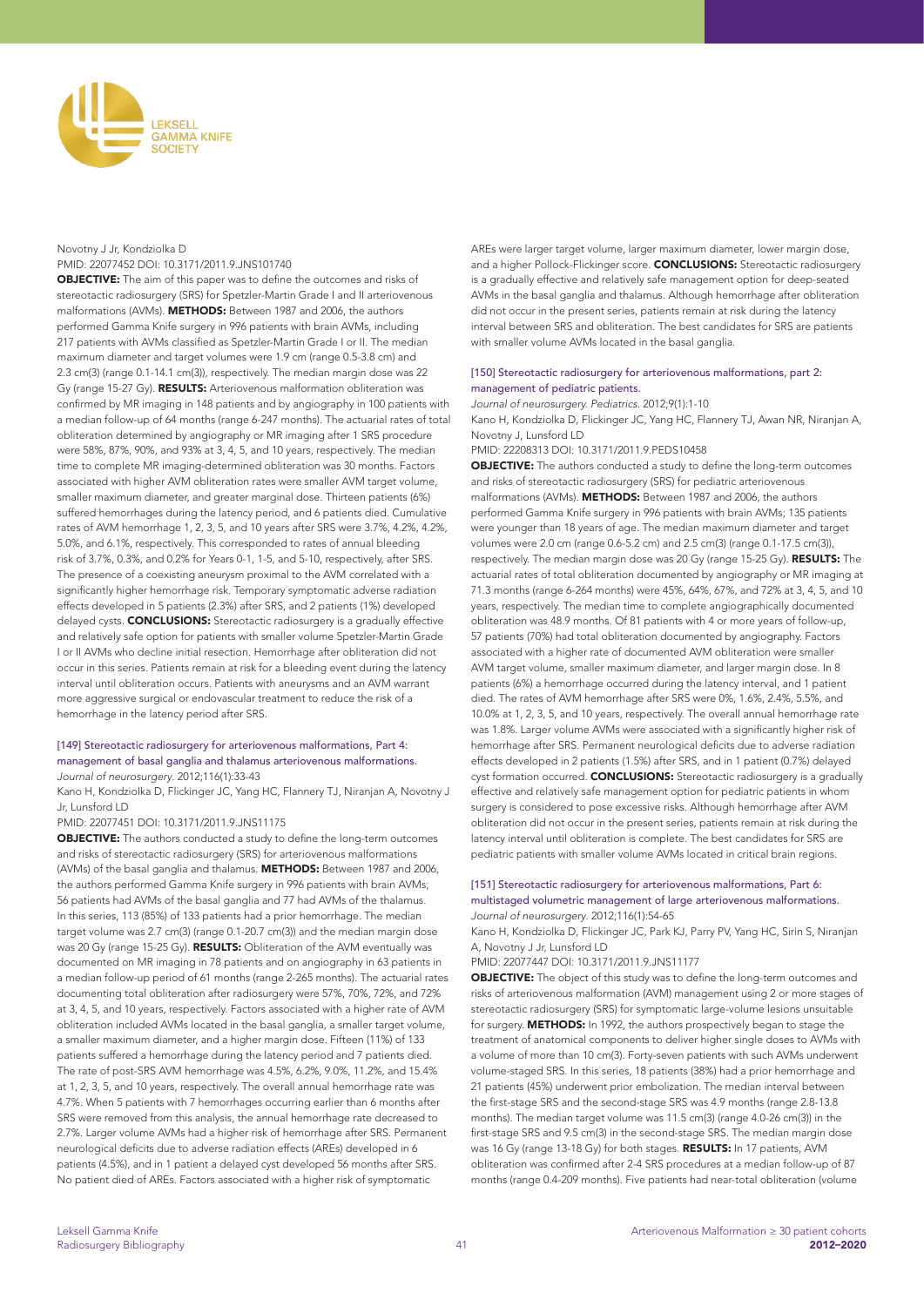Novotny J Jr, Kondziolka D

PMID: 22077452 DOI: 10.3171/2011.9.JNS101740

**OBJECTIVE:** The aim of this paper was to define the outcomes and risks of stereotactic radiosurgery (SRS) for Spetzler-Martin Grade I and II arteriovenous malformations (AVMs). **METHODS:** Between 1987 and 2006, the authors performed Gamma Knife surgery in 996 patients with brain AVMs, including 217 patients with AVMs classified as Spetzler-Martin Grade I or II. The median maximum diameter and target volumes were 1.9 cm (range 0.5-3.8 cm) and 2.3 cm(3) (range 0.1-14.1 cm(3)), respectively. The median margin dose was 22 Gy (range 15-27 Gy). **RESULTS:** Arteriovenous malformation obliteration was confirmed by MR imaging in 148 patients and by angiography in 100 patients with a median follow-up of 64 months (range 6-247 months). The actuarial rates of total obliteration determined by angiography or MR imaging after 1 SRS procedure were 58%, 87%, 90%, and 93% at 3, 4, 5, and 10 years, respectively. The median time to complete MR imaging-determined obliteration was 30 months. Factors associated with higher AVM obliteration rates were smaller AVM target volume, smaller maximum diameter, and greater marginal dose. Thirteen patients (6%) suffered hemorrhages during the latency period, and 6 patients died. Cumulative rates of AVM hemorrhage 1, 2, 3, 5, and 10 years after SRS were 3.7%, 4.2%, 4.2%, 5.0%, and 6.1%, respectively. This corresponded to rates of annual bleeding risk of 3.7%, 0.3%, and 0.2% for Years 0-1, 1-5, and 5-10, respectively, after SRS. The presence of a coexisting aneurysm proximal to the AVM correlated with a significantly higher hemorrhage risk. Temporary symptomatic adverse radiation effects developed in 5 patients (2.3%) after SRS, and 2 patients (1%) developed delayed cysts. **CONCLUSIONS:** Stereotactic radiosurgery is a gradually effective and relatively safe option for patients with smaller volume Spetzler-Martin Grade I or II AVMs who decline initial resection. Hemorrhage after obliteration did not occur in this series. Patients remain at risk for a bleeding event during the latency interval until obliteration occurs. Patients with aneurysms and an AVM warrant more aggressive surgical or endovascular treatment to reduce the risk of a hemorrhage in the latency period after SRS.

[149] Stereotactic radiosurgery for arteriovenous malformations, Part 4: management of basal ganglia and thalamus arteriovenous malformations.

*Journal of neurosurgery*. 2012;116(1):33-43

Kano H, Kondziolka D, Flickinger JC, Yang HC, Flannery TJ, Niranjan A, Novotny J Jr, Lunsford LD

PMID: 22077451 DOI: 10.3171/2011.9.JNS11175

**OBJECTIVE:** The authors conducted a study to define the long-term outcomes and risks of stereotactic radiosurgery (SRS) for arteriovenous malformations (AVMs) of the basal ganglia and thalamus. **METHODS:** Between 1987 and 2006, the authors performed Gamma Knife surgery in 996 patients with brain AVMs; 56 patients had AVMs of the basal ganglia and 77 had AVMs of the thalamus. In this series, 113 (85%) of 133 patients had a prior hemorrhage. The median target volume was 2.7 cm(3) (range 0.1-20.7 cm(3)) and the median margin dose was 20 Gy (range 15-25 Gy). **RESULTS:** Obliteration of the AVM eventually was documented on MR imaging in 78 patients and on angiography in 63 patients in a median follow-up period of 61 months (range 2-265 months). The actuarial rates documenting total obliteration after radiosurgery were 57%, 70%, 72%, and 72% at 3, 4, 5, and 10 years, respectively. Factors associated with a higher rate of AVM obliteration included AVMs located in the basal ganglia, a smaller target volume, a smaller maximum diameter, and a higher margin dose. Fifteen (11%) of 133 patients suffered a hemorrhage during the latency period and 7 patients died. The rate of post-SRS AVM hemorrhage was 4.5%, 6.2%, 9.0%, 11.2%, and 15.4% at 1, 2, 3, 5, and 10 years, respectively. The overall annual hemorrhage rate was 4.7%. When 5 patients with 7 hemorrhages occurring earlier than 6 months after SRS were removed from this analysis, the annual hemorrhage rate decreased to 2.7%. Larger volume AVMs had a higher risk of hemorrhage after SRS. Permanent neurological deficits due to adverse radiation effects (AREs) developed in 6 patients (4.5%), and in 1 patient a delayed cyst developed 56 months after SRS. No patient died of AREs. Factors associated with a higher risk of symptomatic AREs were larger target volume, larger maximum diameter, lower margin dose, and a higher Pollock-Flickinger score. **CONCLUSIONS:** Stereotactic radiosurgery is a gradually effective and relatively safe management option for deep-seated AVMs in the basal ganglia and thalamus. Although hemorrhage after obliteration did not occur in the present series, patients remain at risk during the latency interval between SRS and obliteration. The best candidates for SRS are patients with smaller volume AVMs located in the basal ganglia.

[150] Stereotactic radiosurgery for arteriovenous malformations, part 2: management of pediatric patients.

*Journal of neurosurgery. Pediatrics*. 2012;9(1):1-10

Kano H, Kondziolka D, Flickinger JC, Yang HC, Flannery TJ, Awan NR, Niranjan A, Novotny J, Lunsford LD

PMID: 22208313 DOI: 10.3171/2011.9.PEDS10458

**OBJECTIVE:** The authors conducted a study to define the long-term outcomes and risks of stereotactic radiosurgery (SRS) for pediatric arteriovenous malformations (AVMs). **METHODS:** Between 1987 and 2006, the authors performed Gamma Knife surgery in 996 patients with brain AVMs; 135 patients were younger than 18 years of age. The median maximum diameter and target volumes were 2.0 cm (range 0.6-5.2 cm) and 2.5 cm(3) (range 0.1-17.5 cm(3)), respectively. The median margin dose was 20 Gy (range 15-25 Gy). **RESULTS:** The actuarial rates of total obliteration documented by angiography or MR imaging at 71.3 months (range 6-264 months) were 45%, 64%, 67%, and 72% at 3, 4, 5, and 10 years, respectively. The median time to complete angiographically documented obliteration was 48.9 months. Of 81 patients with 4 or more years of follow-up, 57 patients (70%) had total obliteration documented by angiography. Factors associated with a higher rate of documented AVM obliteration were smaller AVM target volume, smaller maximum diameter, and larger margin dose. In 8 patients (6%) a hemorrhage occurred during the latency interval, and 1 patient died. The rates of AVM hemorrhage after SRS were 0%, 1.6%, 2.4%, 5.5%, and 10.0% at 1, 2, 3, 5, and 10 years, respectively. The overall annual hemorrhage rate was 1.8%. Larger volume AVMs were associated with a significantly higher risk of hemorrhage after SRS. Permanent neurological deficits due to adverse radiation effects developed in 2 patients (1.5%) after SRS, and in 1 patient (0.7%) delayed cyst formation occurred. **CONCLUSIONS:** Stereotactic radiosurgery is a gradually effective and relatively safe management option for pediatric patients in whom surgery is considered to pose excessive risks. Although hemorrhage after AVM obliteration did not occur in the present series, patients remain at risk during the latency interval until obliteration is complete. The best candidates for SRS are pediatric patients with smaller volume AVMs located in critical brain regions.

[151] Stereotactic radiosurgery for arteriovenous malformations, Part 6: multistaged volumetric management of large arteriovenous malformations.

*Journal of neurosurgery*. 2012;116(1):54-65

Kano H, Kondziolka D, Flickinger JC, Park KJ, Parry PV, Yang HC, Sirin S, Niranjan A, Novotny J Jr, Lunsford LD

PMID: 22077447 DOI: 10.3171/2011.9.JNS11177

**OBJECTIVE:** The object of this study was to define the long-term outcomes and risks of arteriovenous malformation (AVM) management using 2 or more stages of stereotactic radiosurgery (SRS) for symptomatic large-volume lesions unsuitable for surgery. **METHODS:** In 1992, the authors prospectively began to stage the treatment of anatomical components to deliver higher single doses to AVMs with a volume of more than 10 cm(3). Forty-seven patients with such AVMs underwent volume-staged SRS. In this series, 18 patients (38%) had a prior hemorrhage and 21 patients (45%) underwent prior embolization. The median interval between the first-stage SRS and the second-stage SRS was 4.9 months (range 2.8-13.8 months). The median target volume was 11.5 cm(3) (range 4.0-26 cm(3)) in the first-stage SRS and 9.5 cm(3) in the second-stage SRS. The median margin dose was 16 Gy (range 13-18 Gy) for both stages. **RESULTS:** In 17 patients, AVM obliteration was confirmed after 2-4 SRS procedures at a median follow-up of 87 months (range 0.4-209 months). Five patients had near-total obliteration (volume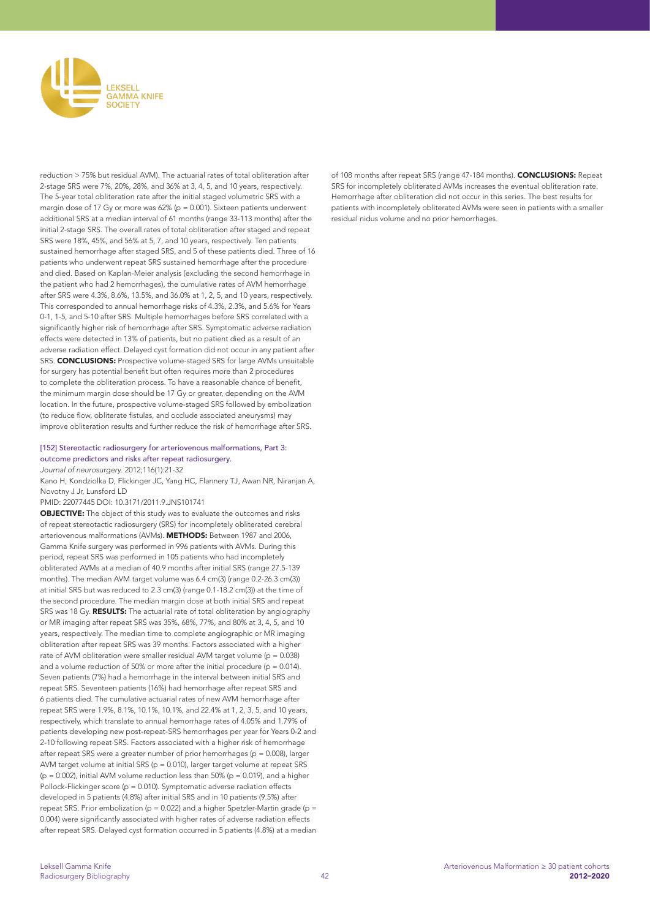reduction > 75% but residual AVM). The actuarial rates of total obliteration after 2-stage SRS were 7%, 20%, 28%, and 36% at 3, 4, 5, and 10 years, respectively. The 5-year total obliteration rate after the initial staged volumetric SRS with a margin dose of 17 Gy or more was 62% (p = 0.001). Sixteen patients underwent additional SRS at a median interval of 61 months (range 33-113 months) after the initial 2-stage SRS. The overall rates of total obliteration after staged and repeat SRS were 18%, 45%, and 56% at 5, 7, and 10 years, respectively. Ten patients sustained hemorrhage after staged SRS, and 5 of these patients died. Three of 16 patients who underwent repeat SRS sustained hemorrhage after the procedure and died. Based on Kaplan-Meier analysis (excluding the second hemorrhage in the patient who had 2 hemorrhages), the cumulative rates of AVM hemorrhage after SRS were 4.3%, 8.6%, 13.5%, and 36.0% at 1, 2, 5, and 10 years, respectively. This corresponded to annual hemorrhage risks of 4.3%, 2.3%, and 5.6% for Years 0-1, 1-5, and 5-10 after SRS. Multiple hemorrhages before SRS correlated with a significantly higher risk of hemorrhage after SRS. Symptomatic adverse radiation effects were detected in 13% of patients, but no patient died as a result of an adverse radiation effect. Delayed cyst formation did not occur in any patient after SRS. **CONCLUSIONS:** Prospective volume-staged SRS for large AVMs unsuitable for surgery has potential benefit but often requires more than 2 procedures to complete the obliteration process. To have a reasonable chance of benefit, the minimum margin dose should be 17 Gy or greater, depending on the AVM location. In the future, prospective volume-staged SRS followed by embolization (to reduce flow, obliterate fistulas, and occlude associated aneurysms) may improve obliteration results and further reduce the risk of hemorrhage after SRS.

[152] Stereotactic radiosurgery for arteriovenous malformations, Part 3: outcome predictors and risks after repeat radiosurgery.

*Journal of neurosurgery*. 2012;116(1):21-32

Kano H, Kondziolka D, Flickinger JC, Yang HC, Flannery TJ, Awan NR, Niranjan A, Novotny J Jr, Lunsford LD

PMID: 22077445 DOI: 10.3171/2011.9.JNS101741

**OBJECTIVE:** The object of this study was to evaluate the outcomes and risks of repeat stereotactic radiosurgery (SRS) for incompletely obliterated cerebral arteriovenous malformations (AVMs). **METHODS:** Between 1987 and 2006, Gamma Knife surgery was performed in 996 patients with AVMs. During this period, repeat SRS was performed in 105 patients who had incompletely obliterated AVMs at a median of 40.9 months after initial SRS (range 27.5-139 months). The median AVM target volume was 6.4 cm(3) (range 0.2-26.3 cm(3)) at initial SRS but was reduced to 2.3 cm(3) (range 0.1-18.2 cm(3)) at the time of the second procedure. The median margin dose at both initial SRS and repeat SRS was 18 Gy. **RESULTS:** The actuarial rate of total obliteration by angiography or MR imaging after repeat SRS was 35%, 68%, 77%, and 80% at 3, 4, 5, and 10 years, respectively. The median time to complete angiographic or MR imaging obliteration after repeat SRS was 39 months. Factors associated with a higher rate of AVM obliteration were smaller residual AVM target volume (p = 0.038) and a volume reduction of 50% or more after the initial procedure (p = 0.014). Seven patients (7%) had a hemorrhage in the interval between initial SRS and repeat SRS. Seventeen patients (16%) had hemorrhage after repeat SRS and 6 patients died. The cumulative actuarial rates of new AVM hemorrhage after repeat SRS were 1.9%, 8.1%, 10.1%, 10.1%, and 22.4% at 1, 2, 3, 5, and 10 years, respectively, which translate to annual hemorrhage rates of 4.05% and 1.79% of patients developing new post-repeat-SRS hemorrhages per year for Years 0-2 and 2-10 following repeat SRS. Factors associated with a higher risk of hemorrhage after repeat SRS were a greater number of prior hemorrhages (p = 0.008), larger AVM target volume at initial SRS (p = 0.010), larger target volume at repeat SRS (p = 0.002), initial AVM volume reduction less than 50% (p = 0.019), and a higher Pollock-Flickinger score (p = 0.010). Symptomatic adverse radiation effects developed in 5 patients (4.8%) after initial SRS and in 10 patients (9.5%) after repeat SRS. Prior embolization (p = 0.022) and a higher Spetzler-Martin grade (p = 0.004) were significantly associated with higher rates of adverse radiation effects after repeat SRS. Delayed cyst formation occurred in 5 patients (4.8%) at a median of 108 months after repeat SRS (range 47-184 months). **CONCLUSIONS:** Repeat SRS for incompletely obliterated AVMs increases the eventual obliteration rate. Hemorrhage after obliteration did not occur in this series. The best results for patients with incompletely obliterated AVMs were seen in patients with a smaller residual nidus volume and no prior hemorrhages.